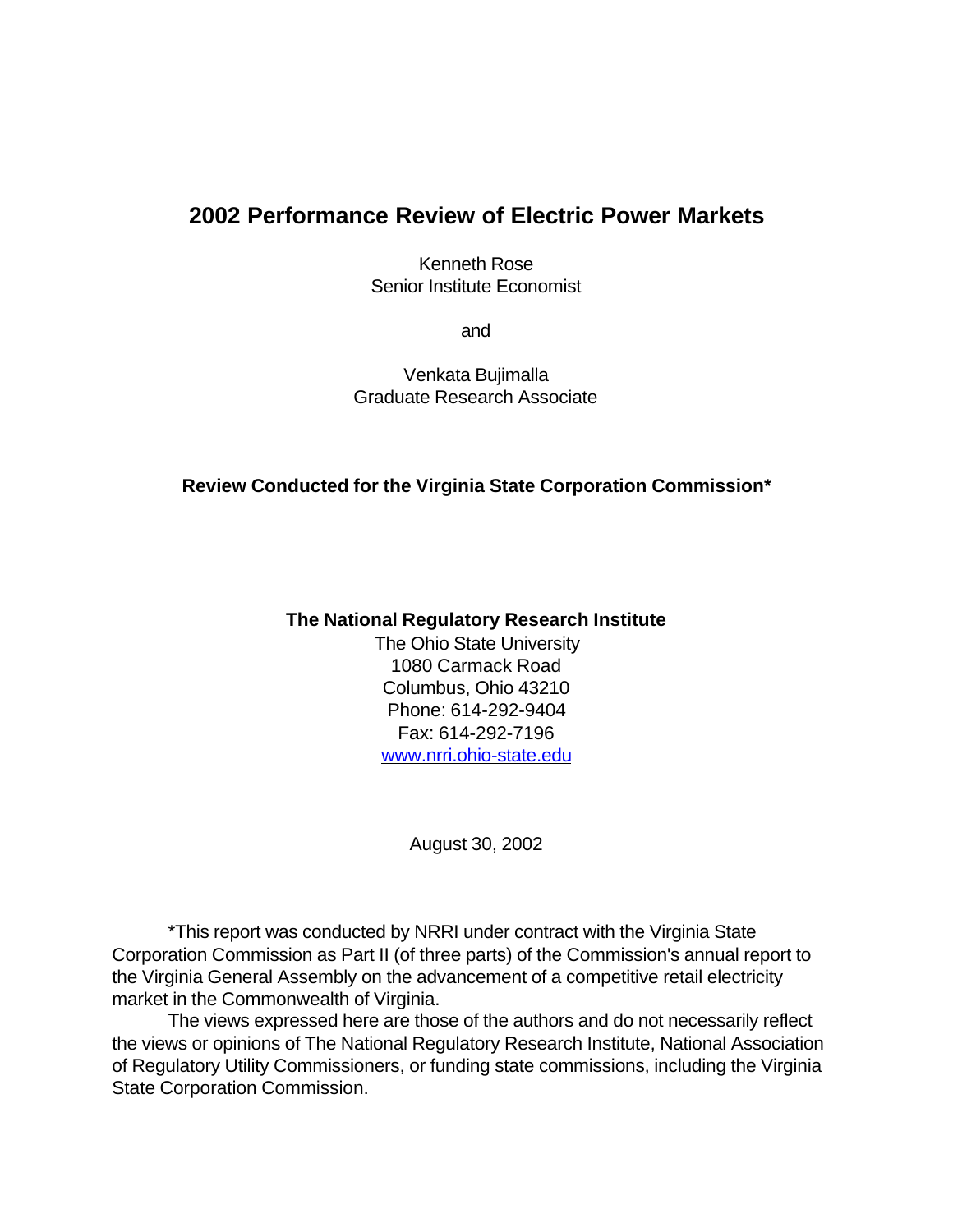# 2002 Performance Review of Electric Power Markets

Kenneth Rose
Senior Institute Economist

and

Venkata Bujimalla
Graduate Research Associate

**Review Conducted for the Virginia State Corporation Commission***

**The National Regulatory Research Institute**
The Ohio State University
1080 Carmack Road
Columbus, Ohio 43210
Phone: 614-292-9404
Fax: 614-292-7196
[www.nrri.ohio-state.edu](http://www.nrri.ohio-state.edu)

August 30, 2002

*This report was conducted by NRRI under contract with the Virginia State Corporation Commission as Part II (of three parts) of the Commission's annual report to the Virginia General Assembly on the advancement of a competitive retail electricity market in the Commonwealth of Virginia.

The views expressed here are those of the authors and do not necessarily reflect the views or opinions of The National Regulatory Research Institute, National Association of Regulatory Utility Commissioners, or funding state commissions, including the Virginia State Corporation Commission.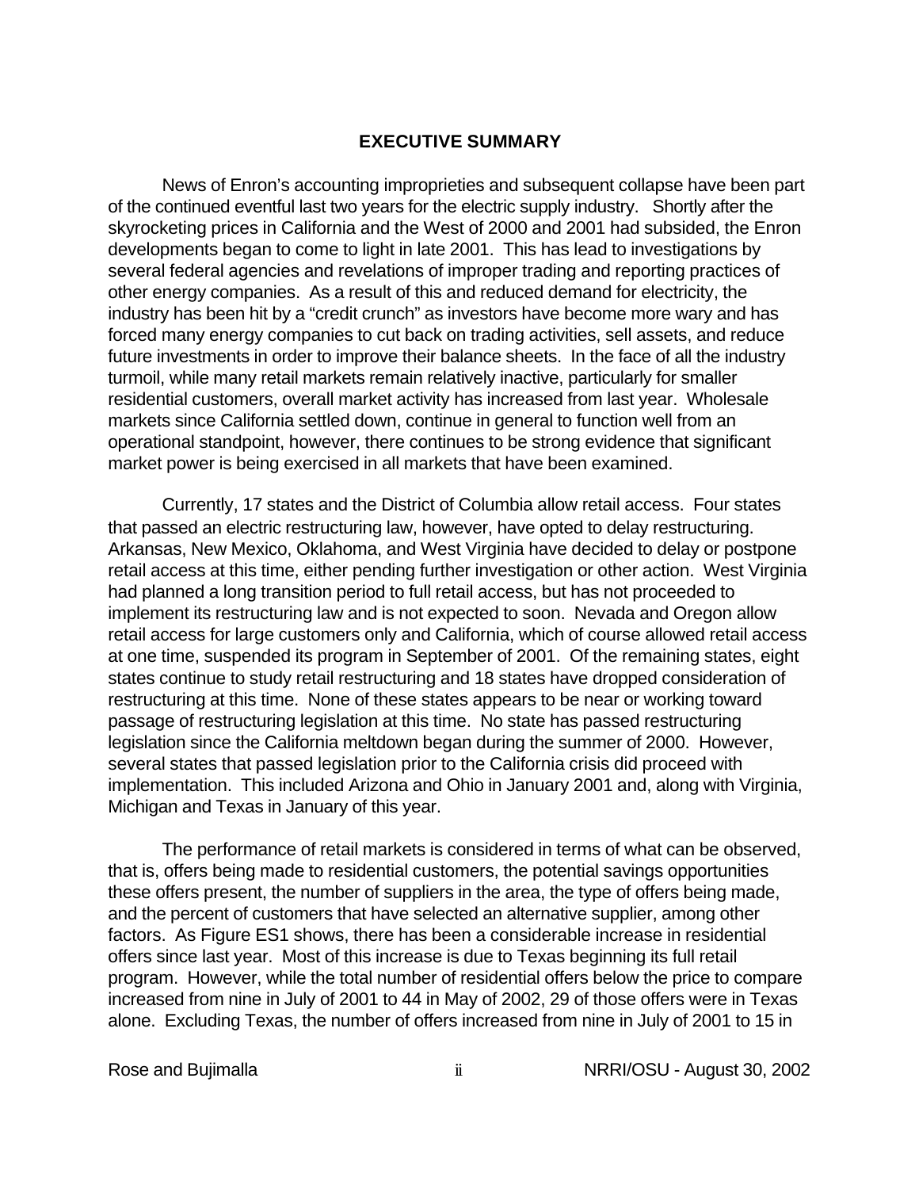## EXECUTIVE SUMMARY

News of Enron's accounting improprieties and subsequent collapse have been part of the continued eventful last two years for the electric supply industry. Shortly after the skyrocketing prices in California and the West of 2000 and 2001 had subsided, the Enron developments began to come to light in late 2001. This has lead to investigations by several federal agencies and revelations of improper trading and reporting practices of other energy companies. As a result of this and reduced demand for electricity, the industry has been hit by a "credit crunch" as investors have become more wary and has forced many energy companies to cut back on trading activities, sell assets, and reduce future investments in order to improve their balance sheets. In the face of all the industry turmoil, while many retail markets remain relatively inactive, particularly for smaller residential customers, overall market activity has increased from last year. Wholesale markets since California settled down, continue in general to function well from an operational standpoint, however, there continues to be strong evidence that significant market power is being exercised in all markets that have been examined.

Currently, 17 states and the District of Columbia allow retail access. Four states that passed an electric restructuring law, however, have opted to delay restructuring. Arkansas, New Mexico, Oklahoma, and West Virginia have decided to delay or postpone retail access at this time, either pending further investigation or other action. West Virginia had planned a long transition period to full retail access, but has not proceeded to implement its restructuring law and is not expected to soon. Nevada and Oregon allow retail access for large customers only and California, which of course allowed retail access at one time, suspended its program in September of 2001. Of the remaining states, eight states continue to study retail restructuring and 18 states have dropped consideration of restructuring at this time. None of these states appears to be near or working toward passage of restructuring legislation at this time. No state has passed restructuring legislation since the California meltdown began during the summer of 2000. However, several states that passed legislation prior to the California crisis did proceed with implementation. This included Arizona and Ohio in January 2001 and, along with Virginia, Michigan and Texas in January of this year.

The performance of retail markets is considered in terms of what can be observed, that is, offers being made to residential customers, the potential savings opportunities these offers present, the number of suppliers in the area, the type of offers being made, and the percent of customers that have selected an alternative supplier, among other factors. As Figure ES1 shows, there has been a considerable increase in residential offers since last year. Most of this increase is due to Texas beginning its full retail program. However, while the total number of residential offers below the price to compare increased from nine in July of 2001 to 44 in May of 2002, 29 of those offers were in Texas alone. Excluding Texas, the number of offers increased from nine in July of 2001 to 15 in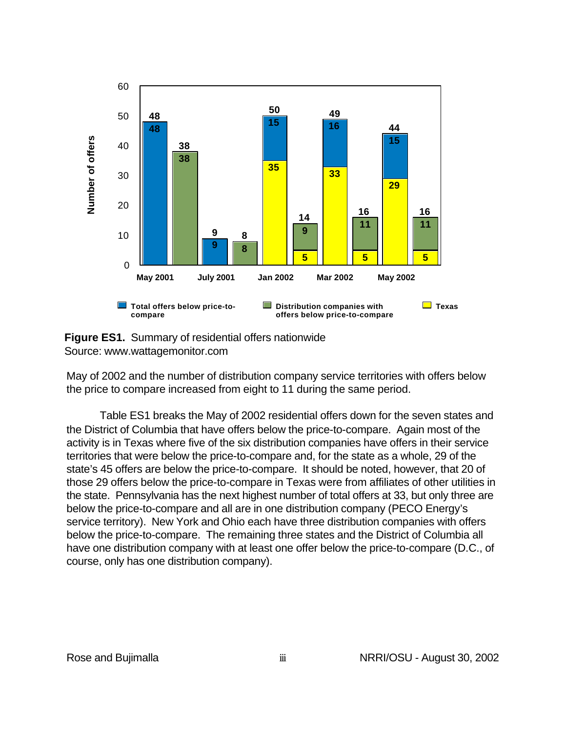**Figure ES1.** Summary of residential offers nationwide
Source: www.wattagemonitor.com

May of 2002 and the number of distribution company service territories with offers below the price to compare increased from eight to 11 during the same period.

Table ES1 breaks the May of 2002 residential offers down for the seven states and the District of Columbia that have offers below the price-to-compare. Again most of the activity is in Texas where five of the six distribution companies have offers in their service territories that were below the price-to-compare and, for the state as a whole, 29 of the state's 45 offers are below the price-to-compare. It should be noted, however, that 20 of those 29 offers below the price-to-compare in Texas were from affiliates of other utilities in the state. Pennsylvania has the next highest number of total offers at 33, but only three are below the price-to-compare and all are in one distribution company (PECO Energy's service territory). New York and Ohio each have three distribution companies with offers below the price-to-compare. The remaining three states and the District of Columbia all have one distribution company with at least one offer below the price-to-compare (D.C., of course, only has one distribution company).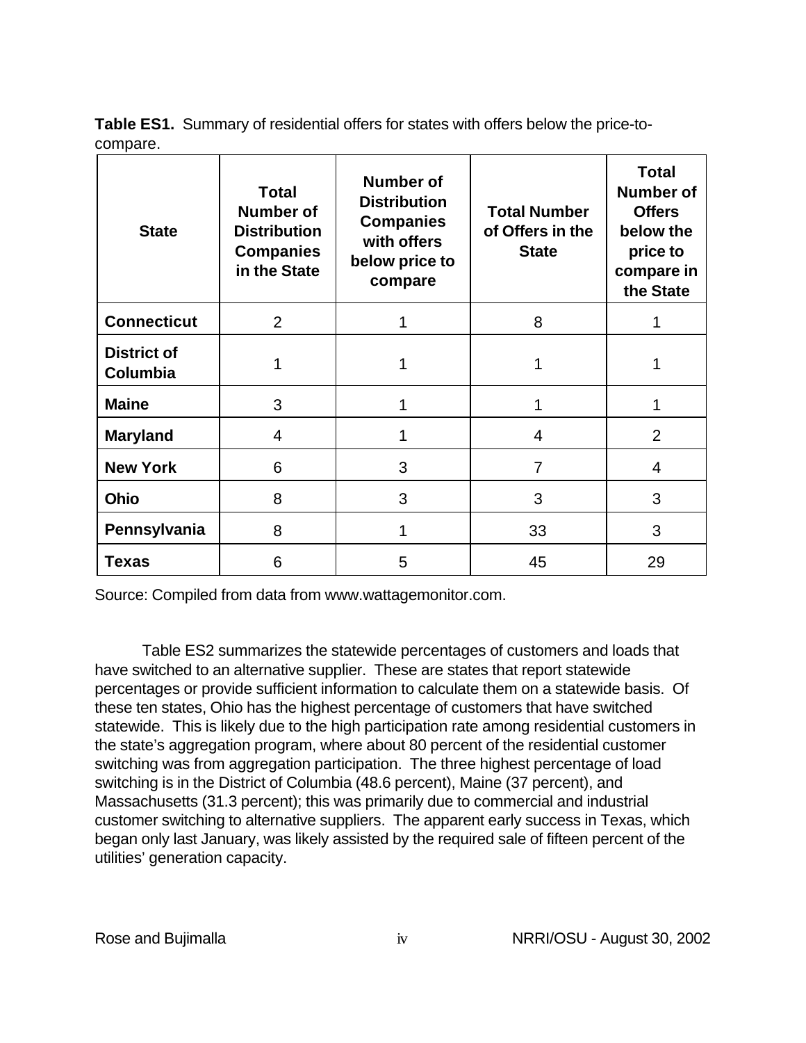**Table ES1.** Summary of residential offers for states with offers below the price-to-compare.

| State | Total Number of Distribution Companies in the State | Number of Distribution Companies with offers below price to compare | Total Number of Offers in the State | Total Number of Offers below the price to compare in the State |
|---|---|---|---|---|
| **Connecticut** | 2 | 1 | 8 | 1 |
| **District of Columbia** | 1 | 1 | 1 | 1 |
| **Maine** | 3 | 1 | 1 | 1 |
| **Maryland** | 4 | 1 | 4 | 2 |
| **New York** | 6 | 3 | 7 | 4 |
| **Ohio** | 8 | 3 | 3 | 3 |
| **Pennsylvania** | 8 | 1 | 33 | 3 |
| **Texas** | 6 | 5 | 45 | 29 |

Source: Compiled from data from www.wattagemonitor.com.

Table ES2 summarizes the statewide percentages of customers and loads that have switched to an alternative supplier. These are states that report statewide percentages or provide sufficient information to calculate them on a statewide basis. Of these ten states, Ohio has the highest percentage of customers that have switched statewide. This is likely due to the high participation rate among residential customers in the state's aggregation program, where about 80 percent of the residential customer switching was from aggregation participation. The three highest percentage of load switching is in the District of Columbia (48.6 percent), Maine (37 percent), and Massachusetts (31.3 percent); this was primarily due to commercial and industrial customer switching to alternative suppliers. The apparent early success in Texas, which began only last January, was likely assisted by the required sale of fifteen percent of the utilities' generation capacity.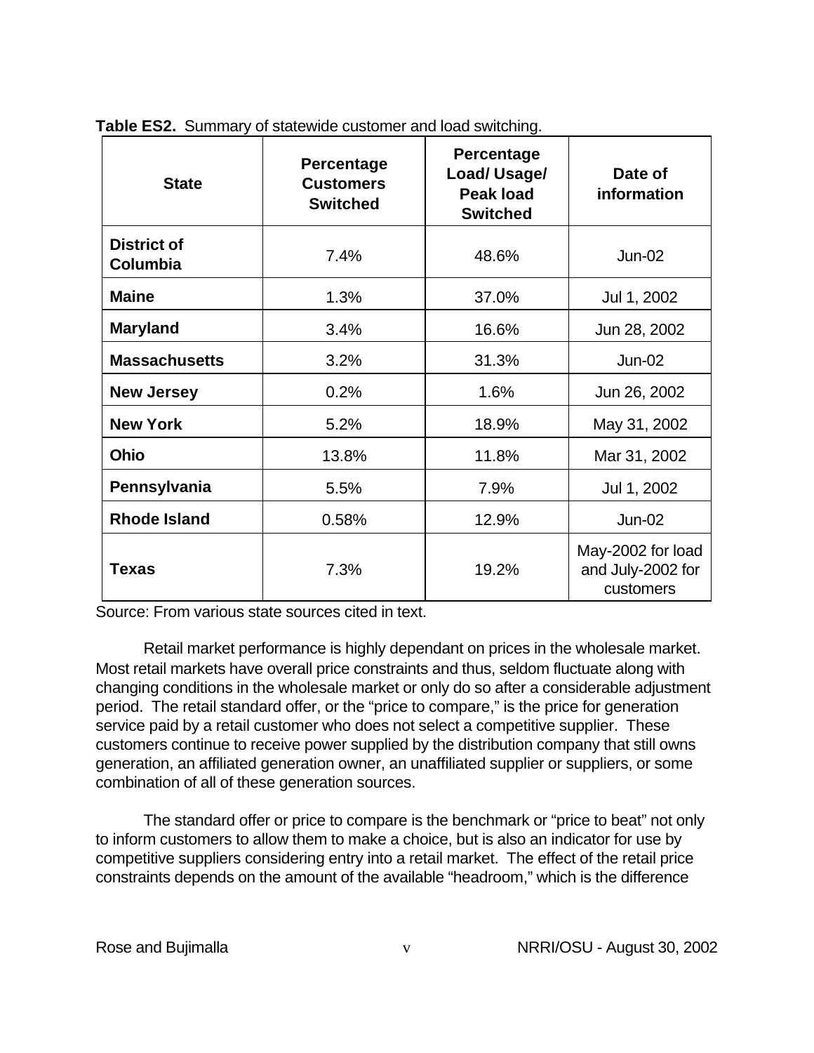**Table ES2.** Summary of statewide customer and load switching.

| State | Percentage Customers Switched | Percentage Load/ Usage/ Peak load Switched | Date of information |
|---|---|---|---|
| **District of Columbia** | 7.4% | 48.6% | Jun-02 |
| **Maine** | 1.3% | 37.0% | Jul 1, 2002 |
| **Maryland** | 3.4% | 16.6% | Jun 28, 2002 |
| **Massachusetts** | 3.2% | 31.3% | Jun-02 |
| **New Jersey** | 0.2% | 1.6% | Jun 26, 2002 |
| **New York** | 5.2% | 18.9% | May 31, 2002 |
| **Ohio** | 13.8% | 11.8% | Mar 31, 2002 |
| **Pennsylvania** | 5.5% | 7.9% | Jul 1, 2002 |
| **Rhode Island** | 0.58% | 12.9% | Jun-02 |
| **Texas** | 7.3% | 19.2% | May-2002 for load and July-2002 for customers |

Source: From various state sources cited in text.

Retail market performance is highly dependant on prices in the wholesale market. Most retail markets have overall price constraints and thus, seldom fluctuate along with changing conditions in the wholesale market or only do so after a considerable adjustment period. The retail standard offer, or the "price to compare," is the price for generation service paid by a retail customer who does not select a competitive supplier. These customers continue to receive power supplied by the distribution company that still owns generation, an affiliated generation owner, an unaffiliated supplier or suppliers, or some combination of all of these generation sources.

The standard offer or price to compare is the benchmark or "price to beat" not only to inform customers to allow them to make a choice, but is also an indicator for use by competitive suppliers considering entry into a retail market. The effect of the retail price constraints depends on the amount of the available "headroom," which is the difference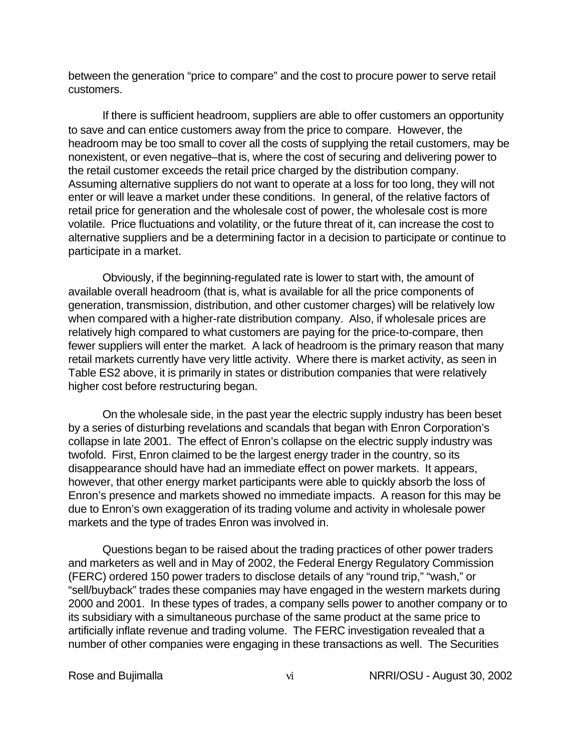between the generation "price to compare" and the cost to procure power to serve retail customers.

If there is sufficient headroom, suppliers are able to offer customers an opportunity to save and can entice customers away from the price to compare. However, the headroom may be too small to cover all the costs of supplying the retail customers, may be nonexistent, or even negative–that is, where the cost of securing and delivering power to the retail customer exceeds the retail price charged by the distribution company. Assuming alternative suppliers do not want to operate at a loss for too long, they will not enter or will leave a market under these conditions. In general, of the relative factors of retail price for generation and the wholesale cost of power, the wholesale cost is more volatile. Price fluctuations and volatility, or the future threat of it, can increase the cost to alternative suppliers and be a determining factor in a decision to participate or continue to participate in a market.

Obviously, if the beginning-regulated rate is lower to start with, the amount of available overall headroom (that is, what is available for all the price components of generation, transmission, distribution, and other customer charges) will be relatively low when compared with a higher-rate distribution company. Also, if wholesale prices are relatively high compared to what customers are paying for the price-to-compare, then fewer suppliers will enter the market. A lack of headroom is the primary reason that many retail markets currently have very little activity. Where there is market activity, as seen in Table ES2 above, it is primarily in states or distribution companies that were relatively higher cost before restructuring began.

On the wholesale side, in the past year the electric supply industry has been beset by a series of disturbing revelations and scandals that began with Enron Corporation's collapse in late 2001. The effect of Enron's collapse on the electric supply industry was twofold. First, Enron claimed to be the largest energy trader in the country, so its disappearance should have had an immediate effect on power markets. It appears, however, that other energy market participants were able to quickly absorb the loss of Enron's presence and markets showed no immediate impacts. A reason for this may be due to Enron's own exaggeration of its trading volume and activity in wholesale power markets and the type of trades Enron was involved in.

Questions began to be raised about the trading practices of other power traders and marketers as well and in May of 2002, the Federal Energy Regulatory Commission (FERC) ordered 150 power traders to disclose details of any "round trip," "wash," or "sell/buyback" trades these companies may have engaged in the western markets during 2000 and 2001. In these types of trades, a company sells power to another company or to its subsidiary with a simultaneous purchase of the same product at the same price to artificially inflate revenue and trading volume. The FERC investigation revealed that a number of other companies were engaging in these transactions as well. The Securities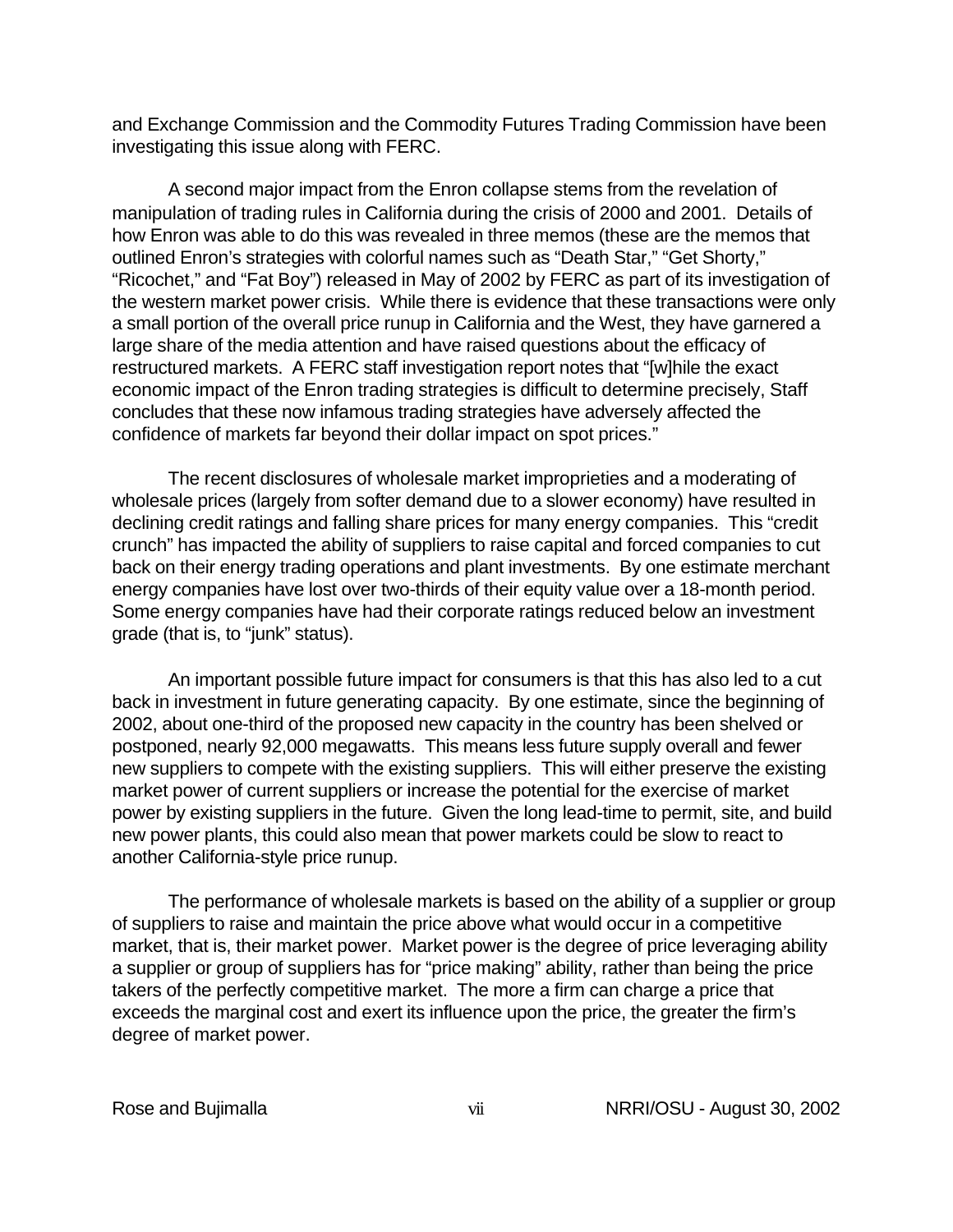and Exchange Commission and the Commodity Futures Trading Commission have been investigating this issue along with FERC.

A second major impact from the Enron collapse stems from the revelation of manipulation of trading rules in California during the crisis of 2000 and 2001. Details of how Enron was able to do this was revealed in three memos (these are the memos that outlined Enron's strategies with colorful names such as "Death Star," "Get Shorty," "Ricochet," and "Fat Boy") released in May of 2002 by FERC as part of its investigation of the western market power crisis. While there is evidence that these transactions were only a small portion of the overall price runup in California and the West, they have garnered a large share of the media attention and have raised questions about the efficacy of restructured markets. A FERC staff investigation report notes that "[w]hile the exact economic impact of the Enron trading strategies is difficult to determine precisely, Staff concludes that these now infamous trading strategies have adversely affected the confidence of markets far beyond their dollar impact on spot prices."

The recent disclosures of wholesale market improprieties and a moderating of wholesale prices (largely from softer demand due to a slower economy) have resulted in declining credit ratings and falling share prices for many energy companies. This "credit crunch" has impacted the ability of suppliers to raise capital and forced companies to cut back on their energy trading operations and plant investments. By one estimate merchant energy companies have lost over two-thirds of their equity value over a 18-month period. Some energy companies have had their corporate ratings reduced below an investment grade (that is, to "junk" status).

An important possible future impact for consumers is that this has also led to a cut back in investment in future generating capacity. By one estimate, since the beginning of 2002, about one-third of the proposed new capacity in the country has been shelved or postponed, nearly 92,000 megawatts. This means less future supply overall and fewer new suppliers to compete with the existing suppliers. This will either preserve the existing market power of current suppliers or increase the potential for the exercise of market power by existing suppliers in the future. Given the long lead-time to permit, site, and build new power plants, this could also mean that power markets could be slow to react to another California-style price runup.

The performance of wholesale markets is based on the ability of a supplier or group of suppliers to raise and maintain the price above what would occur in a competitive market, that is, their market power. Market power is the degree of price leveraging ability a supplier or group of suppliers has for "price making" ability, rather than being the price takers of the perfectly competitive market. The more a firm can charge a price that exceeds the marginal cost and exert its influence upon the price, the greater the firm's degree of market power.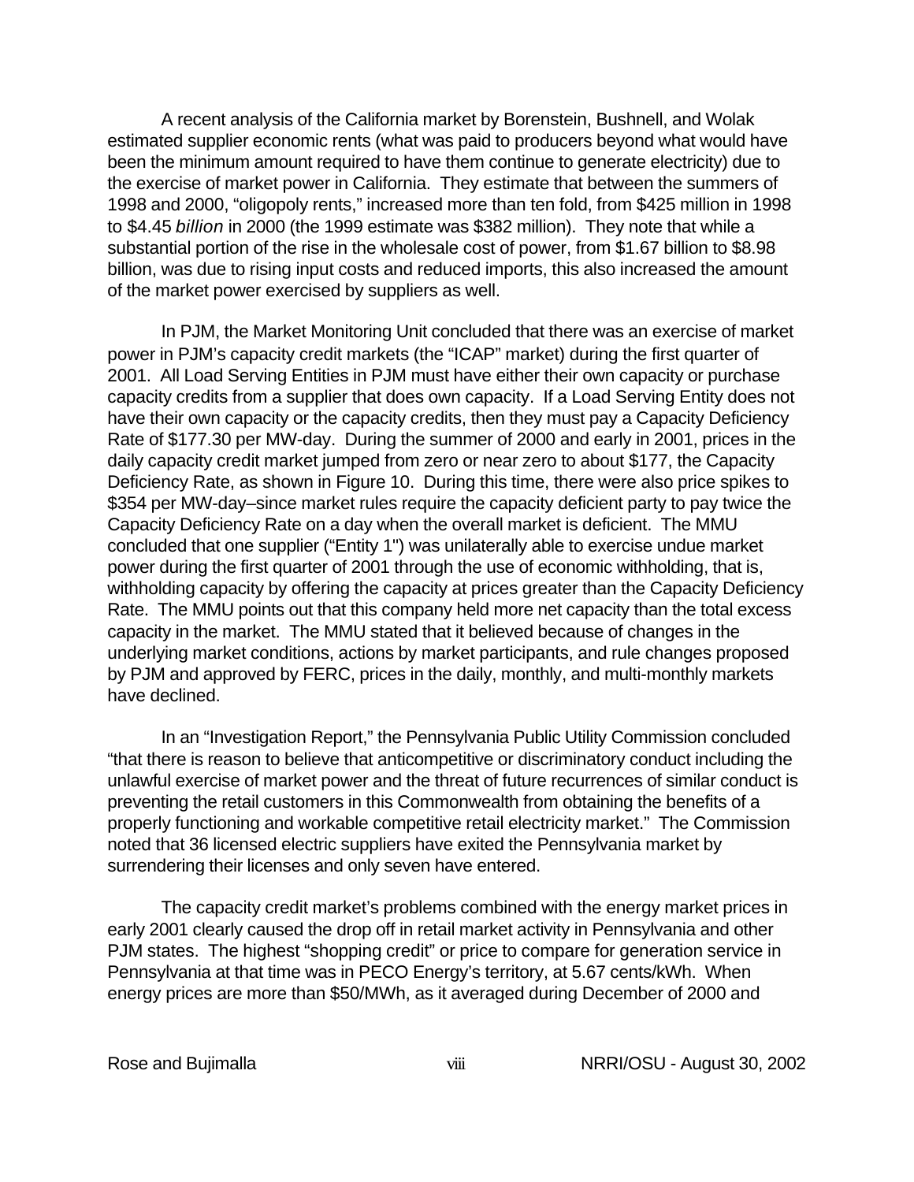A recent analysis of the California market by Borenstein, Bushnell, and Wolak estimated supplier economic rents (what was paid to producers beyond what would have been the minimum amount required to have them continue to generate electricity) due to the exercise of market power in California. They estimate that between the summers of 1998 and 2000, "oligopoly rents," increased more than ten fold, from $425 million in 1998 to $4.45 *billion* in 2000 (the 1999 estimate was $382 million). They note that while a substantial portion of the rise in the wholesale cost of power, from $1.67 billion to $8.98 billion, was due to rising input costs and reduced imports, this also increased the amount of the market power exercised by suppliers as well.

In PJM, the Market Monitoring Unit concluded that there was an exercise of market power in PJM's capacity credit markets (the "ICAP" market) during the first quarter of 2001. All Load Serving Entities in PJM must have either their own capacity or purchase capacity credits from a supplier that does own capacity. If a Load Serving Entity does not have their own capacity or the capacity credits, then they must pay a Capacity Deficiency Rate of $177.30 per MW-day. During the summer of 2000 and early in 2001, prices in the daily capacity credit market jumped from zero or near zero to about $177, the Capacity Deficiency Rate, as shown in Figure 10. During this time, there were also price spikes to $354 per MW-day–since market rules require the capacity deficient party to pay twice the Capacity Deficiency Rate on a day when the overall market is deficient. The MMU concluded that one supplier ("Entity 1") was unilaterally able to exercise undue market power during the first quarter of 2001 through the use of economic withholding, that is, withholding capacity by offering the capacity at prices greater than the Capacity Deficiency Rate. The MMU points out that this company held more net capacity than the total excess capacity in the market. The MMU stated that it believed because of changes in the underlying market conditions, actions by market participants, and rule changes proposed by PJM and approved by FERC, prices in the daily, monthly, and multi-monthly markets have declined.

In an "Investigation Report," the Pennsylvania Public Utility Commission concluded "that there is reason to believe that anticompetitive or discriminatory conduct including the unlawful exercise of market power and the threat of future recurrences of similar conduct is preventing the retail customers in this Commonwealth from obtaining the benefits of a properly functioning and workable competitive retail electricity market." The Commission noted that 36 licensed electric suppliers have exited the Pennsylvania market by surrendering their licenses and only seven have entered.

The capacity credit market's problems combined with the energy market prices in early 2001 clearly caused the drop off in retail market activity in Pennsylvania and other PJM states. The highest "shopping credit" or price to compare for generation service in Pennsylvania at that time was in PECO Energy's territory, at 5.67 cents/kWh. When energy prices are more than $50/MWh, as it averaged during December of 2000 and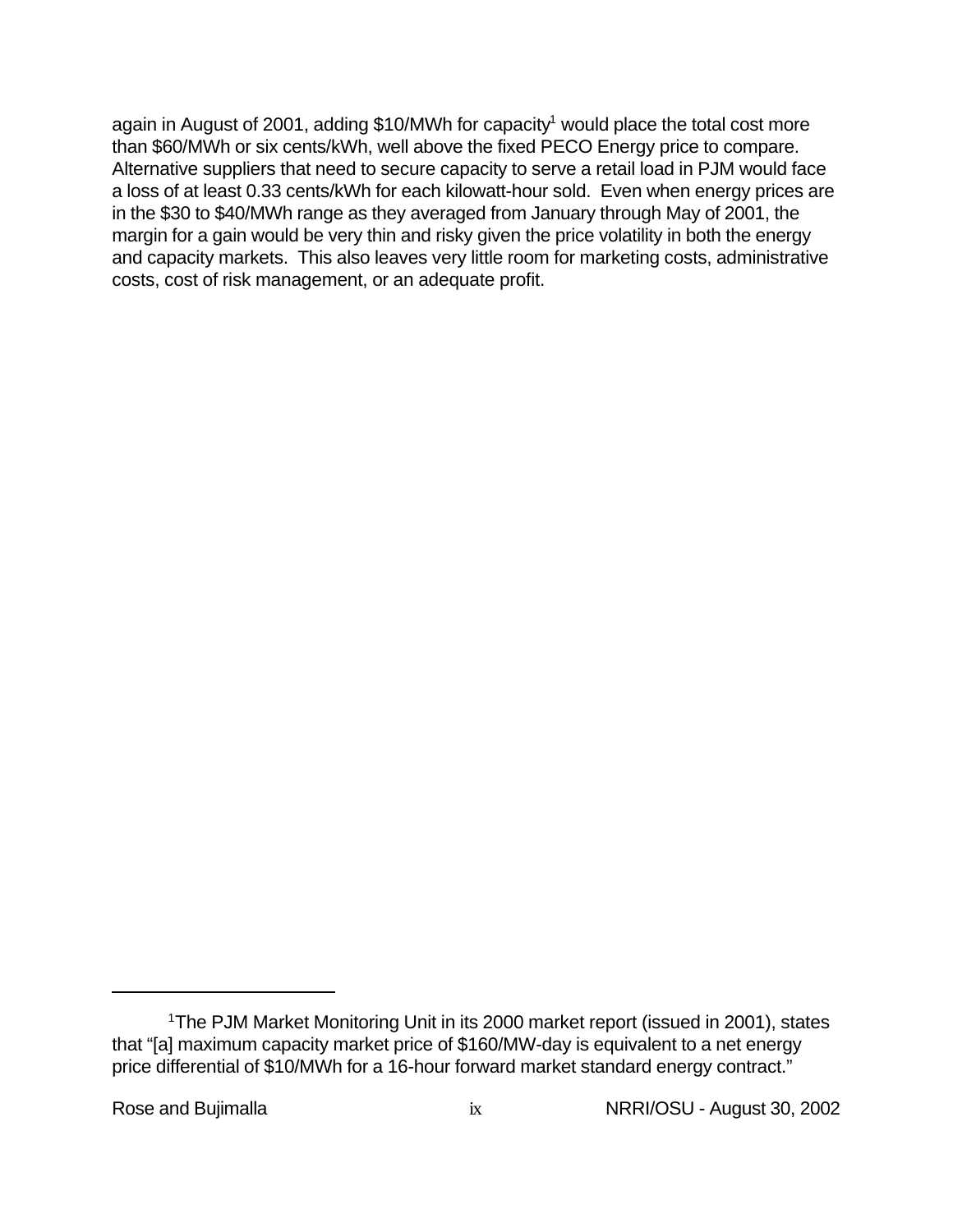again in August of 2001, adding $10/MWh for capacity[1] would place the total cost more than $60/MWh or six cents/kWh, well above the fixed PECO Energy price to compare. Alternative suppliers that need to secure capacity to serve a retail load in PJM would face a loss of at least 0.33 cents/kWh for each kilowatt-hour sold. Even when energy prices are in the $30 to $40/MWh range as they averaged from January through May of 2001, the margin for a gain would be very thin and risky given the price volatility in both the energy and capacity markets. This also leaves very little room for marketing costs, administrative costs, cost of risk management, or an adequate profit.

---

[1] The PJM Market Monitoring Unit in its 2000 market report (issued in 2001), states that "[a] maximum capacity market price of $160/MW-day is equivalent to a net energy price differential of $10/MWh for a 16-hour forward market standard energy contract."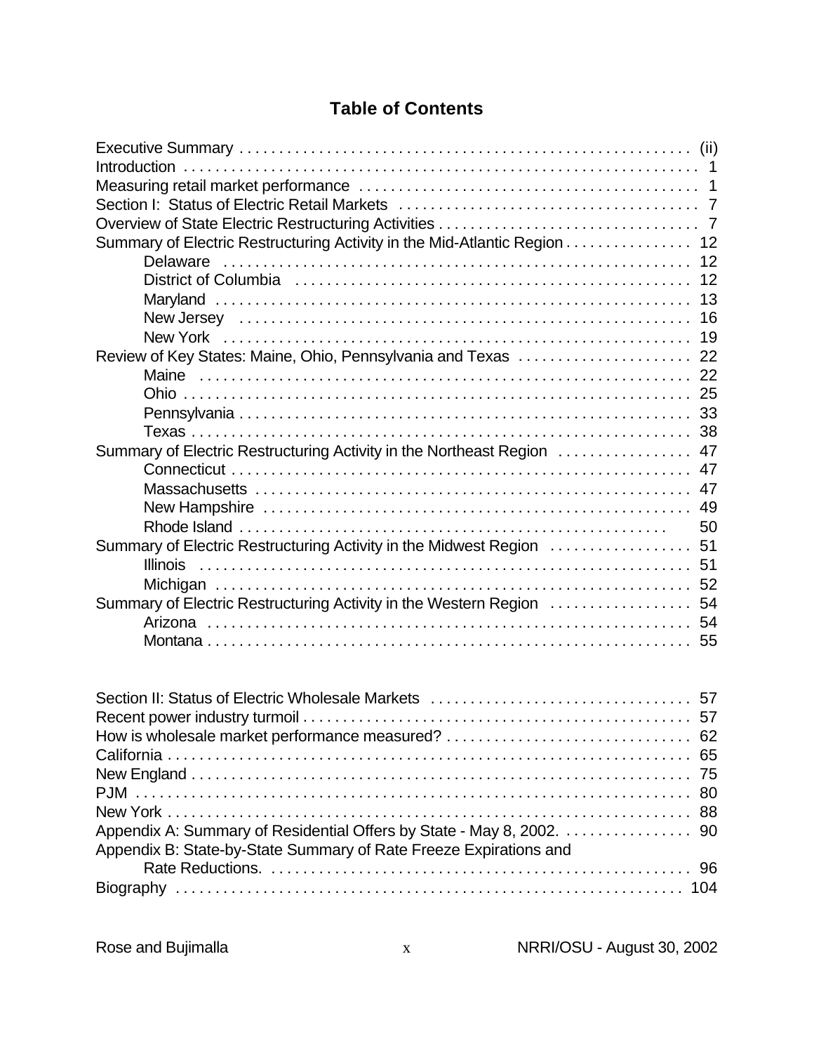# Table of Contents

| | |
|---|---|
| Executive Summary | (ii) |
| Introduction | 1 |
| Measuring retail market performance | 1 |
| Section I: Status of Electric Retail Markets | 7 |
| Overview of State Electric Restructuring Activities | 7 |
| Summary of Electric Restructuring Activity in the Mid-Atlantic Region | 12 |
| Delaware | 12 |
| District of Columbia | 12 |
| Maryland | 13 |
| New Jersey | 16 |
| New York | 19 |
| Review of Key States: Maine, Ohio, Pennsylvania and Texas | 22 |
| Maine | 22 |
| Ohio | 25 |
| Pennsylvania | 33 |
| Texas | 38 |
| Summary of Electric Restructuring Activity in the Northeast Region | 47 |
| Connecticut | 47 |
| Massachusetts | 47 |
| New Hampshire | 49 |
| Rhode Island | 50 |
| Summary of Electric Restructuring Activity in the Midwest Region | 51 |
| Illinois | 51 |
| Michigan | 52 |
| Summary of Electric Restructuring Activity in the Western Region | 54 |
| Arizona | 54 |
| Montana | 55 |
| | |
| Section II: Status of Electric Wholesale Markets | 57 |
| Recent power industry turmoil | 57 |
| How is wholesale market performance measured? | 62 |
| California | 65 |
| New England | 75 |
| PJM | 80 |
| New York | 88 |
| Appendix A: Summary of Residential Offers by State - May 8, 2002. | 90 |
| Appendix B: State-by-State Summary of Rate Freeze Expirations and Rate Reductions. | 96 |
| Biography | 104 |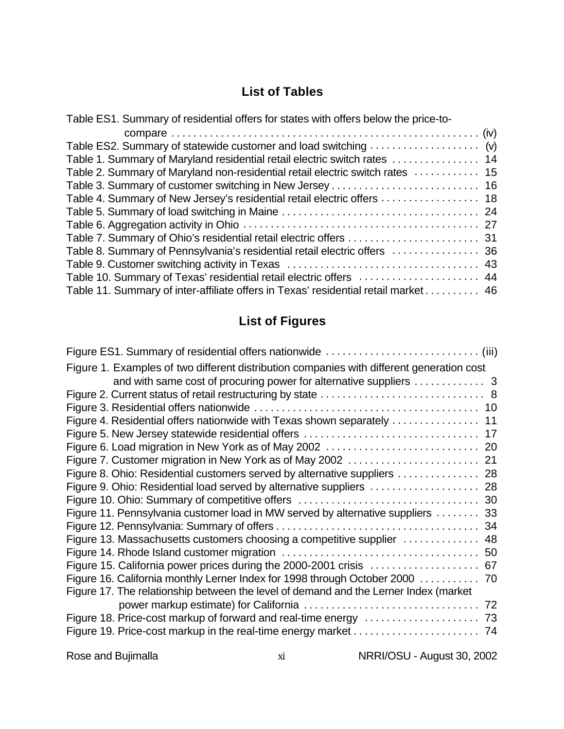## List of Tables

Table ES1. Summary of residential offers for states with offers below the price-to-compare . . . . . . . . . . . . . . . . . . . . . . . . . . . . . . . . . . . . . . . . . . . . . . . . . . . . . (iv)
Table ES2. Summary of statewide customer and load switching . . . . . . . . . . . . . . . . . . . . (v)
Table 1. Summary of Maryland residential retail electric switch rates . . . . . . . . . . . . . . . . 14
Table 2. Summary of Maryland non-residential retail electric switch rates . . . . . . . . . . . . 15
Table 3. Summary of customer switching in New Jersey . . . . . . . . . . . . . . . . . . . . . . . . . . 16
Table 4. Summary of New Jersey's residential retail electric offers . . . . . . . . . . . . . . . . . . 18
Table 5. Summary of load switching in Maine . . . . . . . . . . . . . . . . . . . . . . . . . . . . . . . . . . . 24
Table 6. Aggregation activity in Ohio . . . . . . . . . . . . . . . . . . . . . . . . . . . . . . . . . . . . . . . . . . 27
Table 7. Summary of Ohio's residential retail electric offers . . . . . . . . . . . . . . . . . . . . . . . . 31
Table 8. Summary of Pennsylvania's residential retail electric offers . . . . . . . . . . . . . . . . 36
Table 9. Customer switching activity in Texas . . . . . . . . . . . . . . . . . . . . . . . . . . . . . . . . . . 43
Table 10. Summary of Texas' residential retail electric offers . . . . . . . . . . . . . . . . . . . . . . 44
Table 11. Summary of inter-affiliate offers in Texas' residential retail market . . . . . . . . . . 46

## List of Figures

Figure ES1. Summary of residential offers nationwide . . . . . . . . . . . . . . . . . . . . . . . . . . . . (iii)
Figure 1. Examples of two different distribution companies with different generation cost and with same cost of procuring power for alternative suppliers . . . . . . . . . . . . . 3
Figure 2. Current status of retail restructuring by state . . . . . . . . . . . . . . . . . . . . . . . . . . . . . 8
Figure 3. Residential offers nationwide . . . . . . . . . . . . . . . . . . . . . . . . . . . . . . . . . . . . . . . . 10
Figure 4. Residential offers nationwide with Texas shown separately . . . . . . . . . . . . . . . . 11
Figure 5. New Jersey statewide residential offers . . . . . . . . . . . . . . . . . . . . . . . . . . . . . . . . 17
Figure 6. Load migration in New York as of May 2002 . . . . . . . . . . . . . . . . . . . . . . . . . . . . 20
Figure 7. Customer migration in New York as of May 2002 . . . . . . . . . . . . . . . . . . . . . . . . 21
Figure 8. Ohio: Residential customers served by alternative suppliers . . . . . . . . . . . . . . . 28
Figure 9. Ohio: Residential load served by alternative suppliers . . . . . . . . . . . . . . . . . . . . 28
Figure 10. Ohio: Summary of competitive offers . . . . . . . . . . . . . . . . . . . . . . . . . . . . . . . . . 30
Figure 11. Pennsylvania customer load in MW served by alternative suppliers . . . . . . . . 33
Figure 12. Pennsylvania: Summary of offers . . . . . . . . . . . . . . . . . . . . . . . . . . . . . . . . . . . . 34
Figure 13. Massachusetts customers choosing a competitive supplier . . . . . . . . . . . . . . 48
Figure 14. Rhode Island customer migration . . . . . . . . . . . . . . . . . . . . . . . . . . . . . . . . . . . 50
Figure 15. California power prices during the 2000-2001 crisis . . . . . . . . . . . . . . . . . . . . 67
Figure 16. California monthly Lerner Index for 1998 through October 2000 . . . . . . . . . . . 70
Figure 17. The relationship between the level of demand and the Lerner Index (market power markup estimate) for California . . . . . . . . . . . . . . . . . . . . . . . . . . . . . . . . 72
Figure 18. Price-cost markup of forward and real-time energy . . . . . . . . . . . . . . . . . . . . . 73
Figure 19. Price-cost markup in the real-time energy market . . . . . . . . . . . . . . . . . . . . . . . 74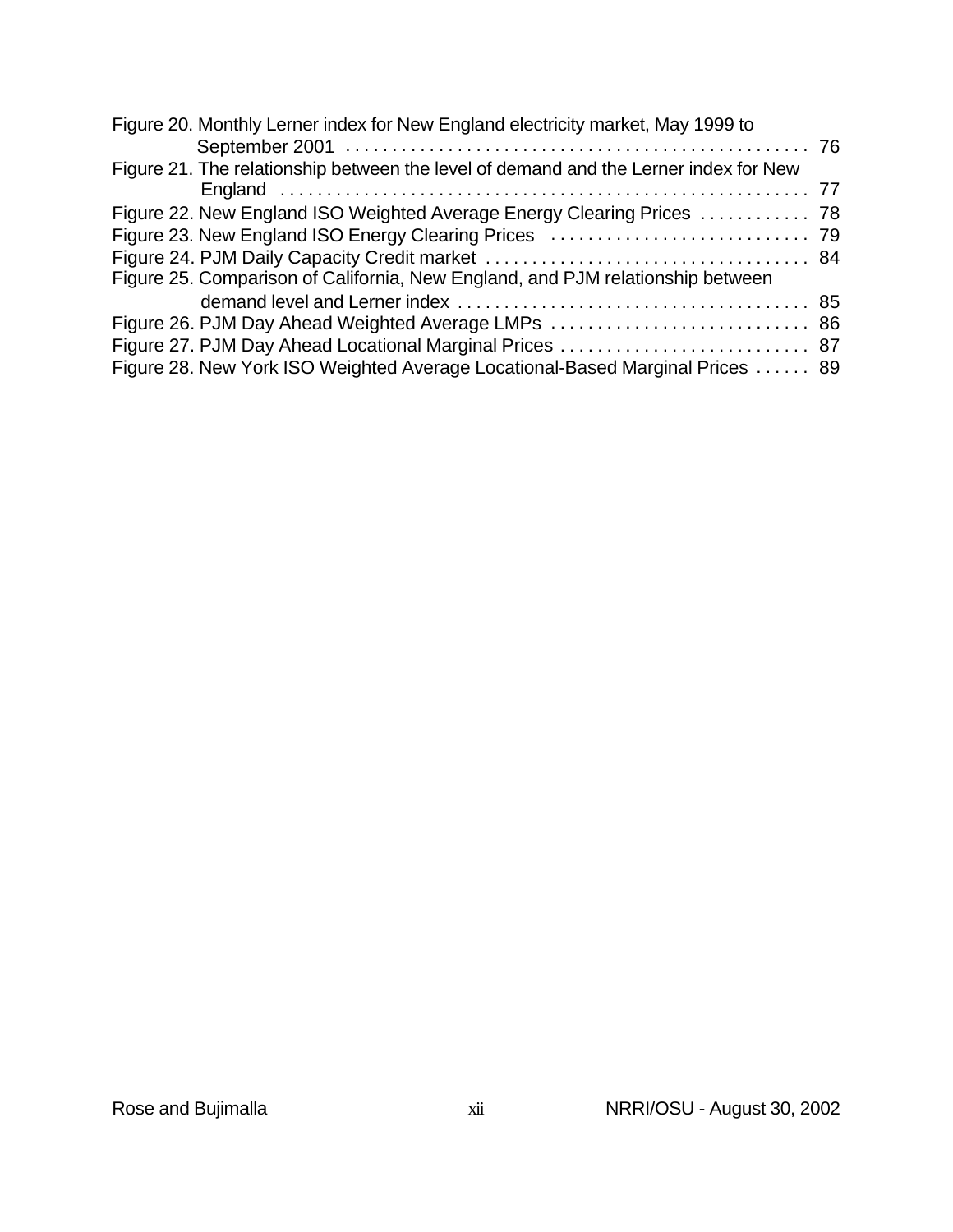Figure 20. Monthly Lerner index for New England electricity market, May 1999 to September 2001 . . . . . . . . . . . . . . . . . . . . . . . . . . . . . . . . . . . . . . . . . . . . . . . . . 76

Figure 21. The relationship between the level of demand and the Lerner index for New England . . . . . . . . . . . . . . . . . . . . . . . . . . . . . . . . . . . . . . . . . . . . . . . . . . . . . . . 77

Figure 22. New England ISO Weighted Average Energy Clearing Prices . . . . . . . . . . . . 78

Figure 23. New England ISO Energy Clearing Prices . . . . . . . . . . . . . . . . . . . . . . . . . . . . 79

Figure 24. PJM Daily Capacity Credit market . . . . . . . . . . . . . . . . . . . . . . . . . . . . . . . . . . 84

Figure 25. Comparison of California, New England, and PJM relationship between demand level and Lerner index . . . . . . . . . . . . . . . . . . . . . . . . . . . . . . . . . . . . . 85

Figure 26. PJM Day Ahead Weighted Average LMPs . . . . . . . . . . . . . . . . . . . . . . . . . . . . 86

Figure 27. PJM Day Ahead Locational Marginal Prices . . . . . . . . . . . . . . . . . . . . . . . . . . . 87

Figure 28. New York ISO Weighted Average Locational-Based Marginal Prices . . . . . . 89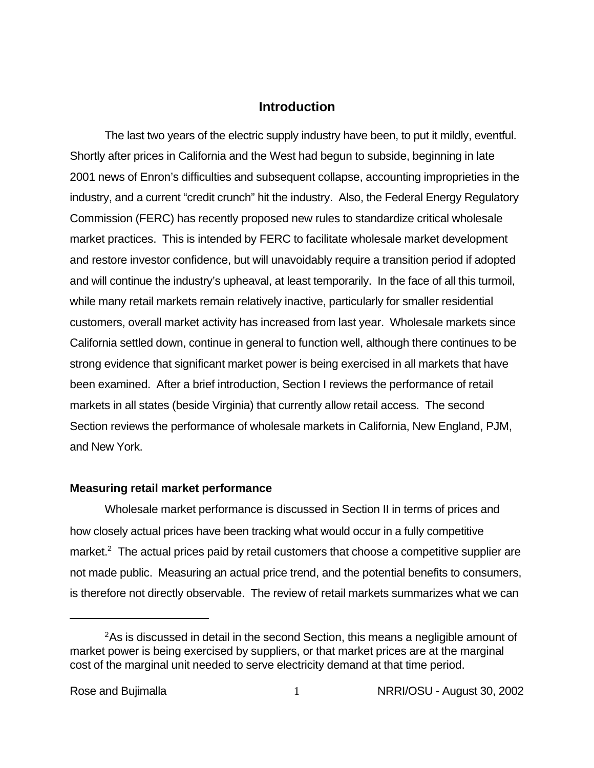## Introduction

The last two years of the electric supply industry have been, to put it mildly, eventful. Shortly after prices in California and the West had begun to subside, beginning in late 2001 news of Enron's difficulties and subsequent collapse, accounting improprieties in the industry, and a current "credit crunch" hit the industry. Also, the Federal Energy Regulatory Commission (FERC) has recently proposed new rules to standardize critical wholesale market practices. This is intended by FERC to facilitate wholesale market development and restore investor confidence, but will unavoidably require a transition period if adopted and will continue the industry's upheaval, at least temporarily. In the face of all this turmoil, while many retail markets remain relatively inactive, particularly for smaller residential customers, overall market activity has increased from last year. Wholesale markets since California settled down, continue in general to function well, although there continues to be strong evidence that significant market power is being exercised in all markets that have been examined. After a brief introduction, Section I reviews the performance of retail markets in all states (beside Virginia) that currently allow retail access. The second Section reviews the performance of wholesale markets in California, New England, PJM, and New York.

### Measuring retail market performance

Wholesale market performance is discussed in Section II in terms of prices and how closely actual prices have been tracking what would occur in a fully competitive market.[2] The actual prices paid by retail customers that choose a competitive supplier are not made public. Measuring an actual price trend, and the potential benefits to consumers, is therefore not directly observable. The review of retail markets summarizes what we can

---

[2] As is discussed in detail in the second Section, this means a negligible amount of market power is being exercised by suppliers, or that market prices are at the marginal cost of the marginal unit needed to serve electricity demand at that time period.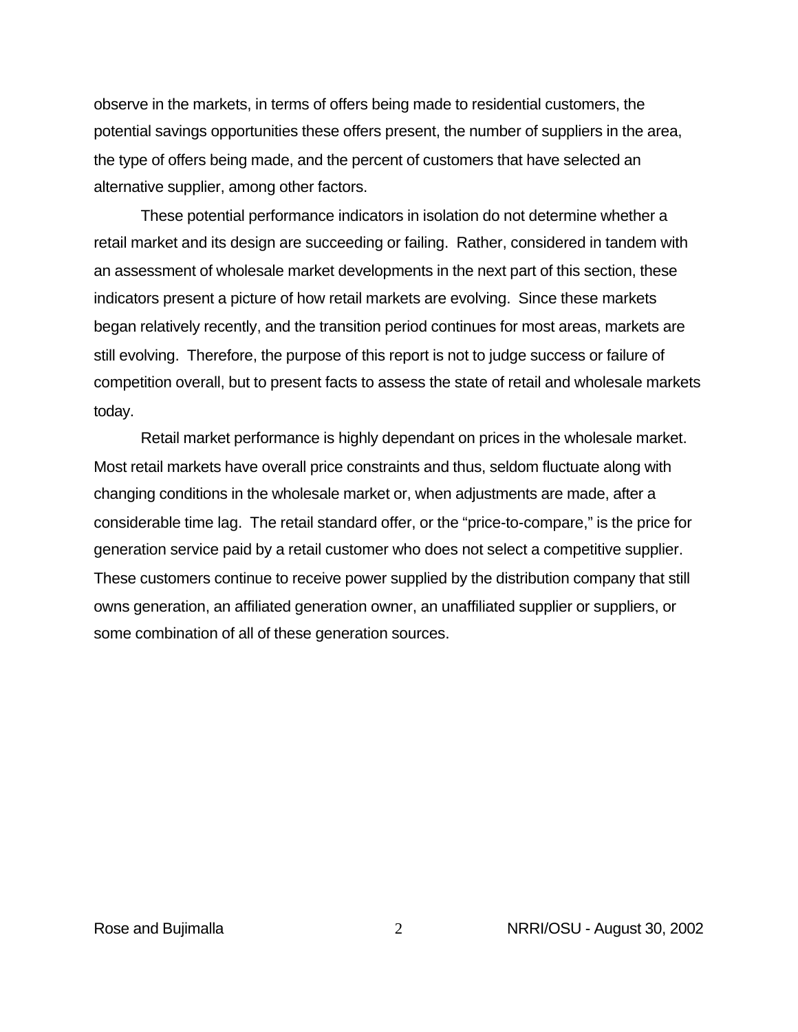observe in the markets, in terms of offers being made to residential customers, the potential savings opportunities these offers present, the number of suppliers in the area, the type of offers being made, and the percent of customers that have selected an alternative supplier, among other factors.

These potential performance indicators in isolation do not determine whether a retail market and its design are succeeding or failing. Rather, considered in tandem with an assessment of wholesale market developments in the next part of this section, these indicators present a picture of how retail markets are evolving. Since these markets began relatively recently, and the transition period continues for most areas, markets are still evolving. Therefore, the purpose of this report is not to judge success or failure of competition overall, but to present facts to assess the state of retail and wholesale markets today.

Retail market performance is highly dependant on prices in the wholesale market. Most retail markets have overall price constraints and thus, seldom fluctuate along with changing conditions in the wholesale market or, when adjustments are made, after a considerable time lag. The retail standard offer, or the "price-to-compare," is the price for generation service paid by a retail customer who does not select a competitive supplier. These customers continue to receive power supplied by the distribution company that still owns generation, an affiliated generation owner, an unaffiliated supplier or suppliers, or some combination of all of these generation sources.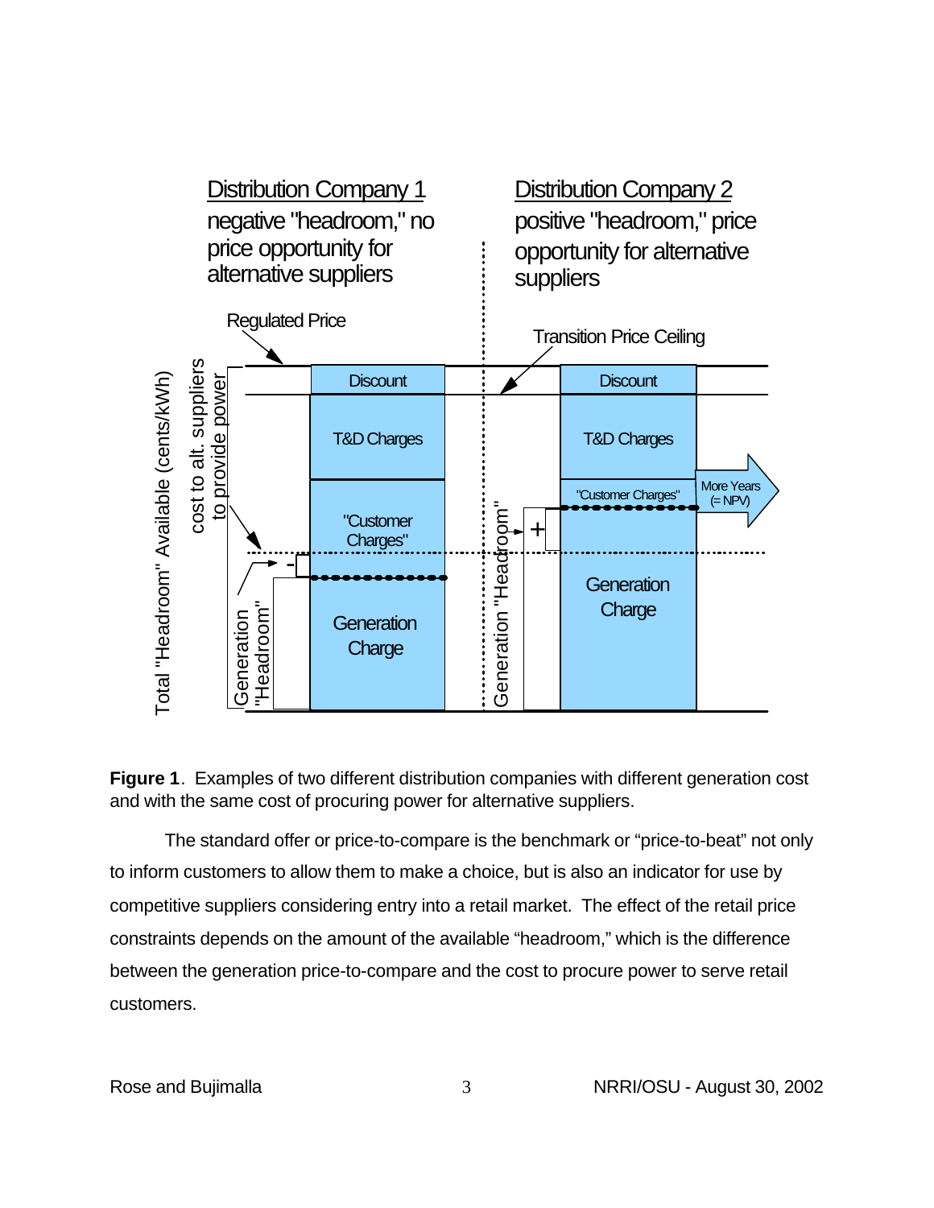**Figure 1**. Examples of two different distribution companies with different generation cost and with the same cost of procuring power for alternative suppliers.

The standard offer or price-to-compare is the benchmark or "price-to-beat" not only to inform customers to allow them to make a choice, but is also an indicator for use by competitive suppliers considering entry into a retail market. The effect of the retail price constraints depends on the amount of the available "headroom," which is the difference between the generation price-to-compare and the cost to procure power to serve retail customers.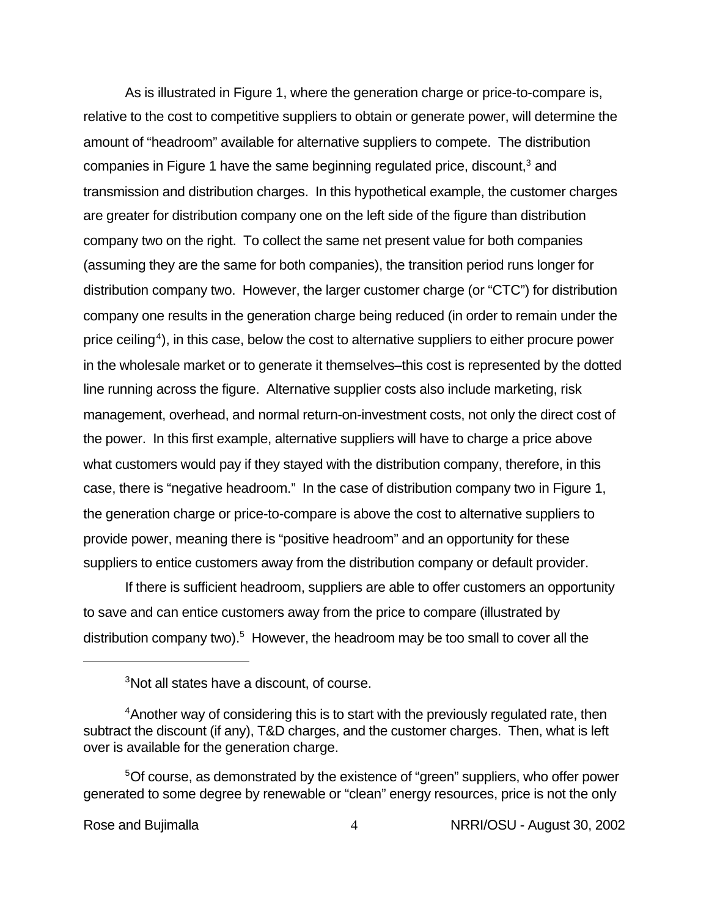As is illustrated in Figure 1, where the generation charge or price-to-compare is, relative to the cost to competitive suppliers to obtain or generate power, will determine the amount of "headroom" available for alternative suppliers to compete. The distribution companies in Figure 1 have the same beginning regulated price, discount,[3] and transmission and distribution charges. In this hypothetical example, the customer charges are greater for distribution company one on the left side of the figure than distribution company two on the right. To collect the same net present value for both companies (assuming they are the same for both companies), the transition period runs longer for distribution company two. However, the larger customer charge (or "CTC") for distribution company one results in the generation charge being reduced (in order to remain under the price ceiling[4]), in this case, below the cost to alternative suppliers to either procure power in the wholesale market or to generate it themselves–this cost is represented by the dotted line running across the figure. Alternative supplier costs also include marketing, risk management, overhead, and normal return-on-investment costs, not only the direct cost of the power. In this first example, alternative suppliers will have to charge a price above what customers would pay if they stayed with the distribution company, therefore, in this case, there is "negative headroom." In the case of distribution company two in Figure 1, the generation charge or price-to-compare is above the cost to alternative suppliers to provide power, meaning there is "positive headroom" and an opportunity for these suppliers to entice customers away from the distribution company or default provider.

If there is sufficient headroom, suppliers are able to offer customers an opportunity to save and can entice customers away from the price to compare (illustrated by distribution company two).[5] However, the headroom may be too small to cover all the

---

[3] Not all states have a discount, of course.

[4] Another way of considering this is to start with the previously regulated rate, then subtract the discount (if any), T&D charges, and the customer charges. Then, what is left over is available for the generation charge.

[5] Of course, as demonstrated by the existence of "green" suppliers, who offer power generated to some degree by renewable or "clean" energy resources, price is not the only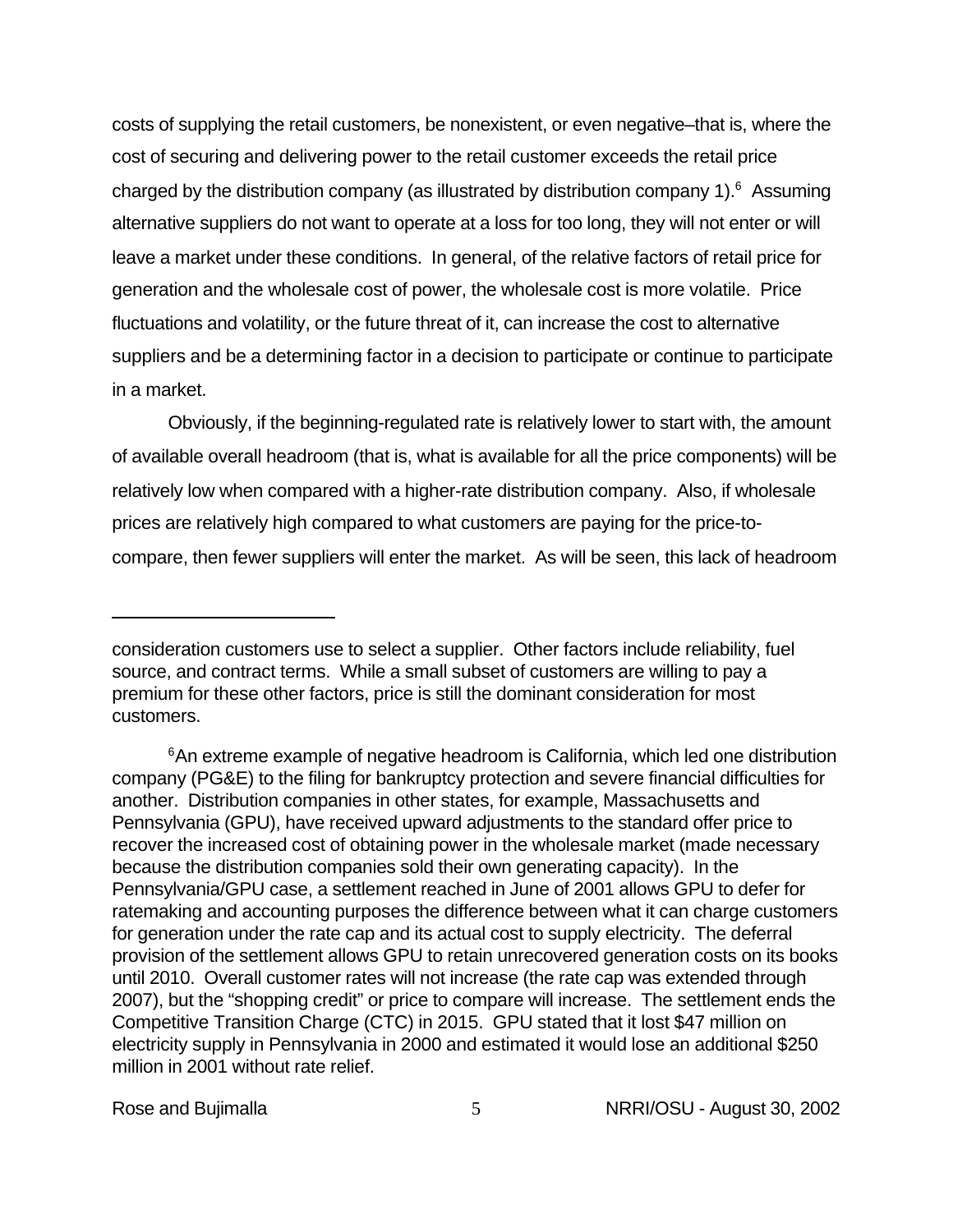costs of supplying the retail customers, be nonexistent, or even negative–that is, where the cost of securing and delivering power to the retail customer exceeds the retail price charged by the distribution company (as illustrated by distribution company 1).[6] Assuming alternative suppliers do not want to operate at a loss for too long, they will not enter or will leave a market under these conditions. In general, of the relative factors of retail price for generation and the wholesale cost of power, the wholesale cost is more volatile. Price fluctuations and volatility, or the future threat of it, can increase the cost to alternative suppliers and be a determining factor in a decision to participate or continue to participate in a market.

Obviously, if the beginning-regulated rate is relatively lower to start with, the amount of available overall headroom (that is, what is available for all the price components) will be relatively low when compared with a higher-rate distribution company. Also, if wholesale prices are relatively high compared to what customers are paying for the price-to-compare, then fewer suppliers will enter the market. As will be seen, this lack of headroom

---

consideration customers use to select a supplier. Other factors include reliability, fuel source, and contract terms. While a small subset of customers are willing to pay a premium for these other factors, price is still the dominant consideration for most customers.

[6] An extreme example of negative headroom is California, which led one distribution company (PG&E) to the filing for bankruptcy protection and severe financial difficulties for another. Distribution companies in other states, for example, Massachusetts and Pennsylvania (GPU), have received upward adjustments to the standard offer price to recover the increased cost of obtaining power in the wholesale market (made necessary because the distribution companies sold their own generating capacity). In the Pennsylvania/GPU case, a settlement reached in June of 2001 allows GPU to defer for ratemaking and accounting purposes the difference between what it can charge customers for generation under the rate cap and its actual cost to supply electricity. The deferral provision of the settlement allows GPU to retain unrecovered generation costs on its books until 2010. Overall customer rates will not increase (the rate cap was extended through 2007), but the "shopping credit" or price to compare will increase. The settlement ends the Competitive Transition Charge (CTC) in 2015. GPU stated that it lost $47 million on electricity supply in Pennsylvania in 2000 and estimated it would lose an additional $250 million in 2001 without rate relief.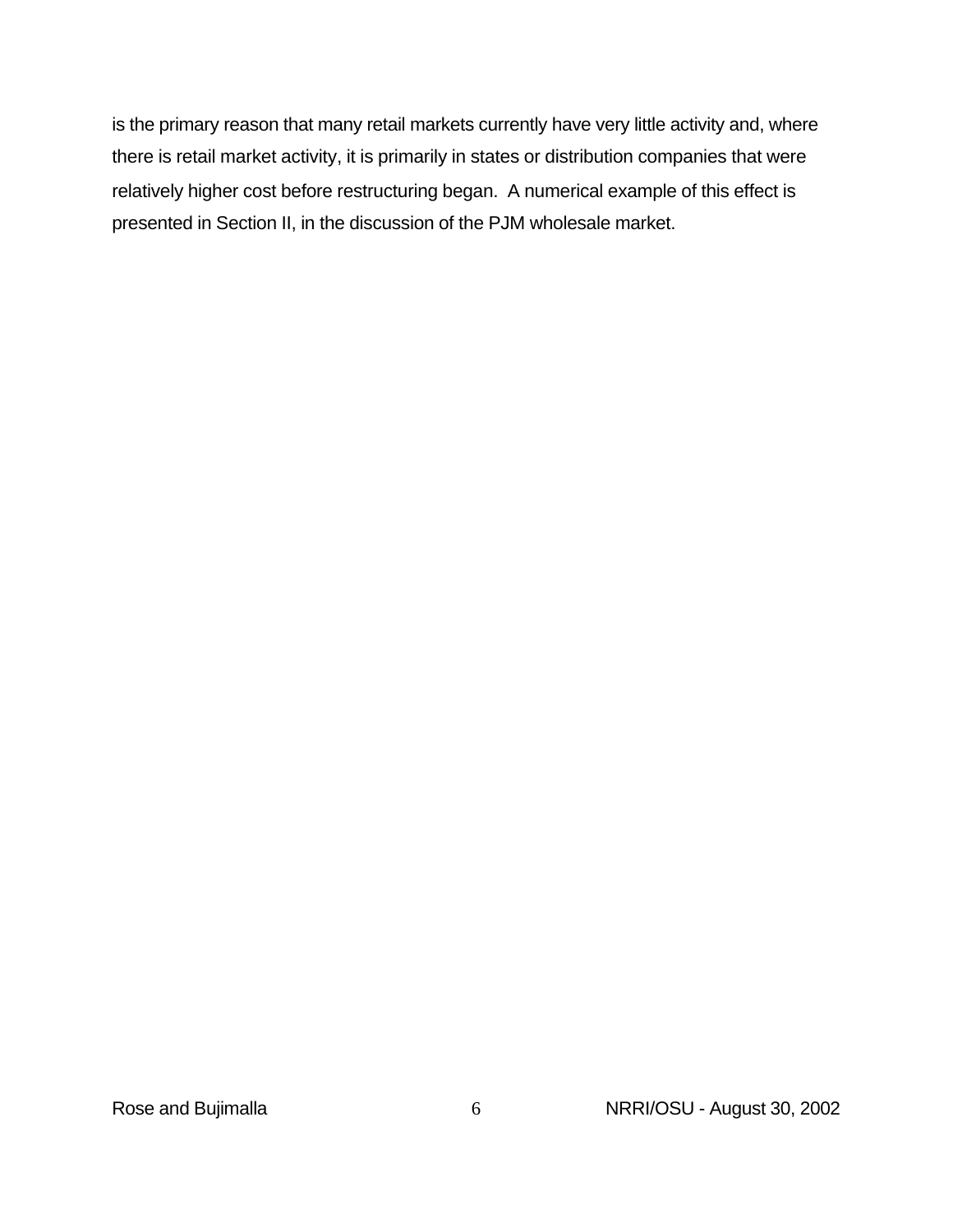is the primary reason that many retail markets currently have very little activity and, where there is retail market activity, it is primarily in states or distribution companies that were relatively higher cost before restructuring began.  A numerical example of this effect is presented in Section II, in the discussion of the PJM wholesale market.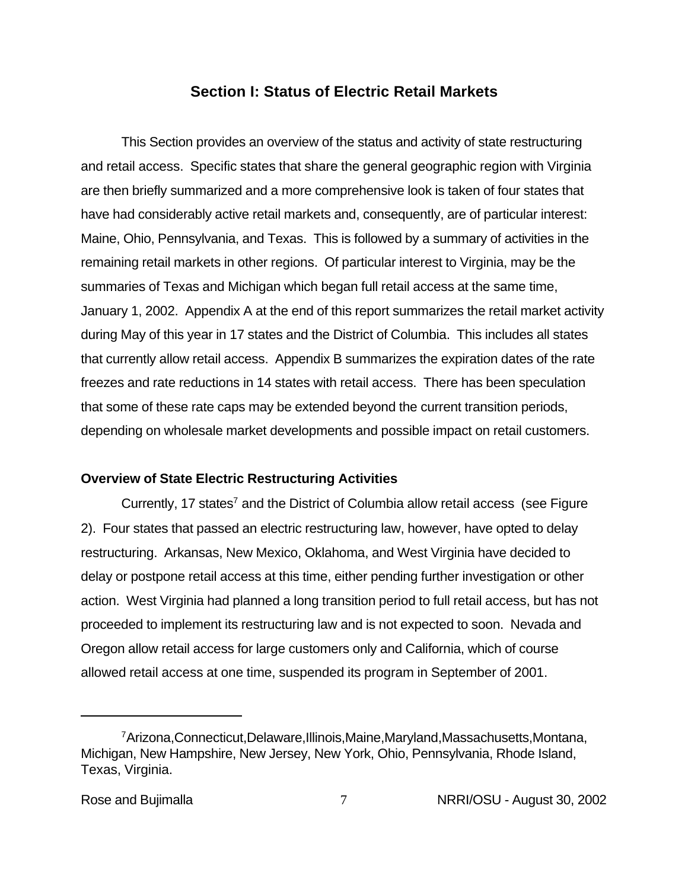# Section I: Status of Electric Retail Markets

This Section provides an overview of the status and activity of state restructuring and retail access. Specific states that share the general geographic region with Virginia are then briefly summarized and a more comprehensive look is taken of four states that have had considerably active retail markets and, consequently, are of particular interest: Maine, Ohio, Pennsylvania, and Texas. This is followed by a summary of activities in the remaining retail markets in other regions. Of particular interest to Virginia, may be the summaries of Texas and Michigan which began full retail access at the same time, January 1, 2002. Appendix A at the end of this report summarizes the retail market activity during May of this year in 17 states and the District of Columbia. This includes all states that currently allow retail access. Appendix B summarizes the expiration dates of the rate freezes and rate reductions in 14 states with retail access. There has been speculation that some of these rate caps may be extended beyond the current transition periods, depending on wholesale market developments and possible impact on retail customers.

### Overview of State Electric Restructuring Activities

Currently, 17 states[7] and the District of Columbia allow retail access (see Figure 2). Four states that passed an electric restructuring law, however, have opted to delay restructuring. Arkansas, New Mexico, Oklahoma, and West Virginia have decided to delay or postpone retail access at this time, either pending further investigation or other action. West Virginia had planned a long transition period to full retail access, but has not proceeded to implement its restructuring law and is not expected to soon. Nevada and Oregon allow retail access for large customers only and California, which of course allowed retail access at one time, suspended its program in September of 2001.

---

[7] Arizona, Connecticut, Delaware, Illinois, Maine, Maryland, Massachusetts, Montana, Michigan, New Hampshire, New Jersey, New York, Ohio, Pennsylvania, Rhode Island, Texas, Virginia.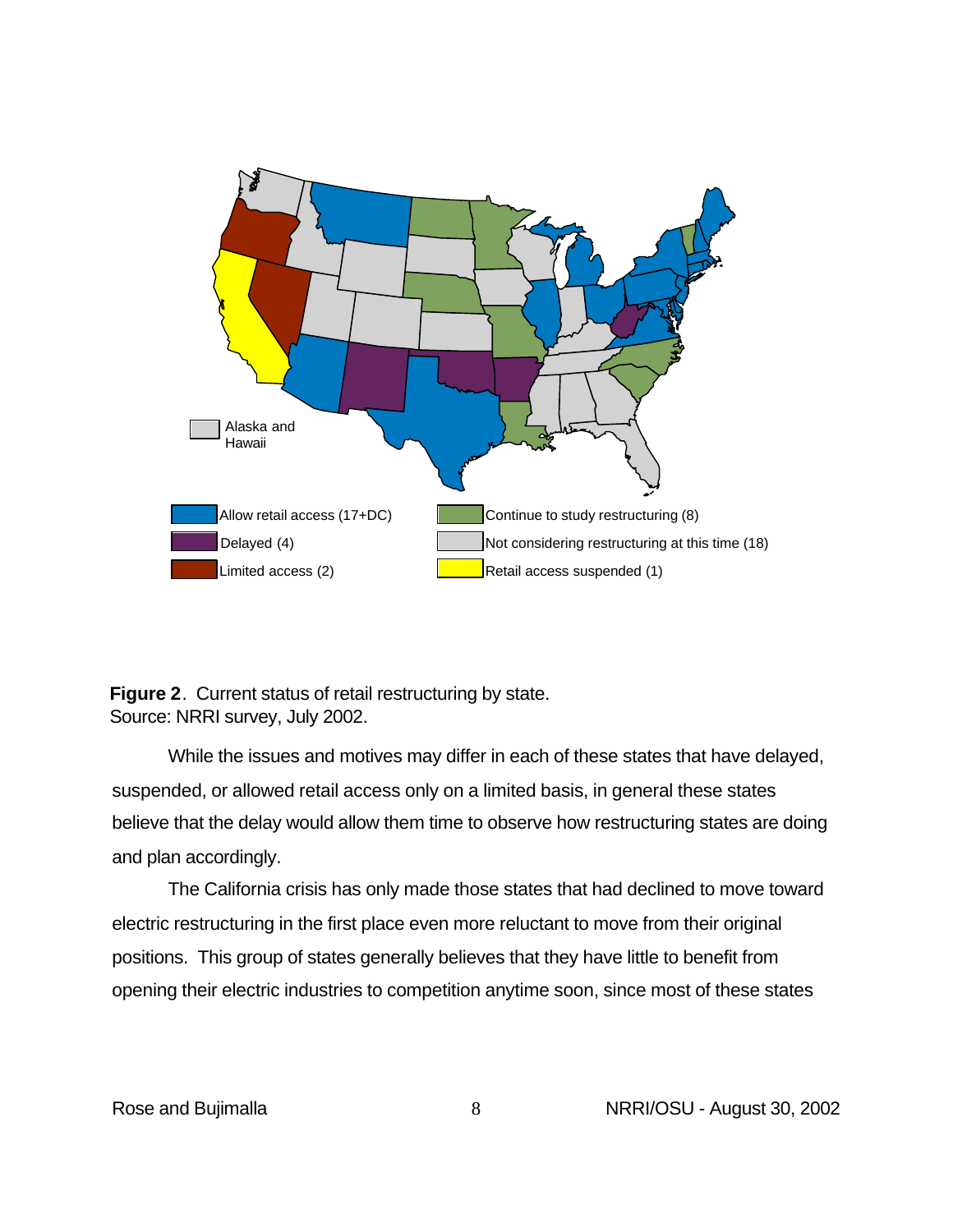**Figure 2**. Current status of retail restructuring by state.
Source: NRRI survey, July 2002.

While the issues and motives may differ in each of these states that have delayed, suspended, or allowed retail access only on a limited basis, in general these states believe that the delay would allow them time to observe how restructuring states are doing and plan accordingly.

The California crisis has only made those states that had declined to move toward electric restructuring in the first place even more reluctant to move from their original positions. This group of states generally believes that they have little to benefit from opening their electric industries to competition anytime soon, since most of these states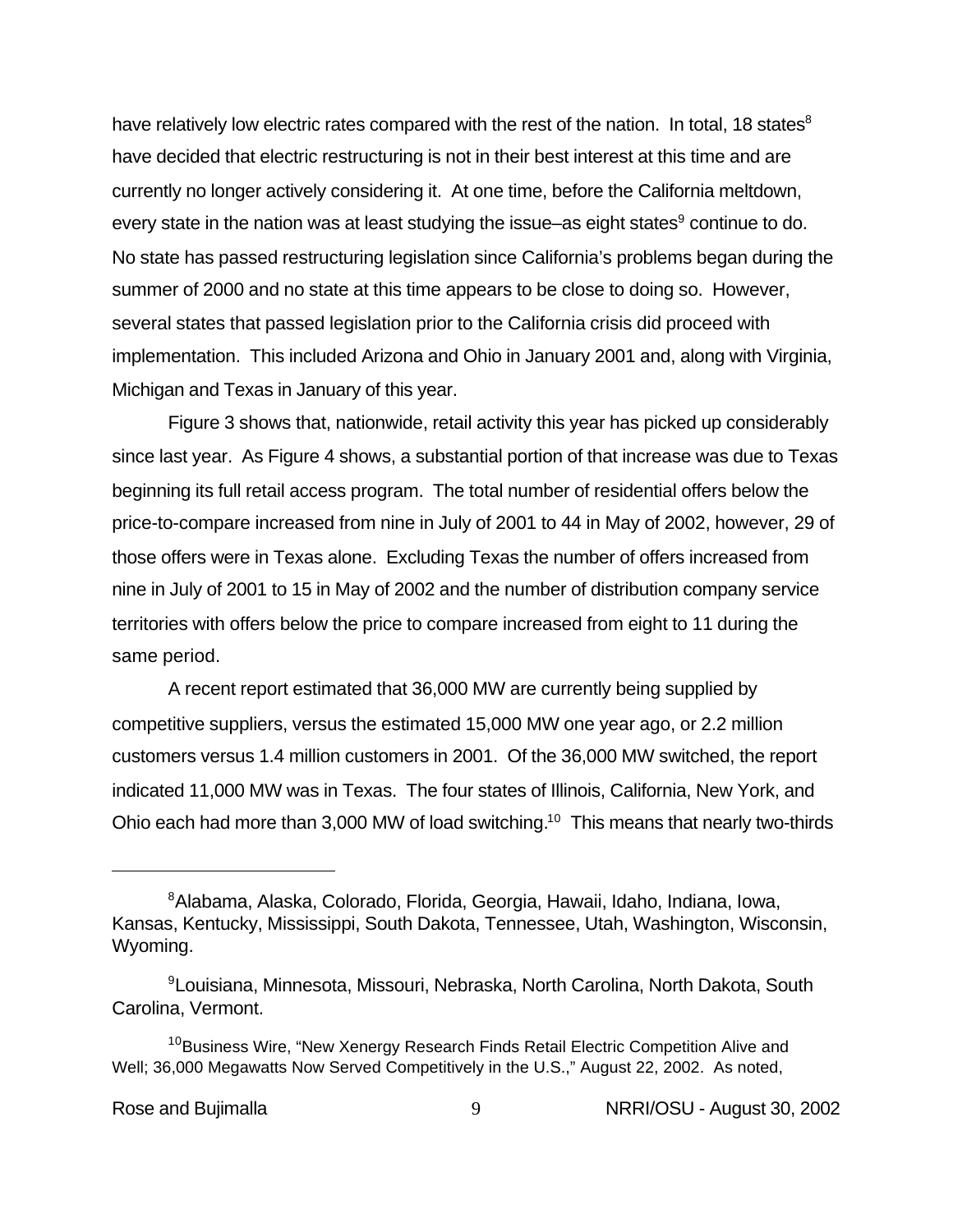have relatively low electric rates compared with the rest of the nation. In total, 18 states[8] have decided that electric restructuring is not in their best interest at this time and are currently no longer actively considering it. At one time, before the California meltdown, every state in the nation was at least studying the issue–as eight states[9] continue to do. No state has passed restructuring legislation since California's problems began during the summer of 2000 and no state at this time appears to be close to doing so. However, several states that passed legislation prior to the California crisis did proceed with implementation. This included Arizona and Ohio in January 2001 and, along with Virginia, Michigan and Texas in January of this year.

Figure 3 shows that, nationwide, retail activity this year has picked up considerably since last year. As Figure 4 shows, a substantial portion of that increase was due to Texas beginning its full retail access program. The total number of residential offers below the price-to-compare increased from nine in July of 2001 to 44 in May of 2002, however, 29 of those offers were in Texas alone. Excluding Texas the number of offers increased from nine in July of 2001 to 15 in May of 2002 and the number of distribution company service territories with offers below the price to compare increased from eight to 11 during the same period.

A recent report estimated that 36,000 MW are currently being supplied by competitive suppliers, versus the estimated 15,000 MW one year ago, or 2.2 million customers versus 1.4 million customers in 2001. Of the 36,000 MW switched, the report indicated 11,000 MW was in Texas. The four states of Illinois, California, New York, and Ohio each had more than 3,000 MW of load switching.[10] This means that nearly two-thirds

---

[8] Alabama, Alaska, Colorado, Florida, Georgia, Hawaii, Idaho, Indiana, Iowa, Kansas, Kentucky, Mississippi, South Dakota, Tennessee, Utah, Washington, Wisconsin, Wyoming.

[9] Louisiana, Minnesota, Missouri, Nebraska, North Carolina, North Dakota, South Carolina, Vermont.

[10] Business Wire, "New Xenergy Research Finds Retail Electric Competition Alive and Well; 36,000 Megawatts Now Served Competitively in the U.S.," August 22, 2002. As noted,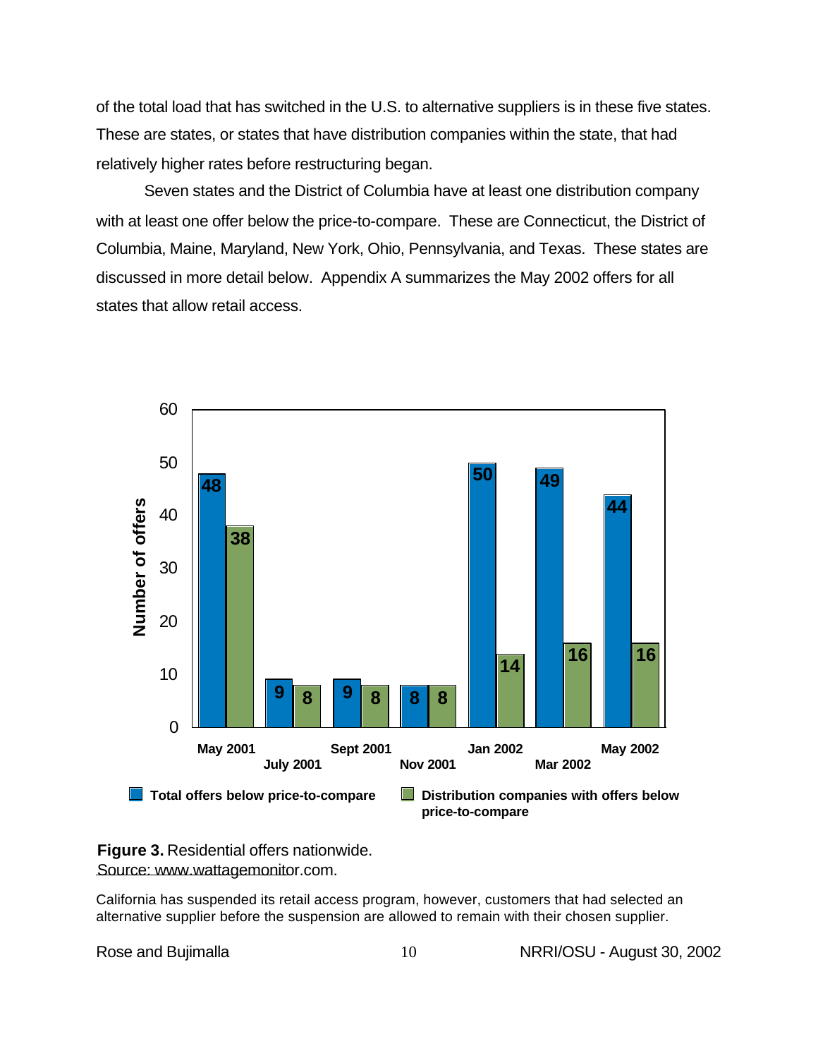of the total load that has switched in the U.S. to alternative suppliers is in these five states. These are states, or states that have distribution companies within the state, that had relatively higher rates before restructuring began.

Seven states and the District of Columbia have at least one distribution company with at least one offer below the price-to-compare. These are Connecticut, the District of Columbia, Maine, Maryland, New York, Ohio, Pennsylvania, and Texas. These states are discussed in more detail below. Appendix A summarizes the May 2002 offers for all states that allow retail access.

| | Total offers below price-to-compare | Distribution companies with offers below price-to-compare |
|---|---|---|
| May 2001 | 48 | 38 |
| July 2001 | 9 | 8 |
| Sept 2001 | 9 | 8 |
| Nov 2001 | 8 | 8 |
| Jan 2002 | 50 | 14 |
| Mar 2002 | 49 | 16 |
| May 2002 | 44 | 16 |

**Figure 3.** Residential offers nationwide.
Source: www.wattagemonitor.com.

California has suspended its retail access program, however, customers that had selected an alternative supplier before the suspension are allowed to remain with their chosen supplier.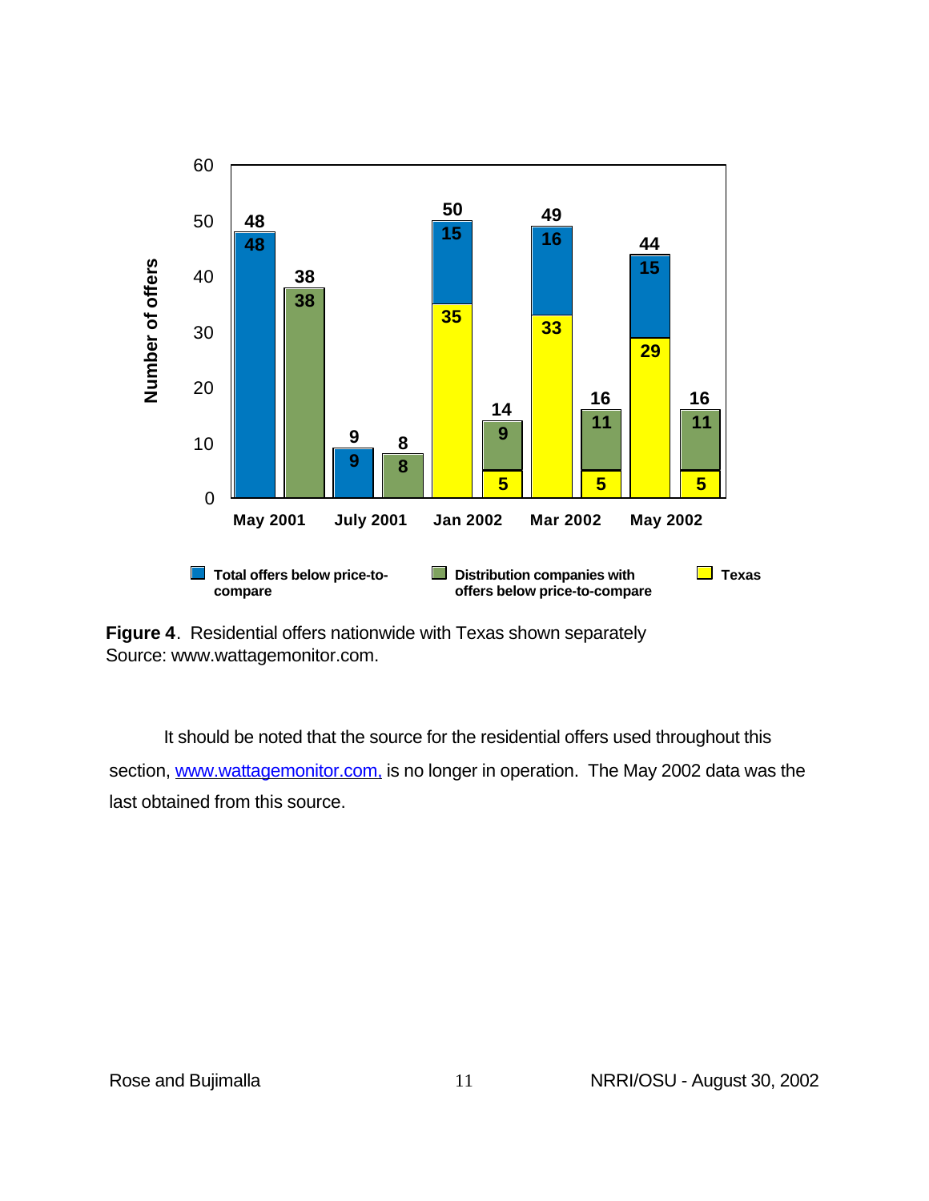**Figure 4**. Residential offers nationwide with Texas shown separately
Source: www.wattagemonitor.com.

It should be noted that the source for the residential offers used throughout this section, www.wattagemonitor.com, is no longer in operation. The May 2002 data was the last obtained from this source.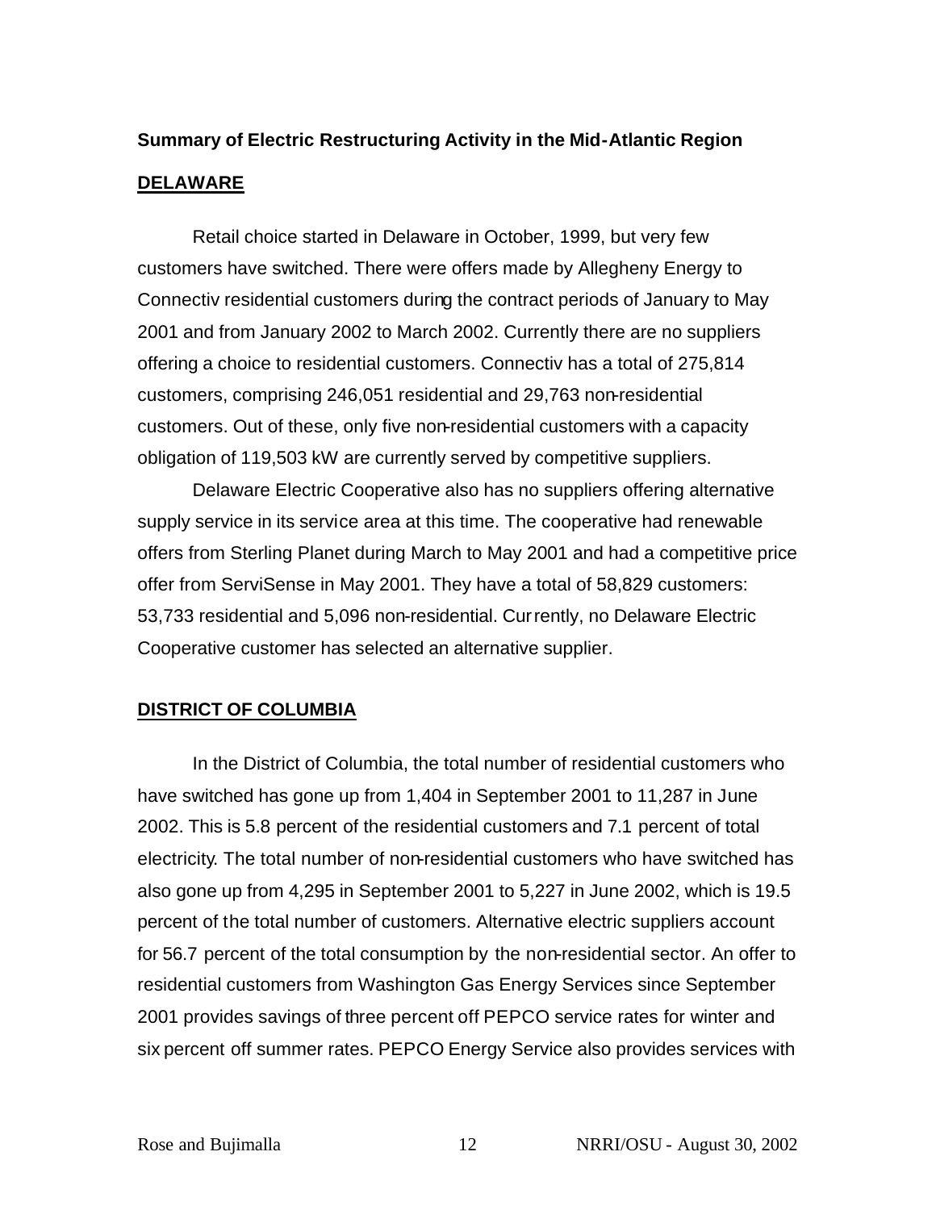**Summary of Electric Restructuring Activity in the Mid-Atlantic Region**

**DELAWARE**

Retail choice started in Delaware in October, 1999, but very few customers have switched. There were offers made by Allegheny Energy to Connectiv residential customers during the contract periods of January to May 2001 and from January 2002 to March 2002. Currently there are no suppliers offering a choice to residential customers. Connectiv has a total of 275,814 customers, comprising 246,051 residential and 29,763 non-residential customers. Out of these, only five non-residential customers with a capacity obligation of 119,503 kW are currently served by competitive suppliers.

Delaware Electric Cooperative also has no suppliers offering alternative supply service in its service area at this time. The cooperative had renewable offers from Sterling Planet during March to May 2001 and had a competitive price offer from ServiSense in May 2001. They have a total of 58,829 customers: 53,733 residential and 5,096 non-residential. Currently, no Delaware Electric Cooperative customer has selected an alternative supplier.

**DISTRICT OF COLUMBIA**

In the District of Columbia, the total number of residential customers who have switched has gone up from 1,404 in September 2001 to 11,287 in June 2002. This is 5.8 percent of the residential customers and 7.1 percent of total electricity. The total number of non-residential customers who have switched has also gone up from 4,295 in September 2001 to 5,227 in June 2002, which is 19.5 percent of the total number of customers. Alternative electric suppliers account for 56.7 percent of the total consumption by the non-residential sector. An offer to residential customers from Washington Gas Energy Services since September 2001 provides savings of three percent off PEPCO service rates for winter and six percent off summer rates. PEPCO Energy Service also provides services with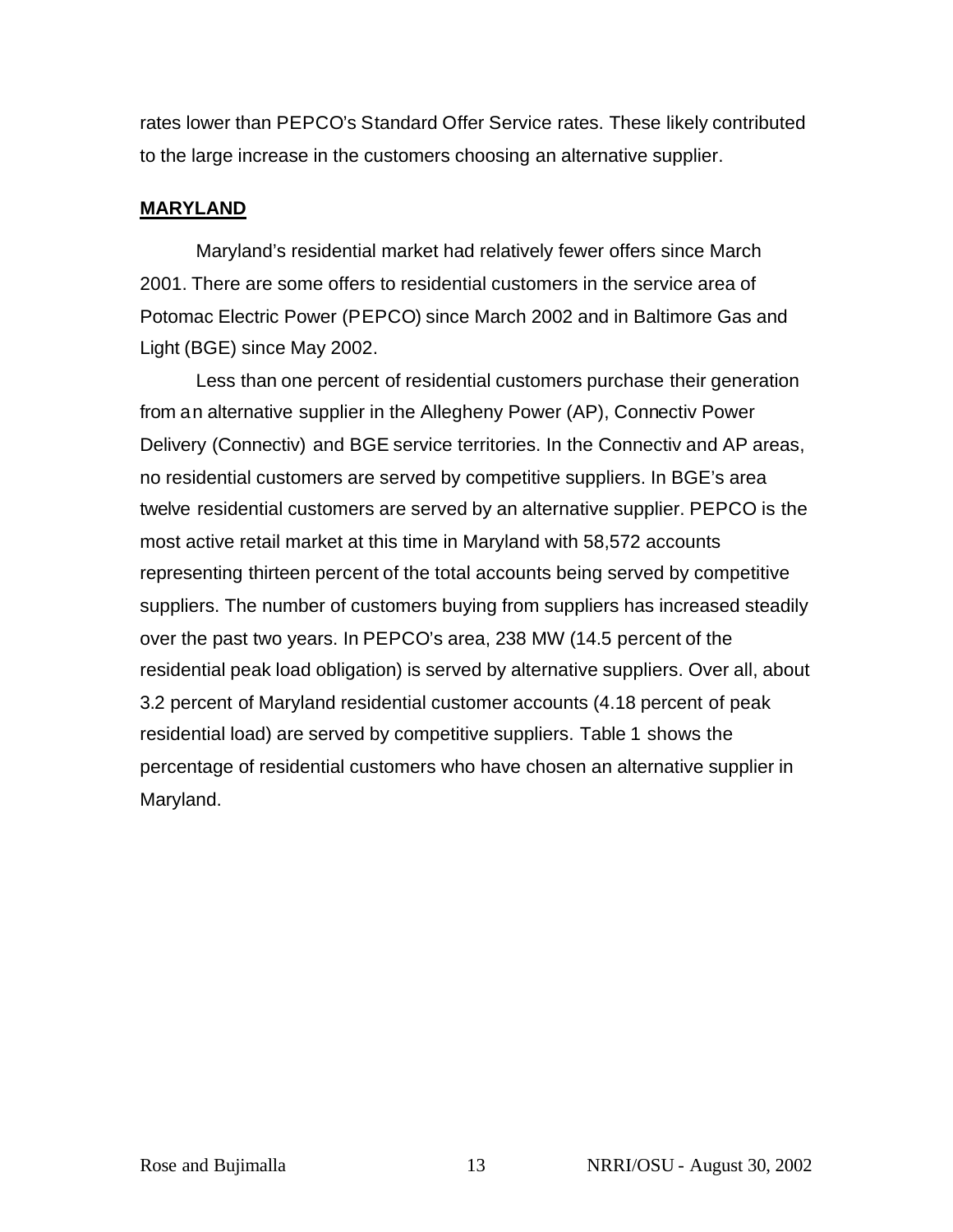rates lower than PEPCO's Standard Offer Service rates. These likely contributed to the large increase in the customers choosing an alternative supplier.

## MARYLAND

Maryland's residential market had relatively fewer offers since March 2001. There are some offers to residential customers in the service area of Potomac Electric Power (PEPCO) since March 2002 and in Baltimore Gas and Light (BGE) since May 2002.

Less than one percent of residential customers purchase their generation from an alternative supplier in the Allegheny Power (AP), Connectiv Power Delivery (Connectiv) and BGE service territories. In the Connectiv and AP areas, no residential customers are served by competitive suppliers. In BGE's area twelve residential customers are served by an alternative supplier. PEPCO is the most active retail market at this time in Maryland with 58,572 accounts representing thirteen percent of the total accounts being served by competitive suppliers. The number of customers buying from suppliers has increased steadily over the past two years. In PEPCO's area, 238 MW (14.5 percent of the residential peak load obligation) is served by alternative suppliers. Over all, about 3.2 percent of Maryland residential customer accounts (4.18 percent of peak residential load) are served by competitive suppliers. Table 1 shows the percentage of residential customers who have chosen an alternative supplier in Maryland.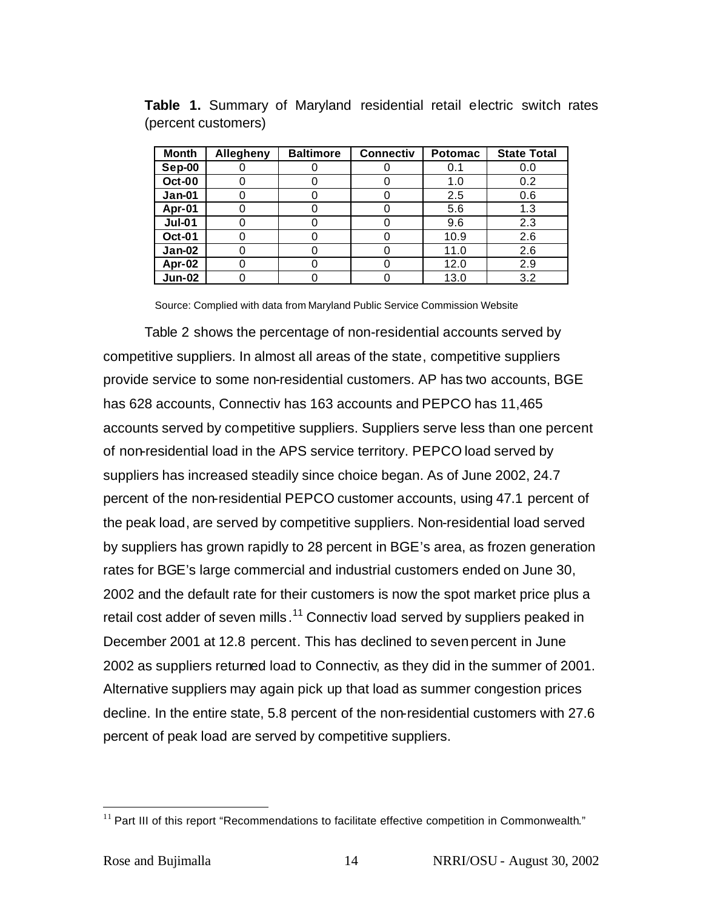**Table 1.** Summary of Maryland residential retail electric switch rates (percent customers)

| Month | Allegheny | Baltimore | Connectiv | Potomac | State Total |
|---|---|---|---|---|---|
| Sep-00 | 0 | 0 | 0 | 0.1 | 0.0 |
| Oct-00 | 0 | 0 | 0 | 1.0 | 0.2 |
| Jan-01 | 0 | 0 | 0 | 2.5 | 0.6 |
| Apr-01 | 0 | 0 | 0 | 5.6 | 1.3 |
| Jul-01 | 0 | 0 | 0 | 9.6 | 2.3 |
| Oct-01 | 0 | 0 | 0 | 10.9 | 2.6 |
| Jan-02 | 0 | 0 | 0 | 11.0 | 2.6 |
| Apr-02 | 0 | 0 | 0 | 12.0 | 2.9 |
| Jun-02 | 0 | 0 | 0 | 13.0 | 3.2 |

Source: Complied with data from Maryland Public Service Commission Website

Table 2 shows the percentage of non-residential accounts served by competitive suppliers. In almost all areas of the state, competitive suppliers provide service to some non-residential customers. AP has two accounts, BGE has 628 accounts, Connectiv has 163 accounts and PEPCO has 11,465 accounts served by competitive suppliers. Suppliers serve less than one percent of non-residential load in the APS service territory. PEPCO load served by suppliers has increased steadily since choice began. As of June 2002, 24.7 percent of the non-residential PEPCO customer accounts, using 47.1 percent of the peak load, are served by competitive suppliers. Non-residential load served by suppliers has grown rapidly to 28 percent in BGE's area, as frozen generation rates for BGE's large commercial and industrial customers ended on June 30, 2002 and the default rate for their customers is now the spot market price plus a retail cost adder of seven mills.[11] Connectiv load served by suppliers peaked in December 2001 at 12.8 percent. This has declined to seven percent in June 2002 as suppliers returned load to Connectiv, as they did in the summer of 2001. Alternative suppliers may again pick up that load as summer congestion prices decline. In the entire state, 5.8 percent of the non-residential customers with 27.6 percent of peak load are served by competitive suppliers.

[11] Part III of this report "Recommendations to facilitate effective competition in Commonwealth."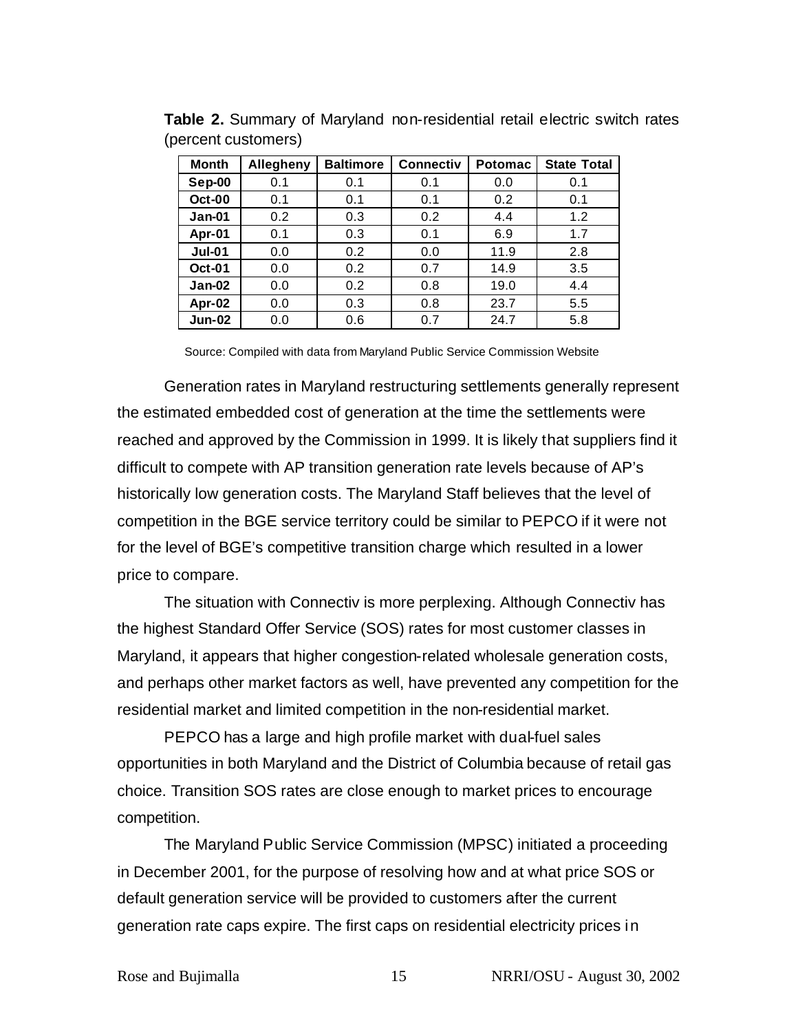**Table 2.** Summary of Maryland non-residential retail electric switch rates (percent customers)

| Month | Allegheny | Baltimore | Connectiv | Potomac | State Total |
|---|---|---|---|---|---|
| Sep-00 | 0.1 | 0.1 | 0.1 | 0.0 | 0.1 |
| Oct-00 | 0.1 | 0.1 | 0.1 | 0.2 | 0.1 |
| Jan-01 | 0.2 | 0.3 | 0.2 | 4.4 | 1.2 |
| Apr-01 | 0.1 | 0.3 | 0.1 | 6.9 | 1.7 |
| Jul-01 | 0.0 | 0.2 | 0.0 | 11.9 | 2.8 |
| Oct-01 | 0.0 | 0.2 | 0.7 | 14.9 | 3.5 |
| Jan-02 | 0.0 | 0.2 | 0.8 | 19.0 | 4.4 |
| Apr-02 | 0.0 | 0.3 | 0.8 | 23.7 | 5.5 |
| Jun-02 | 0.0 | 0.6 | 0.7 | 24.7 | 5.8 |

Source: Compiled with data from Maryland Public Service Commission Website

Generation rates in Maryland restructuring settlements generally represent the estimated embedded cost of generation at the time the settlements were reached and approved by the Commission in 1999. It is likely that suppliers find it difficult to compete with AP transition generation rate levels because of AP's historically low generation costs. The Maryland Staff believes that the level of competition in the BGE service territory could be similar to PEPCO if it were not for the level of BGE's competitive transition charge which resulted in a lower price to compare.

The situation with Connectiv is more perplexing. Although Connectiv has the highest Standard Offer Service (SOS) rates for most customer classes in Maryland, it appears that higher congestion-related wholesale generation costs, and perhaps other market factors as well, have prevented any competition for the residential market and limited competition in the non-residential market.

PEPCO has a large and high profile market with dual-fuel sales opportunities in both Maryland and the District of Columbia because of retail gas choice. Transition SOS rates are close enough to market prices to encourage competition.

The Maryland Public Service Commission (MPSC) initiated a proceeding in December 2001, for the purpose of resolving how and at what price SOS or default generation service will be provided to customers after the current generation rate caps expire. The first caps on residential electricity prices in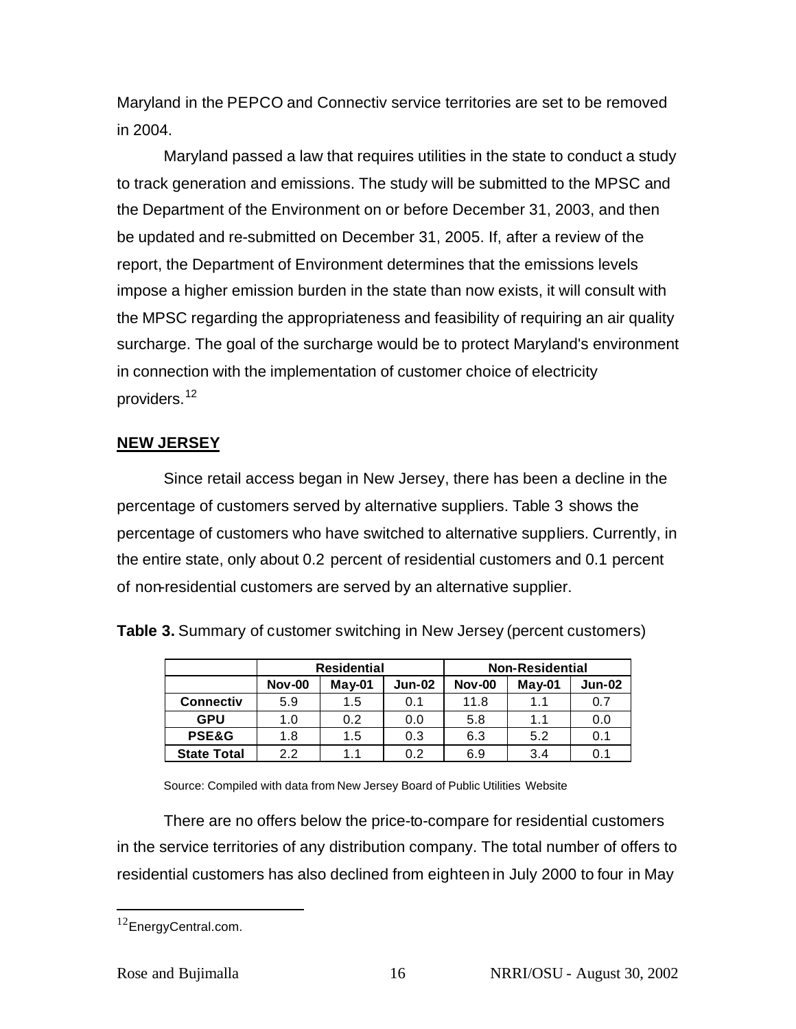Maryland in the PEPCO and Connectiv service territories are set to be removed in 2004.

Maryland passed a law that requires utilities in the state to conduct a study to track generation and emissions. The study will be submitted to the MPSC and the Department of the Environment on or before December 31, 2003, and then be updated and re-submitted on December 31, 2005. If, after a review of the report, the Department of Environment determines that the emissions levels impose a higher emission burden in the state than now exists, it will consult with the MPSC regarding the appropriateness and feasibility of requiring an air quality surcharge. The goal of the surcharge would be to protect Maryland's environment in connection with the implementation of customer choice of electricity providers.[12]

## NEW JERSEY

Since retail access began in New Jersey, there has been a decline in the percentage of customers served by alternative suppliers. Table 3 shows the percentage of customers who have switched to alternative suppliers. Currently, in the entire state, only about 0.2 percent of residential customers and 0.1 percent of non-residential customers are served by an alternative supplier.

**Table 3.** Summary of customer switching in New Jersey (percent customers)

| | Residential | | | Non-Residential | | |
|---|---|---|---|---|---|---|
| | **Nov-00** | **May-01** | **Jun-02** | **Nov-00** | **May-01** | **Jun-02** |
| **Connectiv** | 5.9 | 1.5 | 0.1 | 11.8 | 1.1 | 0.7 |
| **GPU** | 1.0 | 0.2 | 0.0 | 5.8 | 1.1 | 0.0 |
| **PSE&G** | 1.8 | 1.5 | 0.3 | 6.3 | 5.2 | 0.1 |
| **State Total** | 2.2 | 1.1 | 0.2 | 6.9 | 3.4 | 0.1 |

Source: Compiled with data from New Jersey Board of Public Utilities Website

There are no offers below the price-to-compare for residential customers in the service territories of any distribution company. The total number of offers to residential customers has also declined from eighteen in July 2000 to four in May

[12] EnergyCentral.com.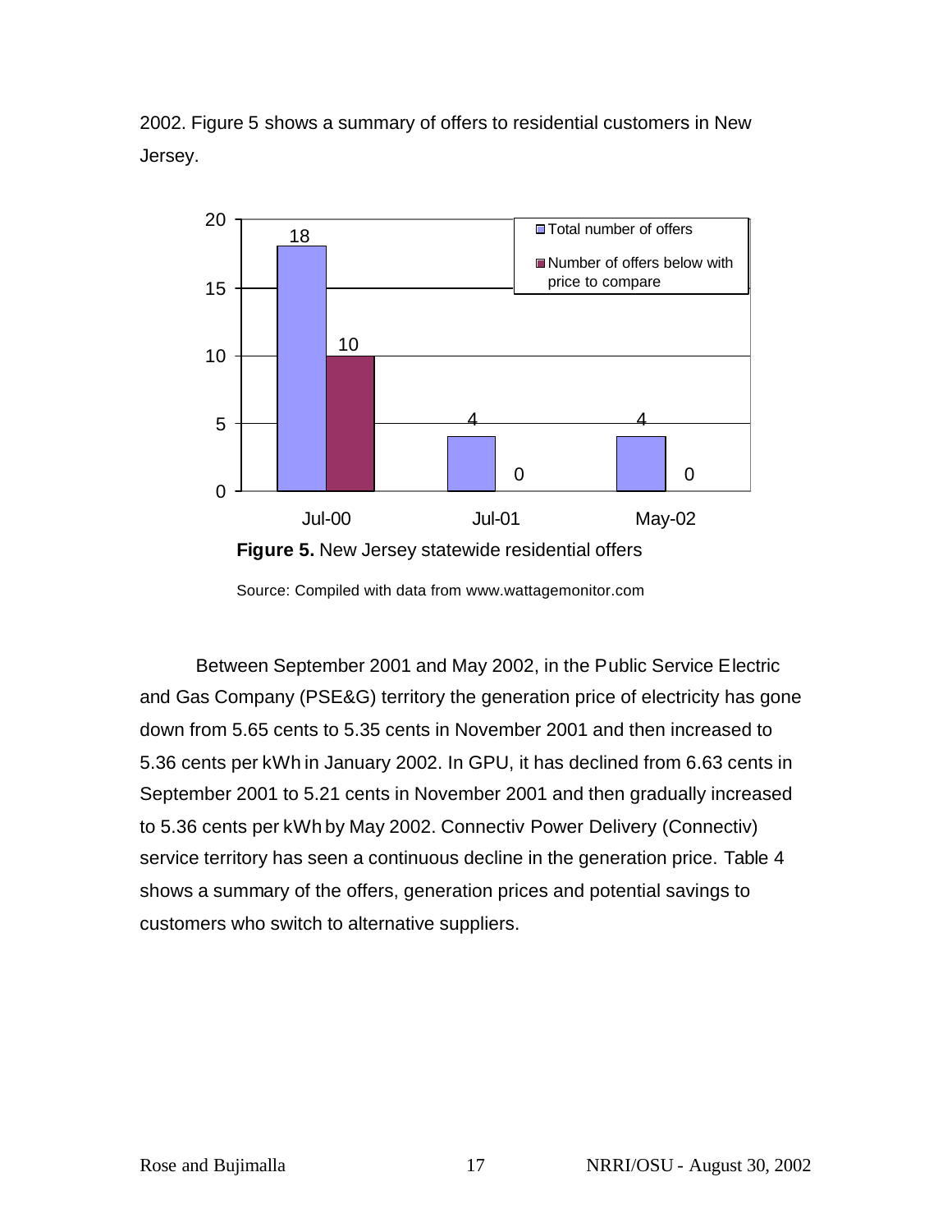2002. Figure 5 shows a summary of offers to residential customers in New Jersey.

| | Total number of offers | Number of offers below with price to compare |
|---|---|---|
| Jul-00 | 18 | 10 |
| Jul-01 | 4 | 0 |
| May-02 | 4 | 0 |

**Figure 5.** New Jersey statewide residential offers

Source: Compiled with data from www.wattagemonitor.com

Between September 2001 and May 2002, in the Public Service Electric and Gas Company (PSE&G) territory the generation price of electricity has gone down from 5.65 cents to 5.35 cents in November 2001 and then increased to 5.36 cents per kWh in January 2002. In GPU, it has declined from 6.63 cents in September 2001 to 5.21 cents in November 2001 and then gradually increased to 5.36 cents per kWh by May 2002. Connectiv Power Delivery (Connectiv) service territory has seen a continuous decline in the generation price. Table 4 shows a summary of the offers, generation prices and potential savings to customers who switch to alternative suppliers.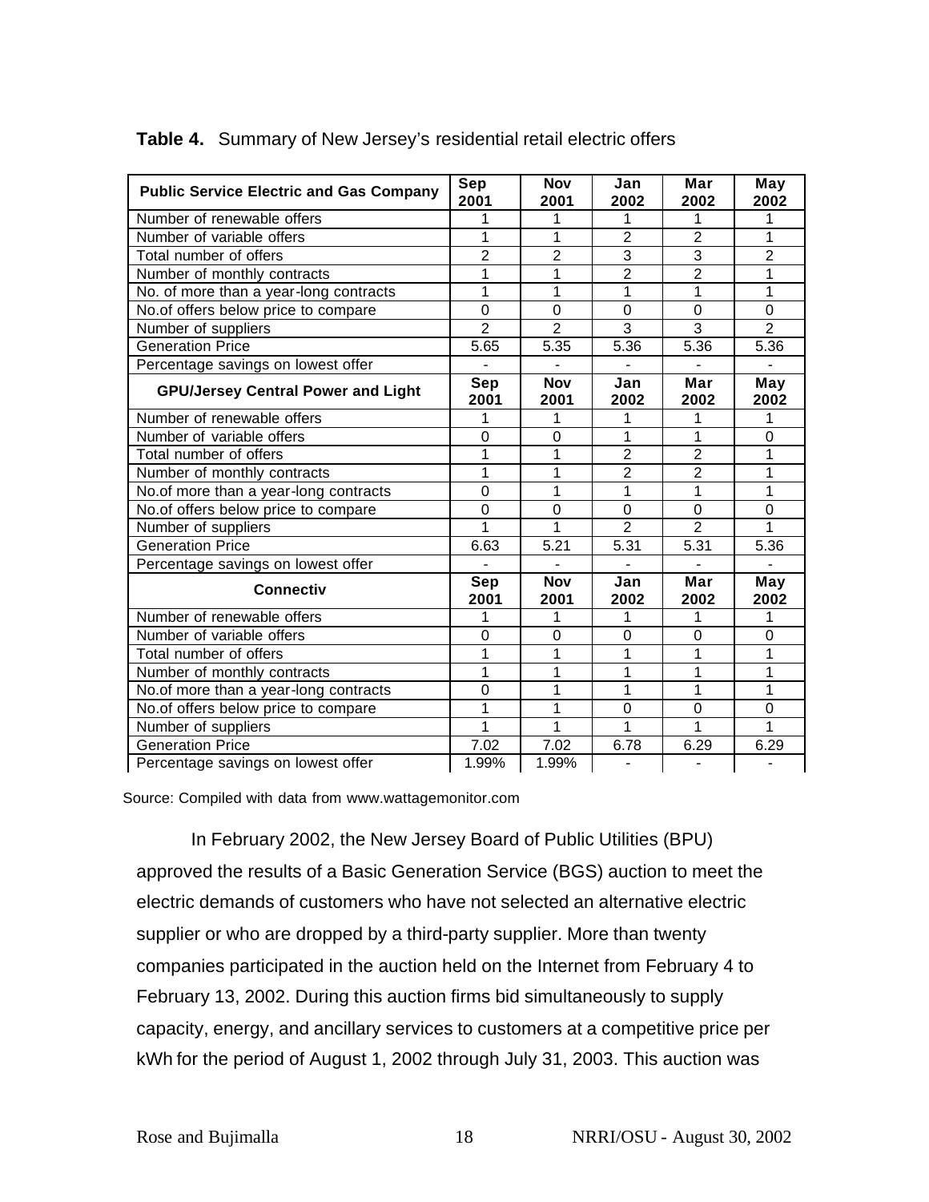**Table 4.** Summary of New Jersey's residential retail electric offers

| Public Service Electric and Gas Company | Sep 2001 | Nov 2001 | Jan 2002 | Mar 2002 | May 2002 |
|---|---|---|---|---|---|
| Number of renewable offers | 1 | 1 | 1 | 1 | 1 |
| Number of variable offers | 1 | 1 | 2 | 2 | 1 |
| Total number of offers | 2 | 2 | 3 | 3 | 2 |
| Number of monthly contracts | 1 | 1 | 2 | 2 | 1 |
| No. of more than a year-long contracts | 1 | 1 | 1 | 1 | 1 |
| No.of offers below price to compare | 0 | 0 | 0 | 0 | 0 |
| Number of suppliers | 2 | 2 | 3 | 3 | 2 |
| Generation Price | 5.65 | 5.35 | 5.36 | 5.36 | 5.36 |
| Percentage savings on lowest offer | - | - | - | - | - |
| **GPU/Jersey Central Power and Light** | **Sep 2001** | **Nov 2001** | **Jan 2002** | **Mar 2002** | **May 2002** |
| Number of renewable offers | 1 | 1 | 1 | 1 | 1 |
| Number of variable offers | 0 | 0 | 1 | 1 | 0 |
| Total number of offers | 1 | 1 | 2 | 2 | 1 |
| Number of monthly contracts | 1 | 1 | 2 | 2 | 1 |
| No.of more than a year-long contracts | 0 | 1 | 1 | 1 | 1 |
| No.of offers below price to compare | 0 | 0 | 0 | 0 | 0 |
| Number of suppliers | 1 | 1 | 2 | 2 | 1 |
| Generation Price | 6.63 | 5.21 | 5.31 | 5.31 | 5.36 |
| Percentage savings on lowest offer | - | - | - | - | - |
| **Connectiv** | **Sep 2001** | **Nov 2001** | **Jan 2002** | **Mar 2002** | **May 2002** |
| Number of renewable offers | 1 | 1 | 1 | 1 | 1 |
| Number of variable offers | 0 | 0 | 0 | 0 | 0 |
| Total number of offers | 1 | 1 | 1 | 1 | 1 |
| Number of monthly contracts | 1 | 1 | 1 | 1 | 1 |
| No.of more than a year-long contracts | 0 | 1 | 1 | 1 | 1 |
| No.of offers below price to compare | 1 | 1 | 0 | 0 | 0 |
| Number of suppliers | 1 | 1 | 1 | 1 | 1 |
| Generation Price | 7.02 | 7.02 | 6.78 | 6.29 | 6.29 |
| Percentage savings on lowest offer | 1.99% | 1.99% | - | - | - |

Source: Compiled with data from www.wattagemonitor.com

In February 2002, the New Jersey Board of Public Utilities (BPU) approved the results of a Basic Generation Service (BGS) auction to meet the electric demands of customers who have not selected an alternative electric supplier or who are dropped by a third-party supplier. More than twenty companies participated in the auction held on the Internet from February 4 to February 13, 2002. During this auction firms bid simultaneously to supply capacity, energy, and ancillary services to customers at a competitive price per kWh for the period of August 1, 2002 through July 31, 2003. This auction was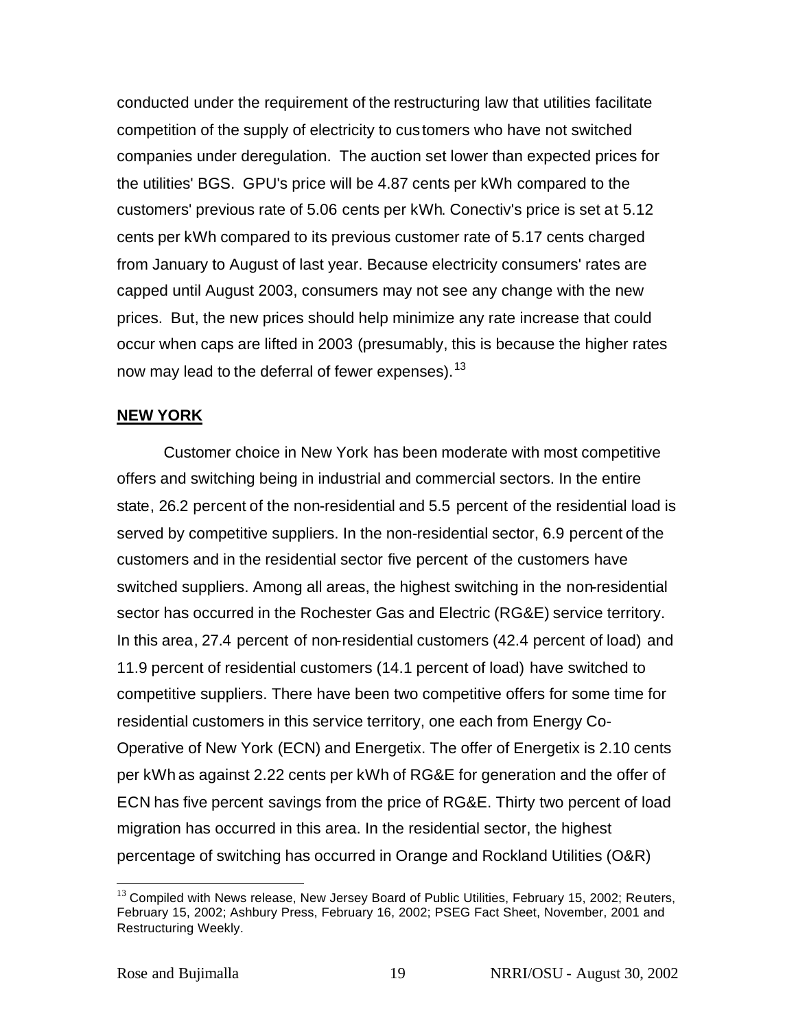conducted under the requirement of the restructuring law that utilities facilitate competition of the supply of electricity to customers who have not switched companies under deregulation. The auction set lower than expected prices for the utilities' BGS. GPU's price will be 4.87 cents per kWh compared to the customers' previous rate of 5.06 cents per kWh. Conectiv's price is set at 5.12 cents per kWh compared to its previous customer rate of 5.17 cents charged from January to August of last year. Because electricity consumers' rates are capped until August 2003, consumers may not see any change with the new prices. But, the new prices should help minimize any rate increase that could occur when caps are lifted in 2003 (presumably, this is because the higher rates now may lead to the deferral of fewer expenses).[13]

## **NEW YORK**

Customer choice in New York has been moderate with most competitive offers and switching being in industrial and commercial sectors. In the entire state, 26.2 percent of the non-residential and 5.5 percent of the residential load is served by competitive suppliers. In the non-residential sector, 6.9 percent of the customers and in the residential sector five percent of the customers have switched suppliers. Among all areas, the highest switching in the non-residential sector has occurred in the Rochester Gas and Electric (RG&E) service territory. In this area, 27.4 percent of non-residential customers (42.4 percent of load) and 11.9 percent of residential customers (14.1 percent of load) have switched to competitive suppliers. There have been two competitive offers for some time for residential customers in this service territory, one each from Energy Co-Operative of New York (ECN) and Energetix. The offer of Energetix is 2.10 cents per kWh as against 2.22 cents per kWh of RG&E for generation and the offer of ECN has five percent savings from the price of RG&E. Thirty two percent of load migration has occurred in this area. In the residential sector, the highest percentage of switching has occurred in Orange and Rockland Utilities (O&R)

---

[13] Compiled with News release, New Jersey Board of Public Utilities, February 15, 2002; Reuters, February 15, 2002; Ashbury Press, February 16, 2002; PSEG Fact Sheet, November, 2001 and Restructuring Weekly.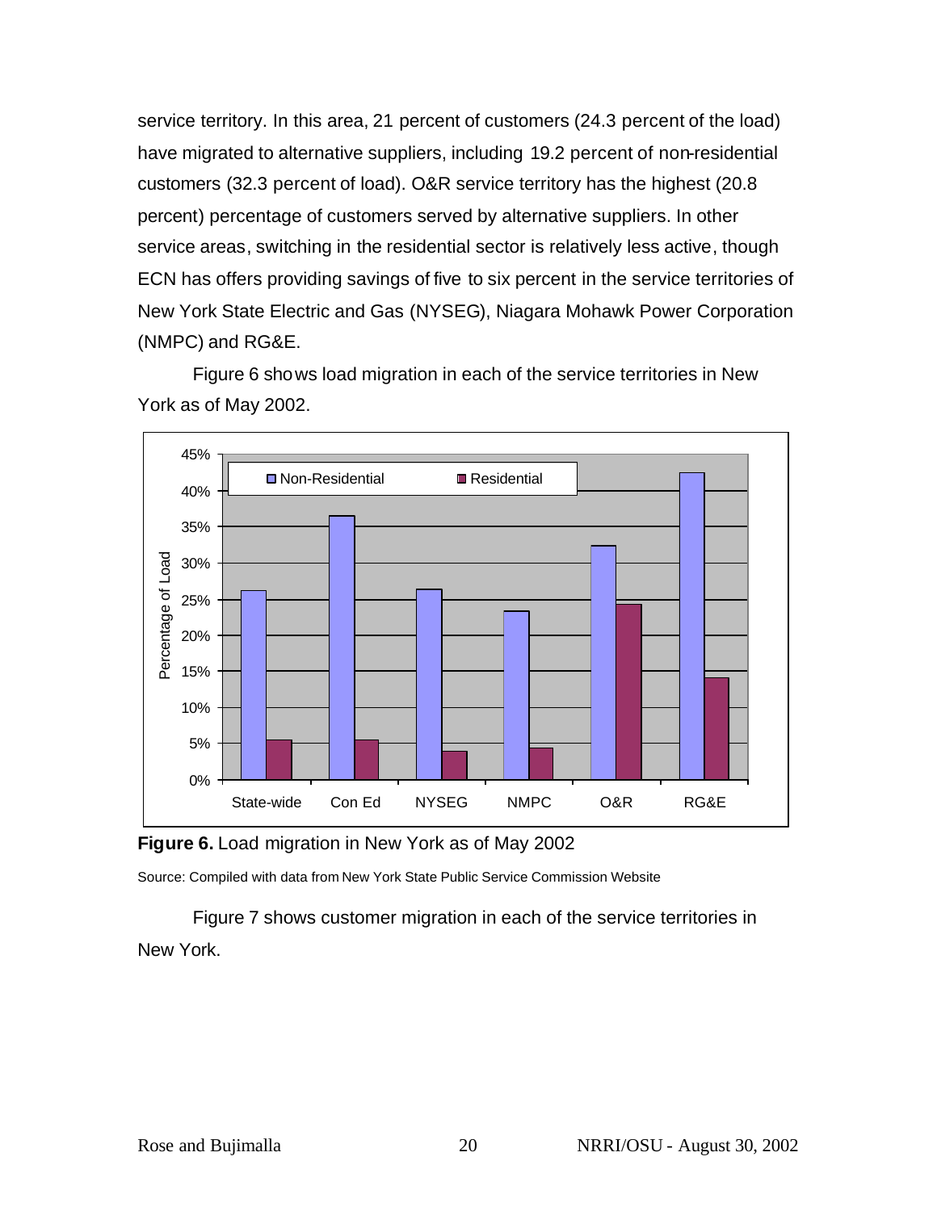service territory. In this area, 21 percent of customers (24.3 percent of the load) have migrated to alternative suppliers, including 19.2 percent of non-residential customers (32.3 percent of load). O&R service territory has the highest (20.8 percent) percentage of customers served by alternative suppliers. In other service areas, switching in the residential sector is relatively less active, though ECN has offers providing savings of five to six percent in the service territories of New York State Electric and Gas (NYSEG), Niagara Mohawk Power Corporation (NMPC) and RG&E.

Figure 6 shows load migration in each of the service territories in New York as of May 2002.

**Figure 6.** Load migration in New York as of May 2002

Source: Compiled with data from New York State Public Service Commission Website

Figure 7 shows customer migration in each of the service territories in New York.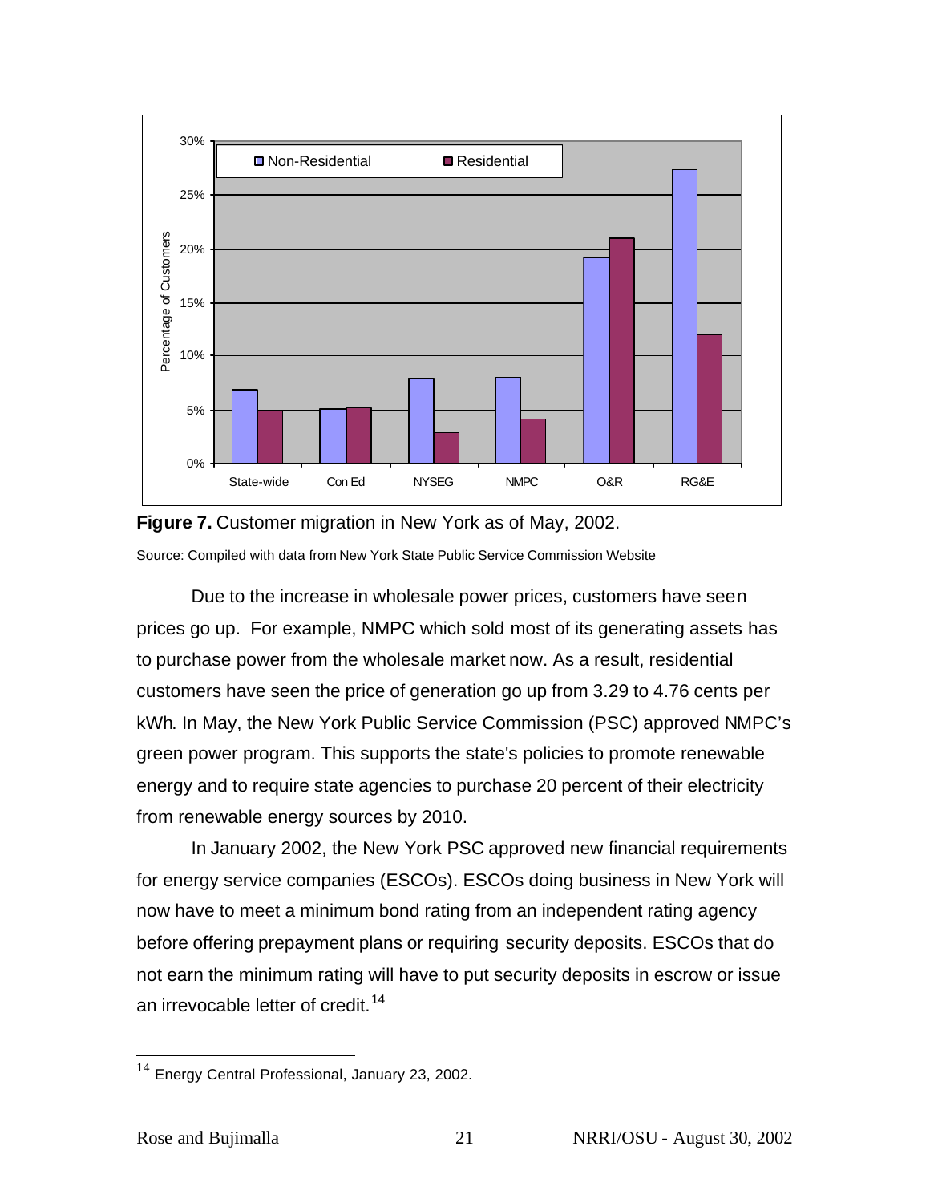**Figure 7.** Customer migration in New York as of May, 2002.

Source: Compiled with data from New York State Public Service Commission Website

Due to the increase in wholesale power prices, customers have seen prices go up. For example, NMPC which sold most of its generating assets has to purchase power from the wholesale market now. As a result, residential customers have seen the price of generation go up from 3.29 to 4.76 cents per kWh. In May, the New York Public Service Commission (PSC) approved NMPC's green power program. This supports the state's policies to promote renewable energy and to require state agencies to purchase 20 percent of their electricity from renewable energy sources by 2010.

In January 2002, the New York PSC approved new financial requirements for energy service companies (ESCOs). ESCOs doing business in New York will now have to meet a minimum bond rating from an independent rating agency before offering prepayment plans or requiring security deposits. ESCOs that do not earn the minimum rating will have to put security deposits in escrow or issue an irrevocable letter of credit.[14]

---

[14] Energy Central Professional, January 23, 2002.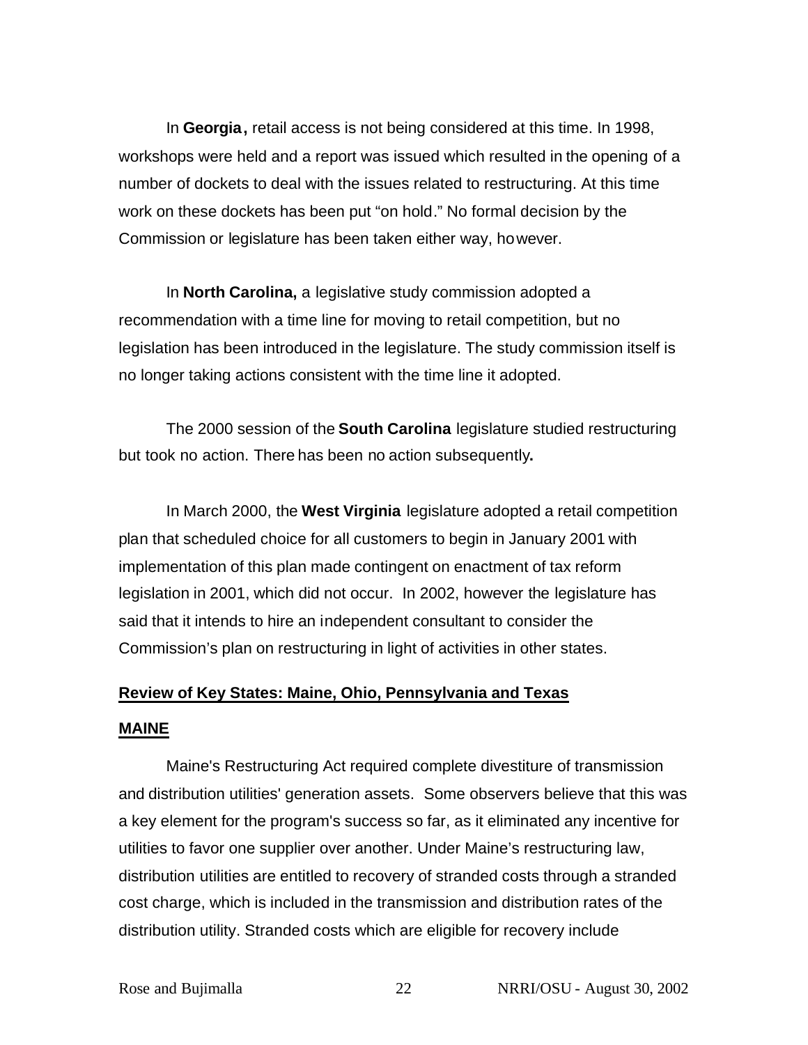In **Georgia**, retail access is not being considered at this time. In 1998, workshops were held and a report was issued which resulted in the opening of a number of dockets to deal with the issues related to restructuring. At this time work on these dockets has been put "on hold." No formal decision by the Commission or legislature has been taken either way, however.

In **North Carolina,** a legislative study commission adopted a recommendation with a time line for moving to retail competition, but no legislation has been introduced in the legislature. The study commission itself is no longer taking actions consistent with the time line it adopted.

The 2000 session of the **South Carolina** legislature studied restructuring but took no action. There has been no action subsequently**.**

In March 2000, the **West Virginia** legislature adopted a retail competition plan that scheduled choice for all customers to begin in January 2001 with implementation of this plan made contingent on enactment of tax reform legislation in 2001, which did not occur. In 2002, however the legislature has said that it intends to hire an independent consultant to consider the Commission's plan on restructuring in light of activities in other states.

## Review of Key States: Maine, Ohio, Pennsylvania and Texas

### MAINE

Maine's Restructuring Act required complete divestiture of transmission and distribution utilities' generation assets. Some observers believe that this was a key element for the program's success so far, as it eliminated any incentive for utilities to favor one supplier over another. Under Maine's restructuring law, distribution utilities are entitled to recovery of stranded costs through a stranded cost charge, which is included in the transmission and distribution rates of the distribution utility. Stranded costs which are eligible for recovery include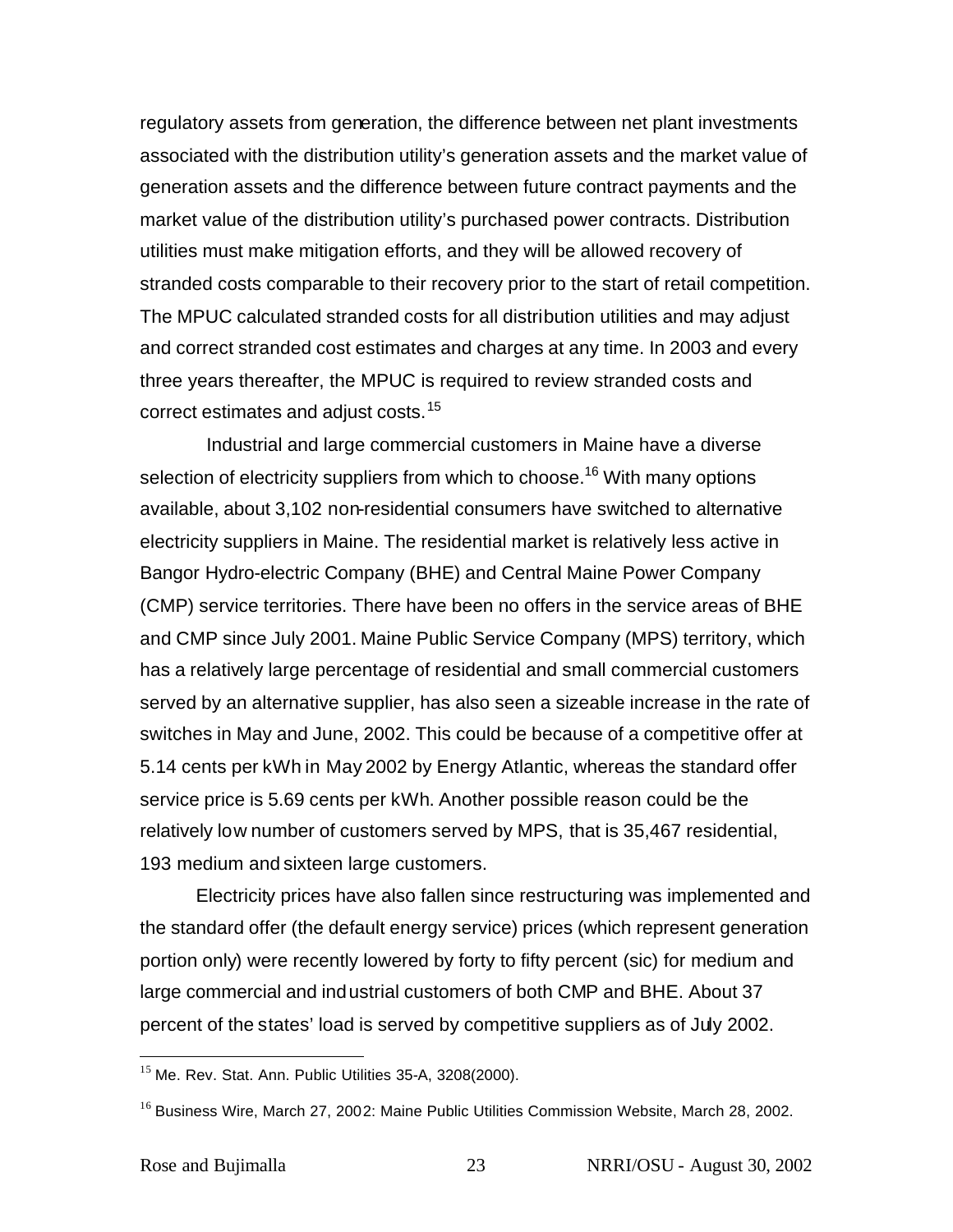regulatory assets from generation, the difference between net plant investments associated with the distribution utility's generation assets and the market value of generation assets and the difference between future contract payments and the market value of the distribution utility's purchased power contracts. Distribution utilities must make mitigation efforts, and they will be allowed recovery of stranded costs comparable to their recovery prior to the start of retail competition. The MPUC calculated stranded costs for all distribution utilities and may adjust and correct stranded cost estimates and charges at any time. In 2003 and every three years thereafter, the MPUC is required to review stranded costs and correct estimates and adjust costs.[15]

Industrial and large commercial customers in Maine have a diverse selection of electricity suppliers from which to choose.[16] With many options available, about 3,102 non-residential consumers have switched to alternative electricity suppliers in Maine. The residential market is relatively less active in Bangor Hydro-electric Company (BHE) and Central Maine Power Company (CMP) service territories. There have been no offers in the service areas of BHE and CMP since July 2001. Maine Public Service Company (MPS) territory, which has a relatively large percentage of residential and small commercial customers served by an alternative supplier, has also seen a sizeable increase in the rate of switches in May and June, 2002. This could be because of a competitive offer at 5.14 cents per kWh in May 2002 by Energy Atlantic, whereas the standard offer service price is 5.69 cents per kWh. Another possible reason could be the relatively low number of customers served by MPS, that is 35,467 residential, 193 medium and sixteen large customers.

Electricity prices have also fallen since restructuring was implemented and the standard offer (the default energy service) prices (which represent generation portion only) were recently lowered by forty to fifty percent (sic) for medium and large commercial and industrial customers of both CMP and BHE. About 37 percent of the states' load is served by competitive suppliers as of July 2002.

---

[15] Me. Rev. Stat. Ann. Public Utilities 35-A, 3208(2000).

[16] Business Wire, March 27, 2002: Maine Public Utilities Commission Website, March 28, 2002.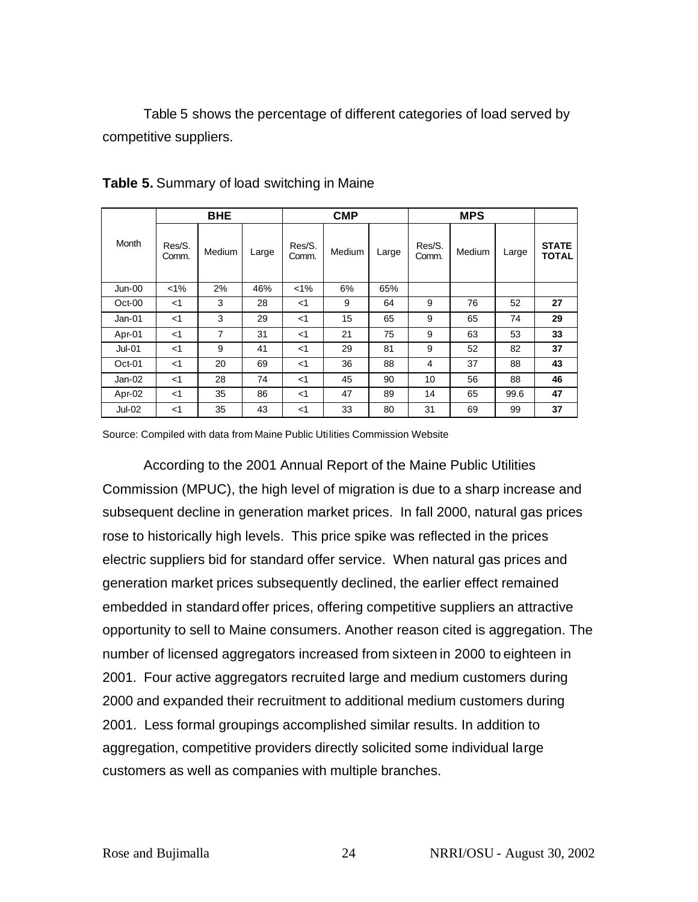Table 5 shows the percentage of different categories of load served by competitive suppliers.

**Table 5.** Summary of load switching in Maine

| Month | BHE | | | CMP | | | MPS | | | |
|---|---|---|---|---|---|---|---|---|---|---|
| | Res/S. Comm. | Medium | Large | Res/S. Comm. | Medium | Large | Res/S. Comm. | Medium | Large | **STATE TOTAL** |
| Jun-00 | <1% | 2% | 46% | <1% | 6% | 65% | | | | |
| Oct-00 | <1 | 3 | 28 | <1 | 9 | 64 | 9 | 76 | 52 | **27** |
| Jan-01 | <1 | 3 | 29 | <1 | 15 | 65 | 9 | 65 | 74 | **29** |
| Apr-01 | <1 | 7 | 31 | <1 | 21 | 75 | 9 | 63 | 53 | **33** |
| Jul-01 | <1 | 9 | 41 | <1 | 29 | 81 | 9 | 52 | 82 | **37** |
| Oct-01 | <1 | 20 | 69 | <1 | 36 | 88 | 4 | 37 | 88 | **43** |
| Jan-02 | <1 | 28 | 74 | <1 | 45 | 90 | 10 | 56 | 88 | **46** |
| Apr-02 | <1 | 35 | 86 | <1 | 47 | 89 | 14 | 65 | 99.6 | **47** |
| Jul-02 | <1 | 35 | 43 | <1 | 33 | 80 | 31 | 69 | 99 | **37** |

Source: Compiled with data from Maine Public Utilities Commission Website

According to the 2001 Annual Report of the Maine Public Utilities Commission (MPUC), the high level of migration is due to a sharp increase and subsequent decline in generation market prices. In fall 2000, natural gas prices rose to historically high levels. This price spike was reflected in the prices electric suppliers bid for standard offer service. When natural gas prices and generation market prices subsequently declined, the earlier effect remained embedded in standard offer prices, offering competitive suppliers an attractive opportunity to sell to Maine consumers. Another reason cited is aggregation. The number of licensed aggregators increased from sixteen in 2000 to eighteen in 2001. Four active aggregators recruited large and medium customers during 2000 and expanded their recruitment to additional medium customers during 2001. Less formal groupings accomplished similar results. In addition to aggregation, competitive providers directly solicited some individual large customers as well as companies with multiple branches.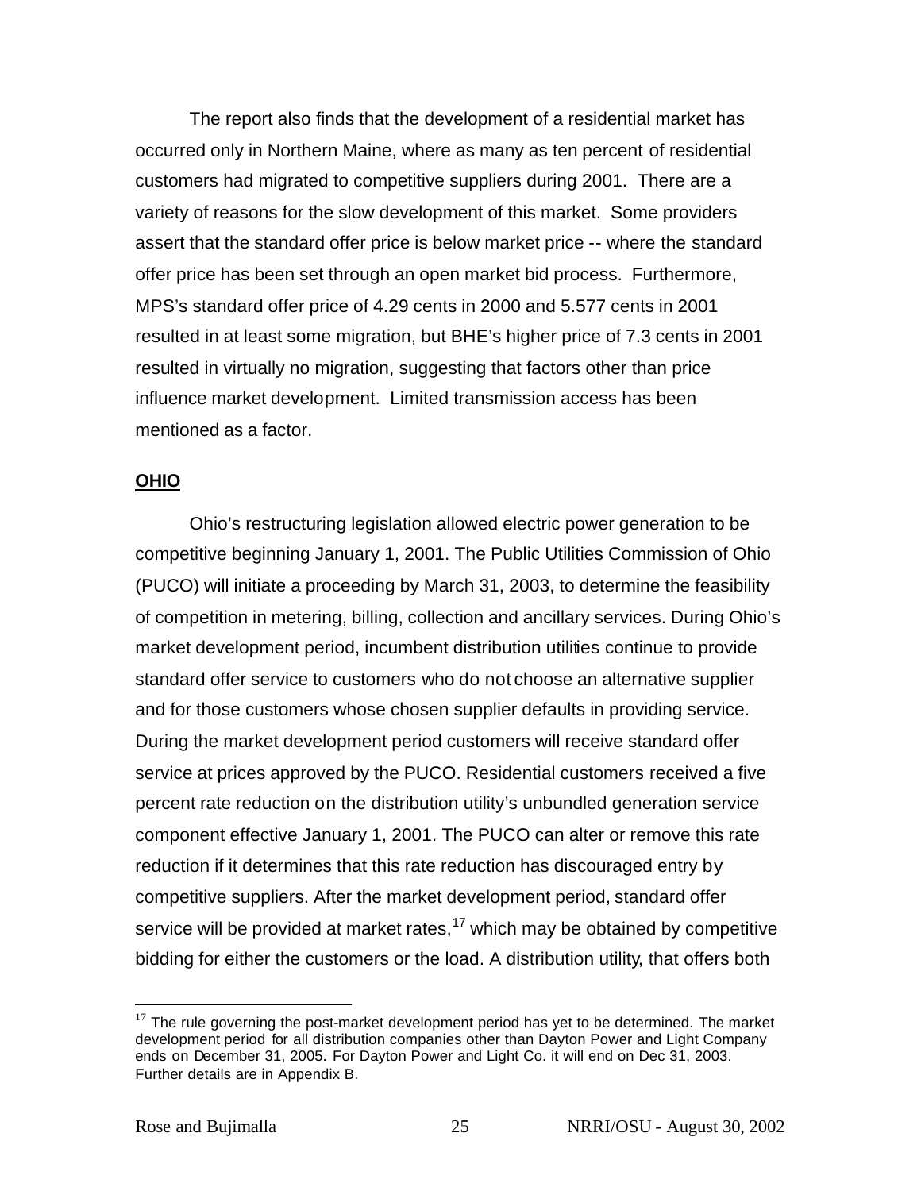The report also finds that the development of a residential market has occurred only in Northern Maine, where as many as ten percent of residential customers had migrated to competitive suppliers during 2001. There are a variety of reasons for the slow development of this market. Some providers assert that the standard offer price is below market price -- where the standard offer price has been set through an open market bid process. Furthermore, MPS's standard offer price of 4.29 cents in 2000 and 5.577 cents in 2001 resulted in at least some migration, but BHE's higher price of 7.3 cents in 2001 resulted in virtually no migration, suggesting that factors other than price influence market development. Limited transmission access has been mentioned as a factor.

## OHIO

Ohio's restructuring legislation allowed electric power generation to be competitive beginning January 1, 2001. The Public Utilities Commission of Ohio (PUCO) will initiate a proceeding by March 31, 2003, to determine the feasibility of competition in metering, billing, collection and ancillary services. During Ohio's market development period, incumbent distribution utilities continue to provide standard offer service to customers who do not choose an alternative supplier and for those customers whose chosen supplier defaults in providing service. During the market development period customers will receive standard offer service at prices approved by the PUCO. Residential customers received a five percent rate reduction on the distribution utility's unbundled generation service component effective January 1, 2001. The PUCO can alter or remove this rate reduction if it determines that this rate reduction has discouraged entry by competitive suppliers. After the market development period, standard offer service will be provided at market rates,[17] which may be obtained by competitive bidding for either the customers or the load. A distribution utility, that offers both

---

[17] The rule governing the post-market development period has yet to be determined. The market development period for all distribution companies other than Dayton Power and Light Company ends on December 31, 2005. For Dayton Power and Light Co. it will end on Dec 31, 2003. Further details are in Appendix B.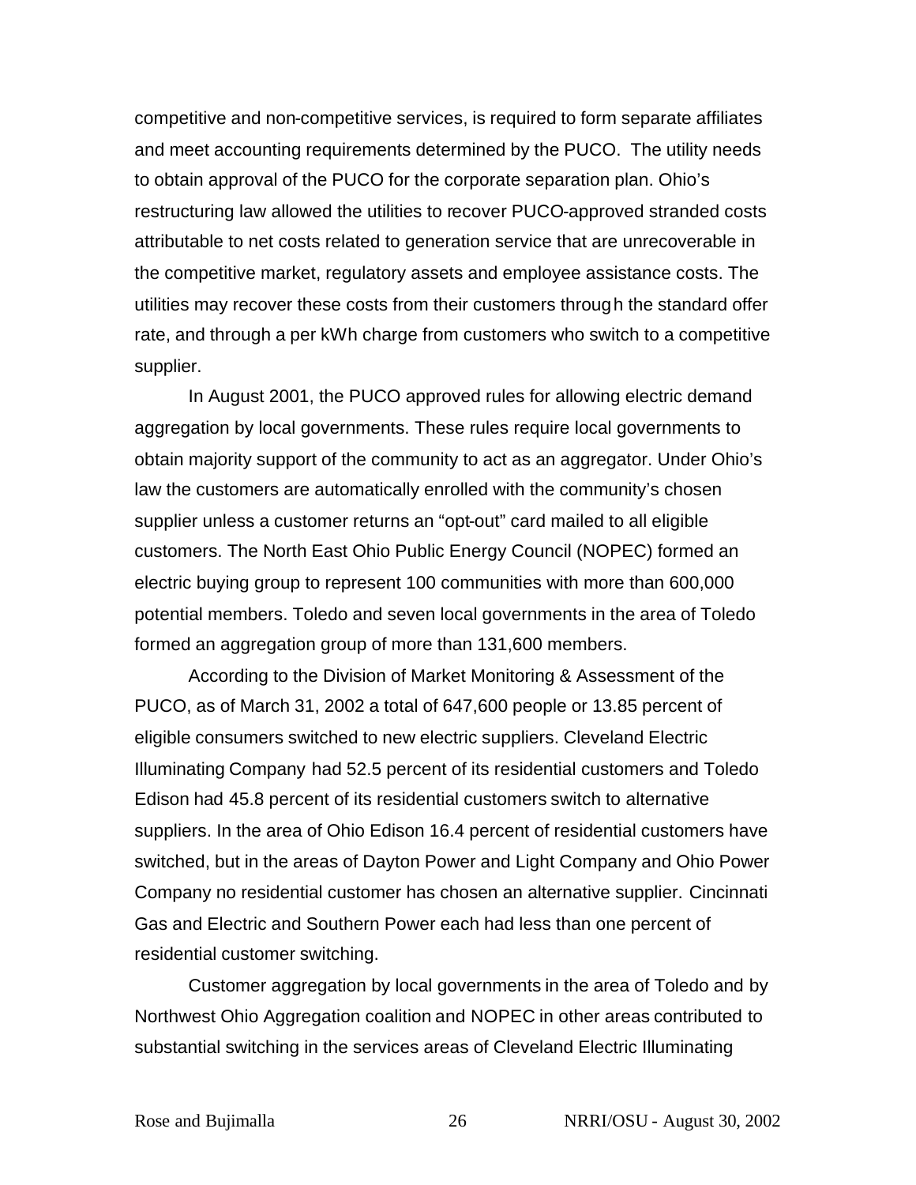competitive and non-competitive services, is required to form separate affiliates and meet accounting requirements determined by the PUCO. The utility needs to obtain approval of the PUCO for the corporate separation plan. Ohio's restructuring law allowed the utilities to recover PUCO-approved stranded costs attributable to net costs related to generation service that are unrecoverable in the competitive market, regulatory assets and employee assistance costs. The utilities may recover these costs from their customers through the standard offer rate, and through a per kWh charge from customers who switch to a competitive supplier.

In August 2001, the PUCO approved rules for allowing electric demand aggregation by local governments. These rules require local governments to obtain majority support of the community to act as an aggregator. Under Ohio's law the customers are automatically enrolled with the community's chosen supplier unless a customer returns an "opt-out" card mailed to all eligible customers. The North East Ohio Public Energy Council (NOPEC) formed an electric buying group to represent 100 communities with more than 600,000 potential members. Toledo and seven local governments in the area of Toledo formed an aggregation group of more than 131,600 members.

According to the Division of Market Monitoring & Assessment of the PUCO, as of March 31, 2002 a total of 647,600 people or 13.85 percent of eligible consumers switched to new electric suppliers. Cleveland Electric Illuminating Company had 52.5 percent of its residential customers and Toledo Edison had 45.8 percent of its residential customers switch to alternative suppliers. In the area of Ohio Edison 16.4 percent of residential customers have switched, but in the areas of Dayton Power and Light Company and Ohio Power Company no residential customer has chosen an alternative supplier. Cincinnati Gas and Electric and Southern Power each had less than one percent of residential customer switching.

Customer aggregation by local governments in the area of Toledo and by Northwest Ohio Aggregation coalition and NOPEC in other areas contributed to substantial switching in the services areas of Cleveland Electric Illuminating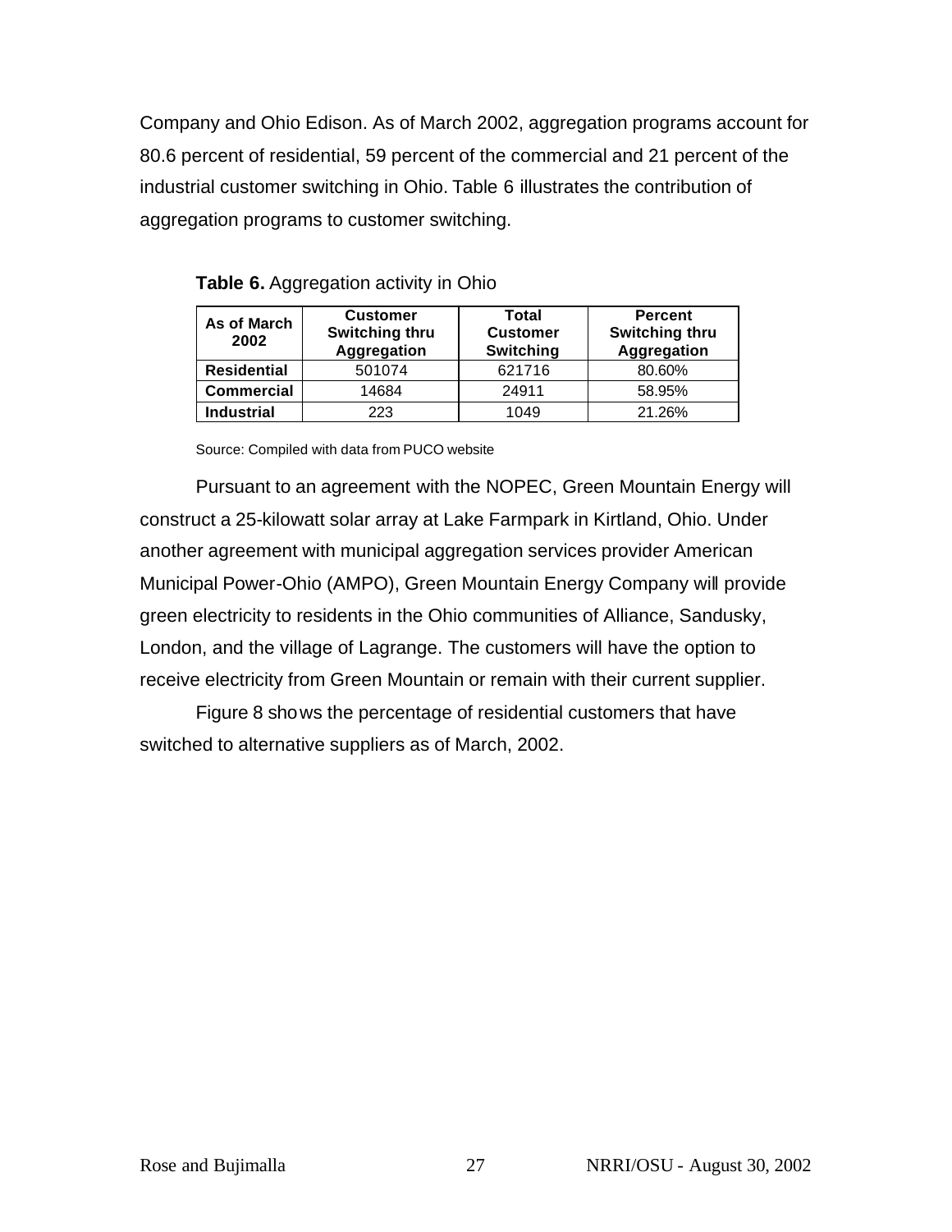Company and Ohio Edison. As of March 2002, aggregation programs account for 80.6 percent of residential, 59 percent of the commercial and 21 percent of the industrial customer switching in Ohio. Table 6 illustrates the contribution of aggregation programs to customer switching.

**Table 6.** Aggregation activity in Ohio

| As of March 2002 | Customer Switching thru Aggregation | Total Customer Switching | Percent Switching thru Aggregation |
|---|---|---|---|
| **Residential** | 501074 | 621716 | 80.60% |
| **Commercial** | 14684 | 24911 | 58.95% |
| **Industrial** | 223 | 1049 | 21.26% |

Source: Compiled with data from PUCO website

Pursuant to an agreement with the NOPEC, Green Mountain Energy will construct a 25-kilowatt solar array at Lake Farmpark in Kirtland, Ohio. Under another agreement with municipal aggregation services provider American Municipal Power-Ohio (AMPO), Green Mountain Energy Company will provide green electricity to residents in the Ohio communities of Alliance, Sandusky, London, and the village of Lagrange. The customers will have the option to receive electricity from Green Mountain or remain with their current supplier.

Figure 8 shows the percentage of residential customers that have switched to alternative suppliers as of March, 2002.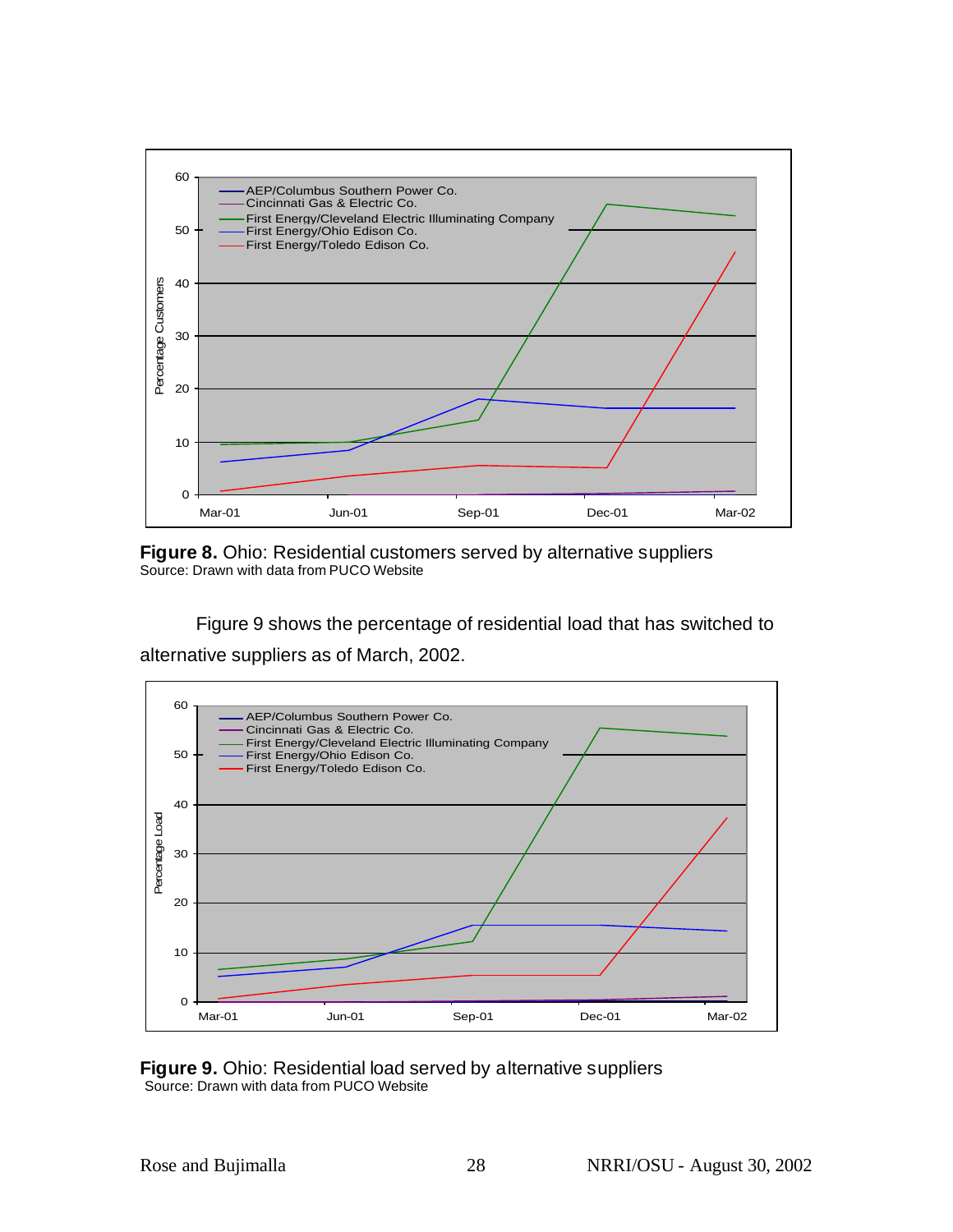**Figure 8.** Ohio: Residential customers served by alternative suppliers
Source: Drawn with data from PUCO Website

Figure 9 shows the percentage of residential load that has switched to alternative suppliers as of March, 2002.

**Figure 9.** Ohio: Residential load served by alternative suppliers
Source: Drawn with data from PUCO Website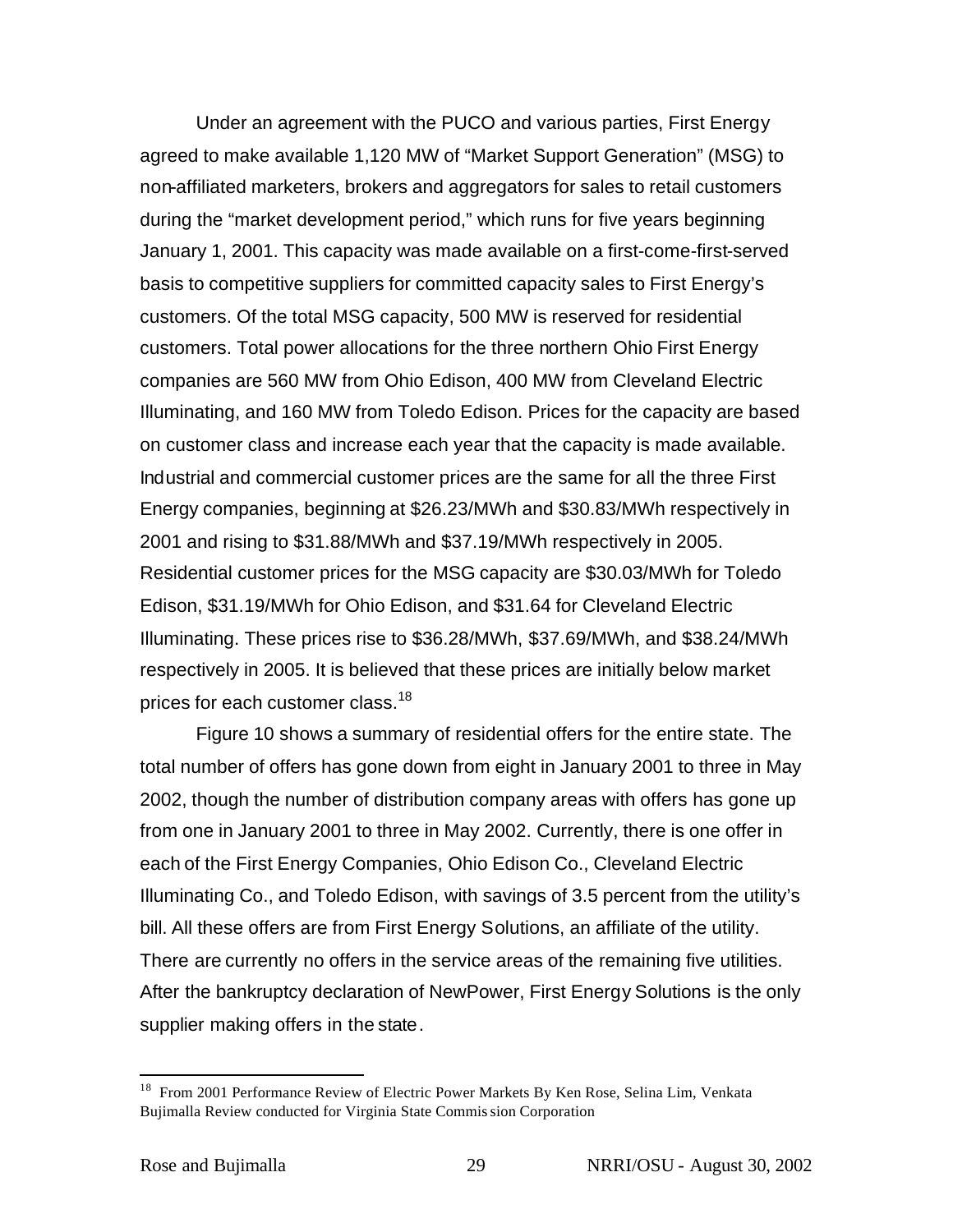Under an agreement with the PUCO and various parties, First Energy agreed to make available 1,120 MW of "Market Support Generation" (MSG) to non-affiliated marketers, brokers and aggregators for sales to retail customers during the "market development period," which runs for five years beginning January 1, 2001. This capacity was made available on a first-come-first-served basis to competitive suppliers for committed capacity sales to First Energy's customers. Of the total MSG capacity, 500 MW is reserved for residential customers. Total power allocations for the three northern Ohio First Energy companies are 560 MW from Ohio Edison, 400 MW from Cleveland Electric Illuminating, and 160 MW from Toledo Edison. Prices for the capacity are based on customer class and increase each year that the capacity is made available. Industrial and commercial customer prices are the same for all the three First Energy companies, beginning at $26.23/MWh and $30.83/MWh respectively in 2001 and rising to $31.88/MWh and $37.19/MWh respectively in 2005. Residential customer prices for the MSG capacity are $30.03/MWh for Toledo Edison, $31.19/MWh for Ohio Edison, and $31.64 for Cleveland Electric Illuminating. These prices rise to $36.28/MWh, $37.69/MWh, and $38.24/MWh respectively in 2005. It is believed that these prices are initially below market prices for each customer class.[18]

Figure 10 shows a summary of residential offers for the entire state. The total number of offers has gone down from eight in January 2001 to three in May 2002, though the number of distribution company areas with offers has gone up from one in January 2001 to three in May 2002. Currently, there is one offer in each of the First Energy Companies, Ohio Edison Co., Cleveland Electric Illuminating Co., and Toledo Edison, with savings of 3.5 percent from the utility's bill. All these offers are from First Energy Solutions, an affiliate of the utility. There are currently no offers in the service areas of the remaining five utilities. After the bankruptcy declaration of NewPower, First Energy Solutions is the only supplier making offers in the state.

[18] From 2001 Performance Review of Electric Power Markets By Ken Rose, Selina Lim, Venkata Bujimalla Review conducted for Virginia State Commission Corporation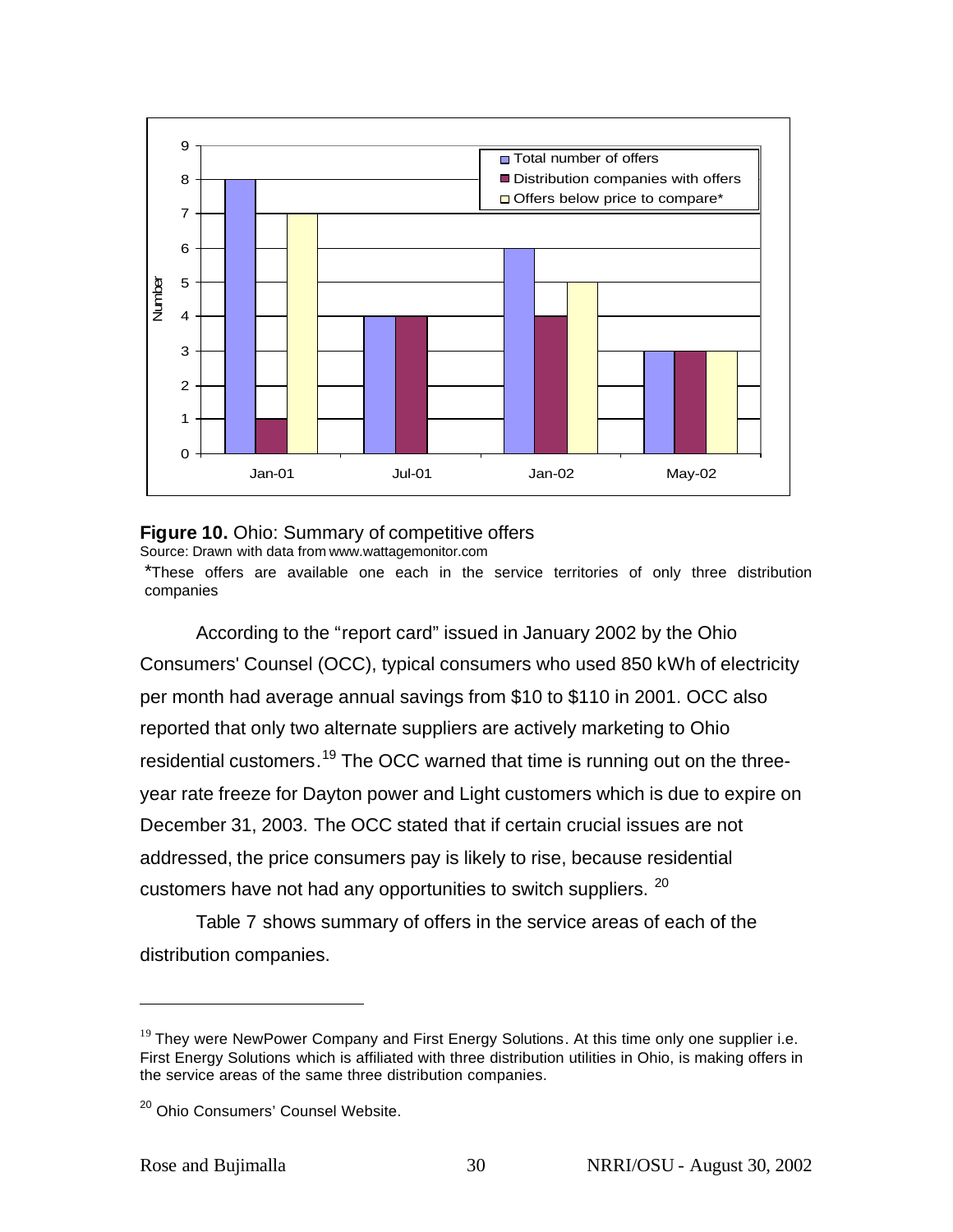**Figure 10.** Ohio: Summary of competitive offers

Source: Drawn with data from www.wattagemonitor.com

*These offers are available one each in the service territories of only three distribution companies

According to the "report card" issued in January 2002 by the Ohio Consumers' Counsel (OCC), typical consumers who used 850 kWh of electricity per month had average annual savings from $10 to $110 in 2001. OCC also reported that only two alternate suppliers are actively marketing to Ohio residential customers.[19] The OCC warned that time is running out on the three-year rate freeze for Dayton power and Light customers which is due to expire on December 31, 2003. The OCC stated that if certain crucial issues are not addressed, the price consumers pay is likely to rise, because residential customers have not had any opportunities to switch suppliers. [20]

Table 7 shows summary of offers in the service areas of each of the distribution companies.

---

[19] They were NewPower Company and First Energy Solutions. At this time only one supplier i.e. First Energy Solutions which is affiliated with three distribution utilities in Ohio, is making offers in the service areas of the same three distribution companies.

[20] Ohio Consumers' Counsel Website.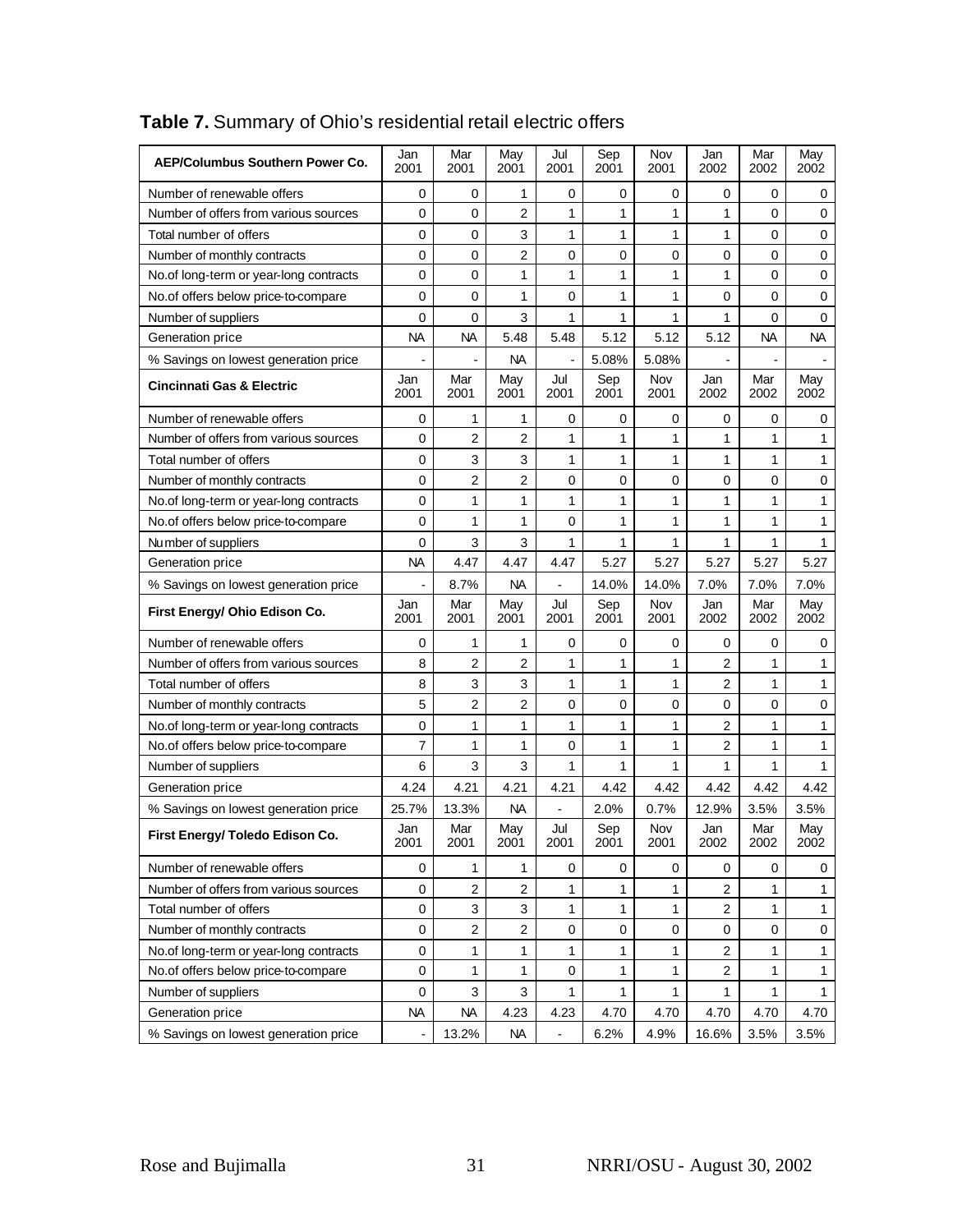**Table 7.** Summary of Ohio's residential retail electric offers

| AEP/Columbus Southern Power Co. | Jan 2001 | Mar 2001 | May 2001 | Jul 2001 | Sep 2001 | Nov 2001 | Jan 2002 | Mar 2002 | May 2002 |
|---|---|---|---|---|---|---|---|---|---|
| Number of renewable offers | 0 | 0 | 1 | 0 | 0 | 0 | 0 | 0 | 0 |
| Number of offers from various sources | 0 | 0 | 2 | 1 | 1 | 1 | 1 | 0 | 0 |
| Total number of offers | 0 | 0 | 3 | 1 | 1 | 1 | 1 | 0 | 0 |
| Number of monthly contracts | 0 | 0 | 2 | 0 | 0 | 0 | 0 | 0 | 0 |
| No.of long-term or year-long contracts | 0 | 0 | 1 | 1 | 1 | 1 | 1 | 0 | 0 |
| No.of offers below price-to-compare | 0 | 0 | 1 | 0 | 1 | 1 | 0 | 0 | 0 |
| Number of suppliers | 0 | 0 | 3 | 1 | 1 | 1 | 1 | 0 | 0 |
| Generation price | NA | NA | 5.48 | 5.48 | 5.12 | 5.12 | 5.12 | NA | NA |
| % Savings on lowest generation price | - | - | NA | - | 5.08% | 5.08% | - | - | - |
| **Cincinnati Gas & Electric** | Jan 2001 | Mar 2001 | May 2001 | Jul 2001 | Sep 2001 | Nov 2001 | Jan 2002 | Mar 2002 | May 2002 |
| Number of renewable offers | 0 | 1 | 1 | 0 | 0 | 0 | 0 | 0 | 0 |
| Number of offers from various sources | 0 | 2 | 2 | 1 | 1 | 1 | 1 | 1 | 1 |
| Total number of offers | 0 | 3 | 3 | 1 | 1 | 1 | 1 | 1 | 1 |
| Number of monthly contracts | 0 | 2 | 2 | 0 | 0 | 0 | 0 | 0 | 0 |
| No.of long-term or year-long contracts | 0 | 1 | 1 | 1 | 1 | 1 | 1 | 1 | 1 |
| No.of offers below price-to-compare | 0 | 1 | 1 | 0 | 1 | 1 | 1 | 1 | 1 |
| Number of suppliers | 0 | 3 | 3 | 1 | 1 | 1 | 1 | 1 | 1 |
| Generation price | NA | 4.47 | 4.47 | 4.47 | 5.27 | 5.27 | 5.27 | 5.27 | 5.27 |
| % Savings on lowest generation price | - | 8.7% | NA | - | 14.0% | 14.0% | 7.0% | 7.0% | 7.0% |
| **First Energy/ Ohio Edison Co.** | Jan 2001 | Mar 2001 | May 2001 | Jul 2001 | Sep 2001 | Nov 2001 | Jan 2002 | Mar 2002 | May 2002 |
| Number of renewable offers | 0 | 1 | 1 | 0 | 0 | 0 | 0 | 0 | 0 |
| Number of offers from various sources | 8 | 2 | 2 | 1 | 1 | 1 | 2 | 1 | 1 |
| Total number of offers | 8 | 3 | 3 | 1 | 1 | 1 | 2 | 1 | 1 |
| Number of monthly contracts | 5 | 2 | 2 | 0 | 0 | 0 | 0 | 0 | 0 |
| No.of long-term or year-long contracts | 0 | 1 | 1 | 1 | 1 | 1 | 2 | 1 | 1 |
| No.of offers below price-to-compare | 7 | 1 | 1 | 0 | 1 | 1 | 2 | 1 | 1 |
| Number of suppliers | 6 | 3 | 3 | 1 | 1 | 1 | 1 | 1 | 1 |
| Generation price | 4.24 | 4.21 | 4.21 | 4.21 | 4.42 | 4.42 | 4.42 | 4.42 | 4.42 |
| % Savings on lowest generation price | 25.7% | 13.3% | NA | - | 2.0% | 0.7% | 12.9% | 3.5% | 3.5% |
| **First Energy/ Toledo Edison Co.** | Jan 2001 | Mar 2001 | May 2001 | Jul 2001 | Sep 2001 | Nov 2001 | Jan 2002 | Mar 2002 | May 2002 |
| Number of renewable offers | 0 | 1 | 1 | 0 | 0 | 0 | 0 | 0 | 0 |
| Number of offers from various sources | 0 | 2 | 2 | 1 | 1 | 1 | 2 | 1 | 1 |
| Total number of offers | 0 | 3 | 3 | 1 | 1 | 1 | 2 | 1 | 1 |
| Number of monthly contracts | 0 | 2 | 2 | 0 | 0 | 0 | 0 | 0 | 0 |
| No.of long-term or year-long contracts | 0 | 1 | 1 | 1 | 1 | 1 | 2 | 1 | 1 |
| No.of offers below price-to-compare | 0 | 1 | 1 | 0 | 1 | 1 | 2 | 1 | 1 |
| Number of suppliers | 0 | 3 | 3 | 1 | 1 | 1 | 1 | 1 | 1 |
| Generation price | NA | NA | 4.23 | 4.23 | 4.70 | 4.70 | 4.70 | 4.70 | 4.70 |
| % Savings on lowest generation price | - | 13.2% | NA | - | 6.2% | 4.9% | 16.6% | 3.5% | 3.5% |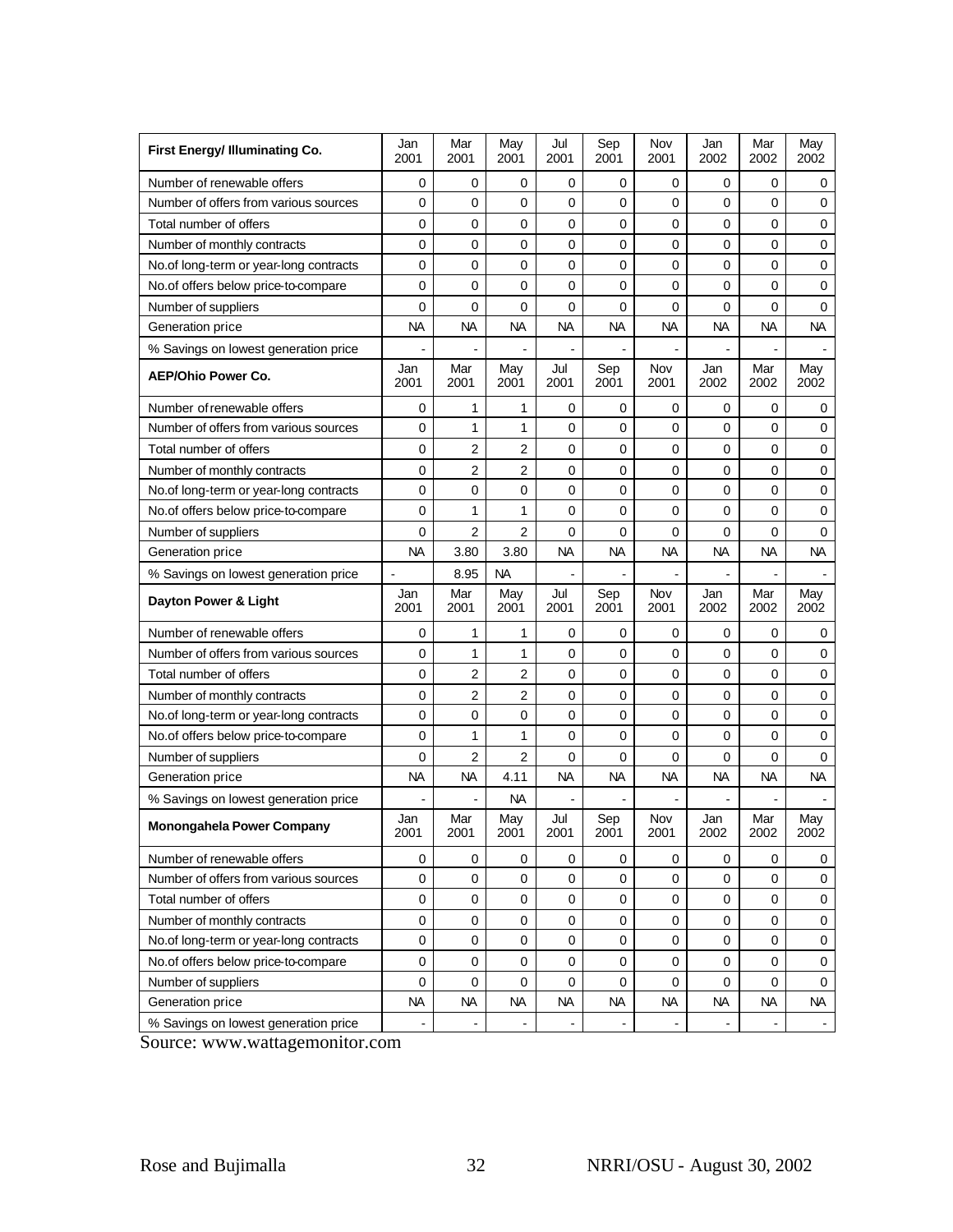| First Energy/ Illuminating Co. | Jan 2001 | Mar 2001 | May 2001 | Jul 2001 | Sep 2001 | Nov 2001 | Jan 2002 | Mar 2002 | May 2002 |
|---|---|---|---|---|---|---|---|---|---|
| Number of renewable offers | 0 | 0 | 0 | 0 | 0 | 0 | 0 | 0 | 0 |
| Number of offers from various sources | 0 | 0 | 0 | 0 | 0 | 0 | 0 | 0 | 0 |
| Total number of offers | 0 | 0 | 0 | 0 | 0 | 0 | 0 | 0 | 0 |
| Number of monthly contracts | 0 | 0 | 0 | 0 | 0 | 0 | 0 | 0 | 0 |
| No.of long-term or year-long contracts | 0 | 0 | 0 | 0 | 0 | 0 | 0 | 0 | 0 |
| No.of offers below price-to-compare | 0 | 0 | 0 | 0 | 0 | 0 | 0 | 0 | 0 |
| Number of suppliers | 0 | 0 | 0 | 0 | 0 | 0 | 0 | 0 | 0 |
| Generation price | NA | NA | NA | NA | NA | NA | NA | NA | NA |
| % Savings on lowest generation price | - | - | - | - | - | - | - | - | - |
| **AEP/Ohio Power Co.** | Jan 2001 | Mar 2001 | May 2001 | Jul 2001 | Sep 2001 | Nov 2001 | Jan 2002 | Mar 2002 | May 2002 |
| Number of renewable offers | 0 | 1 | 1 | 0 | 0 | 0 | 0 | 0 | 0 |
| Number of offers from various sources | 0 | 1 | 1 | 0 | 0 | 0 | 0 | 0 | 0 |
| Total number of offers | 0 | 2 | 2 | 0 | 0 | 0 | 0 | 0 | 0 |
| Number of monthly contracts | 0 | 2 | 2 | 0 | 0 | 0 | 0 | 0 | 0 |
| No.of long-term or year-long contracts | 0 | 0 | 0 | 0 | 0 | 0 | 0 | 0 | 0 |
| No.of offers below price-to-compare | 0 | 1 | 1 | 0 | 0 | 0 | 0 | 0 | 0 |
| Number of suppliers | 0 | 2 | 2 | 0 | 0 | 0 | 0 | 0 | 0 |
| Generation price | NA | 3.80 | 3.80 | NA | NA | NA | NA | NA | NA |
| % Savings on lowest generation price | - | 8.95 | NA | - | - | - | - | - | - |
| **Dayton Power & Light** | Jan 2001 | Mar 2001 | May 2001 | Jul 2001 | Sep 2001 | Nov 2001 | Jan 2002 | Mar 2002 | May 2002 |
| Number of renewable offers | 0 | 1 | 1 | 0 | 0 | 0 | 0 | 0 | 0 |
| Number of offers from various sources | 0 | 1 | 1 | 0 | 0 | 0 | 0 | 0 | 0 |
| Total number of offers | 0 | 2 | 2 | 0 | 0 | 0 | 0 | 0 | 0 |
| Number of monthly contracts | 0 | 2 | 2 | 0 | 0 | 0 | 0 | 0 | 0 |
| No.of long-term or year-long contracts | 0 | 0 | 0 | 0 | 0 | 0 | 0 | 0 | 0 |
| No.of offers below price-to-compare | 0 | 1 | 1 | 0 | 0 | 0 | 0 | 0 | 0 |
| Number of suppliers | 0 | 2 | 2 | 0 | 0 | 0 | 0 | 0 | 0 |
| Generation price | NA | NA | 4.11 | NA | NA | NA | NA | NA | NA |
| % Savings on lowest generation price | - | - | NA | - | - | - | - | - | - |
| **Monongahela Power Company** | Jan 2001 | Mar 2001 | May 2001 | Jul 2001 | Sep 2001 | Nov 2001 | Jan 2002 | Mar 2002 | May 2002 |
| Number of renewable offers | 0 | 0 | 0 | 0 | 0 | 0 | 0 | 0 | 0 |
| Number of offers from various sources | 0 | 0 | 0 | 0 | 0 | 0 | 0 | 0 | 0 |
| Total number of offers | 0 | 0 | 0 | 0 | 0 | 0 | 0 | 0 | 0 |
| Number of monthly contracts | 0 | 0 | 0 | 0 | 0 | 0 | 0 | 0 | 0 |
| No.of long-term or year-long contracts | 0 | 0 | 0 | 0 | 0 | 0 | 0 | 0 | 0 |
| No.of offers below price-to-compare | 0 | 0 | 0 | 0 | 0 | 0 | 0 | 0 | 0 |
| Number of suppliers | 0 | 0 | 0 | 0 | 0 | 0 | 0 | 0 | 0 |
| Generation price | NA | NA | NA | NA | NA | NA | NA | NA | NA |
| % Savings on lowest generation price | - | - | - | - | - | - | - | - | - |

Source: www.wattagemonitor.com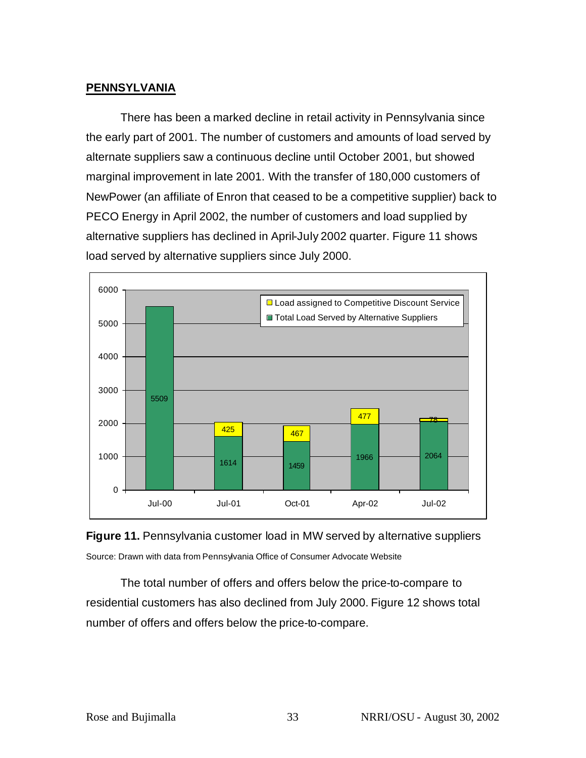## PENNSYLVANIA

There has been a marked decline in retail activity in Pennsylvania since the early part of 2001. The number of customers and amounts of load served by alternate suppliers saw a continuous decline until October 2001, but showed marginal improvement in late 2001. With the transfer of 180,000 customers of NewPower (an affiliate of Enron that ceased to be a competitive supplier) back to PECO Energy in April 2002, the number of customers and load supplied by alternative suppliers has declined in April-July 2002 quarter. Figure 11 shows load served by alternative suppliers since July 2000.

| | Jul-00 | Jul-01 | Oct-01 | Apr-02 | Jul-02 |
|---|---|---|---|---|---|
| Load assigned to Competitive Discount Service | | 425 | 467 | 477 | 78 |
| Total Load Served by Alternative Suppliers | 5509 | 1614 | 1459 | 1966 | 2064 |

**Figure 11.** Pennsylvania customer load in MW served by alternative suppliers

Source: Drawn with data from Pennsylvania Office of Consumer Advocate Website

The total number of offers and offers below the price-to-compare to residential customers has also declined from July 2000. Figure 12 shows total number of offers and offers below the price-to-compare.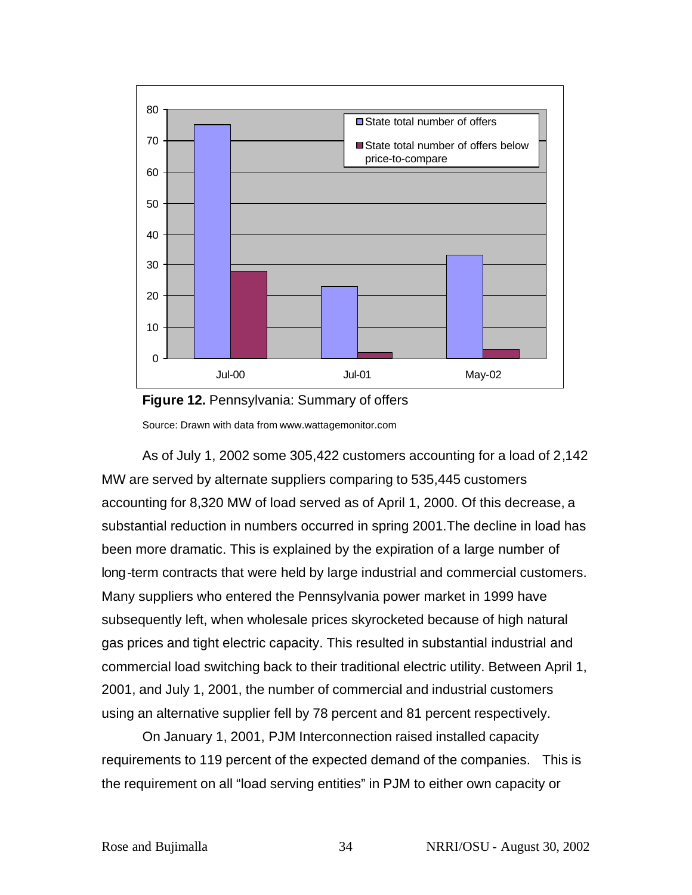**Figure 12.** Pennsylvania: Summary of offers

Source: Drawn with data from www.wattagemonitor.com

As of July 1, 2002 some 305,422 customers accounting for a load of 2,142 MW are served by alternate suppliers comparing to 535,445 customers accounting for 8,320 MW of load served as of April 1, 2000. Of this decrease, a substantial reduction in numbers occurred in spring 2001.The decline in load has been more dramatic. This is explained by the expiration of a large number of long-term contracts that were held by large industrial and commercial customers. Many suppliers who entered the Pennsylvania power market in 1999 have subsequently left, when wholesale prices skyrocketed because of high natural gas prices and tight electric capacity. This resulted in substantial industrial and commercial load switching back to their traditional electric utility. Between April 1, 2001, and July 1, 2001, the number of commercial and industrial customers using an alternative supplier fell by 78 percent and 81 percent respectively.

On January 1, 2001, PJM Interconnection raised installed capacity requirements to 119 percent of the expected demand of the companies. This is the requirement on all "load serving entities" in PJM to either own capacity or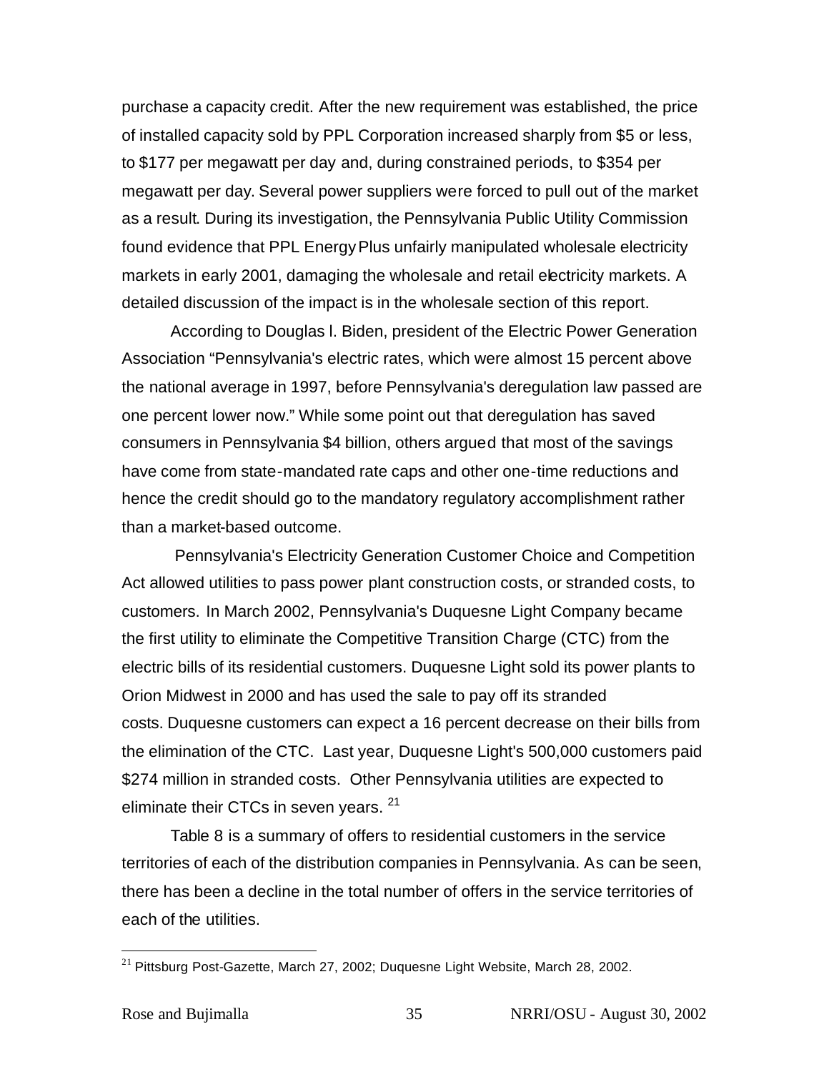purchase a capacity credit. After the new requirement was established, the price of installed capacity sold by PPL Corporation increased sharply from $5 or less, to $177 per megawatt per day and, during constrained periods, to $354 per megawatt per day. Several power suppliers were forced to pull out of the market as a result. During its investigation, the Pennsylvania Public Utility Commission found evidence that PPL EnergyPlus unfairly manipulated wholesale electricity markets in early 2001, damaging the wholesale and retail electricity markets. A detailed discussion of the impact is in the wholesale section of this report.

According to Douglas l. Biden, president of the Electric Power Generation Association "Pennsylvania's electric rates, which were almost 15 percent above the national average in 1997, before Pennsylvania's deregulation law passed are one percent lower now." While some point out that deregulation has saved consumers in Pennsylvania $4 billion, others argued that most of the savings have come from state-mandated rate caps and other one-time reductions and hence the credit should go to the mandatory regulatory accomplishment rather than a market-based outcome.

Pennsylvania's Electricity Generation Customer Choice and Competition Act allowed utilities to pass power plant construction costs, or stranded costs, to customers. In March 2002, Pennsylvania's Duquesne Light Company became the first utility to eliminate the Competitive Transition Charge (CTC) from the electric bills of its residential customers. Duquesne Light sold its power plants to Orion Midwest in 2000 and has used the sale to pay off its stranded costs. Duquesne customers can expect a 16 percent decrease on their bills from the elimination of the CTC. Last year, Duquesne Light's 500,000 customers paid $274 million in stranded costs. Other Pennsylvania utilities are expected to eliminate their CTCs in seven years. [21]

Table 8 is a summary of offers to residential customers in the service territories of each of the distribution companies in Pennsylvania. As can be seen, there has been a decline in the total number of offers in the service territories of each of the utilities.

---

[21] Pittsburg Post-Gazette, March 27, 2002; Duquesne Light Website, March 28, 2002.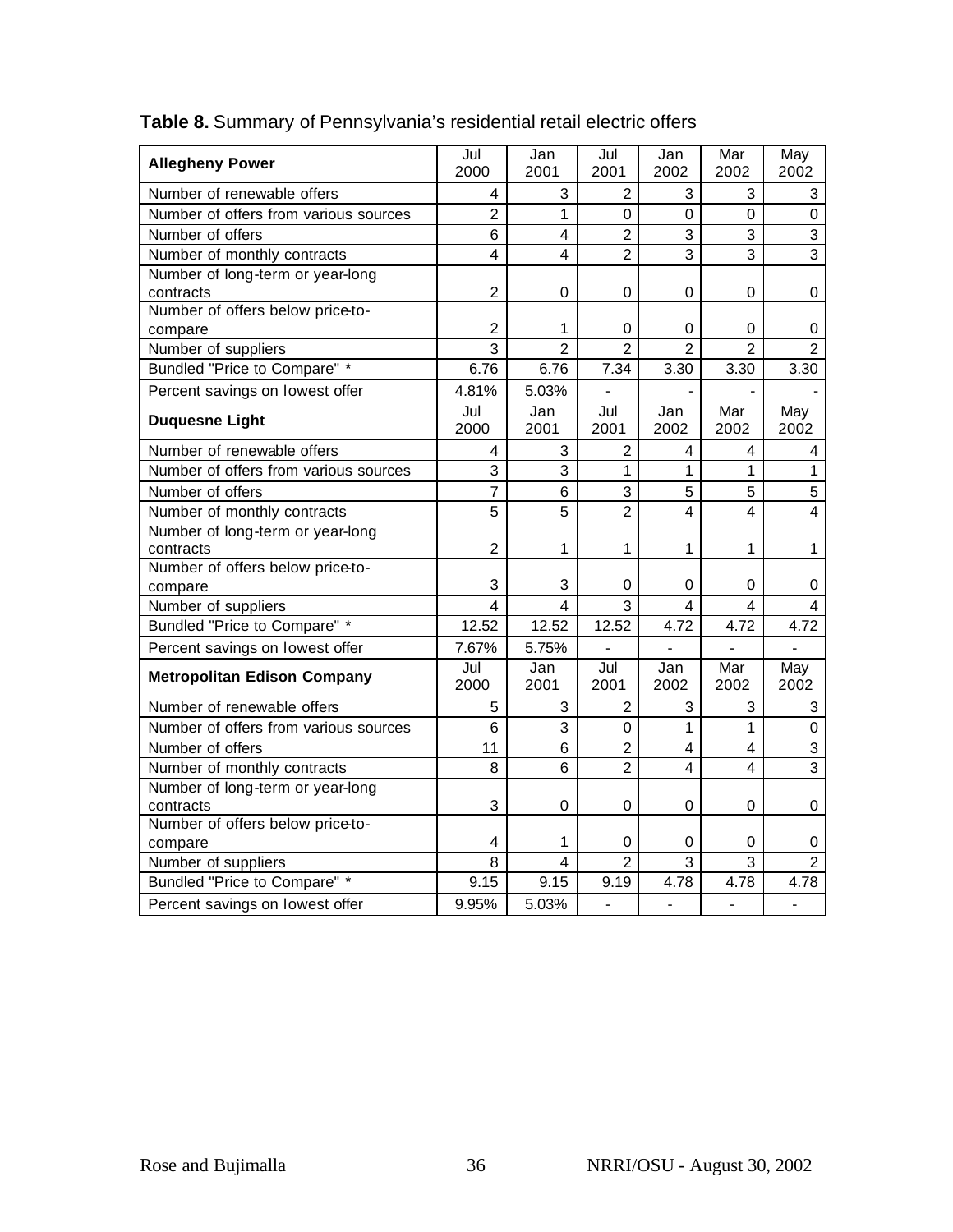**Table 8.** Summary of Pennsylvania's residential retail electric offers

| **Allegheny Power** | Jul 2000 | Jan 2001 | Jul 2001 | Jan 2002 | Mar 2002 | May 2002 |
|---|---|---|---|---|---|---|
| Number of renewable offers | 4 | 3 | 2 | 3 | 3 | 3 |
| Number of offers from various sources | 2 | 1 | 0 | 0 | 0 | 0 |
| Number of offers | 6 | 4 | 2 | 3 | 3 | 3 |
| Number of monthly contracts | 4 | 4 | 2 | 3 | 3 | 3 |
| Number of long-term or year-long contracts | 2 | 0 | 0 | 0 | 0 | 0 |
| Number of offers below price-to-compare | 2 | 1 | 0 | 0 | 0 | 0 |
| Number of suppliers | 3 | 2 | 2 | 2 | 2 | 2 |
| Bundled "Price to Compare" * | 6.76 | 6.76 | 7.34 | 3.30 | 3.30 | 3.30 |
| Percent savings on lowest offer | 4.81% | 5.03% | - | - | - | - |
| **Duquesne Light** | Jul 2000 | Jan 2001 | Jul 2001 | Jan 2002 | Mar 2002 | May 2002 |
| Number of renewable offers | 4 | 3 | 2 | 4 | 4 | 4 |
| Number of offers from various sources | 3 | 3 | 1 | 1 | 1 | 1 |
| Number of offers | 7 | 6 | 3 | 5 | 5 | 5 |
| Number of monthly contracts | 5 | 5 | 2 | 4 | 4 | 4 |
| Number of long-term or year-long contracts | 2 | 1 | 1 | 1 | 1 | 1 |
| Number of offers below price-to-compare | 3 | 3 | 0 | 0 | 0 | 0 |
| Number of suppliers | 4 | 4 | 3 | 4 | 4 | 4 |
| Bundled "Price to Compare" * | 12.52 | 12.52 | 12.52 | 4.72 | 4.72 | 4.72 |
| Percent savings on lowest offer | 7.67% | 5.75% | - | - | - | - |
| **Metropolitan Edison Company** | Jul 2000 | Jan 2001 | Jul 2001 | Jan 2002 | Mar 2002 | May 2002 |
| Number of renewable offers | 5 | 3 | 2 | 3 | 3 | 3 |
| Number of offers from various sources | 6 | 3 | 0 | 1 | 1 | 0 |
| Number of offers | 11 | 6 | 2 | 4 | 4 | 3 |
| Number of monthly contracts | 8 | 6 | 2 | 4 | 4 | 3 |
| Number of long-term or year-long contracts | 3 | 0 | 0 | 0 | 0 | 0 |
| Number of offers below price-to-compare | 4 | 1 | 0 | 0 | 0 | 0 |
| Number of suppliers | 8 | 4 | 2 | 3 | 3 | 2 |
| Bundled "Price to Compare" * | 9.15 | 9.15 | 9.19 | 4.78 | 4.78 | 4.78 |
| Percent savings on lowest offer | 9.95% | 5.03% | - | - | - | - |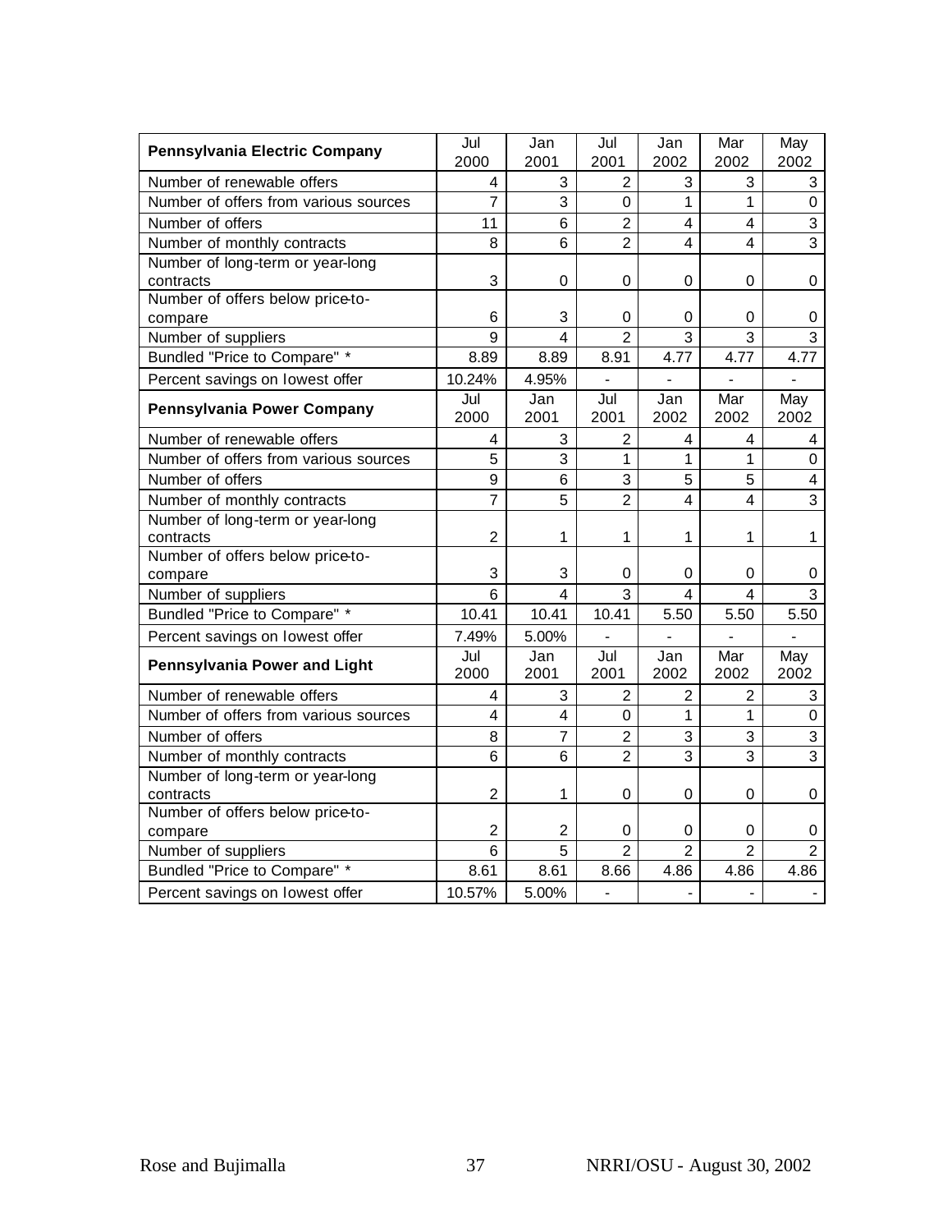| Pennsylvania Electric Company | Jul 2000 | Jan 2001 | Jul 2001 | Jan 2002 | Mar 2002 | May 2002 |
|---|---|---|---|---|---|---|
| Number of renewable offers | 4 | 3 | 2 | 3 | 3 | 3 |
| Number of offers from various sources | 7 | 3 | 0 | 1 | 1 | 0 |
| Number of offers | 11 | 6 | 2 | 4 | 4 | 3 |
| Number of monthly contracts | 8 | 6 | 2 | 4 | 4 | 3 |
| Number of long-term or year-long contracts | 3 | 0 | 0 | 0 | 0 | 0 |
| Number of offers below price-to-compare | 6 | 3 | 0 | 0 | 0 | 0 |
| Number of suppliers | 9 | 4 | 2 | 3 | 3 | 3 |
| Bundled "Price to Compare" * | 8.89 | 8.89 | 8.91 | 4.77 | 4.77 | 4.77 |
| Percent savings on lowest offer | 10.24% | 4.95% | - | - | - | - |
| **Pennsylvania Power Company** | **Jul 2000** | **Jan 2001** | **Jul 2001** | **Jan 2002** | **Mar 2002** | **May 2002** |
| Number of renewable offers | 4 | 3 | 2 | 4 | 4 | 4 |
| Number of offers from various sources | 5 | 3 | 1 | 1 | 1 | 0 |
| Number of offers | 9 | 6 | 3 | 5 | 5 | 4 |
| Number of monthly contracts | 7 | 5 | 2 | 4 | 4 | 3 |
| Number of long-term or year-long contracts | 2 | 1 | 1 | 1 | 1 | 1 |
| Number of offers below price-to-compare | 3 | 3 | 0 | 0 | 0 | 0 |
| Number of suppliers | 6 | 4 | 3 | 4 | 4 | 3 |
| Bundled "Price to Compare" * | 10.41 | 10.41 | 10.41 | 5.50 | 5.50 | 5.50 |
| Percent savings on lowest offer | 7.49% | 5.00% | - | - | - | - |
| **Pennsylvania Power and Light** | **Jul 2000** | **Jan 2001** | **Jul 2001** | **Jan 2002** | **Mar 2002** | **May 2002** |
| Number of renewable offers | 4 | 3 | 2 | 2 | 2 | 3 |
| Number of offers from various sources | 4 | 4 | 0 | 1 | 1 | 0 |
| Number of offers | 8 | 7 | 2 | 3 | 3 | 3 |
| Number of monthly contracts | 6 | 6 | 2 | 3 | 3 | 3 |
| Number of long-term or year-long contracts | 2 | 1 | 0 | 0 | 0 | 0 |
| Number of offers below price-to-compare | 2 | 2 | 0 | 0 | 0 | 0 |
| Number of suppliers | 6 | 5 | 2 | 2 | 2 | 2 |
| Bundled "Price to Compare" * | 8.61 | 8.61 | 8.66 | 4.86 | 4.86 | 4.86 |
| Percent savings on lowest offer | 10.57% | 5.00% | - | - | - | - |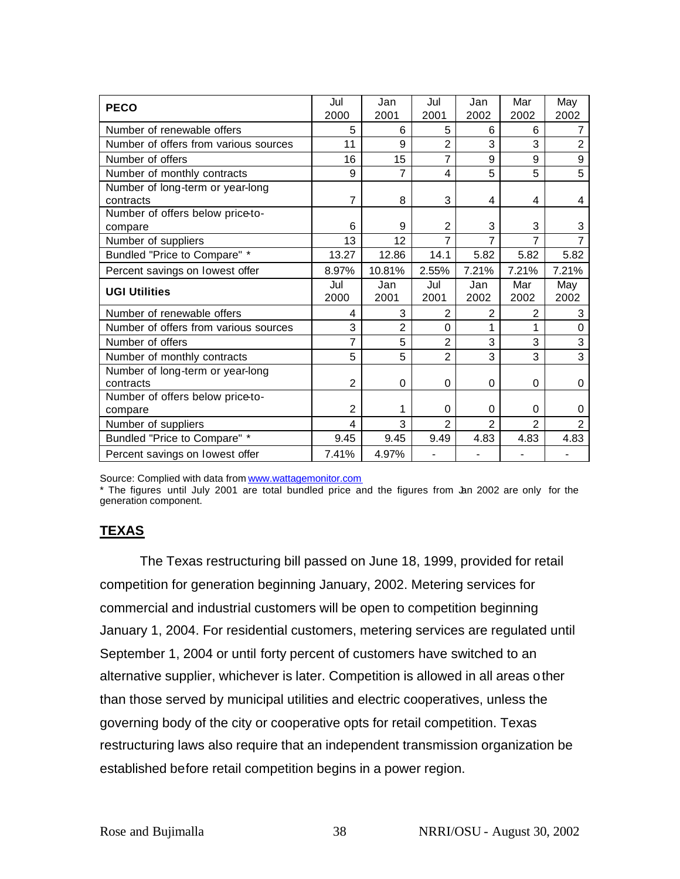| PECO | Jul 2000 | Jan 2001 | Jul 2001 | Jan 2002 | Mar 2002 | May 2002 |
|---|---|---|---|---|---|---|
| Number of renewable offers | 5 | 6 | 5 | 6 | 6 | 7 |
| Number of offers from various sources | 11 | 9 | 2 | 3 | 3 | 2 |
| Number of offers | 16 | 15 | 7 | 9 | 9 | 9 |
| Number of monthly contracts | 9 | 7 | 4 | 5 | 5 | 5 |
| Number of long-term or year-long contracts | 7 | 8 | 3 | 4 | 4 | 4 |
| Number of offers below price-to-compare | 6 | 9 | 2 | 3 | 3 | 3 |
| Number of suppliers | 13 | 12 | 7 | 7 | 7 | 7 |
| Bundled "Price to Compare" * | 13.27 | 12.86 | 14.1 | 5.82 | 5.82 | 5.82 |
| Percent savings on lowest offer | 8.97% | 10.81% | 2.55% | 7.21% | 7.21% | 7.21% |
| **UGI Utilities** | Jul 2000 | Jan 2001 | Jul 2001 | Jan 2002 | Mar 2002 | May 2002 |
| Number of renewable offers | 4 | 3 | 2 | 2 | 2 | 3 |
| Number of offers from various sources | 3 | 2 | 0 | 1 | 1 | 0 |
| Number of offers | 7 | 5 | 2 | 3 | 3 | 3 |
| Number of monthly contracts | 5 | 5 | 2 | 3 | 3 | 3 |
| Number of long-term or year-long contracts | 2 | 0 | 0 | 0 | 0 | 0 |
| Number of offers below price-to-compare | 2 | 1 | 0 | 0 | 0 | 0 |
| Number of suppliers | 4 | 3 | 2 | 2 | 2 | 2 |
| Bundled "Price to Compare" * | 9.45 | 9.45 | 9.49 | 4.83 | 4.83 | 4.83 |
| Percent savings on lowest offer | 7.41% | 4.97% | - | - | - | - |

Source: Complied with data from www.wattagemonitor.com

* The figures until July 2001 are total bundled price and the figures from Jan 2002 are only for the generation component.

## TEXAS

The Texas restructuring bill passed on June 18, 1999, provided for retail competition for generation beginning January, 2002. Metering services for commercial and industrial customers will be open to competition beginning January 1, 2004. For residential customers, metering services are regulated until September 1, 2004 or until forty percent of customers have switched to an alternative supplier, whichever is later. Competition is allowed in all areas other than those served by municipal utilities and electric cooperatives, unless the governing body of the city or cooperative opts for retail competition. Texas restructuring laws also require that an independent transmission organization be established before retail competition begins in a power region.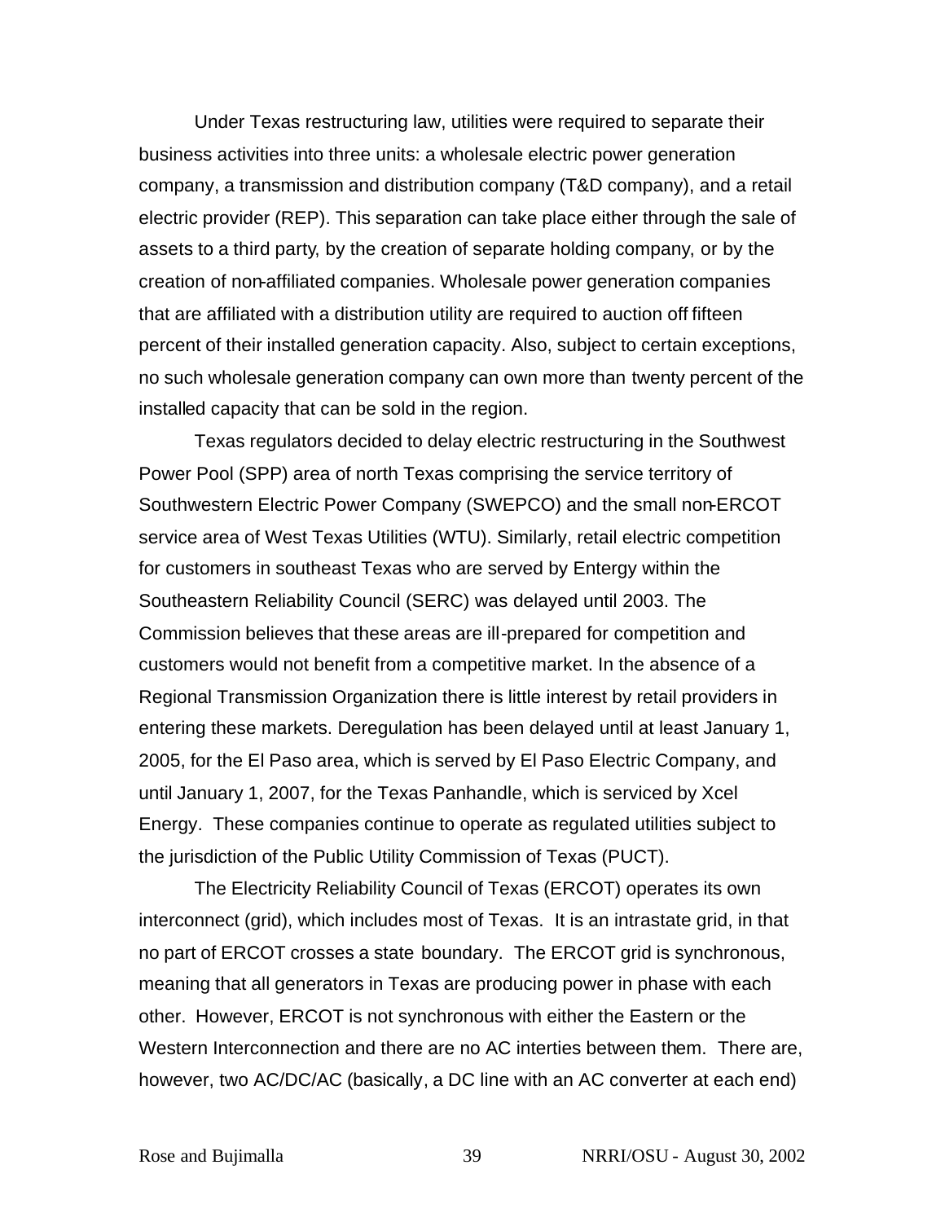Under Texas restructuring law, utilities were required to separate their business activities into three units: a wholesale electric power generation company, a transmission and distribution company (T&D company), and a retail electric provider (REP). This separation can take place either through the sale of assets to a third party, by the creation of separate holding company, or by the creation of non-affiliated companies. Wholesale power generation companies that are affiliated with a distribution utility are required to auction off fifteen percent of their installed generation capacity. Also, subject to certain exceptions, no such wholesale generation company can own more than twenty percent of the installed capacity that can be sold in the region.

Texas regulators decided to delay electric restructuring in the Southwest Power Pool (SPP) area of north Texas comprising the service territory of Southwestern Electric Power Company (SWEPCO) and the small non-ERCOT service area of West Texas Utilities (WTU). Similarly, retail electric competition for customers in southeast Texas who are served by Entergy within the Southeastern Reliability Council (SERC) was delayed until 2003. The Commission believes that these areas are ill-prepared for competition and customers would not benefit from a competitive market. In the absence of a Regional Transmission Organization there is little interest by retail providers in entering these markets. Deregulation has been delayed until at least January 1, 2005, for the El Paso area, which is served by El Paso Electric Company, and until January 1, 2007, for the Texas Panhandle, which is serviced by Xcel Energy. These companies continue to operate as regulated utilities subject to the jurisdiction of the Public Utility Commission of Texas (PUCT).

The Electricity Reliability Council of Texas (ERCOT) operates its own interconnect (grid), which includes most of Texas. It is an intrastate grid, in that no part of ERCOT crosses a state boundary. The ERCOT grid is synchronous, meaning that all generators in Texas are producing power in phase with each other. However, ERCOT is not synchronous with either the Eastern or the Western Interconnection and there are no AC interties between them. There are, however, two AC/DC/AC (basically, a DC line with an AC converter at each end)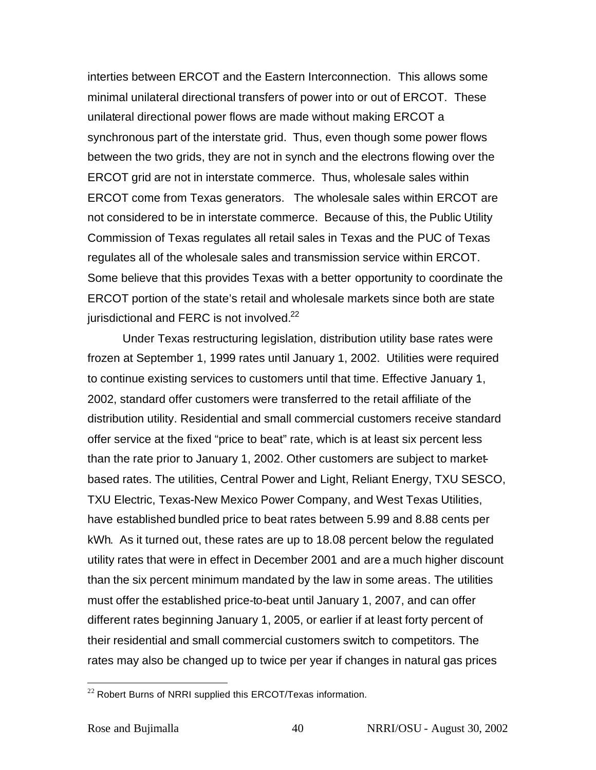interties between ERCOT and the Eastern Interconnection. This allows some minimal unilateral directional transfers of power into or out of ERCOT. These unilateral directional power flows are made without making ERCOT a synchronous part of the interstate grid. Thus, even though some power flows between the two grids, they are not in synch and the electrons flowing over the ERCOT grid are not in interstate commerce. Thus, wholesale sales within ERCOT come from Texas generators. The wholesale sales within ERCOT are not considered to be in interstate commerce. Because of this, the Public Utility Commission of Texas regulates all retail sales in Texas and the PUC of Texas regulates all of the wholesale sales and transmission service within ERCOT. Some believe that this provides Texas with a better opportunity to coordinate the ERCOT portion of the state's retail and wholesale markets since both are state jurisdictional and FERC is not involved.[22]

Under Texas restructuring legislation, distribution utility base rates were frozen at September 1, 1999 rates until January 1, 2002. Utilities were required to continue existing services to customers until that time. Effective January 1, 2002, standard offer customers were transferred to the retail affiliate of the distribution utility. Residential and small commercial customers receive standard offer service at the fixed "price to beat" rate, which is at least six percent less than the rate prior to January 1, 2002. Other customers are subject to market-based rates. The utilities, Central Power and Light, Reliant Energy, TXU SESCO, TXU Electric, Texas-New Mexico Power Company, and West Texas Utilities, have established bundled price to beat rates between 5.99 and 8.88 cents per kWh. As it turned out, these rates are up to 18.08 percent below the regulated utility rates that were in effect in December 2001 and are a much higher discount than the six percent minimum mandated by the law in some areas. The utilities must offer the established price-to-beat until January 1, 2007, and can offer different rates beginning January 1, 2005, or earlier if at least forty percent of their residential and small commercial customers switch to competitors. The rates may also be changed up to twice per year if changes in natural gas prices

[22] Robert Burns of NRRI supplied this ERCOT/Texas information.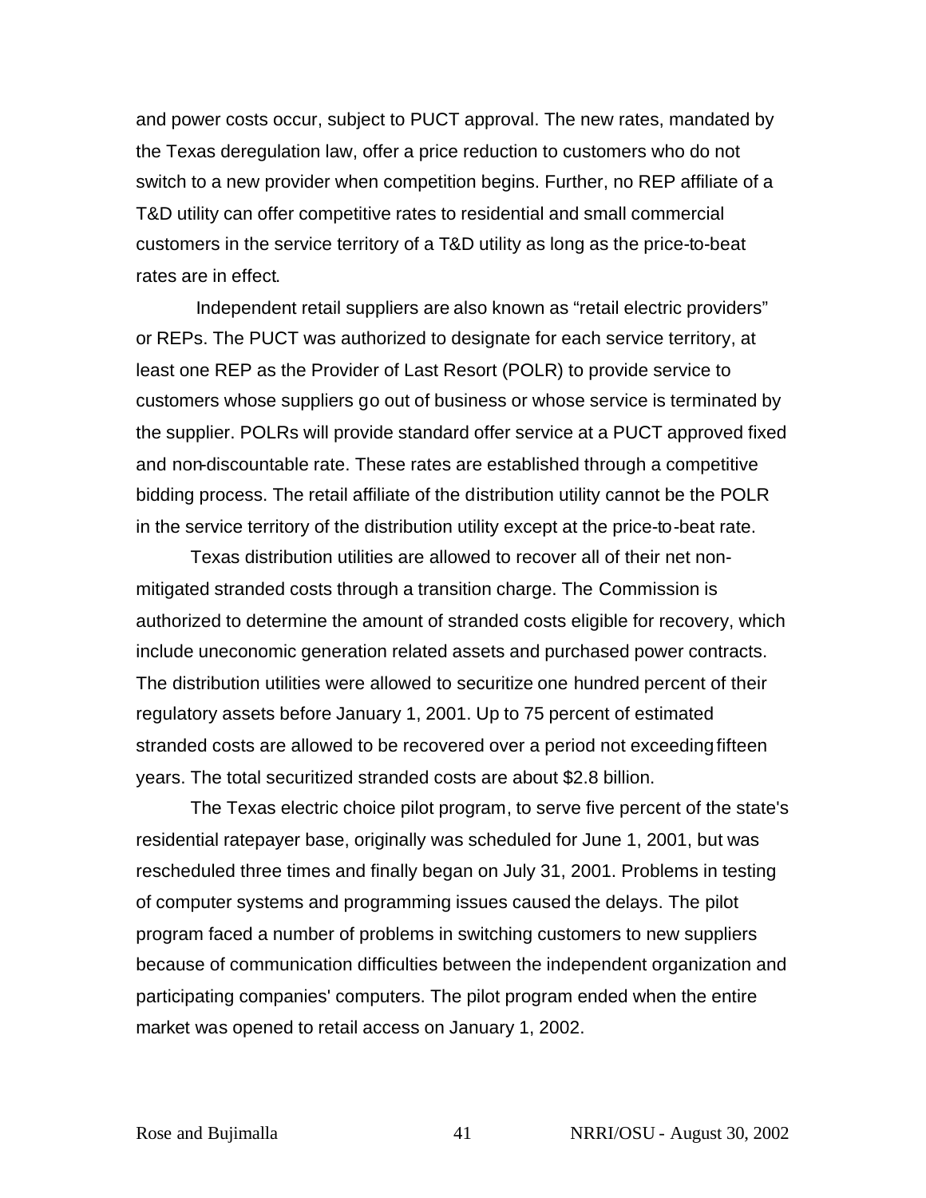and power costs occur, subject to PUCT approval. The new rates, mandated by the Texas deregulation law, offer a price reduction to customers who do not switch to a new provider when competition begins. Further, no REP affiliate of a T&D utility can offer competitive rates to residential and small commercial customers in the service territory of a T&D utility as long as the price-to-beat rates are in effect.

Independent retail suppliers are also known as "retail electric providers" or REPs. The PUCT was authorized to designate for each service territory, at least one REP as the Provider of Last Resort (POLR) to provide service to customers whose suppliers go out of business or whose service is terminated by the supplier. POLRs will provide standard offer service at a PUCT approved fixed and non-discountable rate. These rates are established through a competitive bidding process. The retail affiliate of the distribution utility cannot be the POLR in the service territory of the distribution utility except at the price-to-beat rate.

Texas distribution utilities are allowed to recover all of their net non-mitigated stranded costs through a transition charge. The Commission is authorized to determine the amount of stranded costs eligible for recovery, which include uneconomic generation related assets and purchased power contracts. The distribution utilities were allowed to securitize one hundred percent of their regulatory assets before January 1, 2001. Up to 75 percent of estimated stranded costs are allowed to be recovered over a period not exceeding fifteen years. The total securitized stranded costs are about $2.8 billion.

The Texas electric choice pilot program, to serve five percent of the state's residential ratepayer base, originally was scheduled for June 1, 2001, but was rescheduled three times and finally began on July 31, 2001. Problems in testing of computer systems and programming issues caused the delays. The pilot program faced a number of problems in switching customers to new suppliers because of communication difficulties between the independent organization and participating companies' computers. The pilot program ended when the entire market was opened to retail access on January 1, 2002.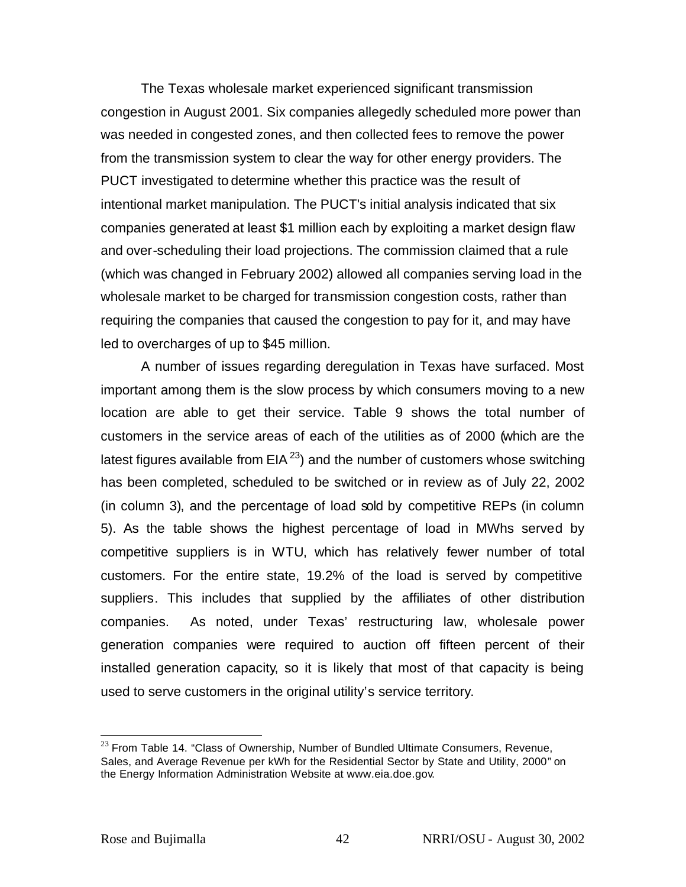The Texas wholesale market experienced significant transmission congestion in August 2001. Six companies allegedly scheduled more power than was needed in congested zones, and then collected fees to remove the power from the transmission system to clear the way for other energy providers. The PUCT investigated to determine whether this practice was the result of intentional market manipulation. The PUCT's initial analysis indicated that six companies generated at least $1 million each by exploiting a market design flaw and over-scheduling their load projections. The commission claimed that a rule (which was changed in February 2002) allowed all companies serving load in the wholesale market to be charged for transmission congestion costs, rather than requiring the companies that caused the congestion to pay for it, and may have led to overcharges of up to $45 million.

A number of issues regarding deregulation in Texas have surfaced. Most important among them is the slow process by which consumers moving to a new location are able to get their service. Table 9 shows the total number of customers in the service areas of each of the utilities as of 2000 (which are the latest figures available from EIA [23]) and the number of customers whose switching has been completed, scheduled to be switched or in review as of July 22, 2002 (in column 3), and the percentage of load sold by competitive REPs (in column 5). As the table shows the highest percentage of load in MWhs served by competitive suppliers is in WTU, which has relatively fewer number of total customers. For the entire state, 19.2% of the load is served by competitive suppliers. This includes that supplied by the affiliates of other distribution companies. As noted, under Texas' restructuring law, wholesale power generation companies were required to auction off fifteen percent of their installed generation capacity, so it is likely that most of that capacity is being used to serve customers in the original utility's service territory.

---

[23] From Table 14. "Class of Ownership, Number of Bundled Ultimate Consumers, Revenue, Sales, and Average Revenue per kWh for the Residential Sector by State and Utility, 2000" on the Energy Information Administration Website at www.eia.doe.gov.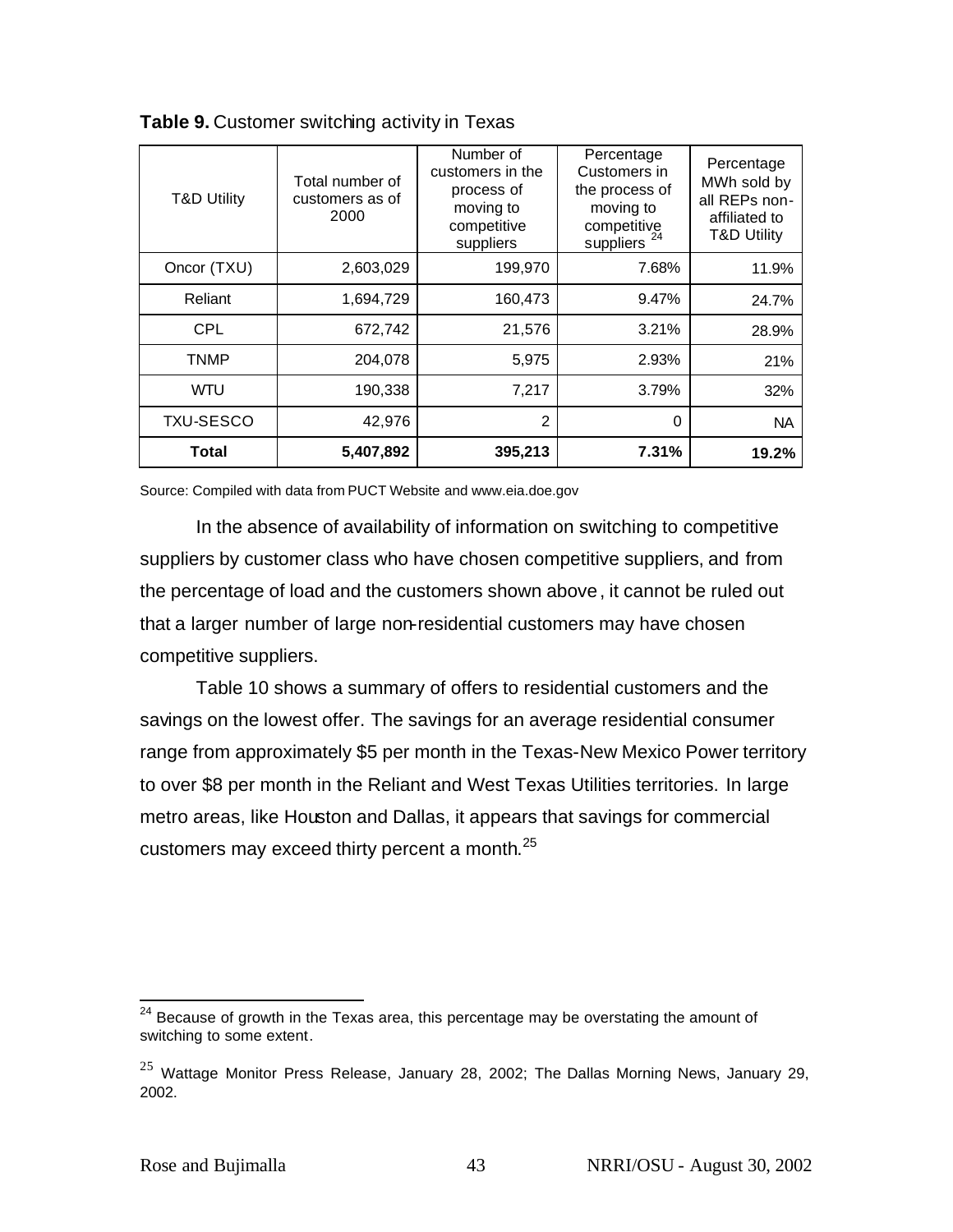**Table 9.** Customer switching activity in Texas

| T&D Utility | Total number of customers as of 2000 | Number of customers in the process of moving to competitive suppliers | Percentage Customers in the process of moving to competitive suppliers [24] | Percentage MWh sold by all REPs non-affiliated to T&D Utility |
|---|---|---|---|---|
| Oncor (TXU) | 2,603,029 | 199,970 | 7.68% | 11.9% |
| Reliant | 1,694,729 | 160,473 | 9.47% | 24.7% |
| CPL | 672,742 | 21,576 | 3.21% | 28.9% |
| TNMP | 204,078 | 5,975 | 2.93% | 21% |
| WTU | 190,338 | 7,217 | 3.79% | 32% |
| TXU-SESCO | 42,976 | 2 | 0 | NA |
| **Total** | **5,407,892** | **395,213** | **7.31%** | **19.2%** |

Source: Compiled with data from PUCT Website and www.eia.doe.gov

In the absence of availability of information on switching to competitive suppliers by customer class who have chosen competitive suppliers, and from the percentage of load and the customers shown above, it cannot be ruled out that a larger number of large non-residential customers may have chosen competitive suppliers.

Table 10 shows a summary of offers to residential customers and the savings on the lowest offer. The savings for an average residential consumer range from approximately $5 per month in the Texas-New Mexico Power territory to over $8 per month in the Reliant and West Texas Utilities territories. In large metro areas, like Houston and Dallas, it appears that savings for commercial customers may exceed thirty percent a month.[25]

---

[24] Because of growth in the Texas area, this percentage may be overstating the amount of switching to some extent.

[25] Wattage Monitor Press Release, January 28, 2002; The Dallas Morning News, January 29, 2002.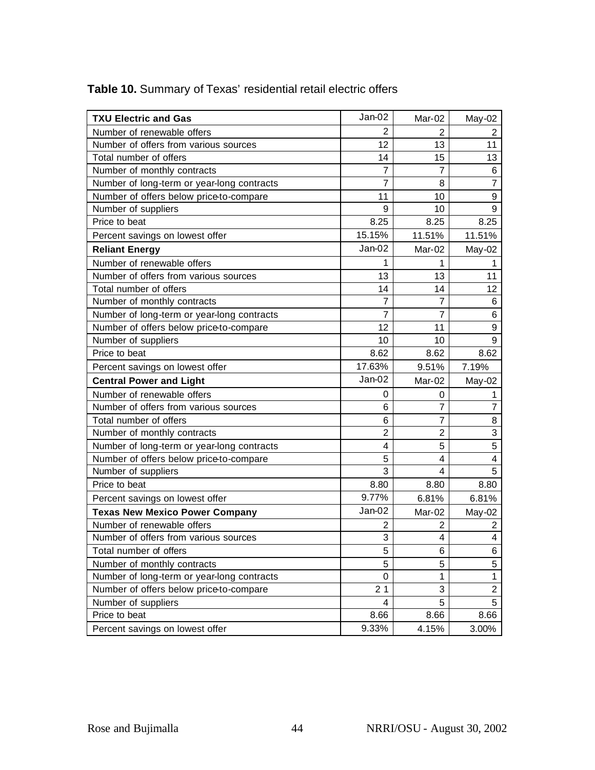**Table 10.** Summary of Texas' residential retail electric offers

| **TXU Electric and Gas** | Jan-02 | Mar-02 | May-02 |
|---|---|---|---|
| Number of renewable offers | 2 | 2 | 2 |
| Number of offers from various sources | 12 | 13 | 11 |
| Total number of offers | 14 | 15 | 13 |
| Number of monthly contracts | 7 | 7 | 6 |
| Number of long-term or year-long contracts | 7 | 8 | 7 |
| Number of offers below price-to-compare | 11 | 10 | 9 |
| Number of suppliers | 9 | 10 | 9 |
| Price to beat | 8.25 | 8.25 | 8.25 |
| Percent savings on lowest offer | 15.15% | 11.51% | 11.51% |
| **Reliant Energy** | Jan-02 | Mar-02 | May-02 |
| Number of renewable offers | 1 | 1 | 1 |
| Number of offers from various sources | 13 | 13 | 11 |
| Total number of offers | 14 | 14 | 12 |
| Number of monthly contracts | 7 | 7 | 6 |
| Number of long-term or year-long contracts | 7 | 7 | 6 |
| Number of offers below price-to-compare | 12 | 11 | 9 |
| Number of suppliers | 10 | 10 | 9 |
| Price to beat | 8.62 | 8.62 | 8.62 |
| Percent savings on lowest offer | 17.63% | 9.51% | 7.19% |
| **Central Power and Light** | Jan-02 | Mar-02 | May-02 |
| Number of renewable offers | 0 | 0 | 1 |
| Number of offers from various sources | 6 | 7 | 7 |
| Total number of offers | 6 | 7 | 8 |
| Number of monthly contracts | 2 | 2 | 3 |
| Number of long-term or year-long contracts | 4 | 5 | 5 |
| Number of offers below price-to-compare | 5 | 4 | 4 |
| Number of suppliers | 3 | 4 | 5 |
| Price to beat | 8.80 | 8.80 | 8.80 |
| Percent savings on lowest offer | 9.77% | 6.81% | 6.81% |
| **Texas New Mexico Power Company** | Jan-02 | Mar-02 | May-02 |
| Number of renewable offers | 2 | 2 | 2 |
| Number of offers from various sources | 3 | 4 | 4 |
| Total number of offers | 5 | 6 | 6 |
| Number of monthly contracts | 5 | 5 | 5 |
| Number of long-term or year-long contracts | 0 | 1 | 1 |
| Number of offers below price-to-compare | 2 1 | 3 | 2 |
| Number of suppliers | 4 | 5 | 5 |
| Price to beat | 8.66 | 8.66 | 8.66 |
| Percent savings on lowest offer | 9.33% | 4.15% | 3.00% |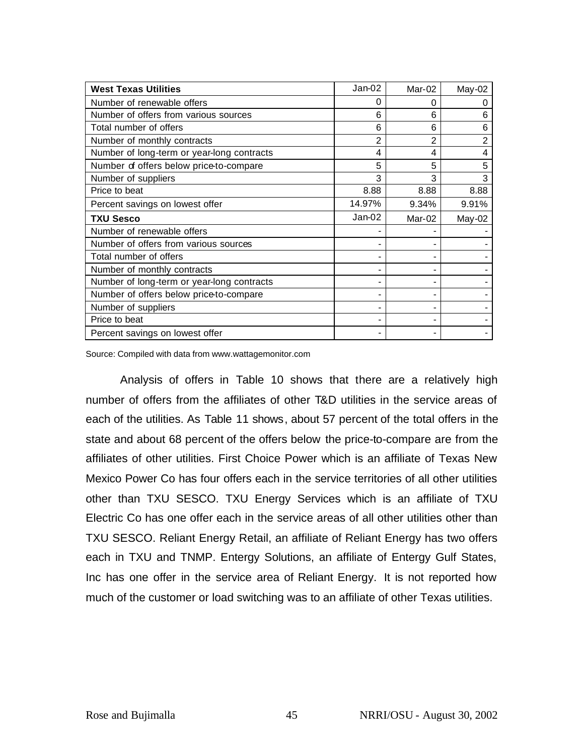| West Texas Utilities | Jan-02 | Mar-02 | May-02 |
|---|---|---|---|
| Number of renewable offers | 0 | 0 | 0 |
| Number of offers from various sources | 6 | 6 | 6 |
| Total number of offers | 6 | 6 | 6 |
| Number of monthly contracts | 2 | 2 | 2 |
| Number of long-term or year-long contracts | 4 | 4 | 4 |
| Number of offers below price-to-compare | 5 | 5 | 5 |
| Number of suppliers | 3 | 3 | 3 |
| Price to beat | 8.88 | 8.88 | 8.88 |
| Percent savings on lowest offer | 14.97% | 9.34% | 9.91% |
| **TXU Sesco** | Jan-02 | Mar-02 | May-02 |
| Number of renewable offers | - | - | - |
| Number of offers from various sources | - | - | - |
| Total number of offers | - | - | - |
| Number of monthly contracts | - | - | - |
| Number of long-term or year-long contracts | - | - | - |
| Number of offers below price-to-compare | - | - | - |
| Number of suppliers | - | - | - |
| Price to beat | - | - | - |
| Percent savings on lowest offer | - | - | - |

Source: Compiled with data from www.wattagemonitor.com

Analysis of offers in Table 10 shows that there are a relatively high number of offers from the affiliates of other T&D utilities in the service areas of each of the utilities. As Table 11 shows, about 57 percent of the total offers in the state and about 68 percent of the offers below the price-to-compare are from the affiliates of other utilities. First Choice Power which is an affiliate of Texas New Mexico Power Co has four offers each in the service territories of all other utilities other than TXU SESCO. TXU Energy Services which is an affiliate of TXU Electric Co has one offer each in the service areas of all other utilities other than TXU SESCO. Reliant Energy Retail, an affiliate of Reliant Energy has two offers each in TXU and TNMP. Entergy Solutions, an affiliate of Entergy Gulf States, Inc has one offer in the service area of Reliant Energy. It is not reported how much of the customer or load switching was to an affiliate of other Texas utilities.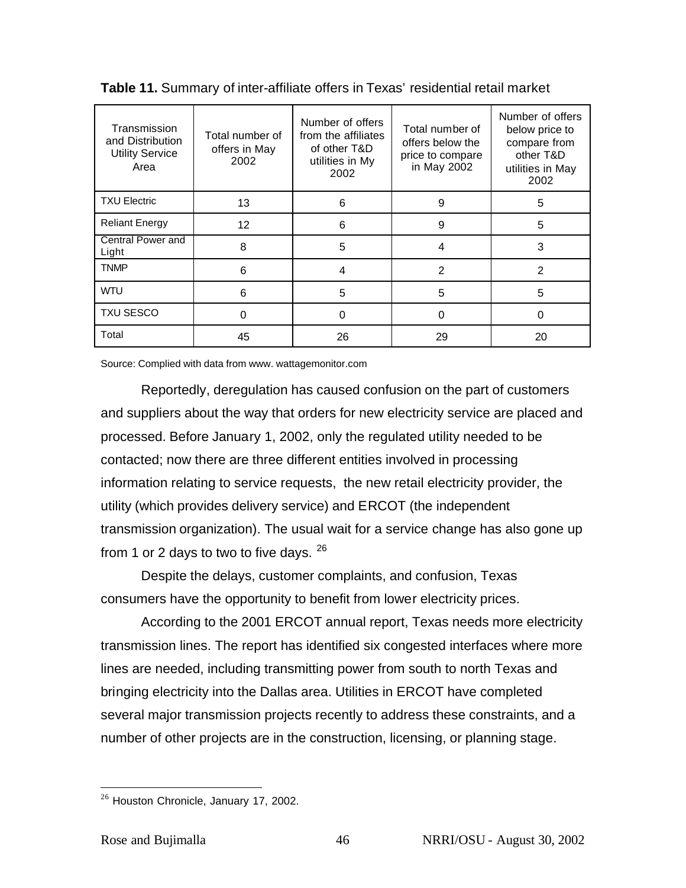**Table 11.** Summary of inter-affiliate offers in Texas' residential retail market

| Transmission and Distribution Utility Service Area | Total number of offers in May 2002 | Number of offers from the affiliates of other T&D utilities in My 2002 | Total number of offers below the price to compare in May 2002 | Number of offers below price to compare from other T&D utilities in May 2002 |
|---|---|---|---|---|
| TXU Electric | 13 | 6 | 9 | 5 |
| Reliant Energy | 12 | 6 | 9 | 5 |
| Central Power and Light | 8 | 5 | 4 | 3 |
| TNMP | 6 | 4 | 2 | 2 |
| WTU | 6 | 5 | 5 | 5 |
| TXU SESCO | 0 | 0 | 0 | 0 |
| Total | 45 | 26 | 29 | 20 |

Source: Complied with data from www. wattagemonitor.com

Reportedly, deregulation has caused confusion on the part of customers and suppliers about the way that orders for new electricity service are placed and processed. Before January 1, 2002, only the regulated utility needed to be contacted; now there are three different entities involved in processing information relating to service requests, the new retail electricity provider, the utility (which provides delivery service) and ERCOT (the independent transmission organization). The usual wait for a service change has also gone up from 1 or 2 days to two to five days. [26]

Despite the delays, customer complaints, and confusion, Texas consumers have the opportunity to benefit from lower electricity prices.

According to the 2001 ERCOT annual report, Texas needs more electricity transmission lines. The report has identified six congested interfaces where more lines are needed, including transmitting power from south to north Texas and bringing electricity into the Dallas area. Utilities in ERCOT have completed several major transmission projects recently to address these constraints, and a number of other projects are in the construction, licensing, or planning stage.

[26] Houston Chronicle, January 17, 2002.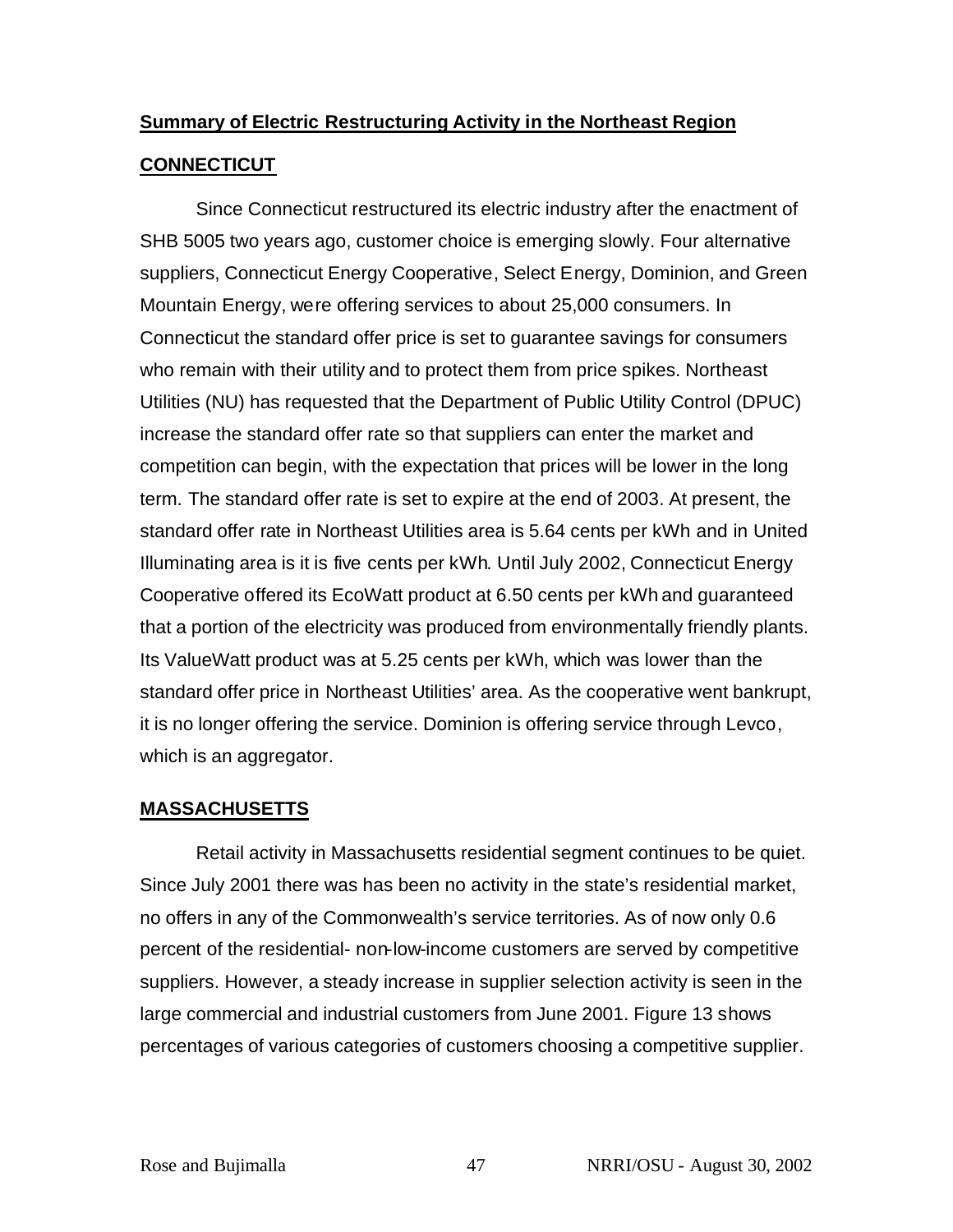**Summary of Electric Restructuring Activity in the Northeast Region**

**CONNECTICUT**

Since Connecticut restructured its electric industry after the enactment of SHB 5005 two years ago, customer choice is emerging slowly. Four alternative suppliers, Connecticut Energy Cooperative, Select Energy, Dominion, and Green Mountain Energy, were offering services to about 25,000 consumers. In Connecticut the standard offer price is set to guarantee savings for consumers who remain with their utility and to protect them from price spikes. Northeast Utilities (NU) has requested that the Department of Public Utility Control (DPUC) increase the standard offer rate so that suppliers can enter the market and competition can begin, with the expectation that prices will be lower in the long term. The standard offer rate is set to expire at the end of 2003. At present, the standard offer rate in Northeast Utilities area is 5.64 cents per kWh and in United Illuminating area is it is five cents per kWh. Until July 2002, Connecticut Energy Cooperative offered its EcoWatt product at 6.50 cents per kWh and guaranteed that a portion of the electricity was produced from environmentally friendly plants. Its ValueWatt product was at 5.25 cents per kWh, which was lower than the standard offer price in Northeast Utilities' area. As the cooperative went bankrupt, it is no longer offering the service. Dominion is offering service through Levco, which is an aggregator.

**MASSACHUSETTS**

Retail activity in Massachusetts residential segment continues to be quiet. Since July 2001 there was has been no activity in the state's residential market, no offers in any of the Commonwealth's service territories. As of now only 0.6 percent of the residential- non-low-income customers are served by competitive suppliers. However, a steady increase in supplier selection activity is seen in the large commercial and industrial customers from June 2001. Figure 13 shows percentages of various categories of customers choosing a competitive supplier.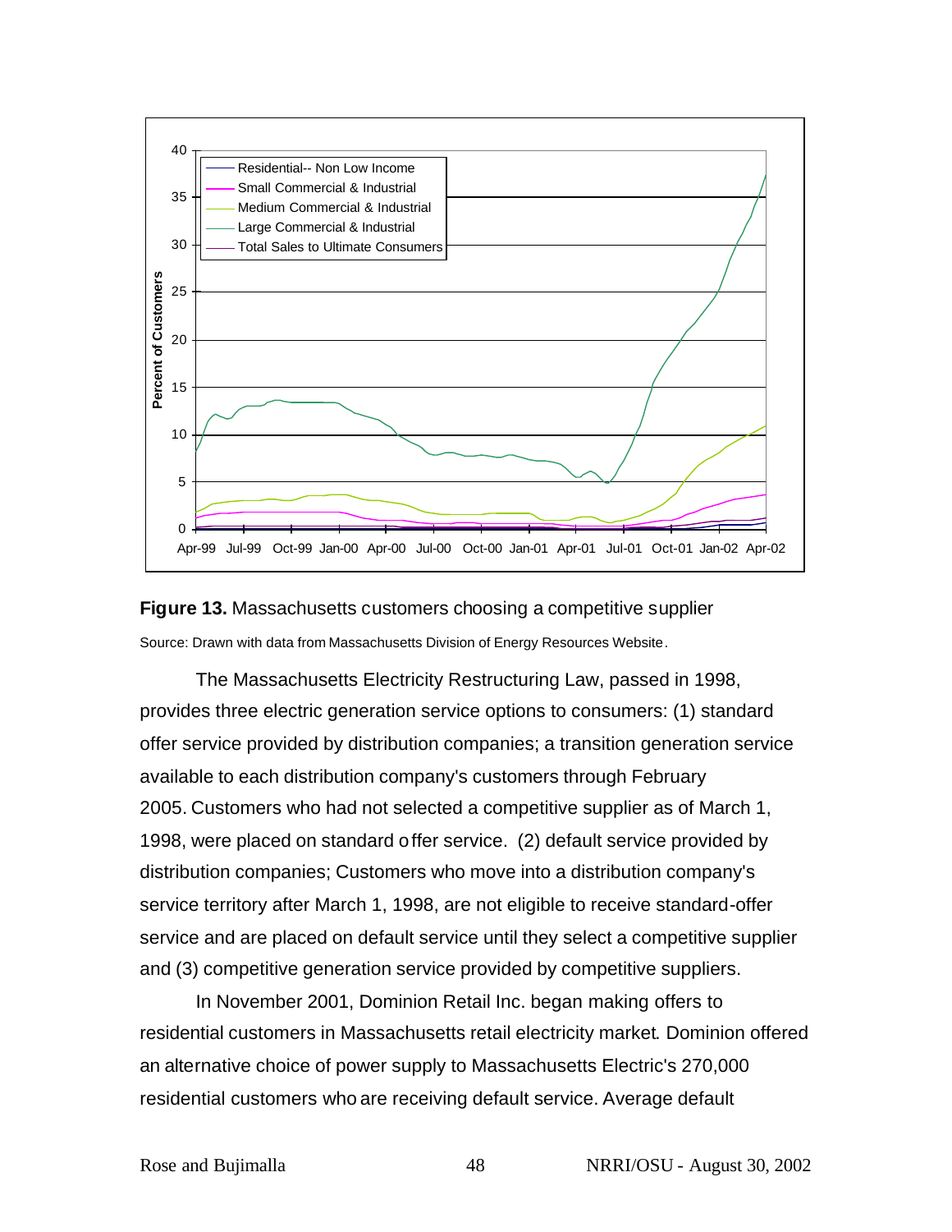**Figure 13.** Massachusetts customers choosing a competitive supplier

Source: Drawn with data from Massachusetts Division of Energy Resources Website.

The Massachusetts Electricity Restructuring Law, passed in 1998, provides three electric generation service options to consumers: (1) standard offer service provided by distribution companies; a transition generation service available to each distribution company's customers through February 2005. Customers who had not selected a competitive supplier as of March 1, 1998, were placed on standard offer service. (2) default service provided by distribution companies; Customers who move into a distribution company's service territory after March 1, 1998, are not eligible to receive standard-offer service and are placed on default service until they select a competitive supplier and (3) competitive generation service provided by competitive suppliers.

In November 2001, Dominion Retail Inc. began making offers to residential customers in Massachusetts retail electricity market. Dominion offered an alternative choice of power supply to Massachusetts Electric's 270,000 residential customers who are receiving default service. Average default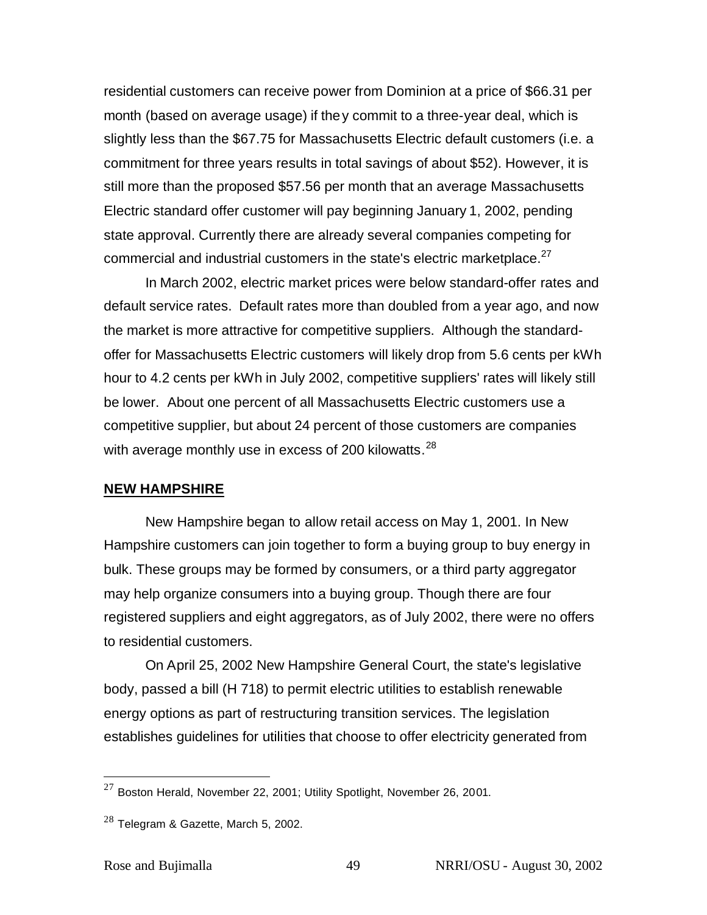residential customers can receive power from Dominion at a price of $66.31 per month (based on average usage) if they commit to a three-year deal, which is slightly less than the $67.75 for Massachusetts Electric default customers (i.e. a commitment for three years results in total savings of about $52). However, it is still more than the proposed $57.56 per month that an average Massachusetts Electric standard offer customer will pay beginning January 1, 2002, pending state approval. Currently there are already several companies competing for commercial and industrial customers in the state's electric marketplace.[27]

In March 2002, electric market prices were below standard-offer rates and default service rates. Default rates more than doubled from a year ago, and now the market is more attractive for competitive suppliers. Although the standard-offer for Massachusetts Electric customers will likely drop from 5.6 cents per kWh hour to 4.2 cents per kWh in July 2002, competitive suppliers' rates will likely still be lower. About one percent of all Massachusetts Electric customers use a competitive supplier, but about 24 percent of those customers are companies with average monthly use in excess of 200 kilowatts.[28]

## NEW HAMPSHIRE

New Hampshire began to allow retail access on May 1, 2001. In New Hampshire customers can join together to form a buying group to buy energy in bulk. These groups may be formed by consumers, or a third party aggregator may help organize consumers into a buying group. Though there are four registered suppliers and eight aggregators, as of July 2002, there were no offers to residential customers.

On April 25, 2002 New Hampshire General Court, the state's legislative body, passed a bill (H 718) to permit electric utilities to establish renewable energy options as part of restructuring transition services. The legislation establishes guidelines for utilities that choose to offer electricity generated from

---

[27] Boston Herald, November 22, 2001; Utility Spotlight, November 26, 2001.

[28] Telegram & Gazette, March 5, 2002.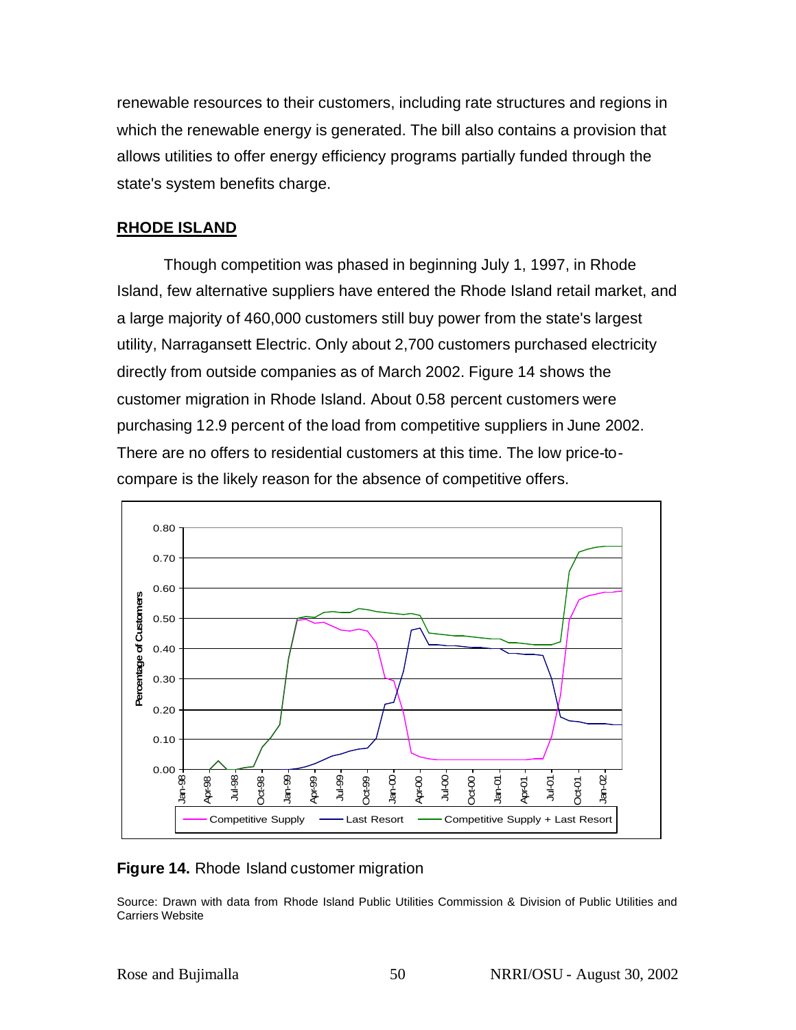renewable resources to their customers, including rate structures and regions in which the renewable energy is generated. The bill also contains a provision that allows utilities to offer energy efficiency programs partially funded through the state's system benefits charge.

## RHODE ISLAND

Though competition was phased in beginning July 1, 1997, in Rhode Island, few alternative suppliers have entered the Rhode Island retail market, and a large majority of 460,000 customers still buy power from the state's largest utility, Narragansett Electric. Only about 2,700 customers purchased electricity directly from outside companies as of March 2002. Figure 14 shows the customer migration in Rhode Island. About 0.58 percent customers were purchasing 12.9 percent of the load from competitive suppliers in June 2002. There are no offers to residential customers at this time. The low price-to-compare is the likely reason for the absence of competitive offers.

**Figure 14.** Rhode Island customer migration

Source: Drawn with data from Rhode Island Public Utilities Commission & Division of Public Utilities and Carriers Website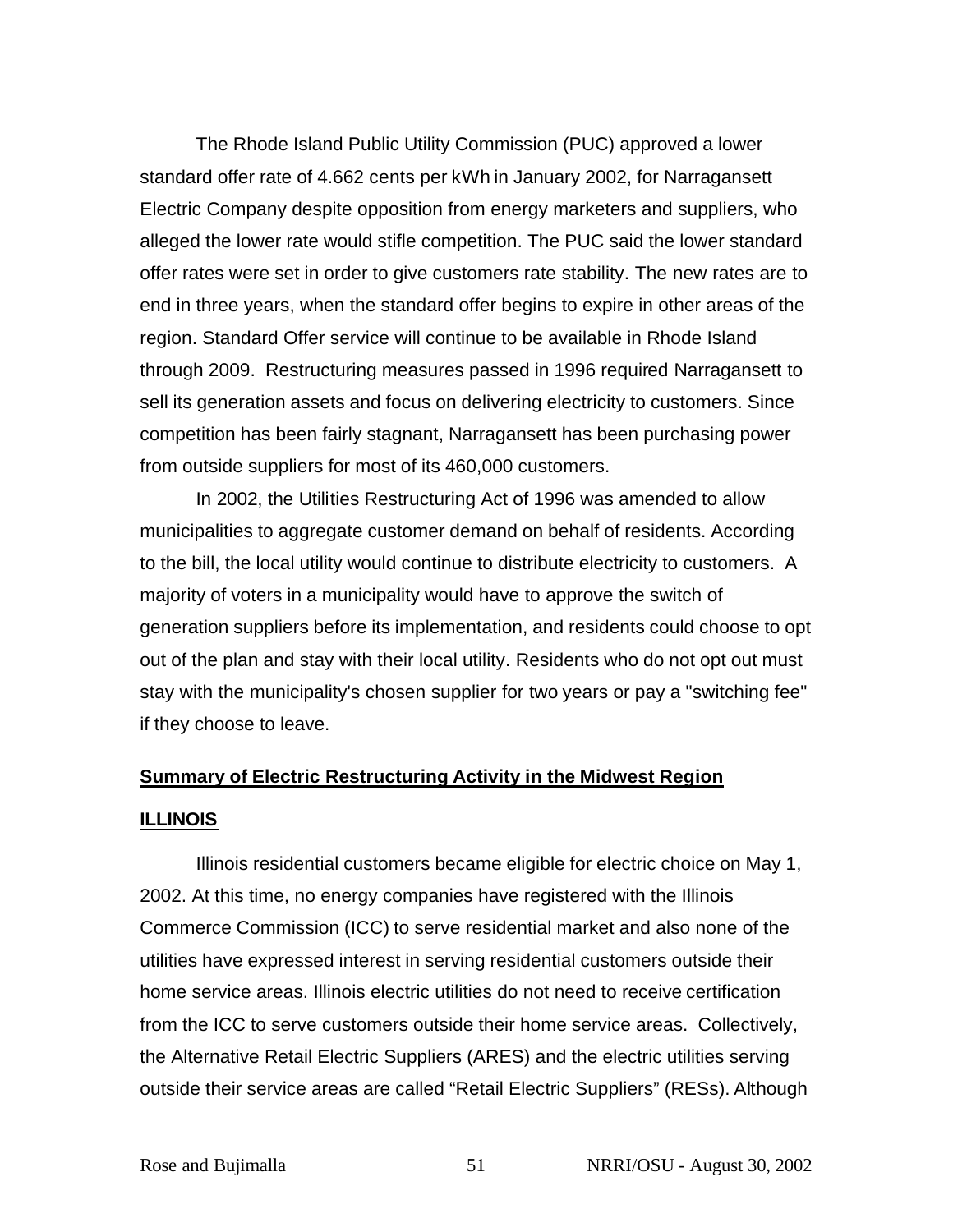The Rhode Island Public Utility Commission (PUC) approved a lower standard offer rate of 4.662 cents per kWh in January 2002, for Narragansett Electric Company despite opposition from energy marketers and suppliers, who alleged the lower rate would stifle competition. The PUC said the lower standard offer rates were set in order to give customers rate stability. The new rates are to end in three years, when the standard offer begins to expire in other areas of the region. Standard Offer service will continue to be available in Rhode Island through 2009. Restructuring measures passed in 1996 required Narragansett to sell its generation assets and focus on delivering electricity to customers. Since competition has been fairly stagnant, Narragansett has been purchasing power from outside suppliers for most of its 460,000 customers.

In 2002, the Utilities Restructuring Act of 1996 was amended to allow municipalities to aggregate customer demand on behalf of residents. According to the bill, the local utility would continue to distribute electricity to customers. A majority of voters in a municipality would have to approve the switch of generation suppliers before its implementation, and residents could choose to opt out of the plan and stay with their local utility. Residents who do not opt out must stay with the municipality's chosen supplier for two years or pay a "switching fee" if they choose to leave.

## Summary of Electric Restructuring Activity in the Midwest Region

### ILLINOIS

Illinois residential customers became eligible for electric choice on May 1, 2002. At this time, no energy companies have registered with the Illinois Commerce Commission (ICC) to serve residential market and also none of the utilities have expressed interest in serving residential customers outside their home service areas. Illinois electric utilities do not need to receive certification from the ICC to serve customers outside their home service areas. Collectively, the Alternative Retail Electric Suppliers (ARES) and the electric utilities serving outside their service areas are called "Retail Electric Suppliers" (RESs). Although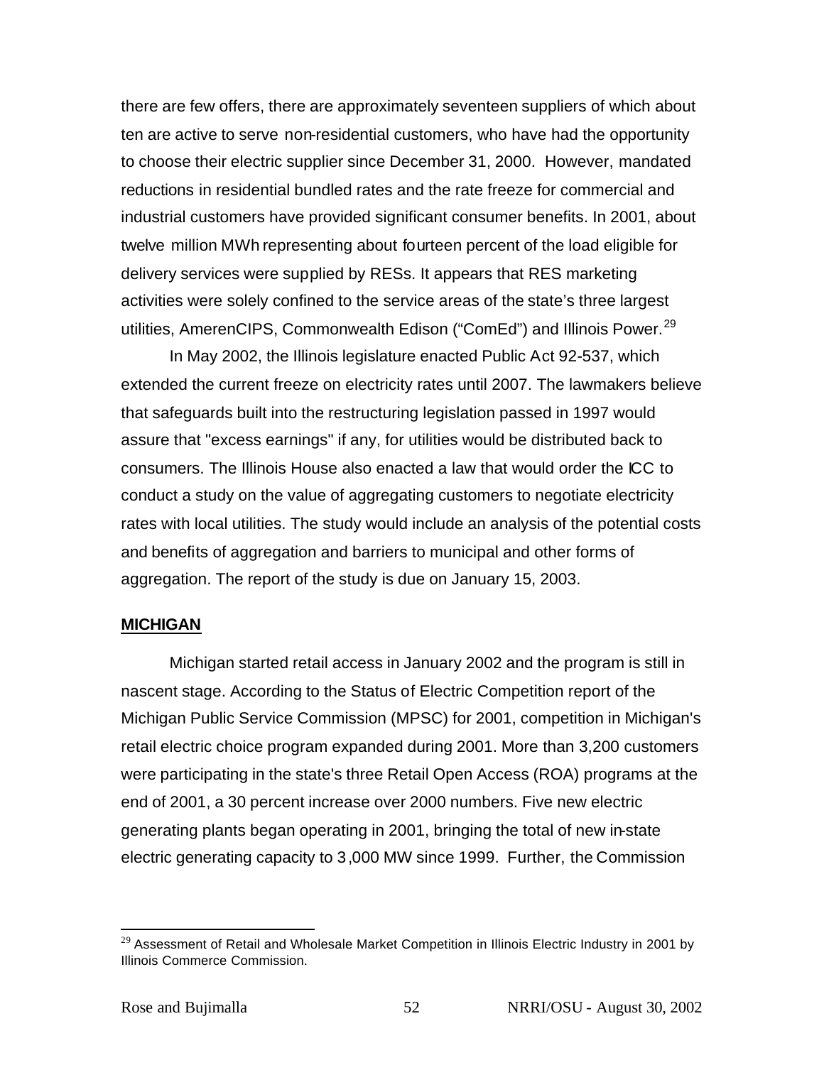there are few offers, there are approximately seventeen suppliers of which about ten are active to serve non-residential customers, who have had the opportunity to choose their electric supplier since December 31, 2000. However, mandated reductions in residential bundled rates and the rate freeze for commercial and industrial customers have provided significant consumer benefits. In 2001, about twelve million MWh representing about fourteen percent of the load eligible for delivery services were supplied by RESs. It appears that RES marketing activities were solely confined to the service areas of the state's three largest utilities, AmerenCIPS, Commonwealth Edison ("ComEd") and Illinois Power.[29]

In May 2002, the Illinois legislature enacted Public Act 92-537, which extended the current freeze on electricity rates until 2007. The lawmakers believe that safeguards built into the restructuring legislation passed in 1997 would assure that "excess earnings" if any, for utilities would be distributed back to consumers. The Illinois House also enacted a law that would order the ICC to conduct a study on the value of aggregating customers to negotiate electricity rates with local utilities. The study would include an analysis of the potential costs and benefits of aggregation and barriers to municipal and other forms of aggregation. The report of the study is due on January 15, 2003.

## MICHIGAN

Michigan started retail access in January 2002 and the program is still in nascent stage. According to the Status of Electric Competition report of the Michigan Public Service Commission (MPSC) for 2001, competition in Michigan's retail electric choice program expanded during 2001. More than 3,200 customers were participating in the state's three Retail Open Access (ROA) programs at the end of 2001, a 30 percent increase over 2000 numbers. Five new electric generating plants began operating in 2001, bringing the total of new in-state electric generating capacity to 3,000 MW since 1999. Further, the Commission

---

[29] Assessment of Retail and Wholesale Market Competition in Illinois Electric Industry in 2001 by Illinois Commerce Commission.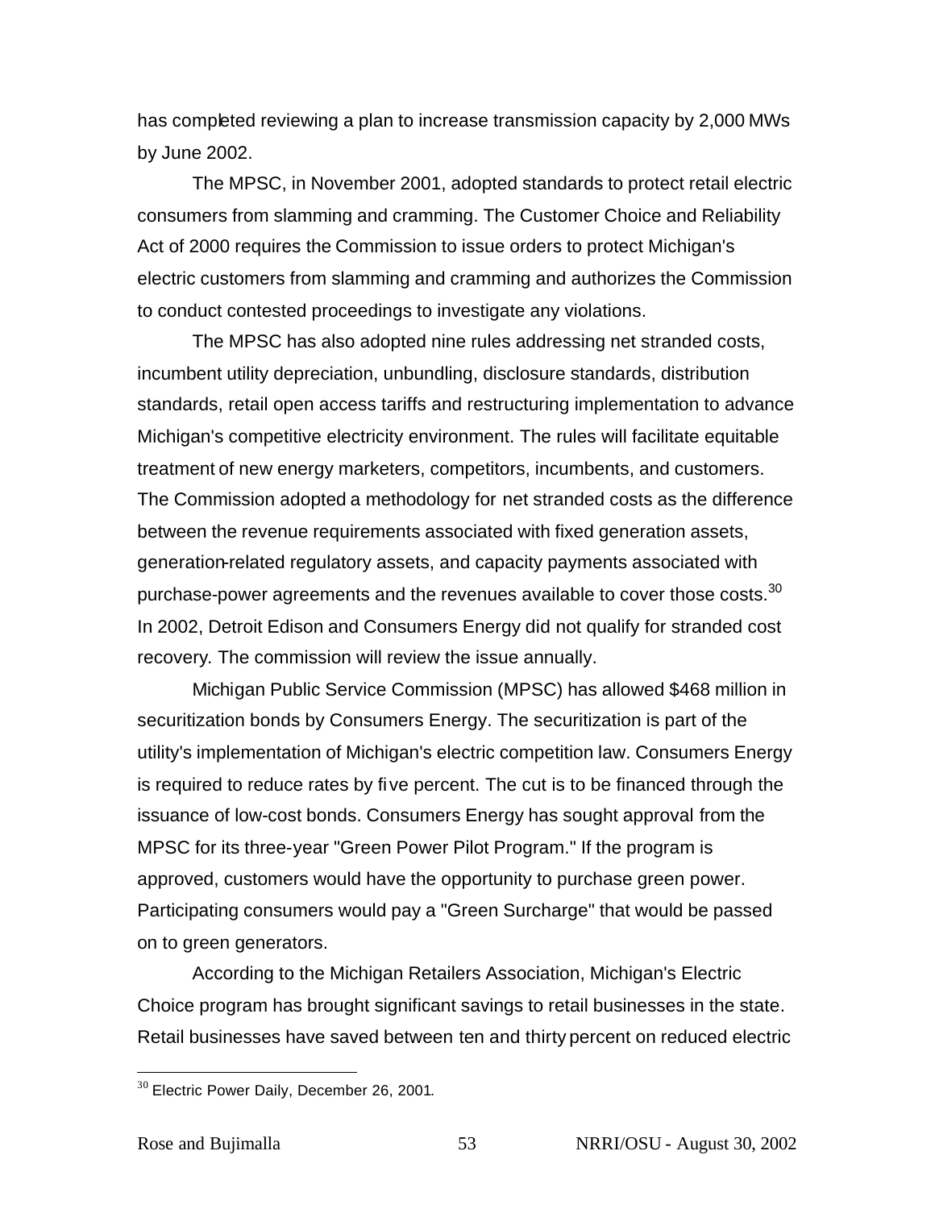has completed reviewing a plan to increase transmission capacity by 2,000 MWs by June 2002.

The MPSC, in November 2001, adopted standards to protect retail electric consumers from slamming and cramming. The Customer Choice and Reliability Act of 2000 requires the Commission to issue orders to protect Michigan's electric customers from slamming and cramming and authorizes the Commission to conduct contested proceedings to investigate any violations.

The MPSC has also adopted nine rules addressing net stranded costs, incumbent utility depreciation, unbundling, disclosure standards, distribution standards, retail open access tariffs and restructuring implementation to advance Michigan's competitive electricity environment. The rules will facilitate equitable treatment of new energy marketers, competitors, incumbents, and customers. The Commission adopted a methodology for net stranded costs as the difference between the revenue requirements associated with fixed generation assets, generation-related regulatory assets, and capacity payments associated with purchase-power agreements and the revenues available to cover those costs.[30] In 2002, Detroit Edison and Consumers Energy did not qualify for stranded cost recovery. The commission will review the issue annually.

Michigan Public Service Commission (MPSC) has allowed $468 million in securitization bonds by Consumers Energy. The securitization is part of the utility's implementation of Michigan's electric competition law. Consumers Energy is required to reduce rates by five percent. The cut is to be financed through the issuance of low-cost bonds. Consumers Energy has sought approval from the MPSC for its three-year "Green Power Pilot Program." If the program is approved, customers would have the opportunity to purchase green power. Participating consumers would pay a "Green Surcharge" that would be passed on to green generators.

According to the Michigan Retailers Association, Michigan's Electric Choice program has brought significant savings to retail businesses in the state. Retail businesses have saved between ten and thirty percent on reduced electric

---

[30] Electric Power Daily, December 26, 2001.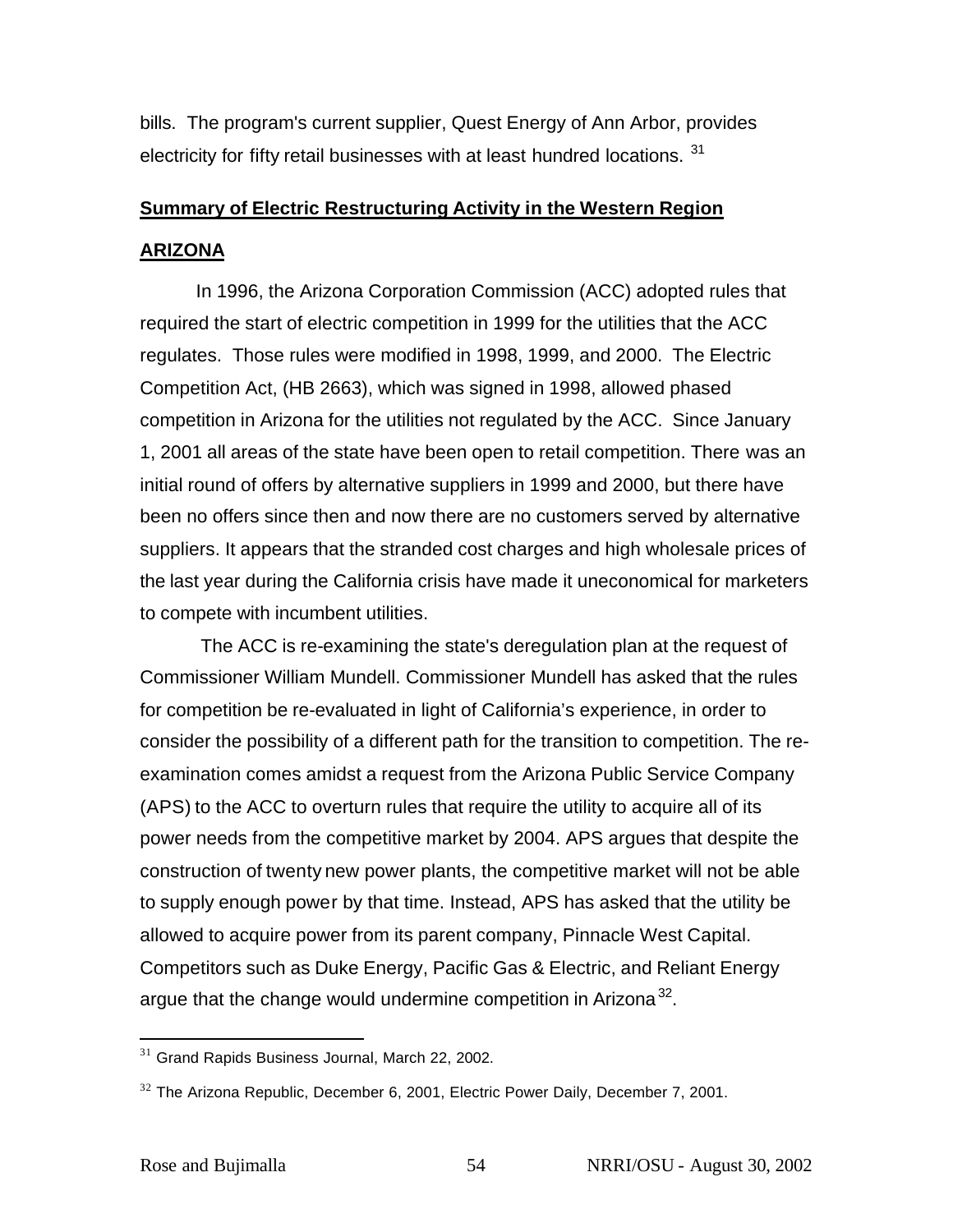bills. The program's current supplier, Quest Energy of Ann Arbor, provides electricity for fifty retail businesses with at least hundred locations. [31]

## Summary of Electric Restructuring Activity in the Western Region

### ARIZONA

In 1996, the Arizona Corporation Commission (ACC) adopted rules that required the start of electric competition in 1999 for the utilities that the ACC regulates. Those rules were modified in 1998, 1999, and 2000. The Electric Competition Act, (HB 2663), which was signed in 1998, allowed phased competition in Arizona for the utilities not regulated by the ACC. Since January 1, 2001 all areas of the state have been open to retail competition. There was an initial round of offers by alternative suppliers in 1999 and 2000, but there have been no offers since then and now there are no customers served by alternative suppliers. It appears that the stranded cost charges and high wholesale prices of the last year during the California crisis have made it uneconomical for marketers to compete with incumbent utilities.

The ACC is re-examining the state's deregulation plan at the request of Commissioner William Mundell. Commissioner Mundell has asked that the rules for competition be re-evaluated in light of California's experience, in order to consider the possibility of a different path for the transition to competition. The re-examination comes amidst a request from the Arizona Public Service Company (APS) to the ACC to overturn rules that require the utility to acquire all of its power needs from the competitive market by 2004. APS argues that despite the construction of twenty new power plants, the competitive market will not be able to supply enough power by that time. Instead, APS has asked that the utility be allowed to acquire power from its parent company, Pinnacle West Capital. Competitors such as Duke Energy, Pacific Gas & Electric, and Reliant Energy argue that the change would undermine competition in Arizona[32].

---

[31] Grand Rapids Business Journal, March 22, 2002.

[32] The Arizona Republic, December 6, 2001, Electric Power Daily, December 7, 2001.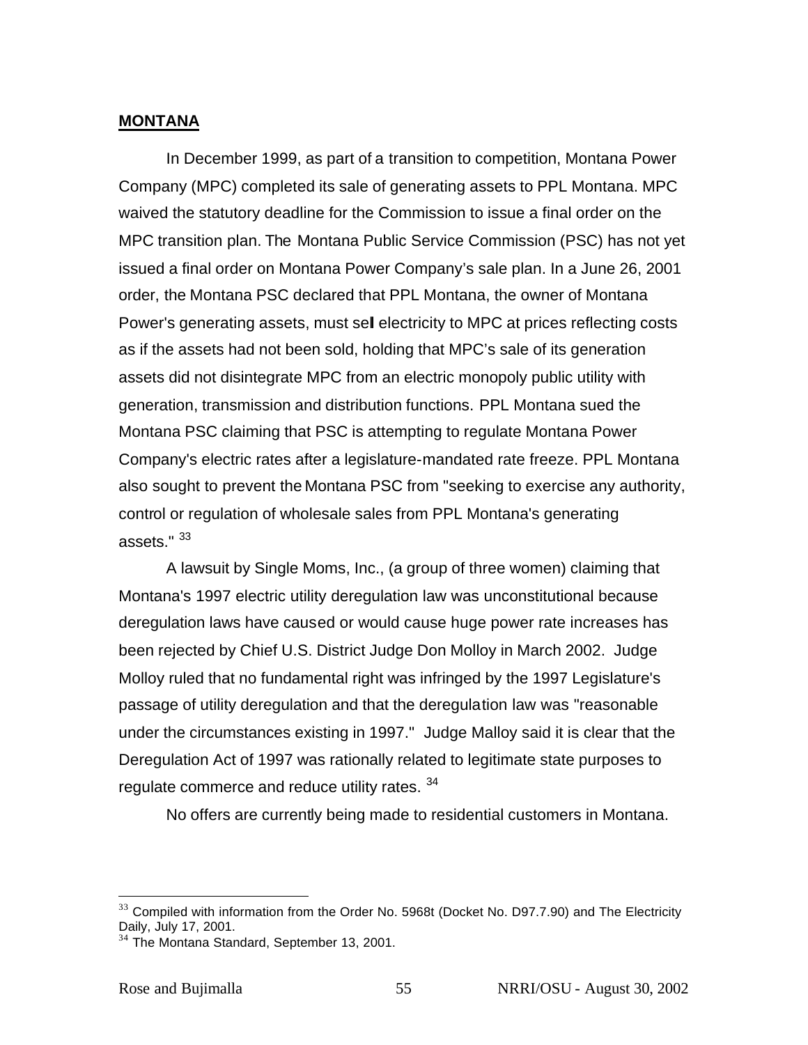## MONTANA

In December 1999, as part of a transition to competition, Montana Power Company (MPC) completed its sale of generating assets to PPL Montana. MPC waived the statutory deadline for the Commission to issue a final order on the MPC transition plan. The Montana Public Service Commission (PSC) has not yet issued a final order on Montana Power Company's sale plan. In a June 26, 2001 order, the Montana PSC declared that PPL Montana, the owner of Montana Power's generating assets, must sell electricity to MPC at prices reflecting costs as if the assets had not been sold, holding that MPC's sale of its generation assets did not disintegrate MPC from an electric monopoly public utility with generation, transmission and distribution functions. PPL Montana sued the Montana PSC claiming that PSC is attempting to regulate Montana Power Company's electric rates after a legislature-mandated rate freeze. PPL Montana also sought to prevent the Montana PSC from "seeking to exercise any authority, control or regulation of wholesale sales from PPL Montana's generating assets." [33]

A lawsuit by Single Moms, Inc., (a group of three women) claiming that Montana's 1997 electric utility deregulation law was unconstitutional because deregulation laws have caused or would cause huge power rate increases has been rejected by Chief U.S. District Judge Don Molloy in March 2002. Judge Molloy ruled that no fundamental right was infringed by the 1997 Legislature's passage of utility deregulation and that the deregulation law was "reasonable under the circumstances existing in 1997." Judge Malloy said it is clear that the Deregulation Act of 1997 was rationally related to legitimate state purposes to regulate commerce and reduce utility rates. [34]

No offers are currently being made to residential customers in Montana.

---

[33] Compiled with information from the Order No. 5968t (Docket No. D97.7.90) and The Electricity Daily, July 17, 2001.

[34] The Montana Standard, September 13, 2001.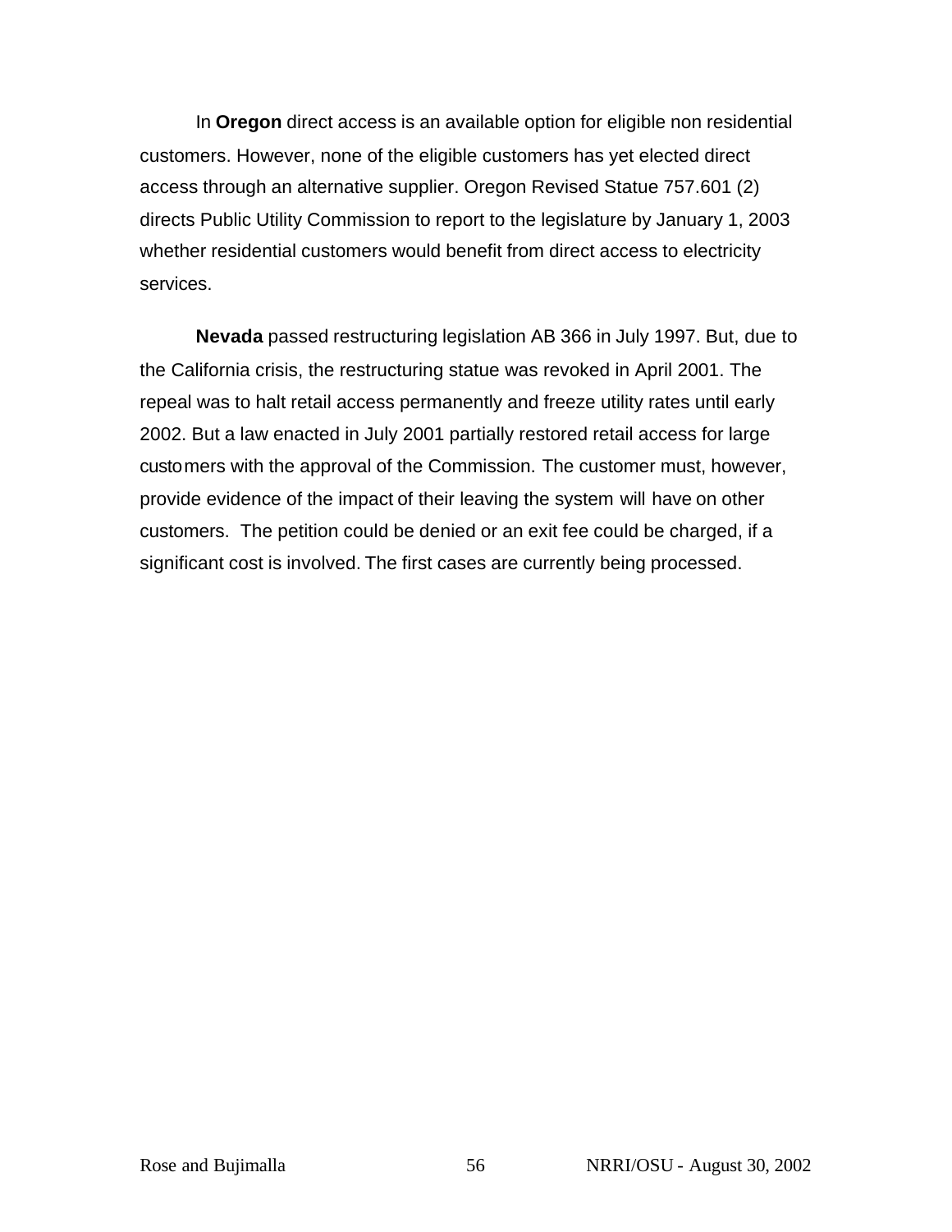In **Oregon** direct access is an available option for eligible non residential customers. However, none of the eligible customers has yet elected direct access through an alternative supplier. Oregon Revised Statue 757.601 (2) directs Public Utility Commission to report to the legislature by January 1, 2003 whether residential customers would benefit from direct access to electricity services.

**Nevada** passed restructuring legislation AB 366 in July 1997. But, due to the California crisis, the restructuring statue was revoked in April 2001. The repeal was to halt retail access permanently and freeze utility rates until early 2002. But a law enacted in July 2001 partially restored retail access for large customers with the approval of the Commission. The customer must, however, provide evidence of the impact of their leaving the system will have on other customers. The petition could be denied or an exit fee could be charged, if a significant cost is involved. The first cases are currently being processed.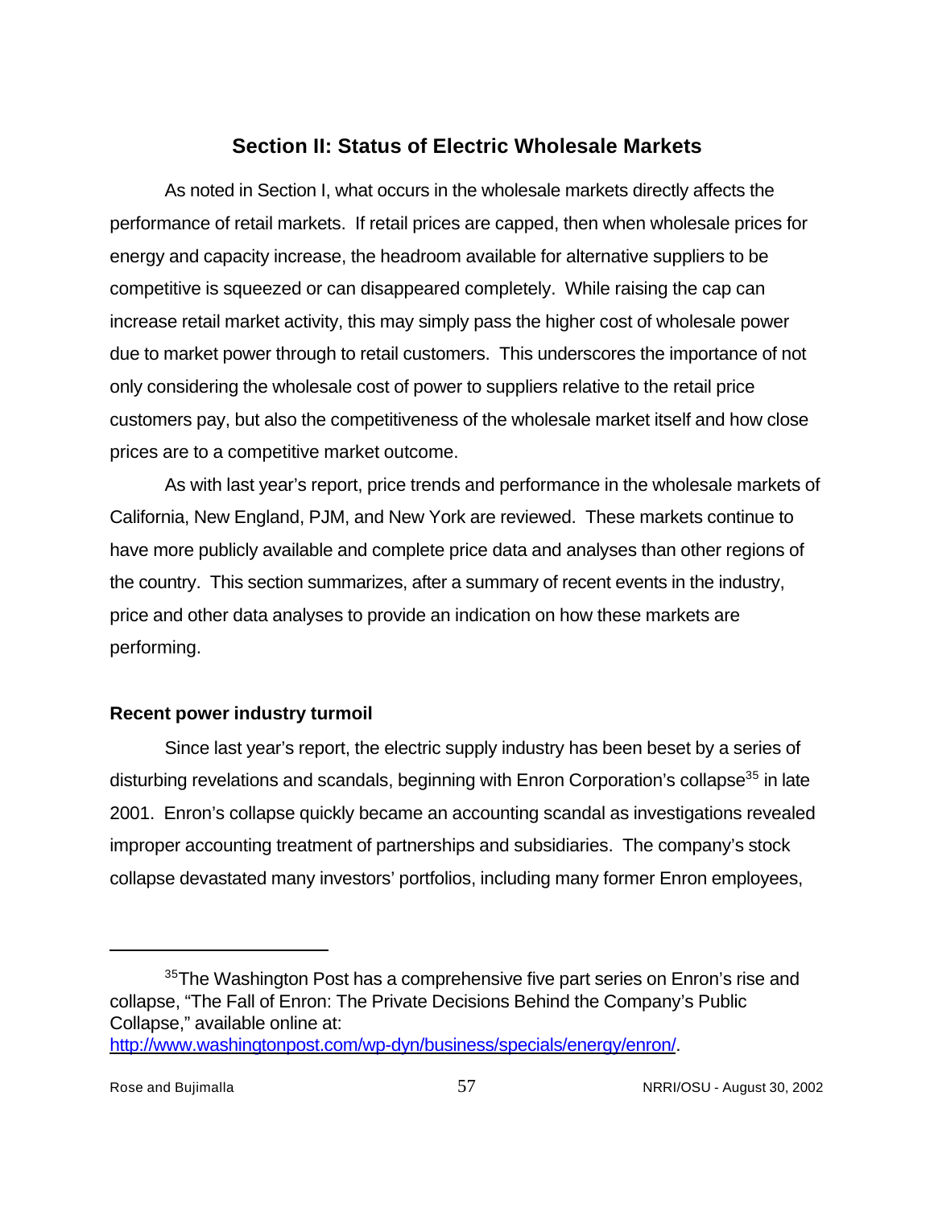## Section II: Status of Electric Wholesale Markets

As noted in Section I, what occurs in the wholesale markets directly affects the performance of retail markets. If retail prices are capped, then when wholesale prices for energy and capacity increase, the headroom available for alternative suppliers to be competitive is squeezed or can disappeared completely. While raising the cap can increase retail market activity, this may simply pass the higher cost of wholesale power due to market power through to retail customers. This underscores the importance of not only considering the wholesale cost of power to suppliers relative to the retail price customers pay, but also the competitiveness of the wholesale market itself and how close prices are to a competitive market outcome.

As with last year's report, price trends and performance in the wholesale markets of California, New England, PJM, and New York are reviewed. These markets continue to have more publicly available and complete price data and analyses than other regions of the country. This section summarizes, after a summary of recent events in the industry, price and other data analyses to provide an indication on how these markets are performing.

### Recent power industry turmoil

Since last year's report, the electric supply industry has been beset by a series of disturbing revelations and scandals, beginning with Enron Corporation's collapse[35] in late 2001. Enron's collapse quickly became an accounting scandal as investigations revealed improper accounting treatment of partnerships and subsidiaries. The company's stock collapse devastated many investors' portfolios, including many former Enron employees,

---

[35] The Washington Post has a comprehensive five part series on Enron's rise and collapse, "The Fall of Enron: The Private Decisions Behind the Company's Public Collapse," available online at: http://www.washingtonpost.com/wp-dyn/business/specials/energy/enron/.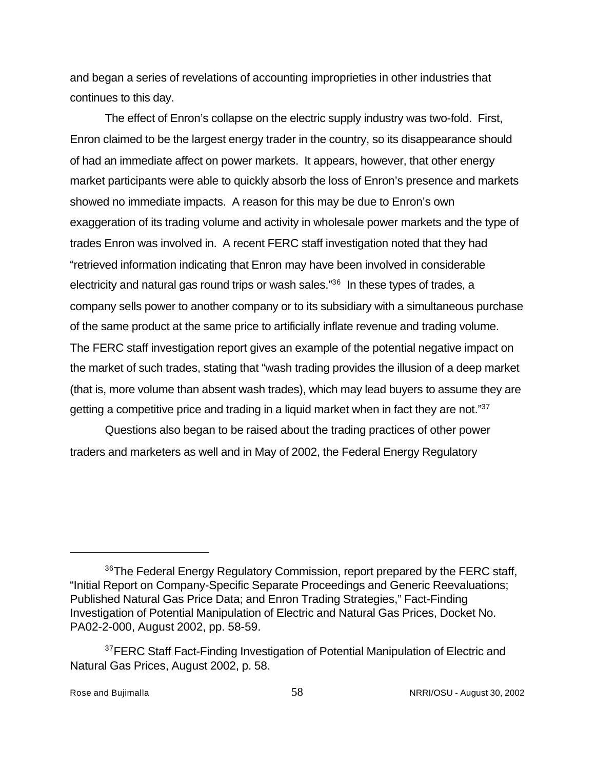and began a series of revelations of accounting improprieties in other industries that continues to this day.

The effect of Enron's collapse on the electric supply industry was two-fold. First, Enron claimed to be the largest energy trader in the country, so its disappearance should of had an immediate affect on power markets. It appears, however, that other energy market participants were able to quickly absorb the loss of Enron's presence and markets showed no immediate impacts. A reason for this may be due to Enron's own exaggeration of its trading volume and activity in wholesale power markets and the type of trades Enron was involved in. A recent FERC staff investigation noted that they had "retrieved information indicating that Enron may have been involved in considerable electricity and natural gas round trips or wash sales."[36] In these types of trades, a company sells power to another company or to its subsidiary with a simultaneous purchase of the same product at the same price to artificially inflate revenue and trading volume. The FERC staff investigation report gives an example of the potential negative impact on the market of such trades, stating that "wash trading provides the illusion of a deep market (that is, more volume than absent wash trades), which may lead buyers to assume they are getting a competitive price and trading in a liquid market when in fact they are not."[37]

Questions also began to be raised about the trading practices of other power traders and marketers as well and in May of 2002, the Federal Energy Regulatory

---

[36]The Federal Energy Regulatory Commission, report prepared by the FERC staff, "Initial Report on Company-Specific Separate Proceedings and Generic Reevaluations; Published Natural Gas Price Data; and Enron Trading Strategies," Fact-Finding Investigation of Potential Manipulation of Electric and Natural Gas Prices, Docket No. PA02-2-000, August 2002, pp. 58-59.

[37]FERC Staff Fact-Finding Investigation of Potential Manipulation of Electric and Natural Gas Prices, August 2002, p. 58.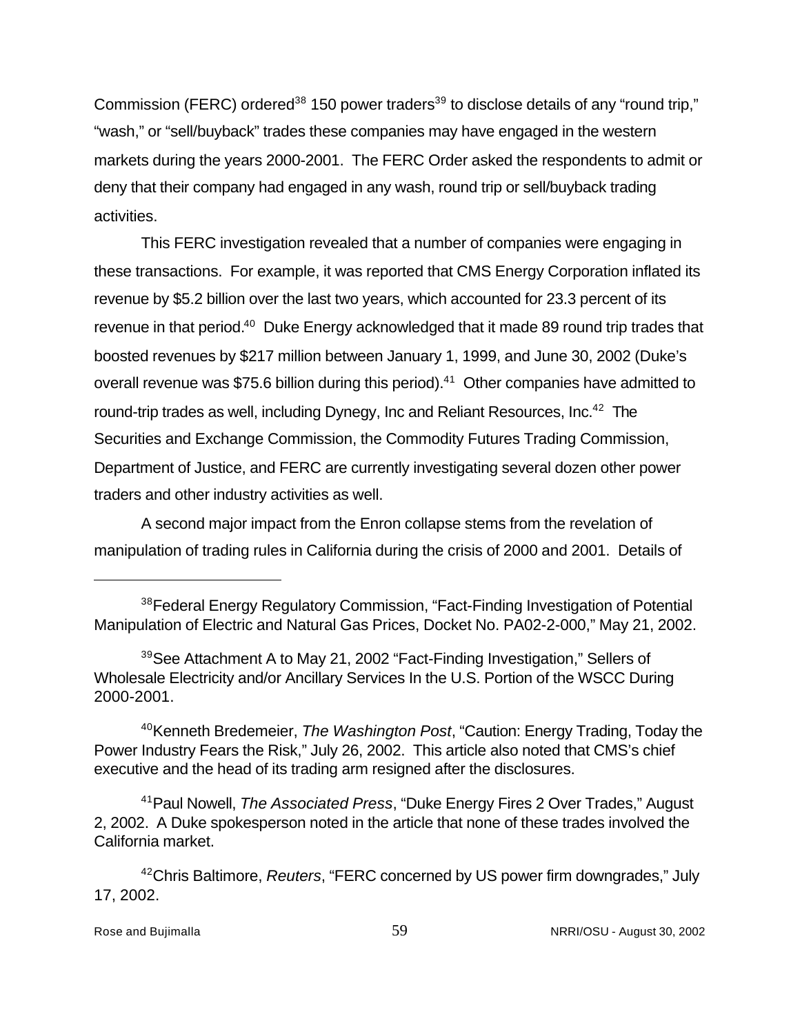Commission (FERC) ordered[38] 150 power traders[39] to disclose details of any "round trip," "wash," or "sell/buyback" trades these companies may have engaged in the western markets during the years 2000-2001. The FERC Order asked the respondents to admit or deny that their company had engaged in any wash, round trip or sell/buyback trading activities.

This FERC investigation revealed that a number of companies were engaging in these transactions. For example, it was reported that CMS Energy Corporation inflated its revenue by $5.2 billion over the last two years, which accounted for 23.3 percent of its revenue in that period.[40] Duke Energy acknowledged that it made 89 round trip trades that boosted revenues by $217 million between January 1, 1999, and June 30, 2002 (Duke's overall revenue was $75.6 billion during this period).[41] Other companies have admitted to round-trip trades as well, including Dynegy, Inc and Reliant Resources, Inc.[42] The Securities and Exchange Commission, the Commodity Futures Trading Commission, Department of Justice, and FERC are currently investigating several dozen other power traders and other industry activities as well.

A second major impact from the Enron collapse stems from the revelation of manipulation of trading rules in California during the crisis of 2000 and 2001. Details of

---

[38] Federal Energy Regulatory Commission, "Fact-Finding Investigation of Potential Manipulation of Electric and Natural Gas Prices, Docket No. PA02-2-000," May 21, 2002.

[39] See Attachment A to May 21, 2002 "Fact-Finding Investigation," Sellers of Wholesale Electricity and/or Ancillary Services In the U.S. Portion of the WSCC During 2000-2001.

[40] Kenneth Bredemeier, *The Washington Post*, "Caution: Energy Trading, Today the Power Industry Fears the Risk," July 26, 2002. This article also noted that CMS's chief executive and the head of its trading arm resigned after the disclosures.

[41] Paul Nowell, *The Associated Press*, "Duke Energy Fires 2 Over Trades," August 2, 2002. A Duke spokesperson noted in the article that none of these trades involved the California market.

[42] Chris Baltimore, *Reuters*, "FERC concerned by US power firm downgrades," July 17, 2002.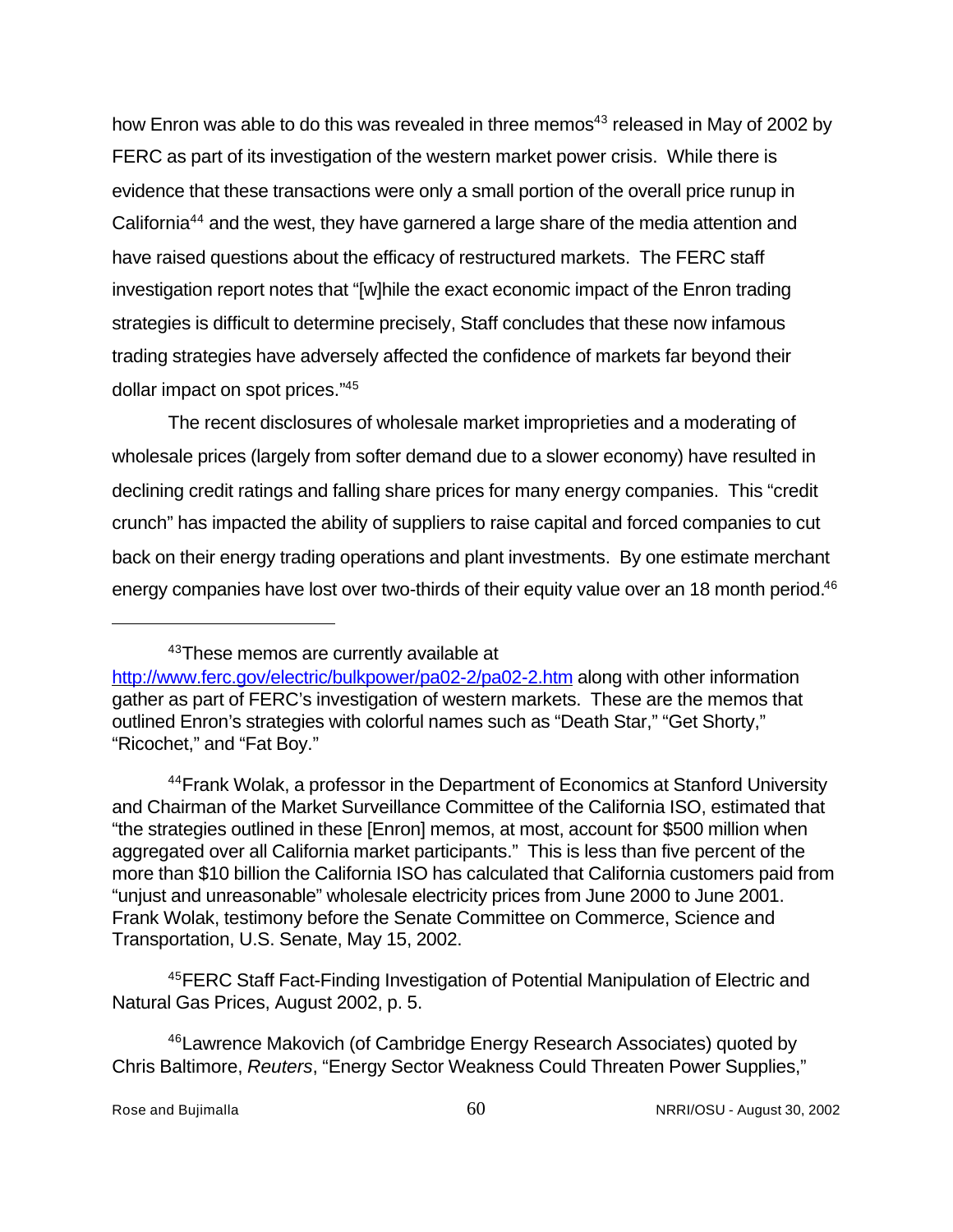how Enron was able to do this was revealed in three memos[43] released in May of 2002 by FERC as part of its investigation of the western market power crisis. While there is evidence that these transactions were only a small portion of the overall price runup in California[44] and the west, they have garnered a large share of the media attention and have raised questions about the efficacy of restructured markets. The FERC staff investigation report notes that "[w]hile the exact economic impact of the Enron trading strategies is difficult to determine precisely, Staff concludes that these now infamous trading strategies have adversely affected the confidence of markets far beyond their dollar impact on spot prices."[45]

The recent disclosures of wholesale market improprieties and a moderating of wholesale prices (largely from softer demand due to a slower economy) have resulted in declining credit ratings and falling share prices for many energy companies. This "credit crunch" has impacted the ability of suppliers to raise capital and forced companies to cut back on their energy trading operations and plant investments. By one estimate merchant energy companies have lost over two-thirds of their equity value over an 18 month period.[46]

---

[43] These memos are currently available at http://www.ferc.gov/electric/bulkpower/pa02-2/pa02-2.htm along with other information gather as part of FERC's investigation of western markets. These are the memos that outlined Enron's strategies with colorful names such as "Death Star," "Get Shorty," "Ricochet," and "Fat Boy."

[44] Frank Wolak, a professor in the Department of Economics at Stanford University and Chairman of the Market Surveillance Committee of the California ISO, estimated that "the strategies outlined in these [Enron] memos, at most, account for $500 million when aggregated over all California market participants." This is less than five percent of the more than $10 billion the California ISO has calculated that California customers paid from "unjust and unreasonable" wholesale electricity prices from June 2000 to June 2001. Frank Wolak, testimony before the Senate Committee on Commerce, Science and Transportation, U.S. Senate, May 15, 2002.

[45] FERC Staff Fact-Finding Investigation of Potential Manipulation of Electric and Natural Gas Prices, August 2002, p. 5.

[46] Lawrence Makovich (of Cambridge Energy Research Associates) quoted by Chris Baltimore, *Reuters*, "Energy Sector Weakness Could Threaten Power Supplies,"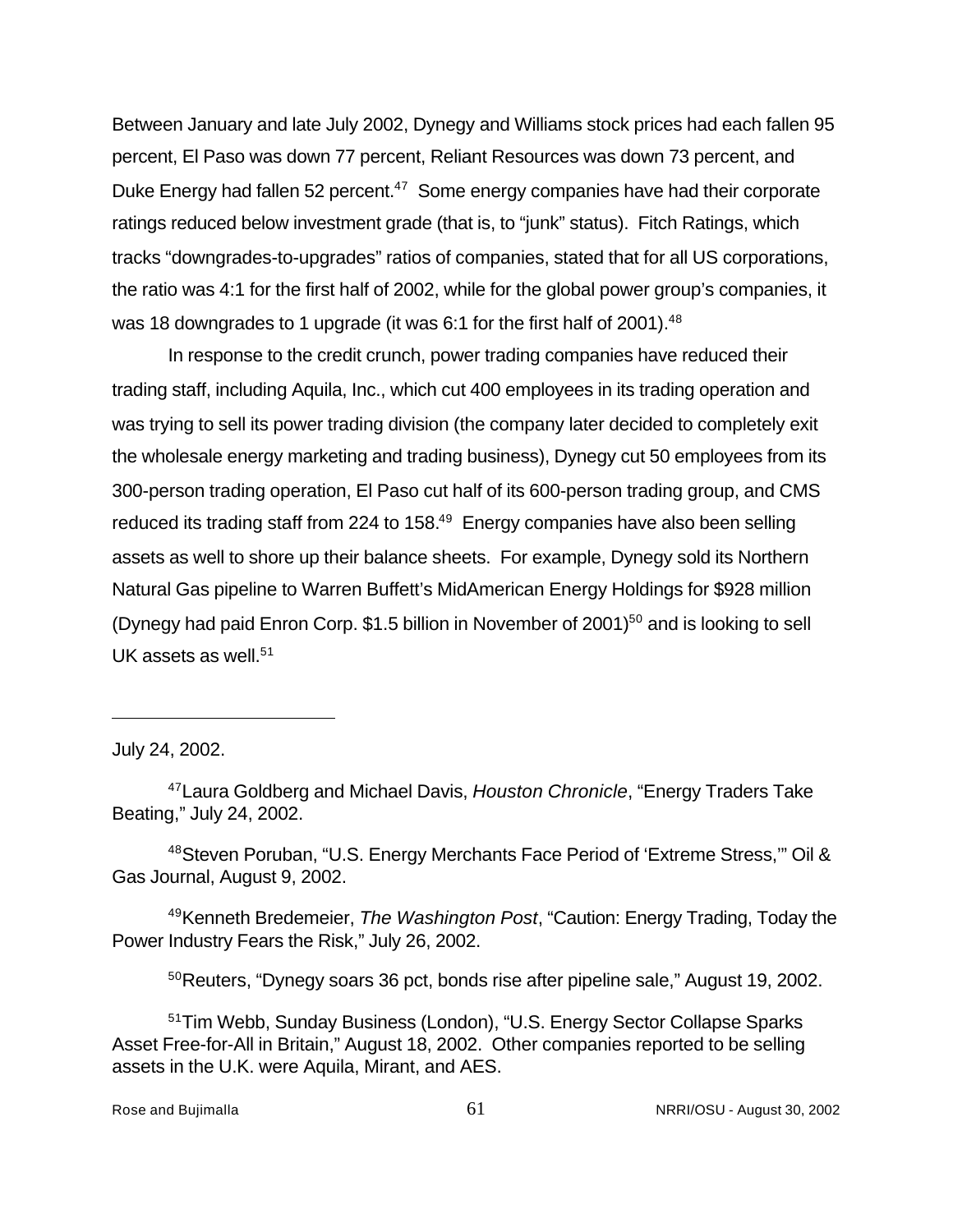Between January and late July 2002, Dynegy and Williams stock prices had each fallen 95 percent, El Paso was down 77 percent, Reliant Resources was down 73 percent, and Duke Energy had fallen 52 percent.[47] Some energy companies have had their corporate ratings reduced below investment grade (that is, to "junk" status). Fitch Ratings, which tracks "downgrades-to-upgrades" ratios of companies, stated that for all US corporations, the ratio was 4:1 for the first half of 2002, while for the global power group's companies, it was 18 downgrades to 1 upgrade (it was 6:1 for the first half of 2001).[48]

In response to the credit crunch, power trading companies have reduced their trading staff, including Aquila, Inc., which cut 400 employees in its trading operation and was trying to sell its power trading division (the company later decided to completely exit the wholesale energy marketing and trading business), Dynegy cut 50 employees from its 300-person trading operation, El Paso cut half of its 600-person trading group, and CMS reduced its trading staff from 224 to 158.[49] Energy companies have also been selling assets as well to shore up their balance sheets. For example, Dynegy sold its Northern Natural Gas pipeline to Warren Buffett's MidAmerican Energy Holdings for $928 million (Dynegy had paid Enron Corp. $1.5 billion in November of 2001)[50] and is looking to sell UK assets as well.[51]

---

July 24, 2002.

[47] Laura Goldberg and Michael Davis, *Houston Chronicle*, "Energy Traders Take Beating," July 24, 2002.

[48] Steven Poruban, "U.S. Energy Merchants Face Period of 'Extreme Stress,'" Oil & Gas Journal, August 9, 2002.

[49] Kenneth Bredemeier, *The Washington Post*, "Caution: Energy Trading, Today the Power Industry Fears the Risk," July 26, 2002.

[50] Reuters, "Dynegy soars 36 pct, bonds rise after pipeline sale," August 19, 2002.

[51] Tim Webb, Sunday Business (London), "U.S. Energy Sector Collapse Sparks Asset Free-for-All in Britain," August 18, 2002. Other companies reported to be selling assets in the U.K. were Aquila, Mirant, and AES.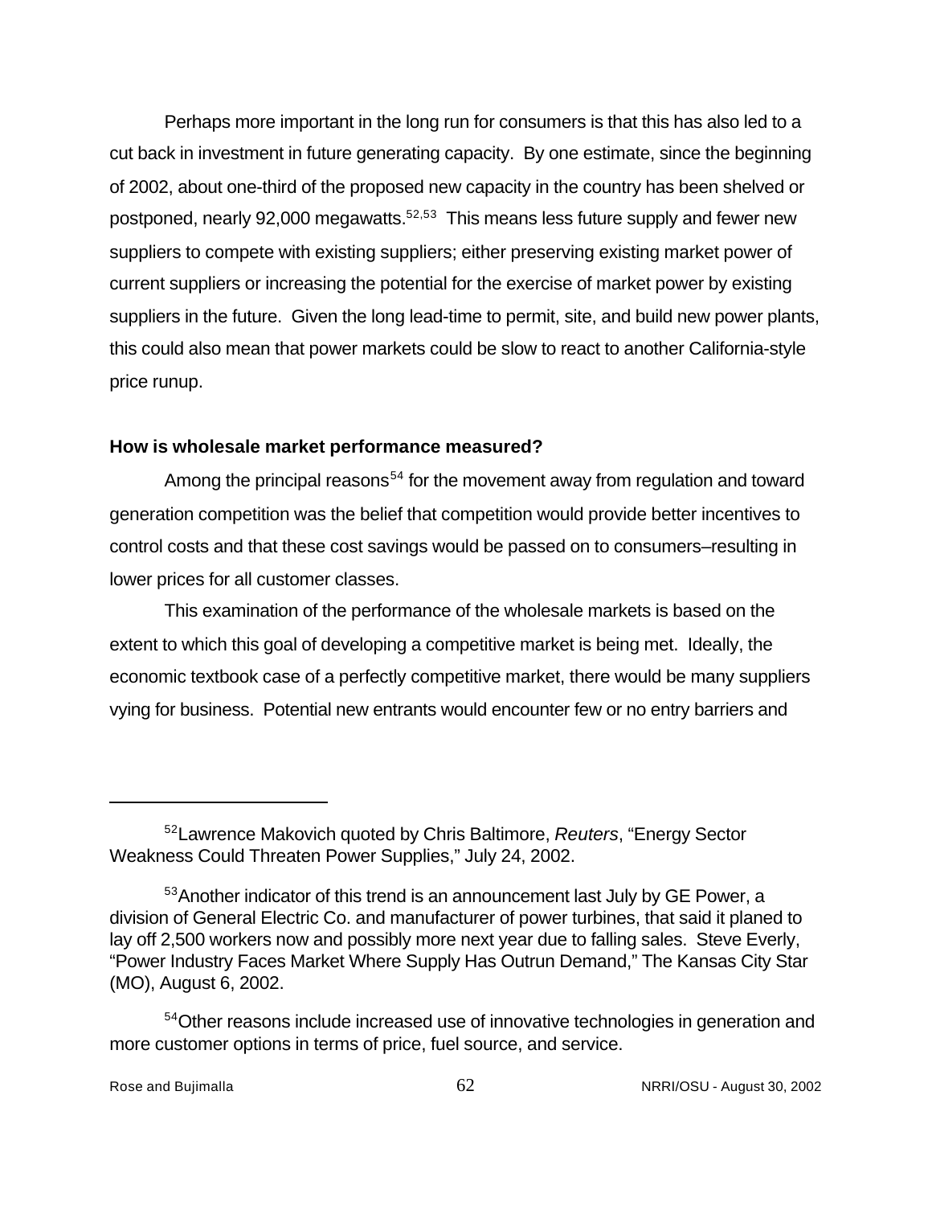Perhaps more important in the long run for consumers is that this has also led to a cut back in investment in future generating capacity. By one estimate, since the beginning of 2002, about one-third of the proposed new capacity in the country has been shelved or postponed, nearly 92,000 megawatts.[52,53] This means less future supply and fewer new suppliers to compete with existing suppliers; either preserving existing market power of current suppliers or increasing the potential for the exercise of market power by existing suppliers in the future. Given the long lead-time to permit, site, and build new power plants, this could also mean that power markets could be slow to react to another California-style price runup.

**How is wholesale market performance measured?**

Among the principal reasons[54] for the movement away from regulation and toward generation competition was the belief that competition would provide better incentives to control costs and that these cost savings would be passed on to consumers–resulting in lower prices for all customer classes.

This examination of the performance of the wholesale markets is based on the extent to which this goal of developing a competitive market is being met. Ideally, the economic textbook case of a perfectly competitive market, there would be many suppliers vying for business. Potential new entrants would encounter few or no entry barriers and

---

[52]Lawrence Makovich quoted by Chris Baltimore, *Reuters*, "Energy Sector Weakness Could Threaten Power Supplies," July 24, 2002.

[53]Another indicator of this trend is an announcement last July by GE Power, a division of General Electric Co. and manufacturer of power turbines, that said it planed to lay off 2,500 workers now and possibly more next year due to falling sales. Steve Everly, "Power Industry Faces Market Where Supply Has Outrun Demand," The Kansas City Star (MO), August 6, 2002.

[54]Other reasons include increased use of innovative technologies in generation and more customer options in terms of price, fuel source, and service.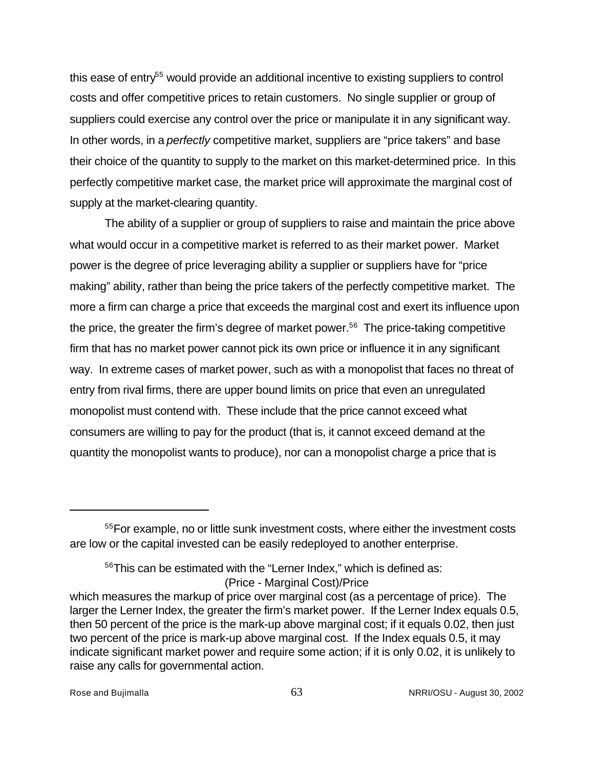this ease of entry[55] would provide an additional incentive to existing suppliers to control costs and offer competitive prices to retain customers. No single supplier or group of suppliers could exercise any control over the price or manipulate it in any significant way. In other words, in a *perfectly* competitive market, suppliers are "price takers" and base their choice of the quantity to supply to the market on this market-determined price. In this perfectly competitive market case, the market price will approximate the marginal cost of supply at the market-clearing quantity.

The ability of a supplier or group of suppliers to raise and maintain the price above what would occur in a competitive market is referred to as their market power. Market power is the degree of price leveraging ability a supplier or suppliers have for "price making" ability, rather than being the price takers of the perfectly competitive market. The more a firm can charge a price that exceeds the marginal cost and exert its influence upon the price, the greater the firm's degree of market power.[56] The price-taking competitive firm that has no market power cannot pick its own price or influence it in any significant way. In extreme cases of market power, such as with a monopolist that faces no threat of entry from rival firms, there are upper bound limits on price that even an unregulated monopolist must contend with. These include that the price cannot exceed what consumers are willing to pay for the product (that is, it cannot exceed demand at the quantity the monopolist wants to produce), nor can a monopolist charge a price that is

---

[55] For example, no or little sunk investment costs, where either the investment costs are low or the capital invested can be easily redeployed to another enterprise.

[56] This can be estimated with the "Lerner Index," which is defined as:

(Price - Marginal Cost)/Price

which measures the markup of price over marginal cost (as a percentage of price). The larger the Lerner Index, the greater the firm's market power. If the Lerner Index equals 0.5, then 50 percent of the price is the mark-up above marginal cost; if it equals 0.02, then just two percent of the price is mark-up above marginal cost. If the Index equals 0.5, it may indicate significant market power and require some action; if it is only 0.02, it is unlikely to raise any calls for governmental action.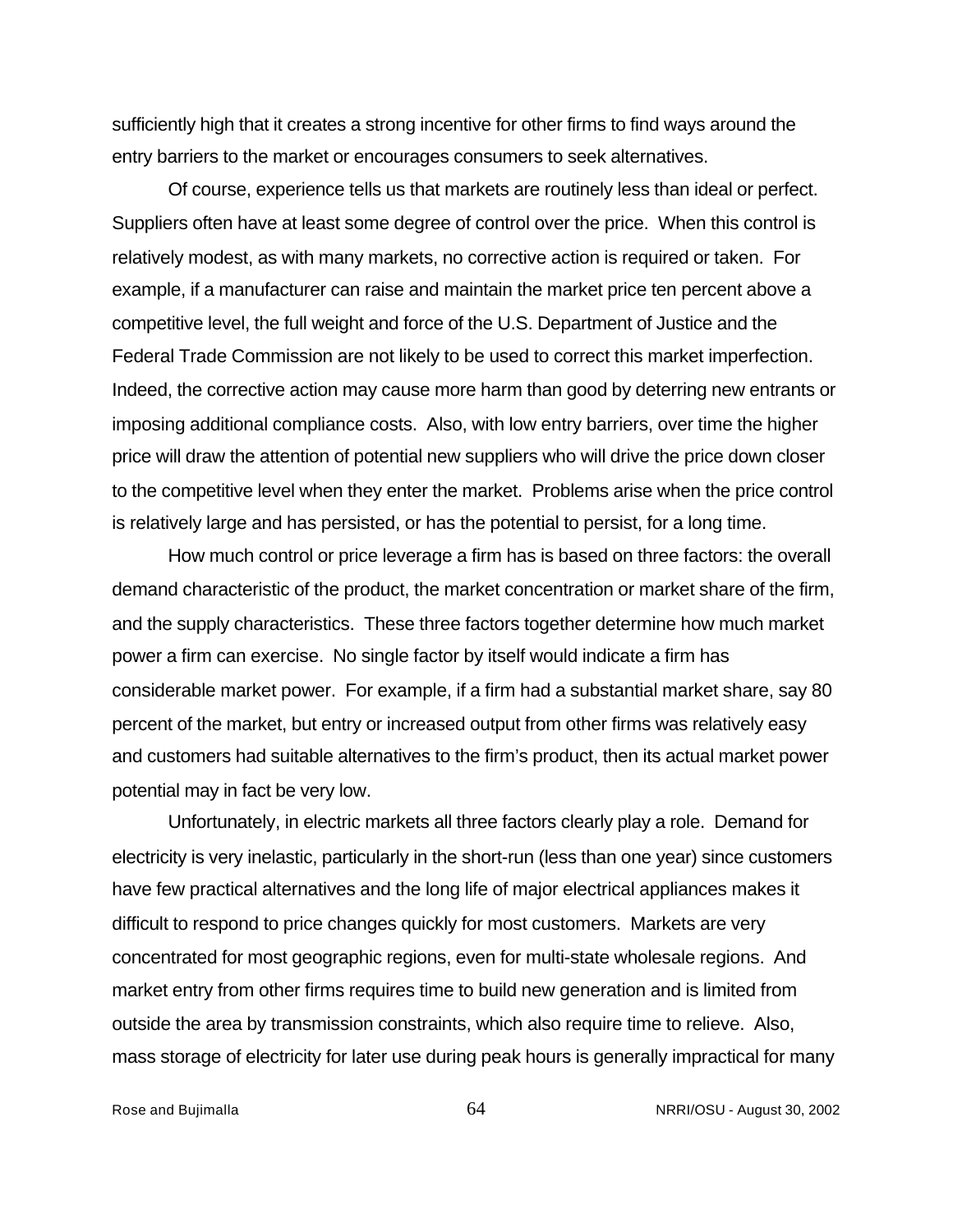sufficiently high that it creates a strong incentive for other firms to find ways around the entry barriers to the market or encourages consumers to seek alternatives.

Of course, experience tells us that markets are routinely less than ideal or perfect. Suppliers often have at least some degree of control over the price. When this control is relatively modest, as with many markets, no corrective action is required or taken. For example, if a manufacturer can raise and maintain the market price ten percent above a competitive level, the full weight and force of the U.S. Department of Justice and the Federal Trade Commission are not likely to be used to correct this market imperfection. Indeed, the corrective action may cause more harm than good by deterring new entrants or imposing additional compliance costs. Also, with low entry barriers, over time the higher price will draw the attention of potential new suppliers who will drive the price down closer to the competitive level when they enter the market. Problems arise when the price control is relatively large and has persisted, or has the potential to persist, for a long time.

How much control or price leverage a firm has is based on three factors: the overall demand characteristic of the product, the market concentration or market share of the firm, and the supply characteristics. These three factors together determine how much market power a firm can exercise. No single factor by itself would indicate a firm has considerable market power. For example, if a firm had a substantial market share, say 80 percent of the market, but entry or increased output from other firms was relatively easy and customers had suitable alternatives to the firm's product, then its actual market power potential may in fact be very low.

Unfortunately, in electric markets all three factors clearly play a role. Demand for electricity is very inelastic, particularly in the short-run (less than one year) since customers have few practical alternatives and the long life of major electrical appliances makes it difficult to respond to price changes quickly for most customers. Markets are very concentrated for most geographic regions, even for multi-state wholesale regions. And market entry from other firms requires time to build new generation and is limited from outside the area by transmission constraints, which also require time to relieve. Also, mass storage of electricity for later use during peak hours is generally impractical for many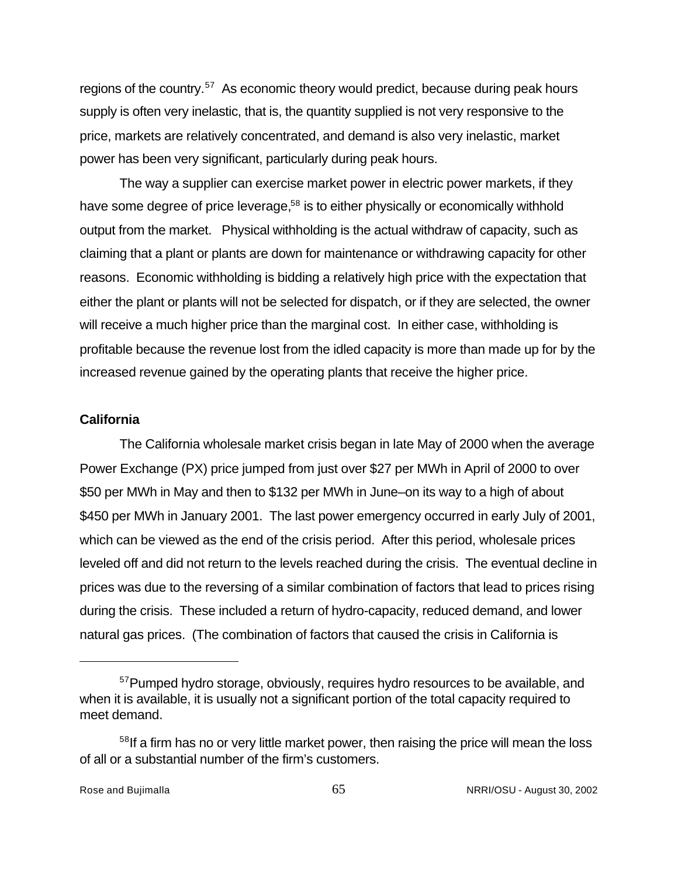regions of the country.[57] As economic theory would predict, because during peak hours supply is often very inelastic, that is, the quantity supplied is not very responsive to the price, markets are relatively concentrated, and demand is also very inelastic, market power has been very significant, particularly during peak hours.

The way a supplier can exercise market power in electric power markets, if they have some degree of price leverage,[58] is to either physically or economically withhold output from the market. Physical withholding is the actual withdraw of capacity, such as claiming that a plant or plants are down for maintenance or withdrawing capacity for other reasons. Economic withholding is bidding a relatively high price with the expectation that either the plant or plants will not be selected for dispatch, or if they are selected, the owner will receive a much higher price than the marginal cost. In either case, withholding is profitable because the revenue lost from the idled capacity is more than made up for by the increased revenue gained by the operating plants that receive the higher price.

**California**

The California wholesale market crisis began in late May of 2000 when the average Power Exchange (PX) price jumped from just over $27 per MWh in April of 2000 to over $50 per MWh in May and then to $132 per MWh in June–on its way to a high of about $450 per MWh in January 2001. The last power emergency occurred in early July of 2001, which can be viewed as the end of the crisis period. After this period, wholesale prices leveled off and did not return to the levels reached during the crisis. The eventual decline in prices was due to the reversing of a similar combination of factors that lead to prices rising during the crisis. These included a return of hydro-capacity, reduced demand, and lower natural gas prices. (The combination of factors that caused the crisis in California is

---

[57] Pumped hydro storage, obviously, requires hydro resources to be available, and when it is available, it is usually not a significant portion of the total capacity required to meet demand.

[58] If a firm has no or very little market power, then raising the price will mean the loss of all or a substantial number of the firm's customers.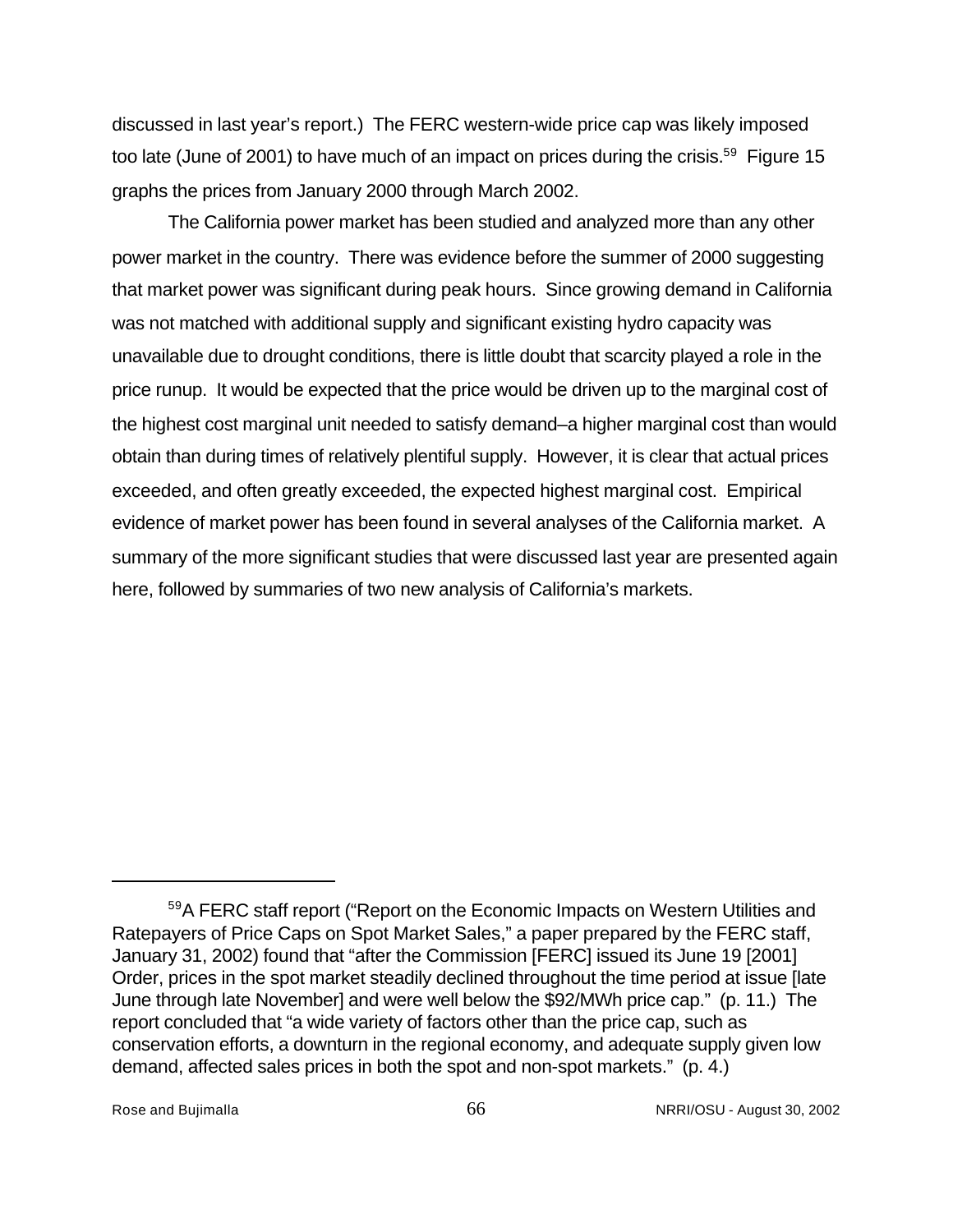discussed in last year's report.) The FERC western-wide price cap was likely imposed too late (June of 2001) to have much of an impact on prices during the crisis.[59] Figure 15 graphs the prices from January 2000 through March 2002.

The California power market has been studied and analyzed more than any other power market in the country. There was evidence before the summer of 2000 suggesting that market power was significant during peak hours. Since growing demand in California was not matched with additional supply and significant existing hydro capacity was unavailable due to drought conditions, there is little doubt that scarcity played a role in the price runup. It would be expected that the price would be driven up to the marginal cost of the highest cost marginal unit needed to satisfy demand–a higher marginal cost than would obtain than during times of relatively plentiful supply. However, it is clear that actual prices exceeded, and often greatly exceeded, the expected highest marginal cost. Empirical evidence of market power has been found in several analyses of the California market. A summary of the more significant studies that were discussed last year are presented again here, followed by summaries of two new analysis of California's markets.

---

[59]A FERC staff report ("Report on the Economic Impacts on Western Utilities and Ratepayers of Price Caps on Spot Market Sales," a paper prepared by the FERC staff, January 31, 2002) found that "after the Commission [FERC] issued its June 19 [2001] Order, prices in the spot market steadily declined throughout the time period at issue [late June through late November] and were well below the $92/MWh price cap." (p. 11.) The report concluded that "a wide variety of factors other than the price cap, such as conservation efforts, a downturn in the regional economy, and adequate supply given low demand, affected sales prices in both the spot and non-spot markets." (p. 4.)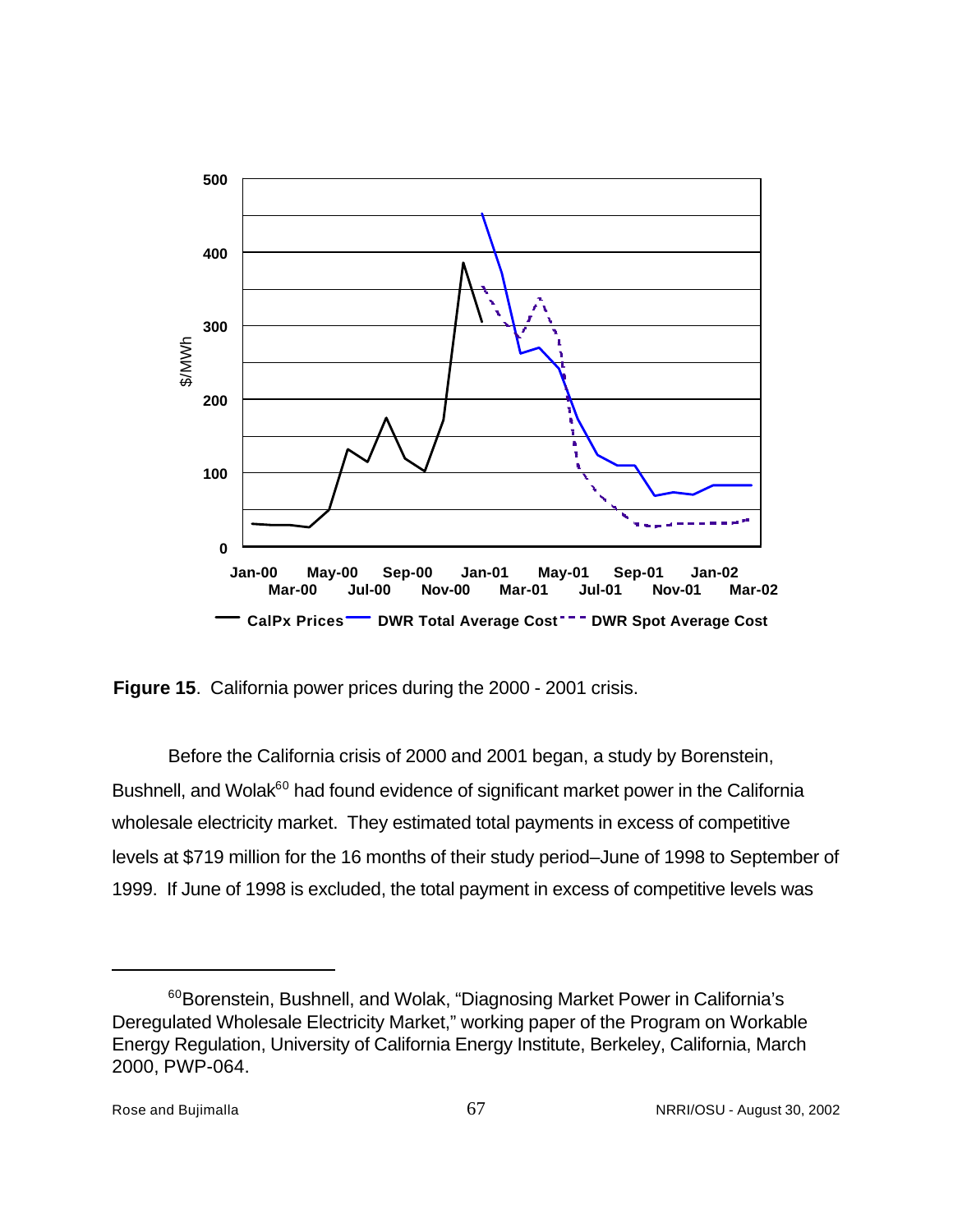**Figure 15**. California power prices during the 2000 - 2001 crisis.

Before the California crisis of 2000 and 2001 began, a study by Borenstein, Bushnell, and Wolak[60] had found evidence of significant market power in the California wholesale electricity market. They estimated total payments in excess of competitive levels at $719 million for the 16 months of their study period–June of 1998 to September of 1999. If June of 1998 is excluded, the total payment in excess of competitive levels was

---

[60]Borenstein, Bushnell, and Wolak, "Diagnosing Market Power in California's Deregulated Wholesale Electricity Market," working paper of the Program on Workable Energy Regulation, University of California Energy Institute, Berkeley, California, March 2000, PWP-064.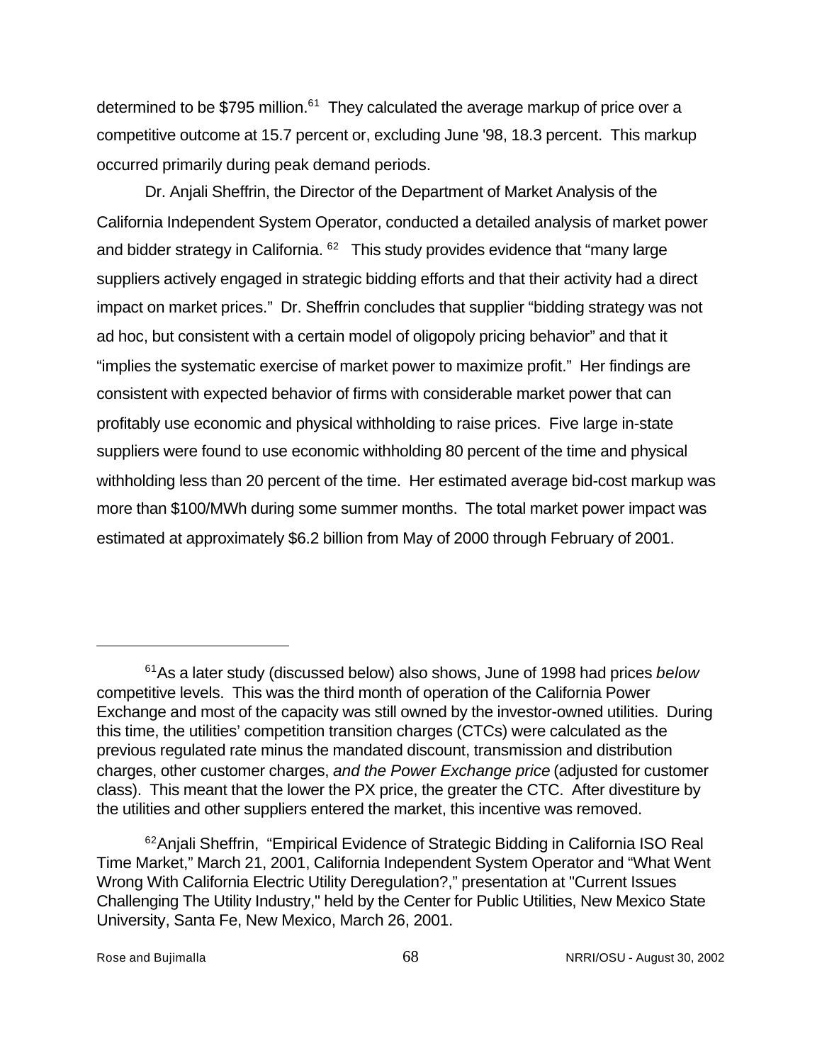determined to be $795 million.[61] They calculated the average markup of price over a competitive outcome at 15.7 percent or, excluding June '98, 18.3 percent. This markup occurred primarily during peak demand periods.

Dr. Anjali Sheffrin, the Director of the Department of Market Analysis of the California Independent System Operator, conducted a detailed analysis of market power and bidder strategy in California.[62] This study provides evidence that "many large suppliers actively engaged in strategic bidding efforts and that their activity had a direct impact on market prices." Dr. Sheffrin concludes that supplier "bidding strategy was not ad hoc, but consistent with a certain model of oligopoly pricing behavior" and that it "implies the systematic exercise of market power to maximize profit." Her findings are consistent with expected behavior of firms with considerable market power that can profitably use economic and physical withholding to raise prices. Five large in-state suppliers were found to use economic withholding 80 percent of the time and physical withholding less than 20 percent of the time. Her estimated average bid-cost markup was more than $100/MWh during some summer months. The total market power impact was estimated at approximately $6.2 billion from May of 2000 through February of 2001.

---

[61] As a later study (discussed below) also shows, June of 1998 had prices *below* competitive levels. This was the third month of operation of the California Power Exchange and most of the capacity was still owned by the investor-owned utilities. During this time, the utilities' competition transition charges (CTCs) were calculated as the previous regulated rate minus the mandated discount, transmission and distribution charges, other customer charges, *and the Power Exchange price* (adjusted for customer class). This meant that the lower the PX price, the greater the CTC. After divestiture by the utilities and other suppliers entered the market, this incentive was removed.

[62] Anjali Sheffrin, "Empirical Evidence of Strategic Bidding in California ISO Real Time Market," March 21, 2001, California Independent System Operator and "What Went Wrong With California Electric Utility Deregulation?," presentation at "Current Issues Challenging The Utility Industry," held by the Center for Public Utilities, New Mexico State University, Santa Fe, New Mexico, March 26, 2001.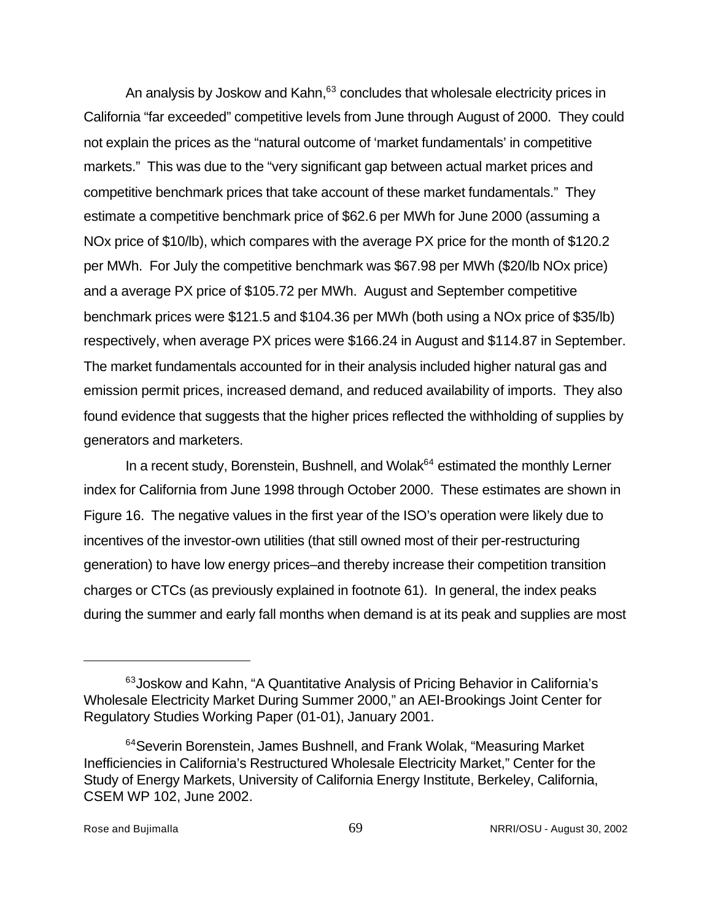An analysis by Joskow and Kahn,[63] concludes that wholesale electricity prices in California "far exceeded" competitive levels from June through August of 2000. They could not explain the prices as the "natural outcome of 'market fundamentals' in competitive markets." This was due to the "very significant gap between actual market prices and competitive benchmark prices that take account of these market fundamentals." They estimate a competitive benchmark price of $62.6 per MWh for June 2000 (assuming a NOx price of $10/lb), which compares with the average PX price for the month of $120.2 per MWh. For July the competitive benchmark was $67.98 per MWh ($20/lb NOx price) and a average PX price of $105.72 per MWh. August and September competitive benchmark prices were $121.5 and $104.36 per MWh (both using a NOx price of $35/lb) respectively, when average PX prices were $166.24 in August and $114.87 in September. The market fundamentals accounted for in their analysis included higher natural gas and emission permit prices, increased demand, and reduced availability of imports. They also found evidence that suggests that the higher prices reflected the withholding of supplies by generators and marketers.

In a recent study, Borenstein, Bushnell, and Wolak[64] estimated the monthly Lerner index for California from June 1998 through October 2000. These estimates are shown in Figure 16. The negative values in the first year of the ISO's operation were likely due to incentives of the investor-own utilities (that still owned most of their per-restructuring generation) to have low energy prices–and thereby increase their competition transition charges or CTCs (as previously explained in footnote 61). In general, the index peaks during the summer and early fall months when demand is at its peak and supplies are most

---

[63] Joskow and Kahn, "A Quantitative Analysis of Pricing Behavior in California's Wholesale Electricity Market During Summer 2000," an AEI-Brookings Joint Center for Regulatory Studies Working Paper (01-01), January 2001.

[64] Severin Borenstein, James Bushnell, and Frank Wolak, "Measuring Market Inefficiencies in California's Restructured Wholesale Electricity Market," Center for the Study of Energy Markets, University of California Energy Institute, Berkeley, California, CSEM WP 102, June 2002.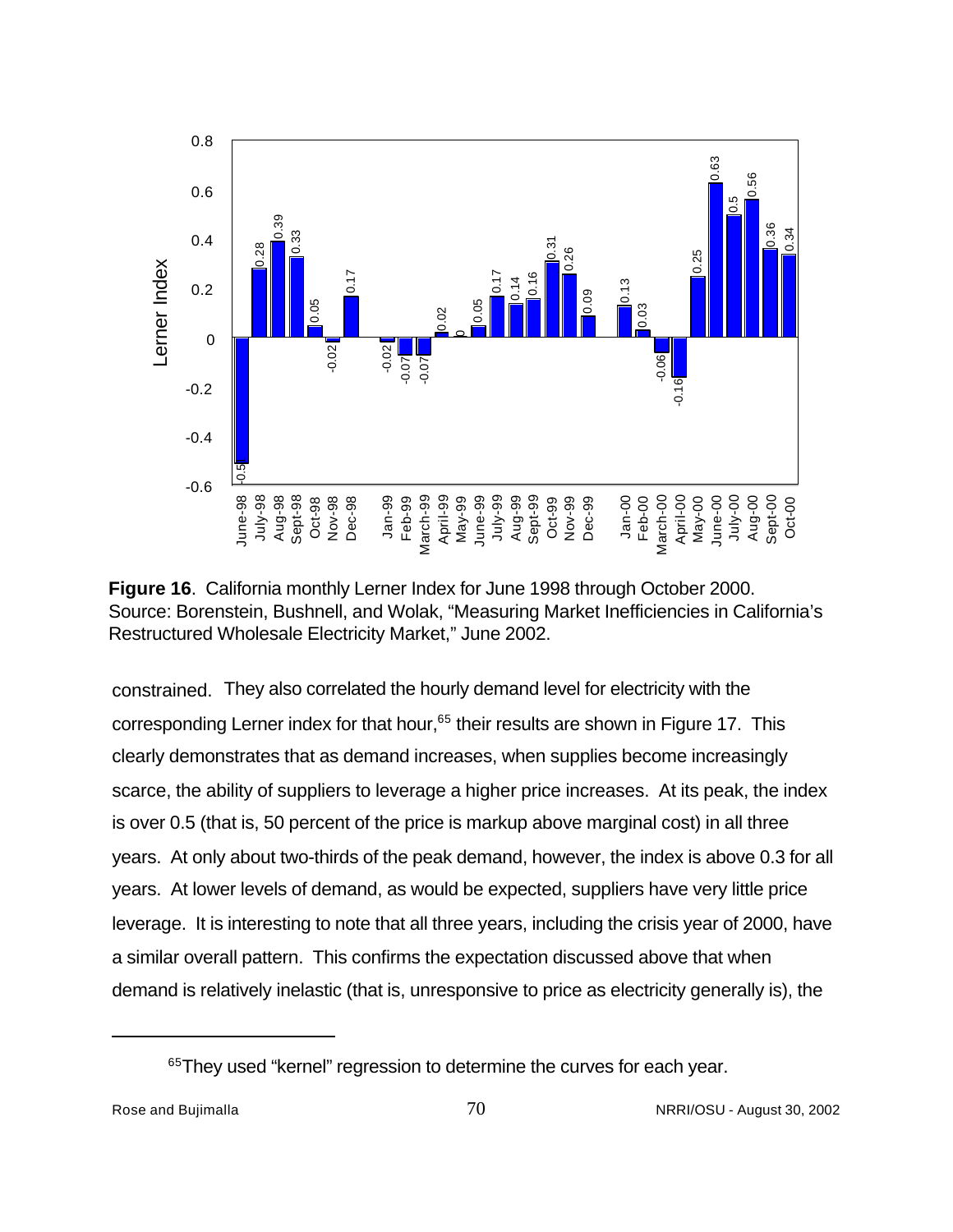**Figure 16**. California monthly Lerner Index for June 1998 through October 2000. Source: Borenstein, Bushnell, and Wolak, "Measuring Market Inefficiencies in California's Restructured Wholesale Electricity Market," June 2002.

constrained. They also correlated the hourly demand level for electricity with the corresponding Lerner index for that hour,[65] their results are shown in Figure 17. This clearly demonstrates that as demand increases, when supplies become increasingly scarce, the ability of suppliers to leverage a higher price increases. At its peak, the index is over 0.5 (that is, 50 percent of the price is markup above marginal cost) in all three years. At only about two-thirds of the peak demand, however, the index is above 0.3 for all years. At lower levels of demand, as would be expected, suppliers have very little price leverage. It is interesting to note that all three years, including the crisis year of 2000, have a similar overall pattern. This confirms the expectation discussed above that when demand is relatively inelastic (that is, unresponsive to price as electricity generally is), the

[65] They used "kernel" regression to determine the curves for each year.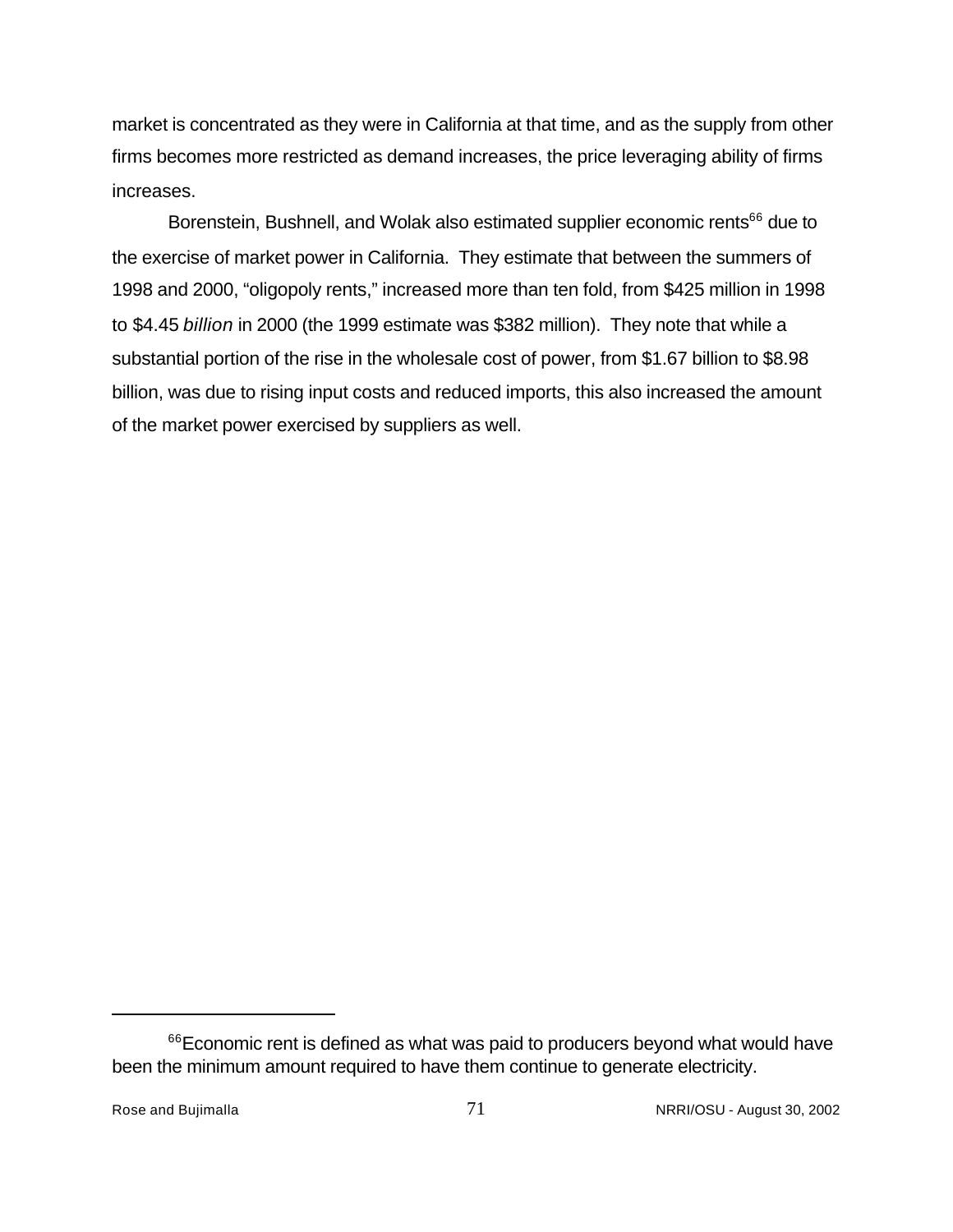market is concentrated as they were in California at that time, and as the supply from other firms becomes more restricted as demand increases, the price leveraging ability of firms increases.

Borenstein, Bushnell, and Wolak also estimated supplier economic rents[66] due to the exercise of market power in California. They estimate that between the summers of 1998 and 2000, "oligopoly rents," increased more than ten fold, from $425 million in 1998 to $4.45 *billion* in 2000 (the 1999 estimate was $382 million). They note that while a substantial portion of the rise in the wholesale cost of power, from $1.67 billion to $8.98 billion, was due to rising input costs and reduced imports, this also increased the amount of the market power exercised by suppliers as well.

---

[66] Economic rent is defined as what was paid to producers beyond what would have been the minimum amount required to have them continue to generate electricity.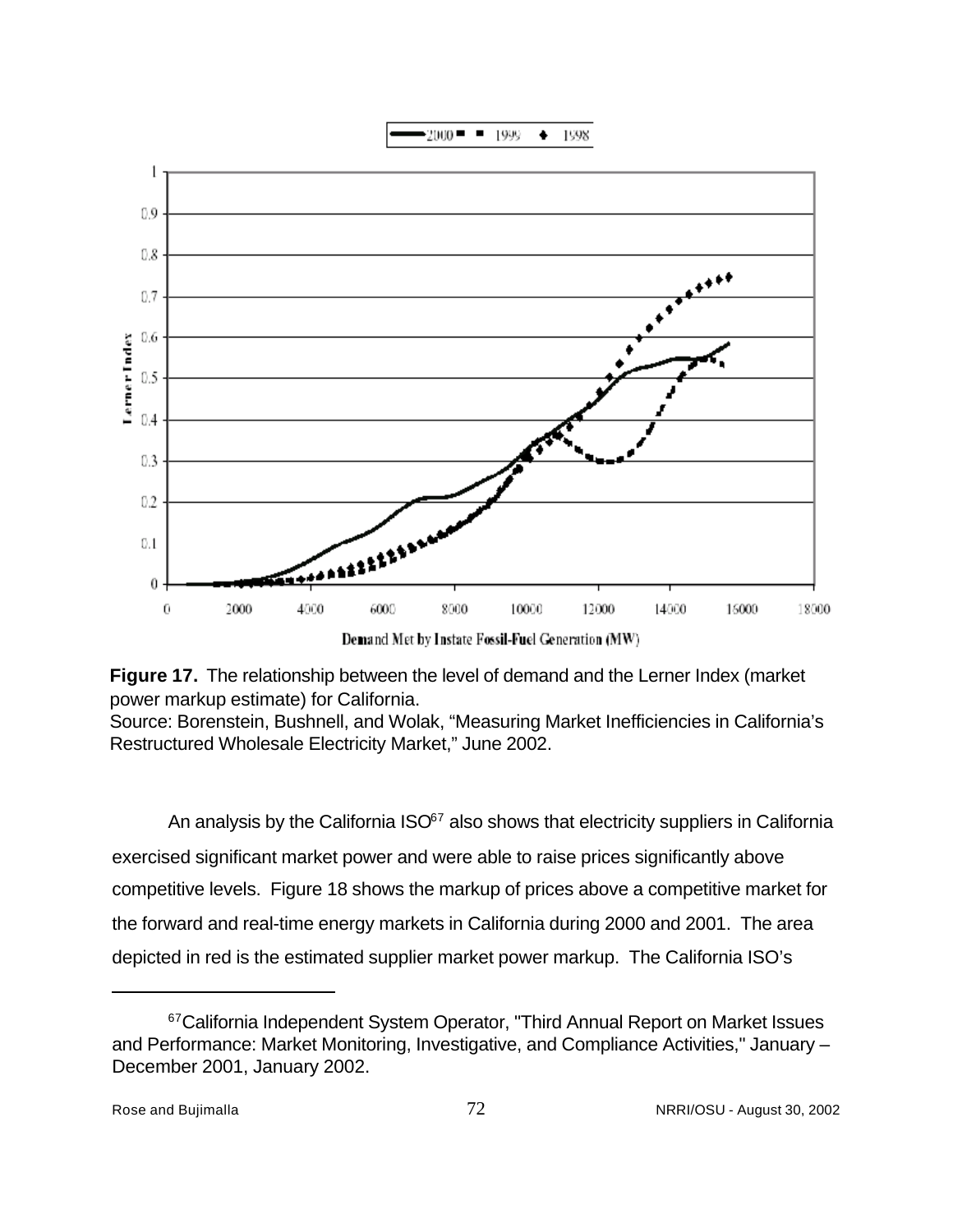**Figure 17.** The relationship between the level of demand and the Lerner Index (market power markup estimate) for California.
Source: Borenstein, Bushnell, and Wolak, “Measuring Market Inefficiencies in California’s Restructured Wholesale Electricity Market,” June 2002.

An analysis by the California ISO[67] also shows that electricity suppliers in California exercised significant market power and were able to raise prices significantly above competitive levels. Figure 18 shows the markup of prices above a competitive market for the forward and real-time energy markets in California during 2000 and 2001. The area depicted in red is the estimated supplier market power markup. The California ISO’s

[67] California Independent System Operator, "Third Annual Report on Market Issues and Performance: Market Monitoring, Investigative, and Compliance Activities," January – December 2001, January 2002.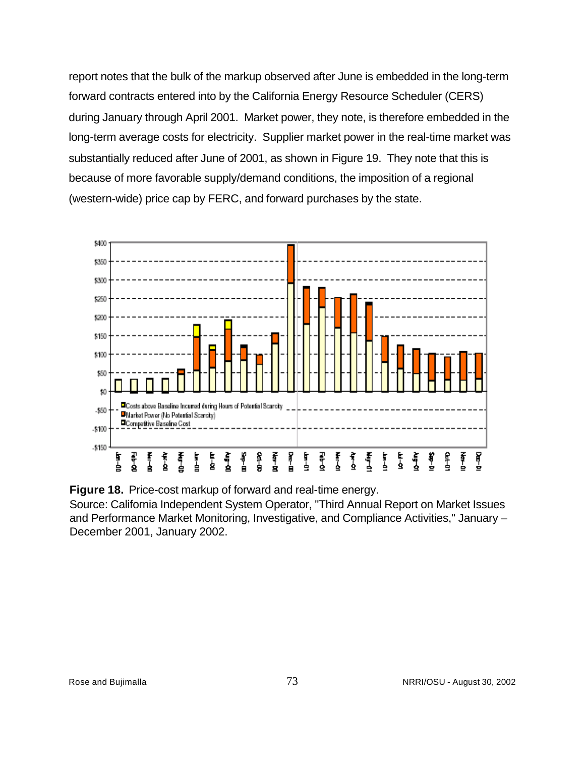report notes that the bulk of the markup observed after June is embedded in the long-term forward contracts entered into by the California Energy Resource Scheduler (CERS) during January through April 2001. Market power, they note, is therefore embedded in the long-term average costs for electricity. Supplier market power in the real-time market was substantially reduced after June of 2001, as shown in Figure 19. They note that this is because of more favorable supply/demand conditions, the imposition of a regional (western-wide) price cap by FERC, and forward purchases by the state.

**Figure 18.** Price-cost markup of forward and real-time energy.
Source: California Independent System Operator, "Third Annual Report on Market Issues and Performance Market Monitoring, Investigative, and Compliance Activities," January – December 2001, January 2002.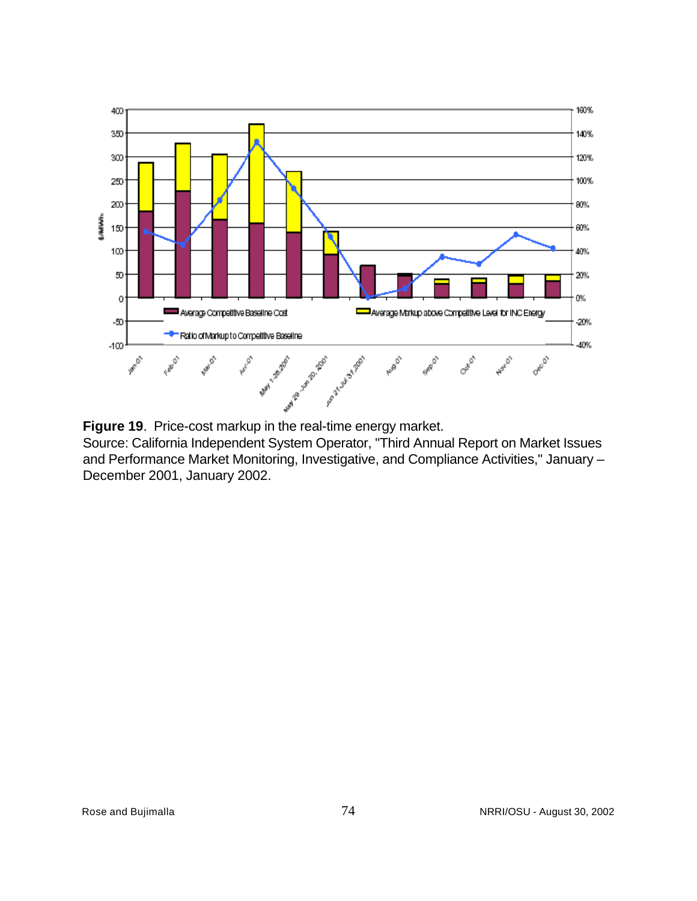**Figure 19**. Price-cost markup in the real-time energy market.
Source: California Independent System Operator, "Third Annual Report on Market Issues and Performance Market Monitoring, Investigative, and Compliance Activities," January – December 2001, January 2002.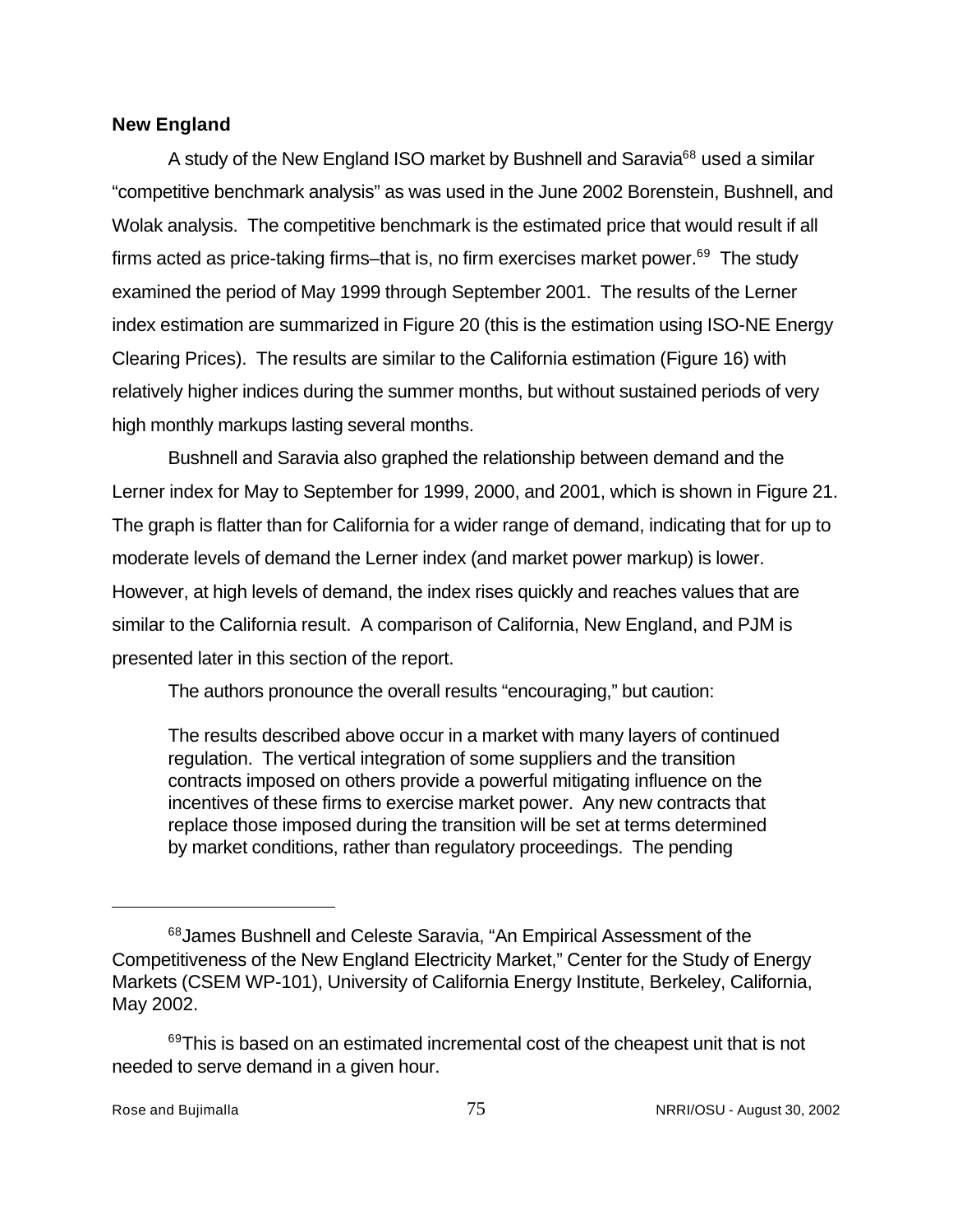### New England

A study of the New England ISO market by Bushnell and Saravia[68] used a similar "competitive benchmark analysis" as was used in the June 2002 Borenstein, Bushnell, and Wolak analysis. The competitive benchmark is the estimated price that would result if all firms acted as price-taking firms–that is, no firm exercises market power.[69] The study examined the period of May 1999 through September 2001. The results of the Lerner index estimation are summarized in Figure 20 (this is the estimation using ISO-NE Energy Clearing Prices). The results are similar to the California estimation (Figure 16) with relatively higher indices during the summer months, but without sustained periods of very high monthly markups lasting several months.

Bushnell and Saravia also graphed the relationship between demand and the Lerner index for May to September for 1999, 2000, and 2001, which is shown in Figure 21. The graph is flatter than for California for a wider range of demand, indicating that for up to moderate levels of demand the Lerner index (and market power markup) is lower. However, at high levels of demand, the index rises quickly and reaches values that are similar to the California result. A comparison of California, New England, and PJM is presented later in this section of the report.

The authors pronounce the overall results "encouraging," but caution:

> The results described above occur in a market with many layers of continued regulation. The vertical integration of some suppliers and the transition contracts imposed on others provide a powerful mitigating influence on the incentives of these firms to exercise market power. Any new contracts that replace those imposed during the transition will be set at terms determined by market conditions, rather than regulatory proceedings. The pending

---

[68] James Bushnell and Celeste Saravia, "An Empirical Assessment of the Competitiveness of the New England Electricity Market," Center for the Study of Energy Markets (CSEM WP-101), University of California Energy Institute, Berkeley, California, May 2002.

[69] This is based on an estimated incremental cost of the cheapest unit that is not needed to serve demand in a given hour.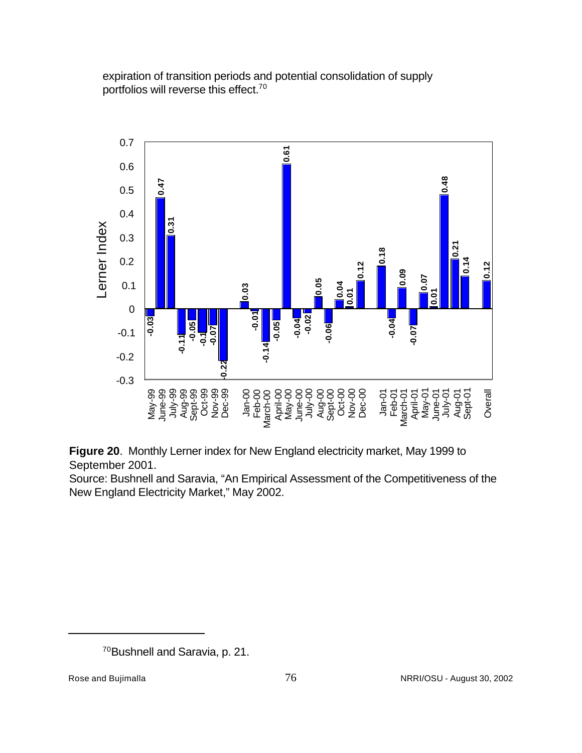expiration of transition periods and potential consolidation of supply portfolios will reverse this effect.[70]

**Figure 20**. Monthly Lerner index for New England electricity market, May 1999 to September 2001.
Source: Bushnell and Saravia, “An Empirical Assessment of the Competitiveness of the New England Electricity Market,” May 2002.

---

[70]Bushnell and Saravia, p. 21.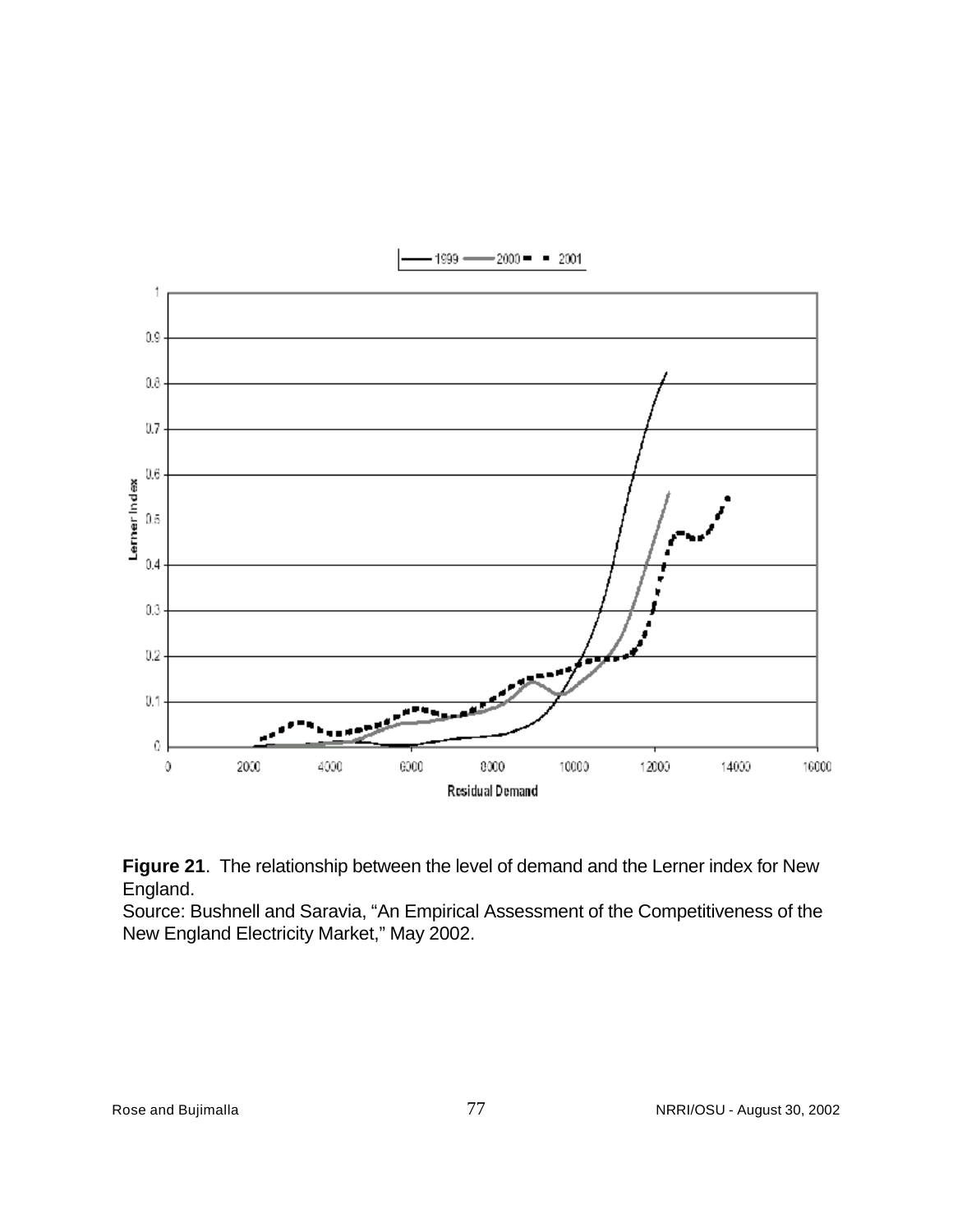**Figure 21**. The relationship between the level of demand and the Lerner index for New England.
Source: Bushnell and Saravia, “An Empirical Assessment of the Competitiveness of the New England Electricity Market,” May 2002.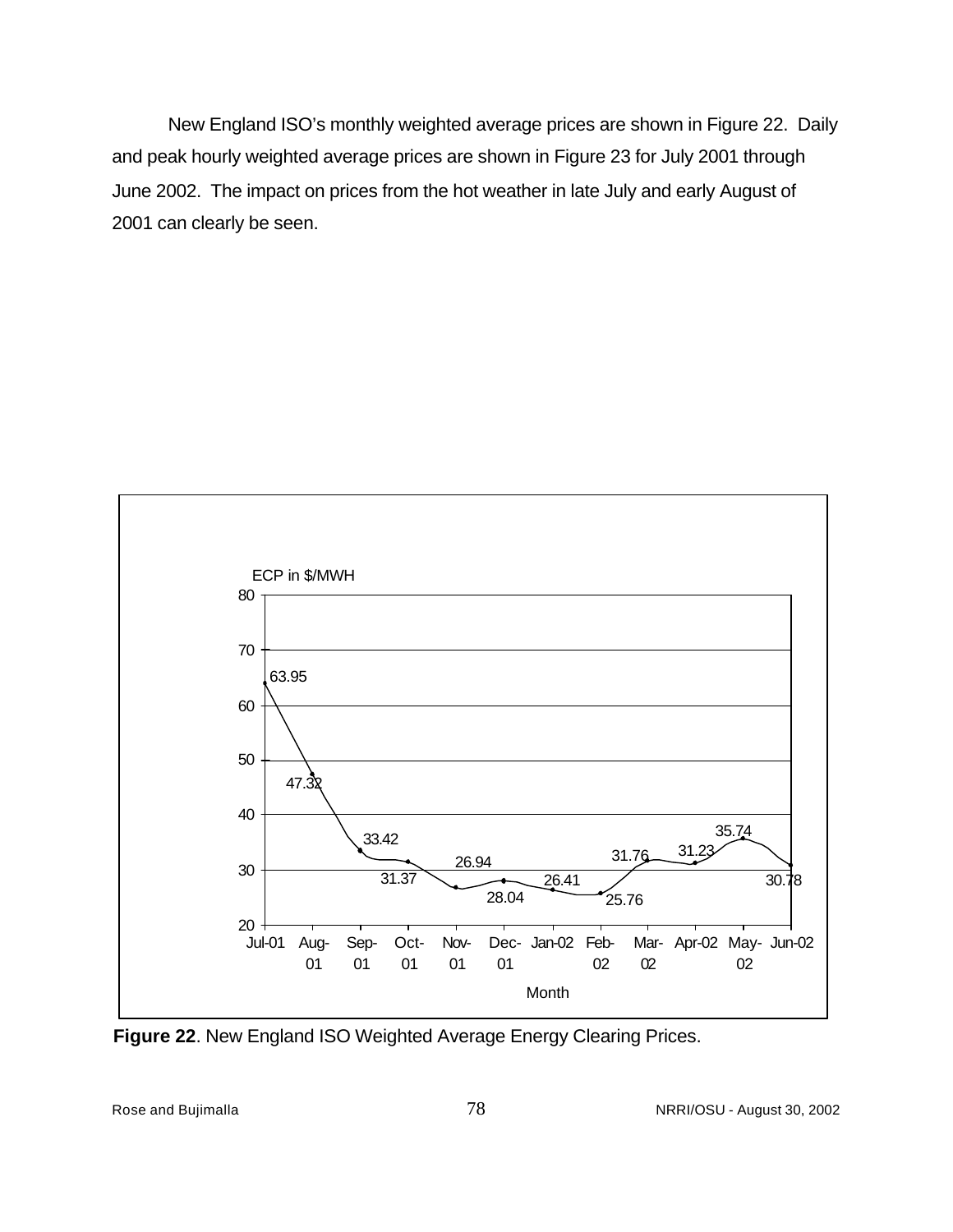New England ISO's monthly weighted average prices are shown in Figure 22. Daily and peak hourly weighted average prices are shown in Figure 23 for July 2001 through June 2002. The impact on prices from the hot weather in late July and early August of 2001 can clearly be seen.

| Month | ECP in $/MWH |
|---|---|
| Jul-01 | 63.95 |
| Aug-01 | 47.32 |
| Sep-01 | 33.42 |
| Oct-01 | 31.37 |
| Nov-01 | 26.94 |
| Dec-01 | 28.04 |
| Jan-02 | 26.41 |
| Feb-02 | 25.76 |
| Mar-02 | 31.76 |
| Apr-02 | 31.23 |
| May-02 | 35.74 |
| Jun-02 | 30.78 |

**Figure 22**. New England ISO Weighted Average Energy Clearing Prices.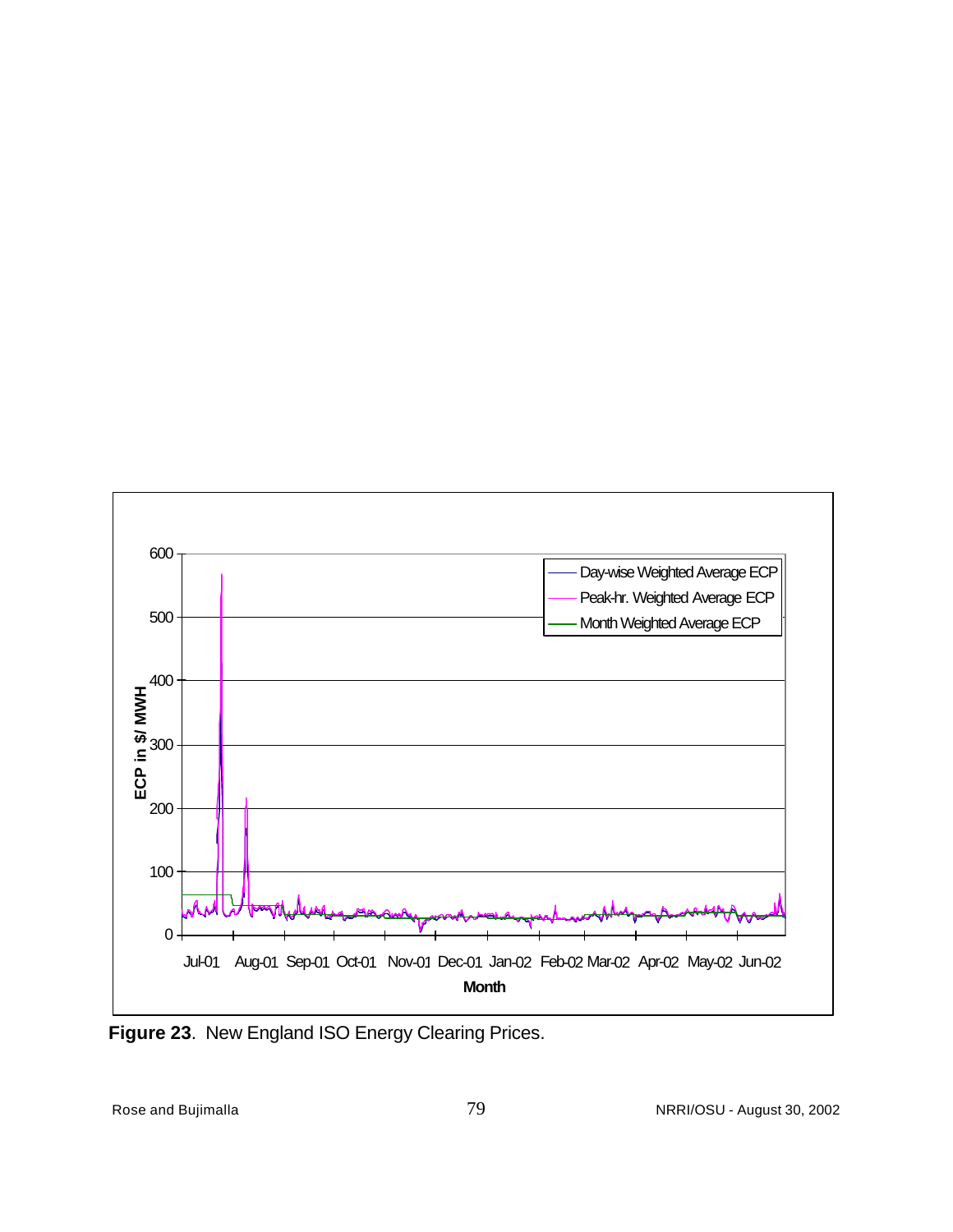**Figure 23**. New England ISO Energy Clearing Prices.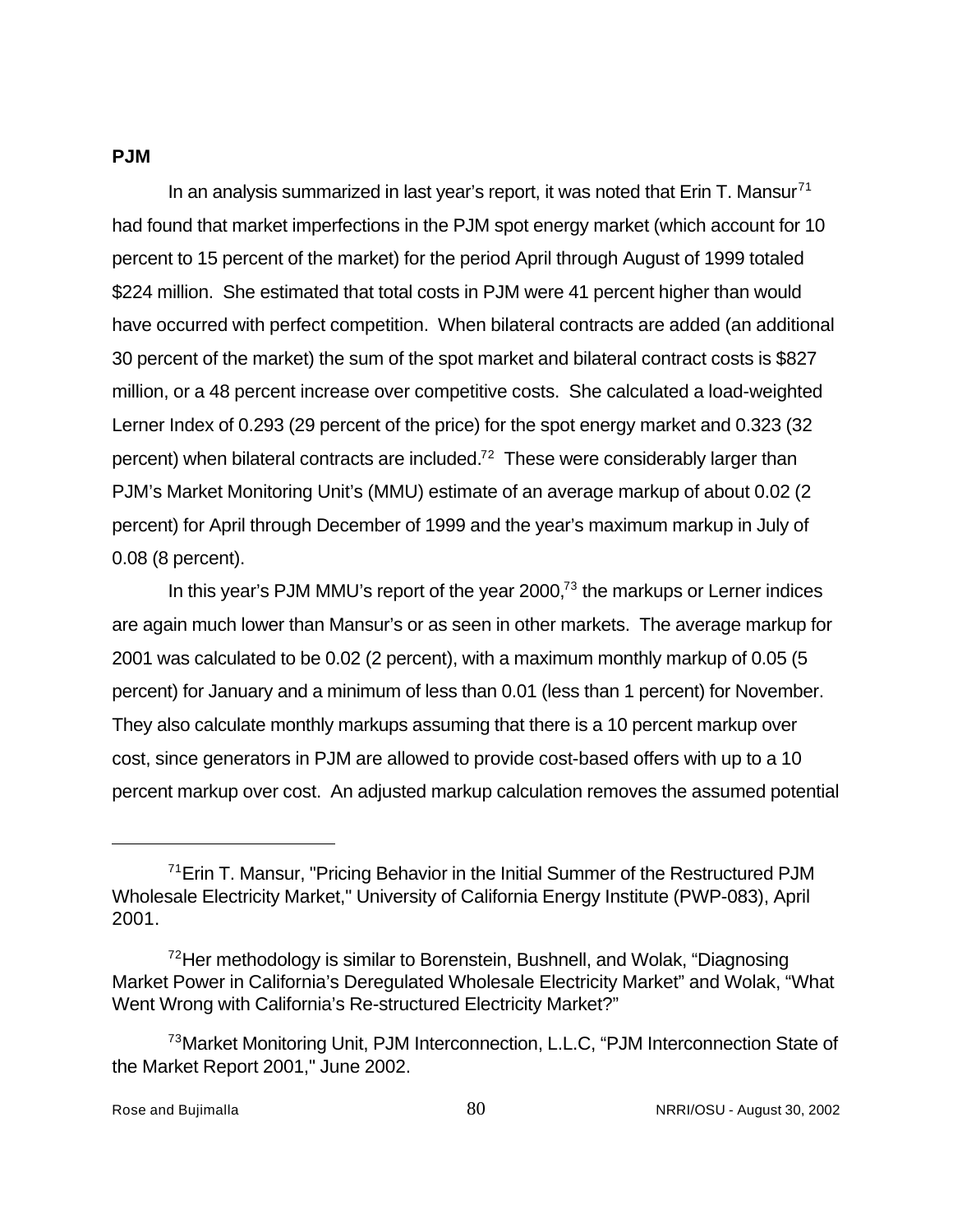**PJM**

In an analysis summarized in last year's report, it was noted that Erin T. Mansur[71] had found that market imperfections in the PJM spot energy market (which account for 10 percent to 15 percent of the market) for the period April through August of 1999 totaled $224 million. She estimated that total costs in PJM were 41 percent higher than would have occurred with perfect competition. When bilateral contracts are added (an additional 30 percent of the market) the sum of the spot market and bilateral contract costs is $827 million, or a 48 percent increase over competitive costs. She calculated a load-weighted Lerner Index of 0.293 (29 percent of the price) for the spot energy market and 0.323 (32 percent) when bilateral contracts are included.[72] These were considerably larger than PJM's Market Monitoring Unit's (MMU) estimate of an average markup of about 0.02 (2 percent) for April through December of 1999 and the year's maximum markup in July of 0.08 (8 percent).

In this year's PJM MMU's report of the year 2000,[73] the markups or Lerner indices are again much lower than Mansur's or as seen in other markets. The average markup for 2001 was calculated to be 0.02 (2 percent), with a maximum monthly markup of 0.05 (5 percent) for January and a minimum of less than 0.01 (less than 1 percent) for November. They also calculate monthly markups assuming that there is a 10 percent markup over cost, since generators in PJM are allowed to provide cost-based offers with up to a 10 percent markup over cost. An adjusted markup calculation removes the assumed potential

---

[71] Erin T. Mansur, "Pricing Behavior in the Initial Summer of the Restructured PJM Wholesale Electricity Market," University of California Energy Institute (PWP-083), April 2001.

[72] Her methodology is similar to Borenstein, Bushnell, and Wolak, "Diagnosing Market Power in California's Deregulated Wholesale Electricity Market" and Wolak, "What Went Wrong with California's Re-structured Electricity Market?"

[73] Market Monitoring Unit, PJM Interconnection, L.L.C, "PJM Interconnection State of the Market Report 2001," June 2002.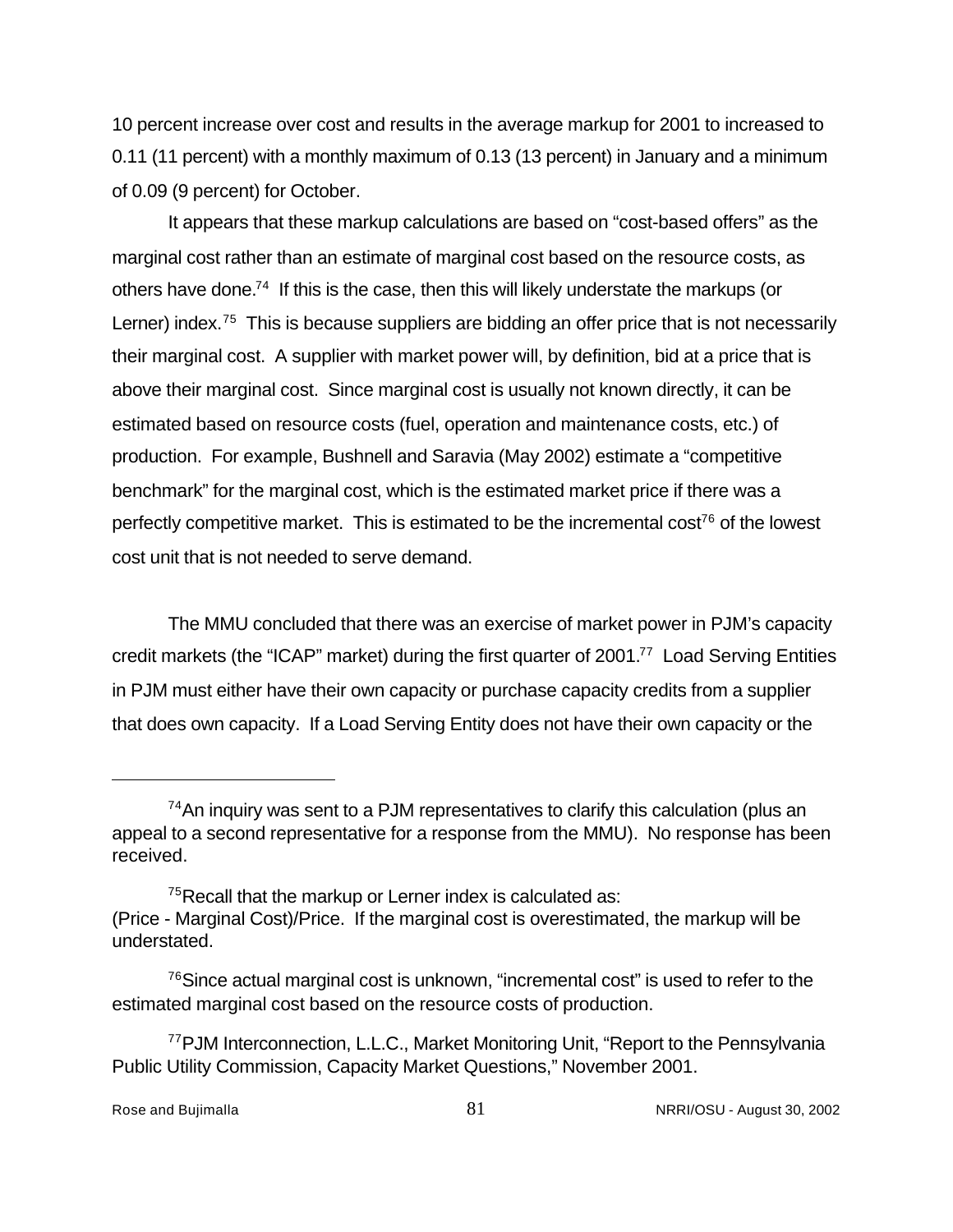10 percent increase over cost and results in the average markup for 2001 to increased to 0.11 (11 percent) with a monthly maximum of 0.13 (13 percent) in January and a minimum of 0.09 (9 percent) for October.

It appears that these markup calculations are based on "cost-based offers" as the marginal cost rather than an estimate of marginal cost based on the resource costs, as others have done.[74] If this is the case, then this will likely understate the markups (or Lerner) index.[75] This is because suppliers are bidding an offer price that is not necessarily their marginal cost. A supplier with market power will, by definition, bid at a price that is above their marginal cost. Since marginal cost is usually not known directly, it can be estimated based on resource costs (fuel, operation and maintenance costs, etc.) of production. For example, Bushnell and Saravia (May 2002) estimate a "competitive benchmark" for the marginal cost, which is the estimated market price if there was a perfectly competitive market. This is estimated to be the incremental cost[76] of the lowest cost unit that is not needed to serve demand.

The MMU concluded that there was an exercise of market power in PJM's capacity credit markets (the "ICAP" market) during the first quarter of 2001.[77] Load Serving Entities in PJM must either have their own capacity or purchase capacity credits from a supplier that does own capacity. If a Load Serving Entity does not have their own capacity or the

---

[74] An inquiry was sent to a PJM representatives to clarify this calculation (plus an appeal to a second representative for a response from the MMU). No response has been received.

[75] Recall that the markup or Lerner index is calculated as: (Price - Marginal Cost)/Price. If the marginal cost is overestimated, the markup will be understated.

[76] Since actual marginal cost is unknown, "incremental cost" is used to refer to the estimated marginal cost based on the resource costs of production.

[77] PJM Interconnection, L.L.C., Market Monitoring Unit, "Report to the Pennsylvania Public Utility Commission, Capacity Market Questions," November 2001.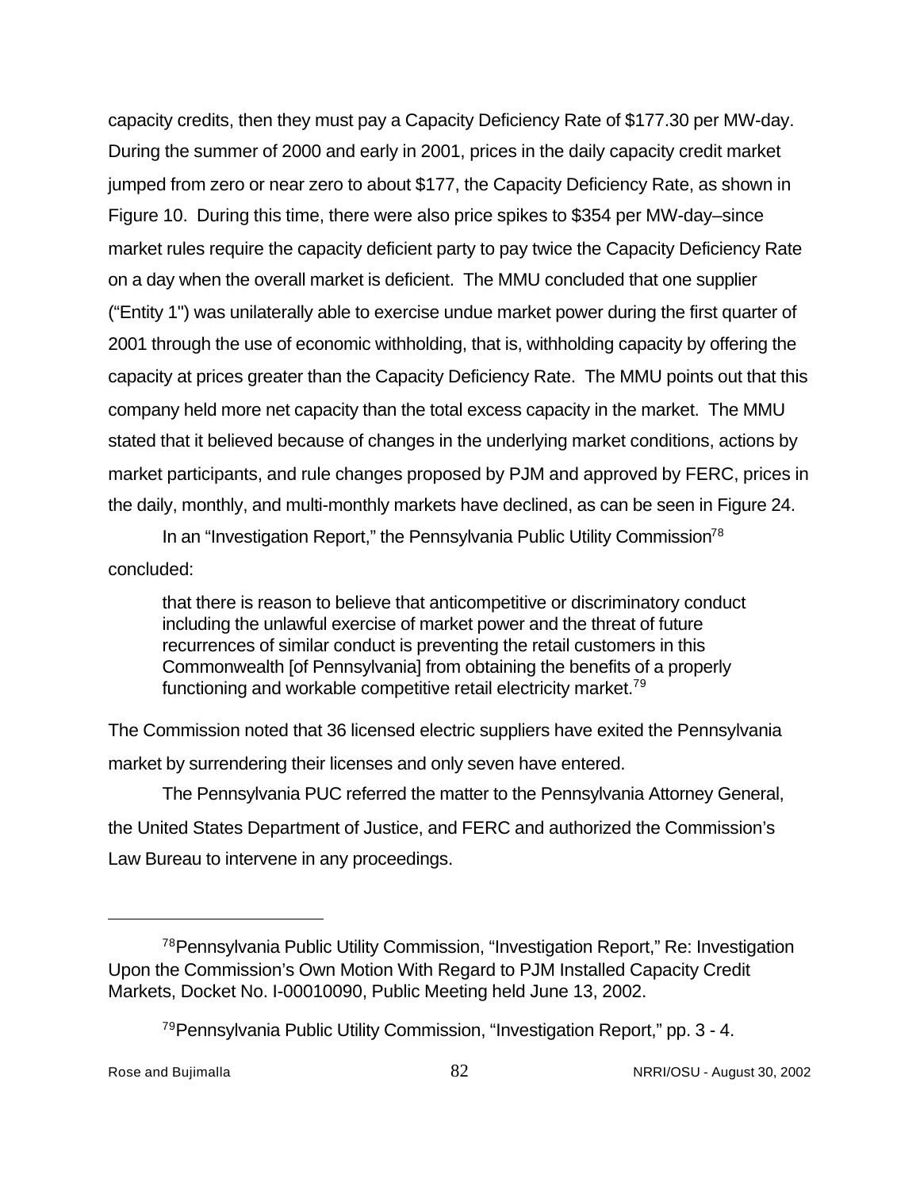capacity credits, then they must pay a Capacity Deficiency Rate of $177.30 per MW-day. During the summer of 2000 and early in 2001, prices in the daily capacity credit market jumped from zero or near zero to about $177, the Capacity Deficiency Rate, as shown in Figure 10. During this time, there were also price spikes to $354 per MW-day–since market rules require the capacity deficient party to pay twice the Capacity Deficiency Rate on a day when the overall market is deficient. The MMU concluded that one supplier ("Entity 1") was unilaterally able to exercise undue market power during the first quarter of 2001 through the use of economic withholding, that is, withholding capacity by offering the capacity at prices greater than the Capacity Deficiency Rate. The MMU points out that this company held more net capacity than the total excess capacity in the market. The MMU stated that it believed because of changes in the underlying market conditions, actions by market participants, and rule changes proposed by PJM and approved by FERC, prices in the daily, monthly, and multi-monthly markets have declined, as can be seen in Figure 24.

In an "Investigation Report," the Pennsylvania Public Utility Commission[78] concluded:

> that there is reason to believe that anticompetitive or discriminatory conduct including the unlawful exercise of market power and the threat of future recurrences of similar conduct is preventing the retail customers in this Commonwealth [of Pennsylvania] from obtaining the benefits of a properly functioning and workable competitive retail electricity market.[79]

The Commission noted that 36 licensed electric suppliers have exited the Pennsylvania market by surrendering their licenses and only seven have entered.

The Pennsylvania PUC referred the matter to the Pennsylvania Attorney General, the United States Department of Justice, and FERC and authorized the Commission's Law Bureau to intervene in any proceedings.

---

[78] Pennsylvania Public Utility Commission, "Investigation Report," Re: Investigation Upon the Commission's Own Motion With Regard to PJM Installed Capacity Credit Markets, Docket No. I-00010090, Public Meeting held June 13, 2002.

[79] Pennsylvania Public Utility Commission, "Investigation Report," pp. 3 - 4.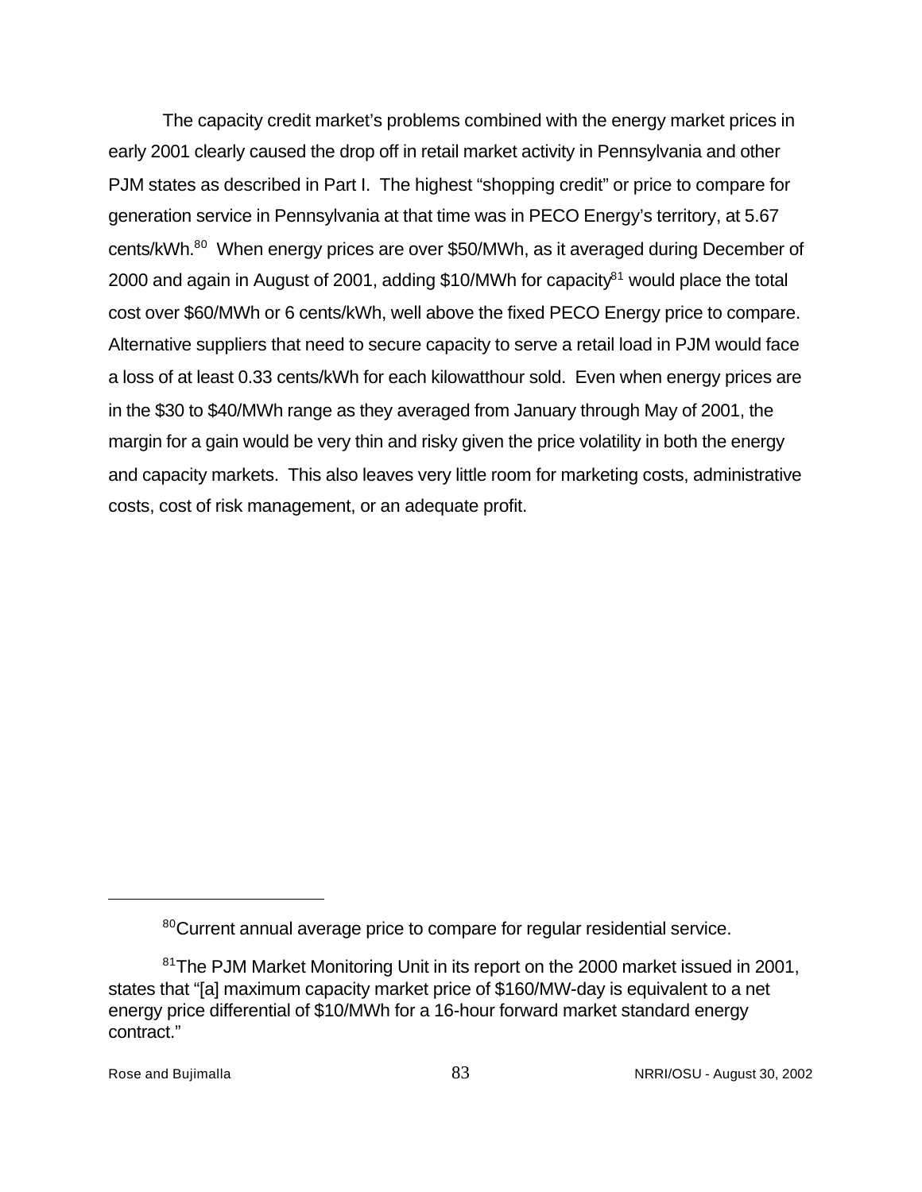The capacity credit market's problems combined with the energy market prices in early 2001 clearly caused the drop off in retail market activity in Pennsylvania and other PJM states as described in Part I. The highest "shopping credit" or price to compare for generation service in Pennsylvania at that time was in PECO Energy's territory, at 5.67 cents/kWh.[80] When energy prices are over $50/MWh, as it averaged during December of 2000 and again in August of 2001, adding $10/MWh for capacity[81] would place the total cost over $60/MWh or 6 cents/kWh, well above the fixed PECO Energy price to compare. Alternative suppliers that need to secure capacity to serve a retail load in PJM would face a loss of at least 0.33 cents/kWh for each kilowatthour sold. Even when energy prices are in the $30 to $40/MWh range as they averaged from January through May of 2001, the margin for a gain would be very thin and risky given the price volatility in both the energy and capacity markets. This also leaves very little room for marketing costs, administrative costs, cost of risk management, or an adequate profit.

---

[80] Current annual average price to compare for regular residential service.

[81] The PJM Market Monitoring Unit in its report on the 2000 market issued in 2001, states that "[a] maximum capacity market price of $160/MW-day is equivalent to a net energy price differential of $10/MWh for a 16-hour forward market standard energy contract."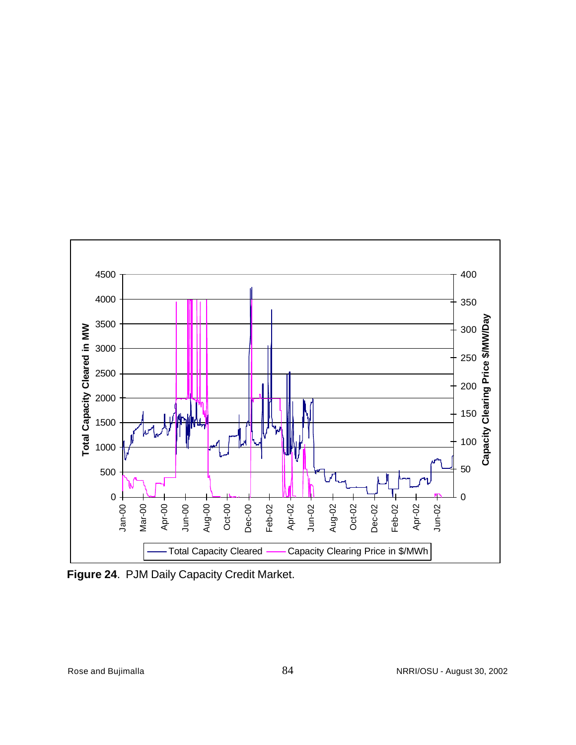**Figure 24**. PJM Daily Capacity Credit Market.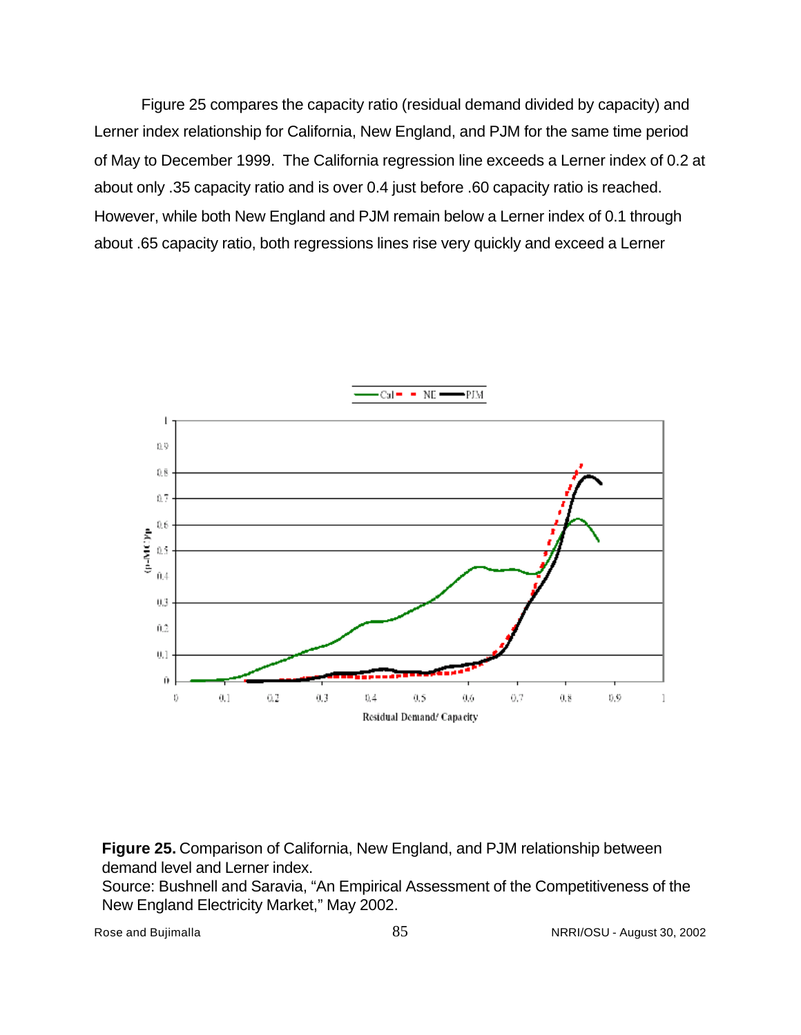Figure 25 compares the capacity ratio (residual demand divided by capacity) and Lerner index relationship for California, New England, and PJM for the same time period of May to December 1999. The California regression line exceeds a Lerner index of 0.2 at about only .35 capacity ratio and is over 0.4 just before .60 capacity ratio is reached. However, while both New England and PJM remain below a Lerner index of 0.1 through about .65 capacity ratio, both regressions lines rise very quickly and exceed a Lerner

**Figure 25.** Comparison of California, New England, and PJM relationship between demand level and Lerner index.
Source: Bushnell and Saravia, "An Empirical Assessment of the Competitiveness of the New England Electricity Market," May 2002.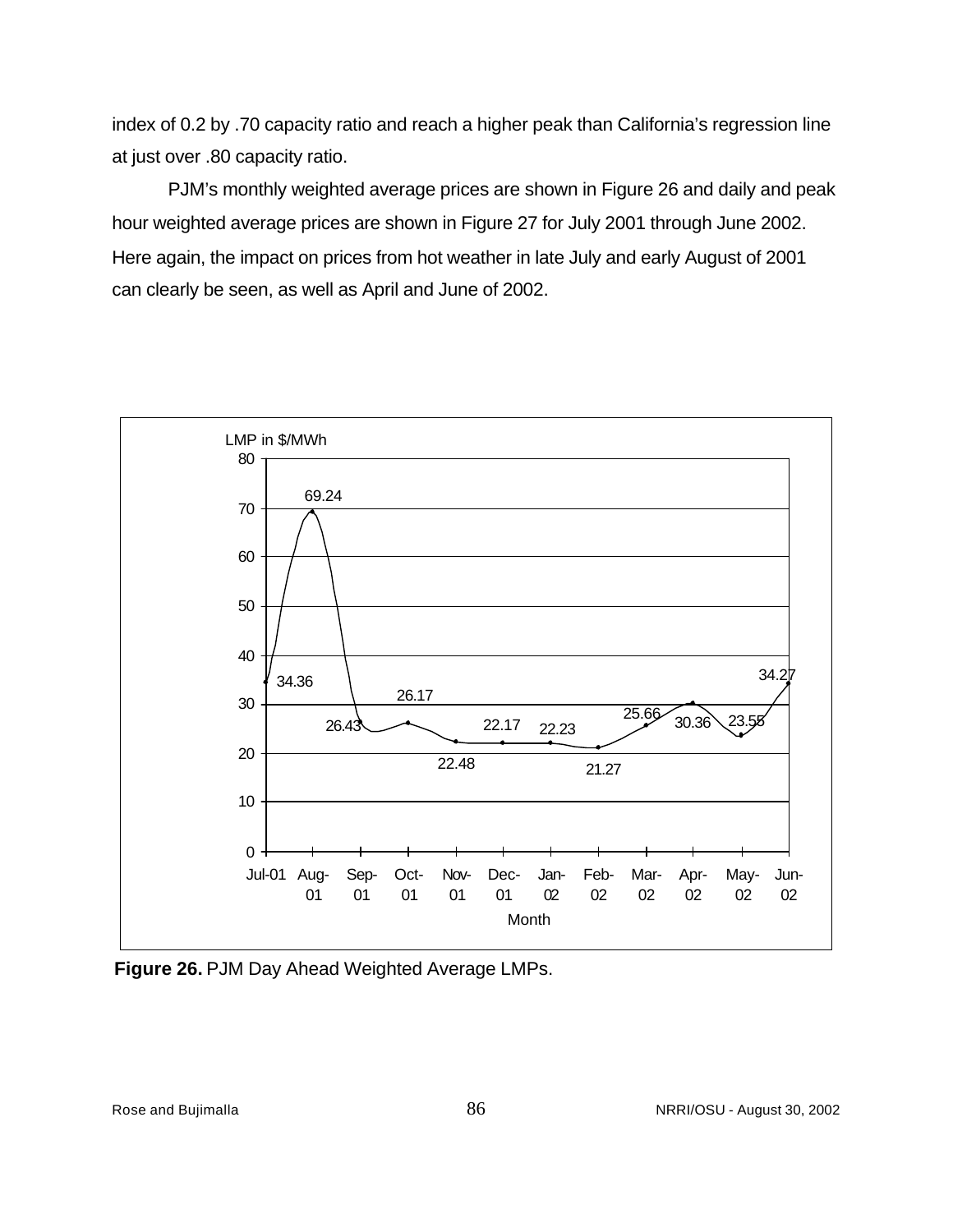index of 0.2 by .70 capacity ratio and reach a higher peak than California's regression line at just over .80 capacity ratio.

PJM's monthly weighted average prices are shown in Figure 26 and daily and peak hour weighted average prices are shown in Figure 27 for July 2001 through June 2002. Here again, the impact on prices from hot weather in late July and early August of 2001 can clearly be seen, as well as April and June of 2002.

| Month | LMP in $/MWh |
|---|---|
| Jul-01 | 34.36 |
| Aug-01 | 69.24 |
| Sep-01 | 26.43 |
| Oct-01 | 26.17 |
| Nov-01 | 22.48 |
| Dec-01 | 22.17 |
| Jan-02 | 22.23 |
| Feb-02 | 21.27 |
| Mar-02 | 25.66 |
| Apr-02 | 30.36 |
| May-02 | 23.55 |
| Jun-02 | 34.27 |

**Figure 26.** PJM Day Ahead Weighted Average LMPs.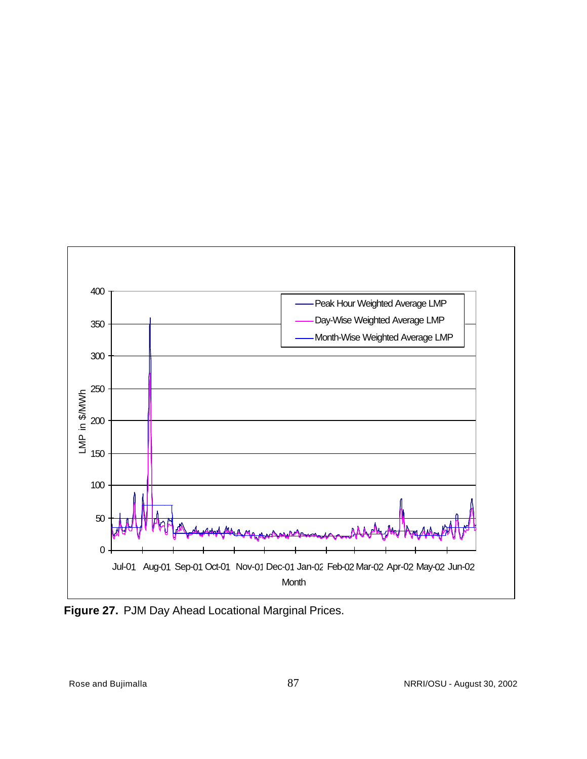**Figure 27.** PJM Day Ahead Locational Marginal Prices.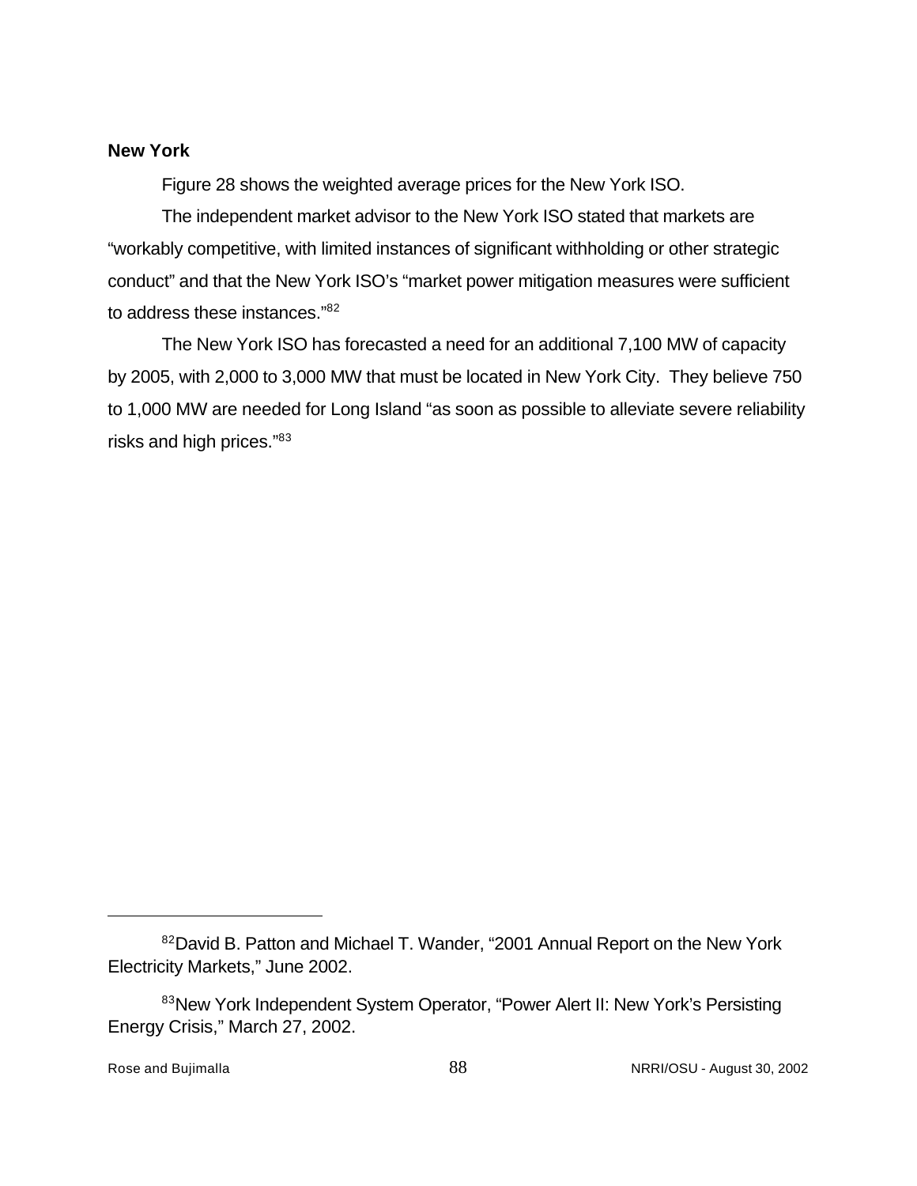### New York

Figure 28 shows the weighted average prices for the New York ISO.

The independent market advisor to the New York ISO stated that markets are "workably competitive, with limited instances of significant withholding or other strategic conduct" and that the New York ISO's "market power mitigation measures were sufficient to address these instances."[82]

The New York ISO has forecasted a need for an additional 7,100 MW of capacity by 2005, with 2,000 to 3,000 MW that must be located in New York City. They believe 750 to 1,000 MW are needed for Long Island "as soon as possible to alleviate severe reliability risks and high prices."[83]

---

[82] David B. Patton and Michael T. Wander, "2001 Annual Report on the New York Electricity Markets," June 2002.

[83] New York Independent System Operator, "Power Alert II: New York's Persisting Energy Crisis," March 27, 2002.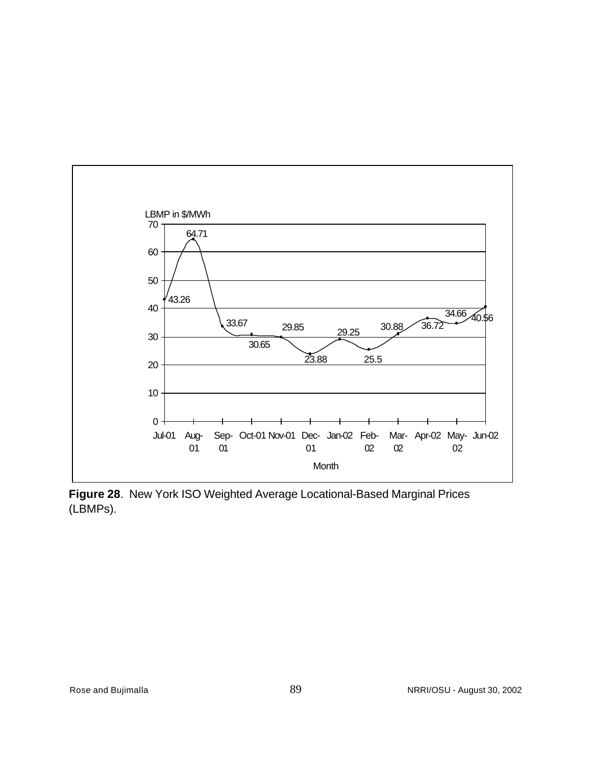**Figure 28**. New York ISO Weighted Average Locational-Based Marginal Prices (LBMPs).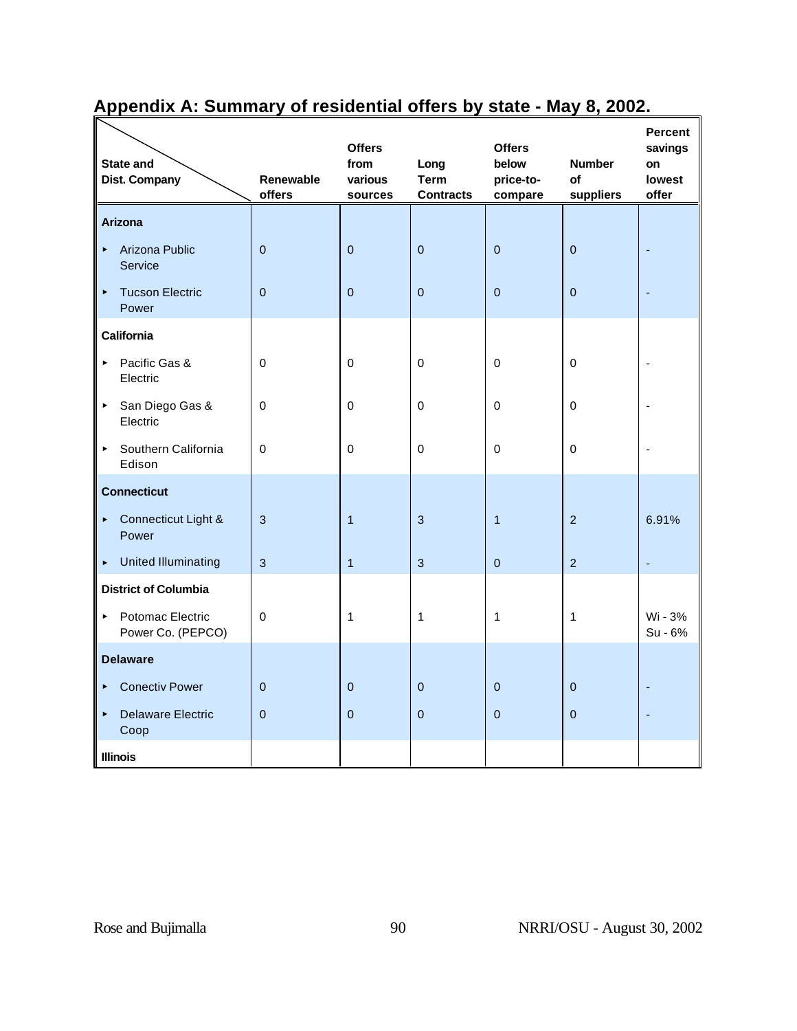## Appendix A: Summary of residential offers by state - May 8, 2002.

| State and Dist. Company | Renewable offers | Offers from various sources | Long Term Contracts | Offers below price-to-compare | Number of suppliers | Percent savings on lowest offer |
|---|---|---|---|---|---|---|
| **Arizona** | | | | | | |
| ▸ Arizona Public Service | 0 | 0 | 0 | 0 | 0 | - |
| ▸ Tucson Electric Power | 0 | 0 | 0 | 0 | 0 | - |
| **California** | | | | | | |
| ▸ Pacific Gas & Electric | 0 | 0 | 0 | 0 | 0 | - |
| ▸ San Diego Gas & Electric | 0 | 0 | 0 | 0 | 0 | - |
| ▸ Southern California Edison | 0 | 0 | 0 | 0 | 0 | - |
| **Connecticut** | | | | | | |
| ▸ Connecticut Light & Power | 3 | 1 | 3 | 1 | 2 | 6.91% |
| ▸ United Illuminating | 3 | 1 | 3 | 0 | 2 | - |
| **District of Columbia** | | | | | | |
| ▸ Potomac Electric Power Co. (PEPCO) | 0 | 1 | 1 | 1 | 1 | Wi - 3% Su - 6% |
| **Delaware** | | | | | | |
| ▸ Conectiv Power | 0 | 0 | 0 | 0 | 0 | - |
| ▸ Delaware Electric Coop | 0 | 0 | 0 | 0 | 0 | - |
| **Illinois** | | | | | | |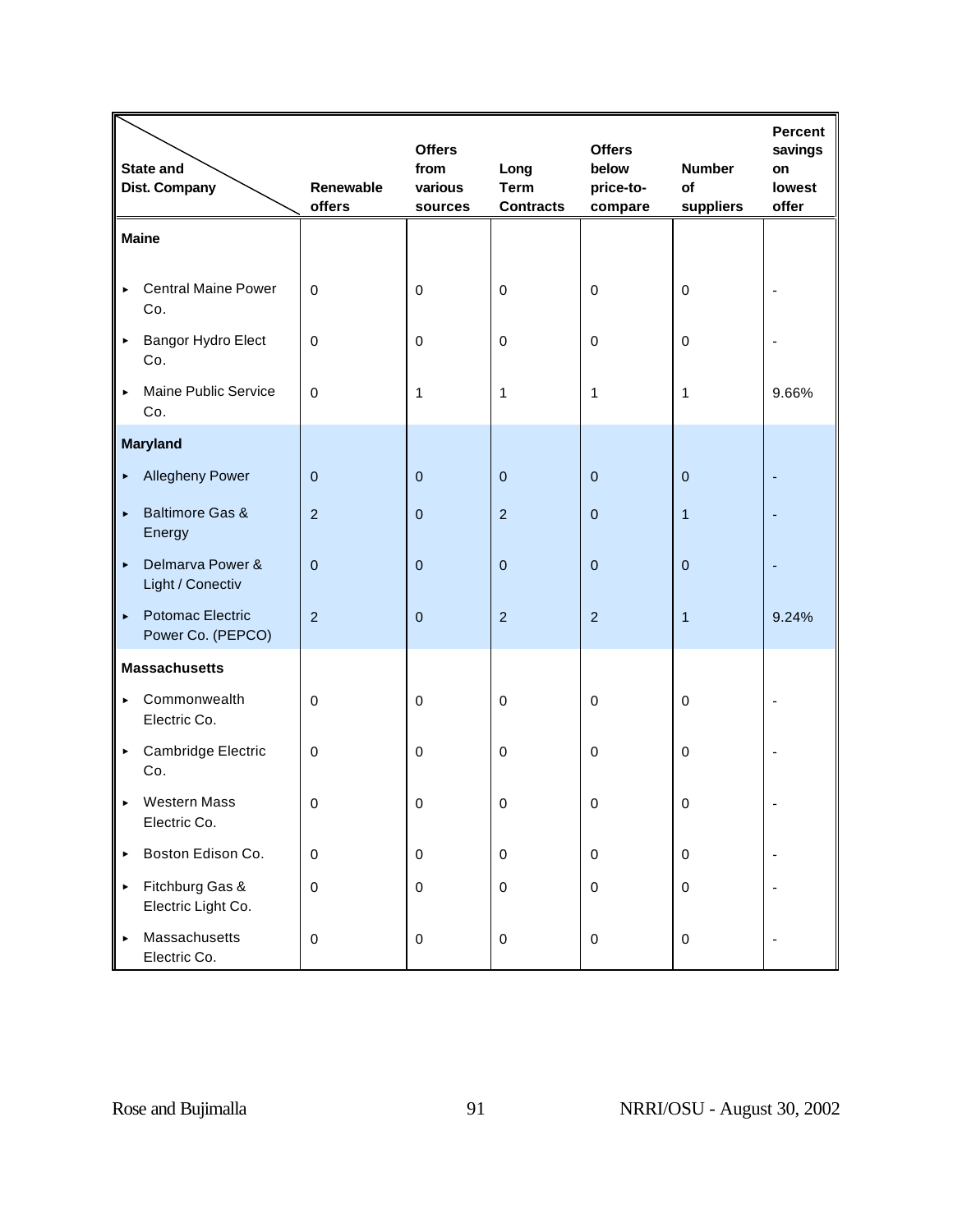| State and Dist. Company | Renewable offers | Offers from various sources | Long Term Contracts | Offers below price-to-compare | Number of suppliers | Percent savings on lowest offer |
|---|---|---|---|---|---|---|
| **Maine** | | | | | | |
| ▸ Central Maine Power Co. | 0 | 0 | 0 | 0 | 0 | - |
| ▸ Bangor Hydro Elect Co. | 0 | 0 | 0 | 0 | 0 | - |
| ▸ Maine Public Service Co. | 0 | 1 | 1 | 1 | 1 | 9.66% |
| **Maryland** | | | | | | |
| ▸ Allegheny Power | 0 | 0 | 0 | 0 | 0 | - |
| ▸ Baltimore Gas & Energy | 2 | 0 | 2 | 0 | 1 | - |
| ▸ Delmarva Power & Light / Conectiv | 0 | 0 | 0 | 0 | 0 | - |
| ▸ Potomac Electric Power Co. (PEPCO) | 2 | 0 | 2 | 2 | 1 | 9.24% |
| **Massachusetts** | | | | | | |
| ▸ Commonwealth Electric Co. | 0 | 0 | 0 | 0 | 0 | - |
| ▸ Cambridge Electric Co. | 0 | 0 | 0 | 0 | 0 | - |
| ▸ Western Mass Electric Co. | 0 | 0 | 0 | 0 | 0 | - |
| ▸ Boston Edison Co. | 0 | 0 | 0 | 0 | 0 | - |
| ▸ Fitchburg Gas & Electric Light Co. | 0 | 0 | 0 | 0 | 0 | - |
| ▸ Massachusetts Electric Co. | 0 | 0 | 0 | 0 | 0 | - |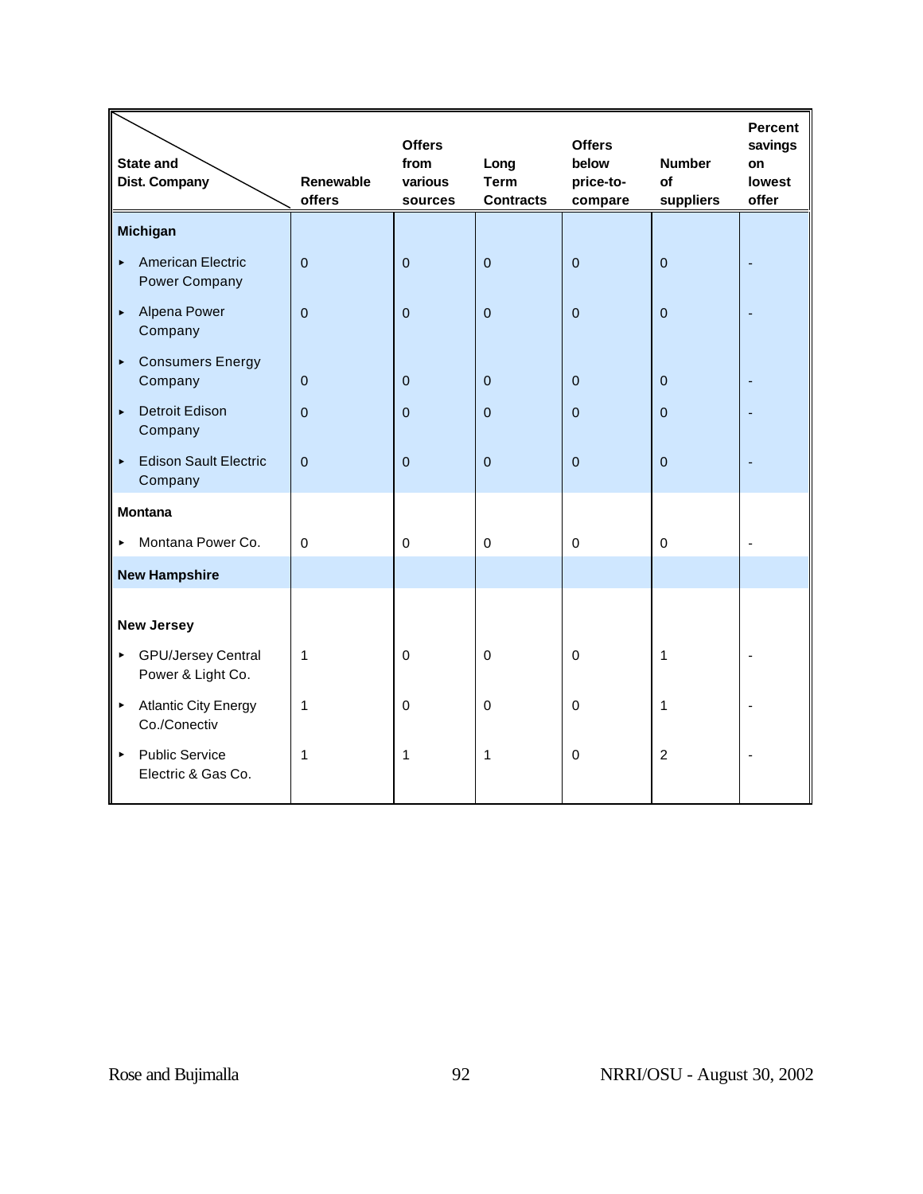| State and Dist. Company | Renewable offers | Offers from various sources | Long Term Contracts | Offers below price-to-compare | Number of suppliers | Percent savings on lowest offer |
|---|---|---|---|---|---|---|
| **Michigan** | | | | | | |
| ▸ American Electric Power Company | 0 | 0 | 0 | 0 | 0 | - |
| ▸ Alpena Power Company | 0 | 0 | 0 | 0 | 0 | - |
| ▸ Consumers Energy Company | 0 | 0 | 0 | 0 | 0 | - |
| ▸ Detroit Edison Company | 0 | 0 | 0 | 0 | 0 | - |
| ▸ Edison Sault Electric Company | 0 | 0 | 0 | 0 | 0 | - |
| **Montana** | | | | | | |
| ▸ Montana Power Co. | 0 | 0 | 0 | 0 | 0 | - |
| **New Hampshire** | | | | | | |
| **New Jersey** | | | | | | |
| ▸ GPU/Jersey Central Power & Light Co. | 1 | 0 | 0 | 0 | 1 | - |
| ▸ Atlantic City Energy Co./Conectiv | 1 | 0 | 0 | 0 | 1 | - |
| ▸ Public Service Electric & Gas Co. | 1 | 1 | 1 | 0 | 2 | - |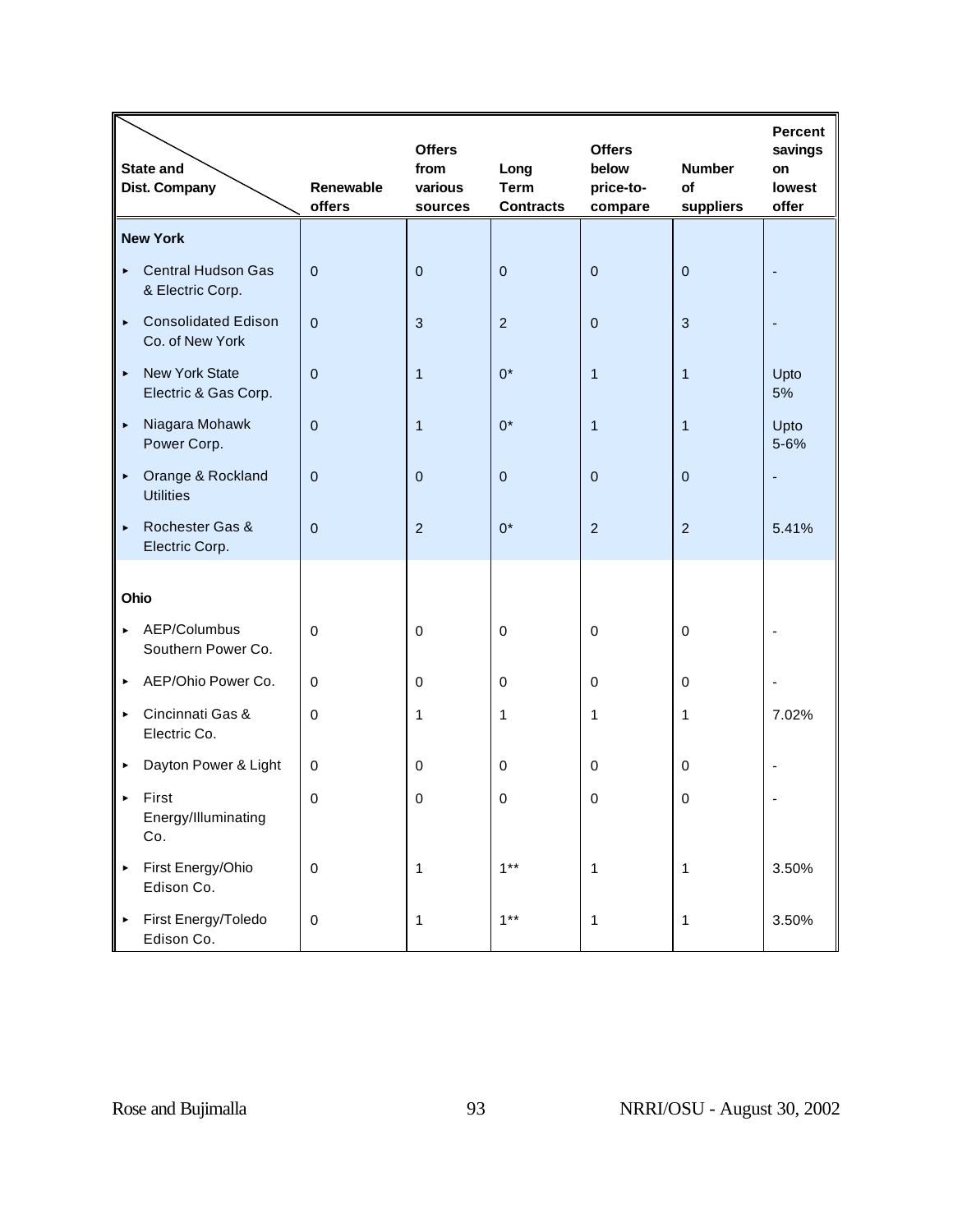| State and Dist. Company | Renewable offers | Offers from various sources | Long Term Contracts | Offers below price-to-compare | Number of suppliers | Percent savings on lowest offer |
|---|---|---|---|---|---|---|
| **New York** | | | | | | |
| ▸ Central Hudson Gas & Electric Corp. | 0 | 0 | 0 | 0 | 0 | - |
| ▸ Consolidated Edison Co. of New York | 0 | 3 | 2 | 0 | 3 | - |
| ▸ New York State Electric & Gas Corp. | 0 | 1 | 0* | 1 | 1 | Upto 5% |
| ▸ Niagara Mohawk Power Corp. | 0 | 1 | 0* | 1 | 1 | Upto 5-6% |
| ▸ Orange & Rockland Utilities | 0 | 0 | 0 | 0 | 0 | - |
| ▸ Rochester Gas & Electric Corp. | 0 | 2 | 0* | 2 | 2 | 5.41% |
| **Ohio** | | | | | | |
| ▸ AEP/Columbus Southern Power Co. | 0 | 0 | 0 | 0 | 0 | - |
| ▸ AEP/Ohio Power Co. | 0 | 0 | 0 | 0 | 0 | - |
| ▸ Cincinnati Gas & Electric Co. | 0 | 1 | 1 | 1 | 1 | 7.02% |
| ▸ Dayton Power & Light | 0 | 0 | 0 | 0 | 0 | - |
| ▸ First Energy/Illuminating Co. | 0 | 0 | 0 | 0 | 0 | - |
| ▸ First Energy/Ohio Edison Co. | 0 | 1 | 1** | 1 | 1 | 3.50% |
| ▸ First Energy/Toledo Edison Co. | 0 | 1 | 1** | 1 | 1 | 3.50% |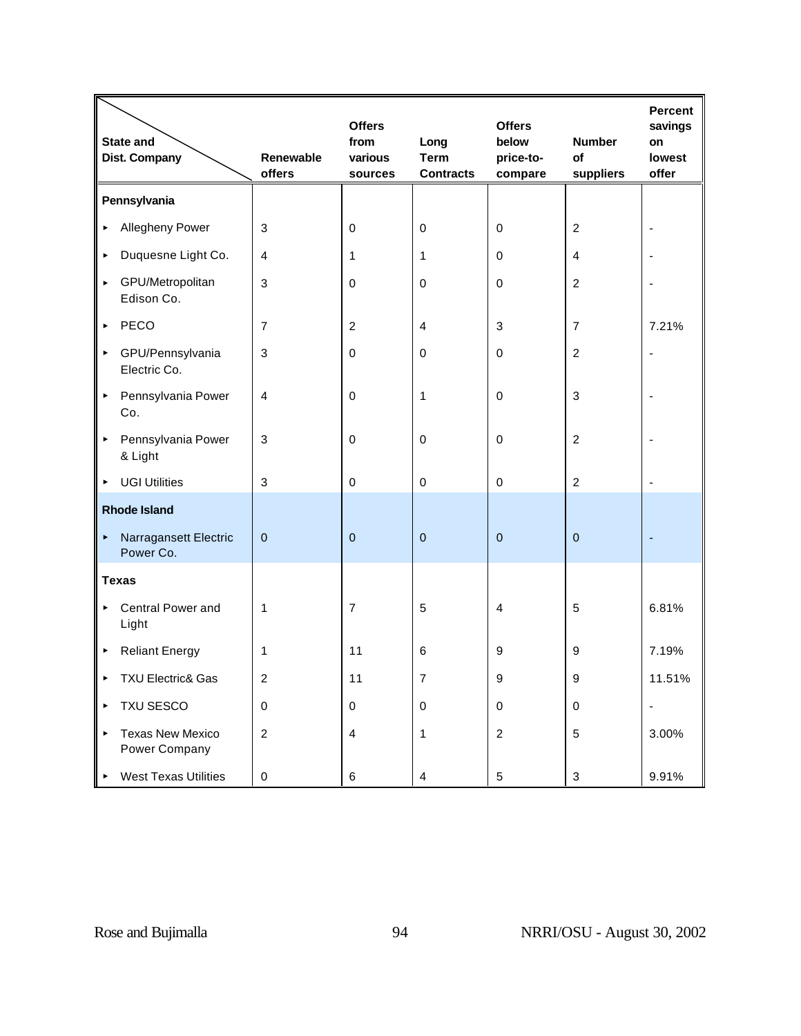| State and Dist. Company | Renewable offers | Offers from various sources | Long Term Contracts | Offers below price-to-compare | Number of suppliers | Percent savings on lowest offer |
|---|---|---|---|---|---|---|
| **Pennsylvania** | | | | | | |
| ▸ Allegheny Power | 3 | 0 | 0 | 0 | 2 | - |
| ▸ Duquesne Light Co. | 4 | 1 | 1 | 0 | 4 | - |
| ▸ GPU/Metropolitan Edison Co. | 3 | 0 | 0 | 0 | 2 | - |
| ▸ PECO | 7 | 2 | 4 | 3 | 7 | 7.21% |
| ▸ GPU/Pennsylvania Electric Co. | 3 | 0 | 0 | 0 | 2 | - |
| ▸ Pennsylvania Power Co. | 4 | 0 | 1 | 0 | 3 | - |
| ▸ Pennsylvania Power & Light | 3 | 0 | 0 | 0 | 2 | - |
| ▸ UGI Utilities | 3 | 0 | 0 | 0 | 2 | - |
| **Rhode Island** | | | | | | |
| ▸ Narragansett Electric Power Co. | 0 | 0 | 0 | 0 | 0 | - |
| **Texas** | | | | | | |
| ▸ Central Power and Light | 1 | 7 | 5 | 4 | 5 | 6.81% |
| ▸ Reliant Energy | 1 | 11 | 6 | 9 | 9 | 7.19% |
| ▸ TXU Electric& Gas | 2 | 11 | 7 | 9 | 9 | 11.51% |
| ▸ TXU SESCO | 0 | 0 | 0 | 0 | 0 | - |
| ▸ Texas New Mexico Power Company | 2 | 4 | 1 | 2 | 5 | 3.00% |
| ▸ West Texas Utilities | 0 | 6 | 4 | 5 | 3 | 9.91% |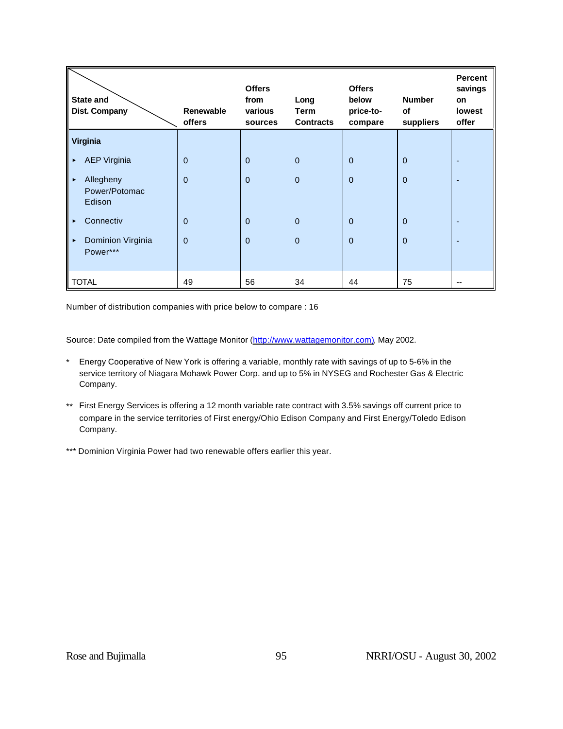| State and Dist. Company | Renewable offers | Offers from various sources | Long Term Contracts | Offers below price-to-compare | Number of suppliers | Percent savings on lowest offer |
|---|---|---|---|---|---|---|
| **Virginia** | | | | | | |
| ▸ AEP Virginia | 0 | 0 | 0 | 0 | 0 | - |
| ▸ Allegheny Power/Potomac Edison | 0 | 0 | 0 | 0 | 0 | - |
| ▸ Connectiv | 0 | 0 | 0 | 0 | 0 | - |
| ▸ Dominion Virginia Power*** | 0 | 0 | 0 | 0 | 0 | - |
| TOTAL | 49 | 56 | 34 | 44 | 75 | -- |

Number of distribution companies with price below to compare : 16

Source: Date compiled from the Wattage Monitor (http://www.wattagemonitor.com), May 2002.

\* Energy Cooperative of New York is offering a variable, monthly rate with savings of up to 5-6% in the service territory of Niagara Mohawk Power Corp. and up to 5% in NYSEG and Rochester Gas & Electric Company.

\*\* First Energy Services is offering a 12 month variable rate contract with 3.5% savings off current price to compare in the service territories of First energy/Ohio Edison Company and First Energy/Toledo Edison Company.

\*\*\* Dominion Virginia Power had two renewable offers earlier this year.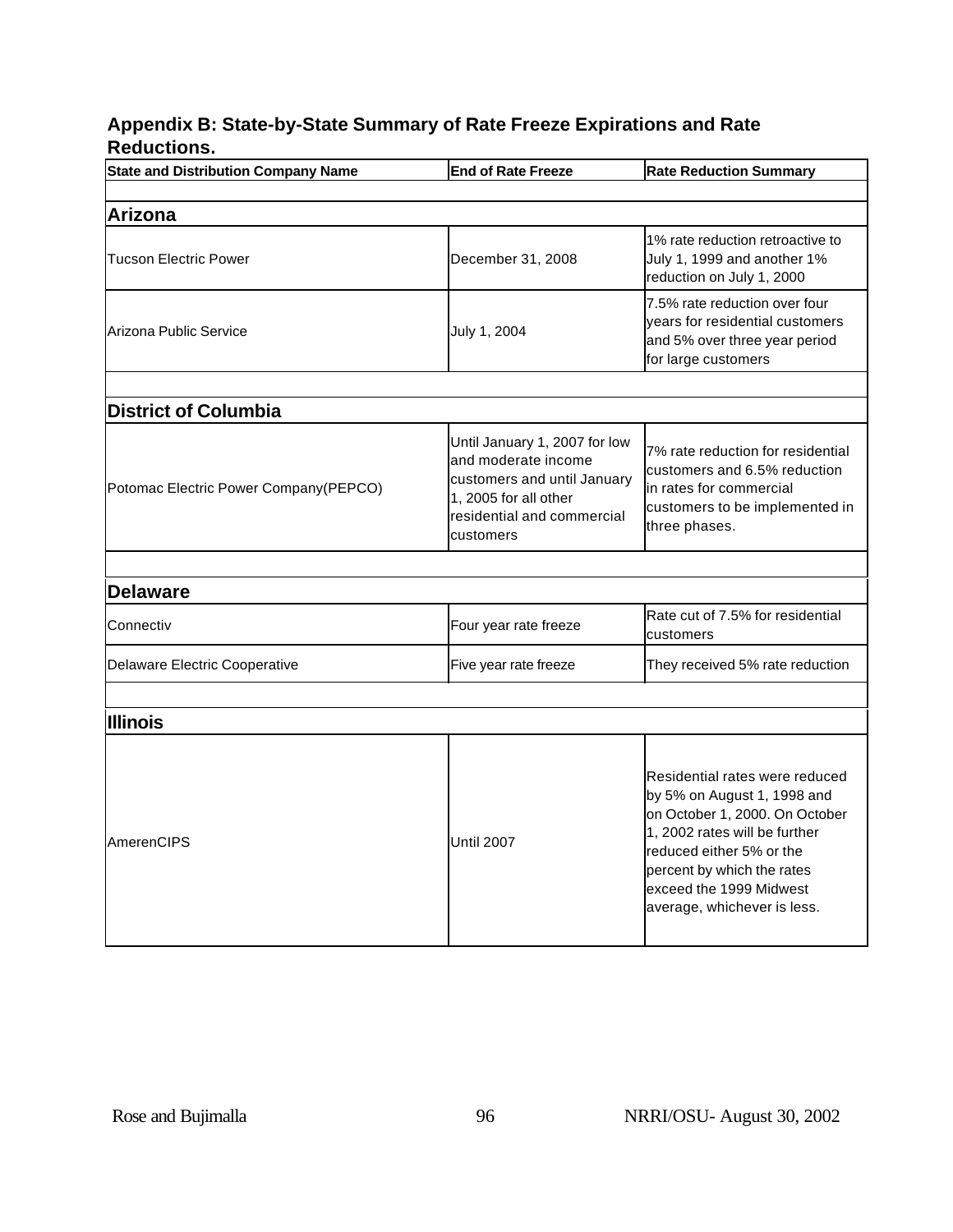## Appendix B: State-by-State Summary of Rate Freeze Expirations and Rate Reductions.

| State and Distribution Company Name | End of Rate Freeze | Rate Reduction Summary |
|---|---|---|
| | | |
| **Arizona** | | |
| Tucson Electric Power | December 31, 2008 | 1% rate reduction retroactive to July 1, 1999 and another 1% reduction on July 1, 2000 |
| Arizona Public Service | July 1, 2004 | 7.5% rate reduction over four years for residential customers and 5% over three year period for large customers |
| | | |
| **District of Columbia** | | |
| Potomac Electric Power Company(PEPCO) | Until January 1, 2007 for low and moderate income customers and until January 1, 2005 for all other residential and commercial customers | 7% rate reduction for residential customers and 6.5% reduction in rates for commercial customers to be implemented in three phases. |
| | | |
| **Delaware** | | |
| Connectiv | Four year rate freeze | Rate cut of 7.5% for residential customers |
| Delaware Electric Cooperative | Five year rate freeze | They received 5% rate reduction |
| | | |
| **Illinois** | | |
| AmerenCIPS | Until 2007 | Residential rates were reduced by 5% on August 1, 1998 and on October 1, 2000. On October 1, 2002 rates will be further reduced either 5% or the percent by which the rates exceed the 1999 Midwest average, whichever is less. |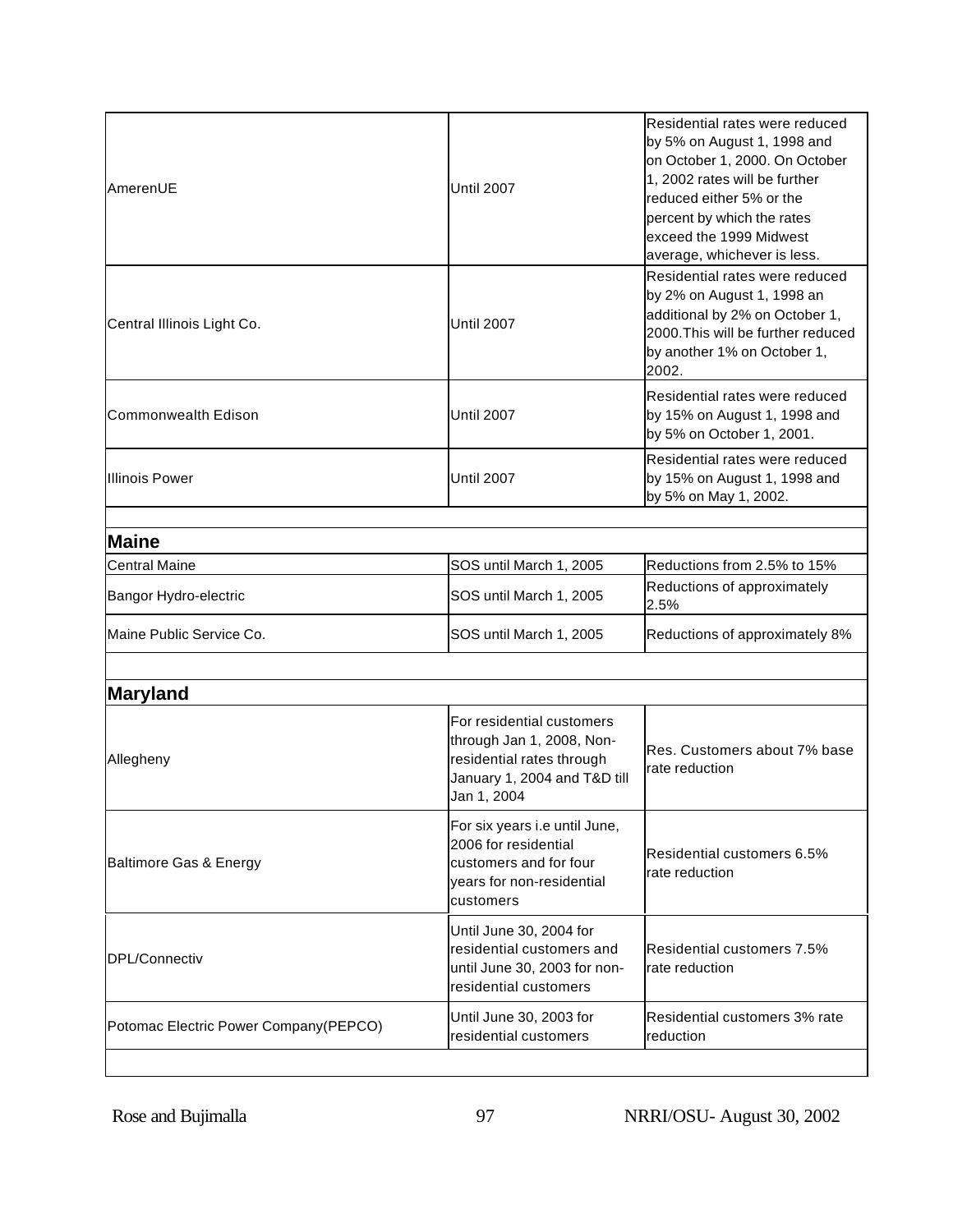| | | |
|---|---|---|
| AmerenUE | Until 2007 | Residential rates were reduced by 5% on August 1, 1998 and on October 1, 2000. On October 1, 2002 rates will be further reduced either 5% or the percent by which the rates exceed the 1999 Midwest average, whichever is less. |
| Central Illinois Light Co. | Until 2007 | Residential rates were reduced by 2% on August 1, 1998 an additional by 2% on October 1, 2000.This will be further reduced by another 1% on October 1, 2002. |
| Commonwealth Edison | Until 2007 | Residential rates were reduced by 15% on August 1, 1998 and by 5% on October 1, 2001. |
| Illinois Power | Until 2007 | Residential rates were reduced by 15% on August 1, 1998 and by 5% on May 1, 2002. |
| | | |
| **Maine** | | |
| Central Maine | SOS until March 1, 2005 | Reductions from 2.5% to 15% |
| Bangor Hydro-electric | SOS until March 1, 2005 | Reductions of approximately 2.5% |
| Maine Public Service Co. | SOS until March 1, 2005 | Reductions of approximately 8% |
| | | |
| **Maryland** | | |
| Allegheny | For residential customers through Jan 1, 2008, Non-residential rates through January 1, 2004 and T&D till Jan 1, 2004 | Res. Customers about 7% base rate reduction |
| Baltimore Gas & Energy | For six years i.e until June, 2006 for residential customers and for four years for non-residential customers | Residential customers 6.5% rate reduction |
| DPL/Connectiv | Until June 30, 2004 for residential customers and until June 30, 2003 for non-residential customers | Residential customers 7.5% rate reduction |
| Potomac Electric Power Company(PEPCO) | Until June 30, 2003 for residential customers | Residential customers 3% rate reduction |
| | | |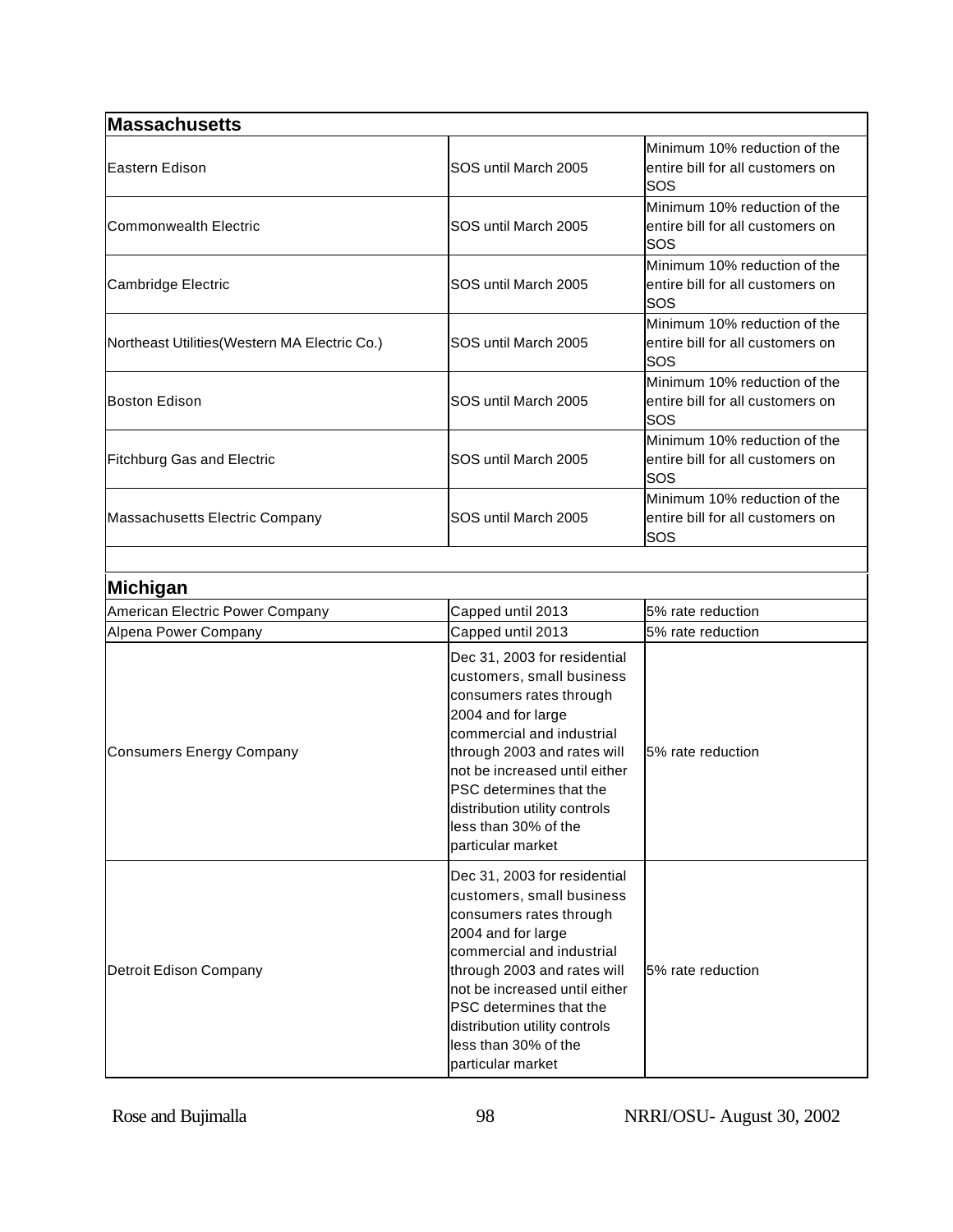| Massachusetts | | |
|---|---|---|
| Eastern Edison | SOS until March 2005 | Minimum 10% reduction of the entire bill for all customers on SOS |
| Commonwealth Electric | SOS until March 2005 | Minimum 10% reduction of the entire bill for all customers on SOS |
| Cambridge Electric | SOS until March 2005 | Minimum 10% reduction of the entire bill for all customers on SOS |
| Northeast Utilities(Western MA Electric Co.) | SOS until March 2005 | Minimum 10% reduction of the entire bill for all customers on SOS |
| Boston Edison | SOS until March 2005 | Minimum 10% reduction of the entire bill for all customers on SOS |
| Fitchburg Gas and Electric | SOS until March 2005 | Minimum 10% reduction of the entire bill for all customers on SOS |
| Massachusetts Electric Company | SOS until March 2005 | Minimum 10% reduction of the entire bill for all customers on SOS |

| Michigan | | |
|---|---|---|
| American Electric Power Company | Capped until 2013 | 5% rate reduction |
| Alpena Power Company | Capped until 2013 | 5% rate reduction |
| Consumers Energy Company | Dec 31, 2003 for residential customers, small business consumers rates through 2004 and for large commercial and industrial through 2003 and rates will not be increased until either PSC determines that the distribution utility controls less than 30% of the particular market | 5% rate reduction |
| Detroit Edison Company | Dec 31, 2003 for residential customers, small business consumers rates through 2004 and for large commercial and industrial through 2003 and rates will not be increased until either PSC determines that the distribution utility controls less than 30% of the particular market | 5% rate reduction |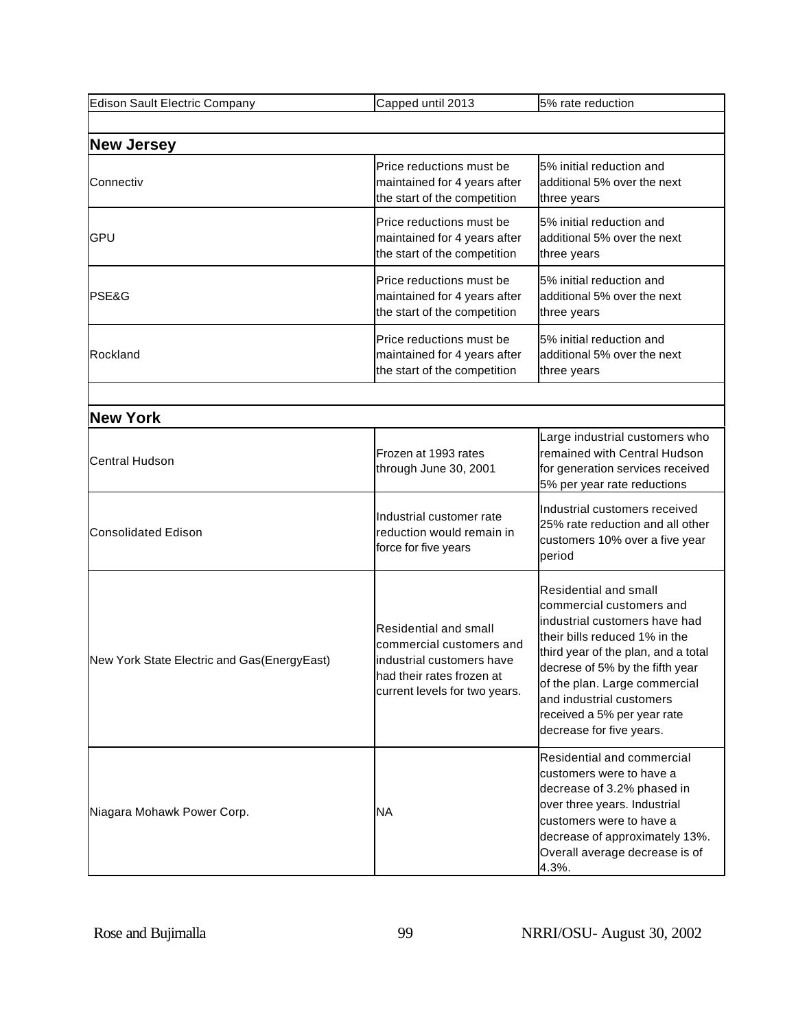| | | |
|---|---|---|
| Edison Sault Electric Company | Capped until 2013 | 5% rate reduction |
| | | |
| **New Jersey** | | |
| Connectiv | Price reductions must be maintained for 4 years after the start of the competition | 5% initial reduction and additional 5% over the next three years |
| GPU | Price reductions must be maintained for 4 years after the start of the competition | 5% initial reduction and additional 5% over the next three years |
| PSE&G | Price reductions must be maintained for 4 years after the start of the competition | 5% initial reduction and additional 5% over the next three years |
| Rockland | Price reductions must be maintained for 4 years after the start of the competition | 5% initial reduction and additional 5% over the next three years |
| | | |
| **New York** | | |
| Central Hudson | Frozen at 1993 rates through June 30, 2001 | Large industrial customers who remained with Central Hudson for generation services received 5% per year rate reductions |
| Consolidated Edison | Industrial customer rate reduction would remain in force for five years | Industrial customers received 25% rate reduction and all other customers 10% over a five year period |
| New York State Electric and Gas(EnergyEast) | Residential and small commercial customers and industrial customers have had their rates frozen at current levels for two years. | Residential and small commercial customers and industrial customers have had their bills reduced 1% in the third year of the plan, and a total decrese of 5% by the fifth year of the plan. Large commercial and industrial customers received a 5% per year rate decrease for five years. |
| Niagara Mohawk Power Corp. | NA | Residential and commercial customers were to have a decrease of 3.2% phased in over three years. Industrial customers were to have a decrease of approximately 13%. Overall average decrease is of 4.3%. |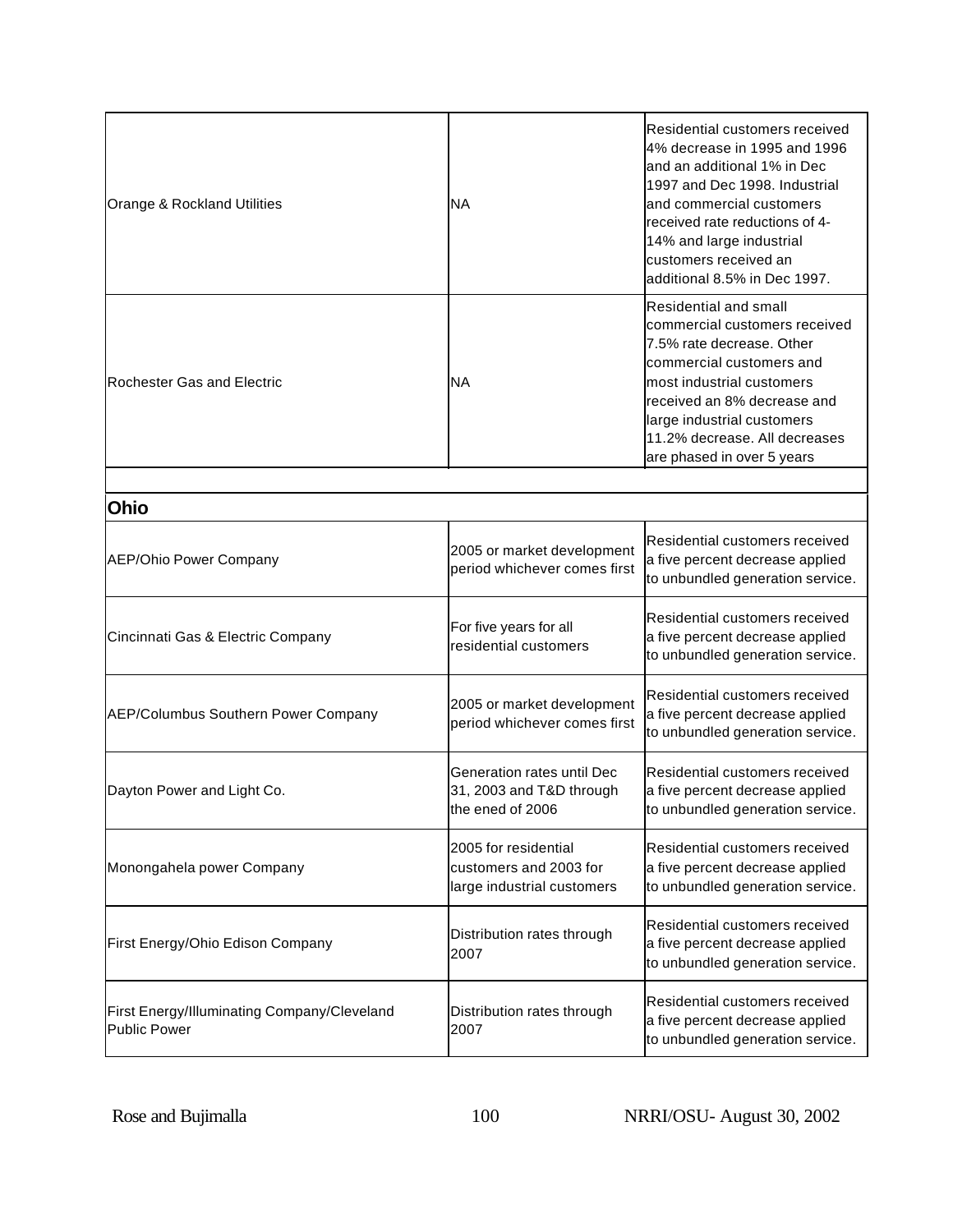| | | |
|---|---|---|
| Orange & Rockland Utilities | NA | Residential customers received 4% decrease in 1995 and 1996 and an additional 1% in Dec 1997 and Dec 1998. Industrial and commercial customers received rate reductions of 4-14% and large industrial customers received an additional 8.5% in Dec 1997. |
| Rochester Gas and Electric | NA | Residential and small commercial customers received 7.5% rate decrease. Other commercial customers and most industrial customers received an 8% decrease and large industrial customers 11.2% decrease. All decreases are phased in over 5 years |
| | | |
| **Ohio** | | |
| AEP/Ohio Power Company | 2005 or market development period whichever comes first | Residential customers received a five percent decrease applied to unbundled generation service. |
| Cincinnati Gas & Electric Company | For five years for all residential customers | Residential customers received a five percent decrease applied to unbundled generation service. |
| AEP/Columbus Southern Power Company | 2005 or market development period whichever comes first | Residential customers received a five percent decrease applied to unbundled generation service. |
| Dayton Power and Light Co. | Generation rates until Dec 31, 2003 and T&D through the ened of 2006 | Residential customers received a five percent decrease applied to unbundled generation service. |
| Monongahela power Company | 2005 for residential customers and 2003 for large industrial customers | Residential customers received a five percent decrease applied to unbundled generation service. |
| First Energy/Ohio Edison Company | Distribution rates through 2007 | Residential customers received a five percent decrease applied to unbundled generation service. |
| First Energy/Illuminating Company/Cleveland Public Power | Distribution rates through 2007 | Residential customers received a five percent decrease applied to unbundled generation service. |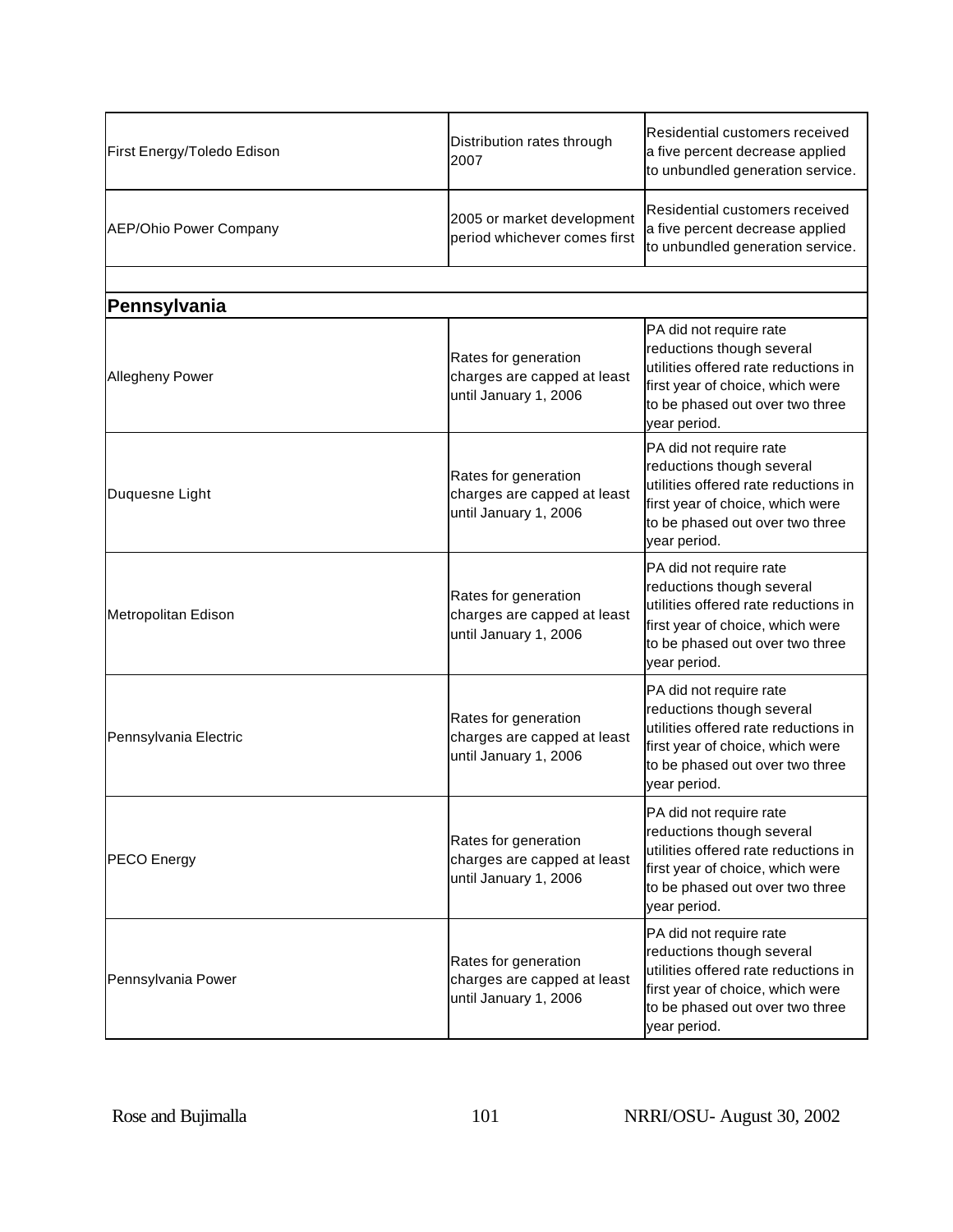| | | |
|---|---|---|
| First Energy/Toledo Edison | Distribution rates through 2007 | Residential customers received a five percent decrease applied to unbundled generation service. |
| AEP/Ohio Power Company | 2005 or market development period whichever comes first | Residential customers received a five percent decrease applied to unbundled generation service. |
| | | |
| **Pennsylvania** | | |
| Allegheny Power | Rates for generation charges are capped at least until January 1, 2006 | PA did not require rate reductions though several utilities offered rate reductions in first year of choice, which were to be phased out over two three year period. |
| Duquesne Light | Rates for generation charges are capped at least until January 1, 2006 | PA did not require rate reductions though several utilities offered rate reductions in first year of choice, which were to be phased out over two three year period. |
| Metropolitan Edison | Rates for generation charges are capped at least until January 1, 2006 | PA did not require rate reductions though several utilities offered rate reductions in first year of choice, which were to be phased out over two three year period. |
| Pennsylvania Electric | Rates for generation charges are capped at least until January 1, 2006 | PA did not require rate reductions though several utilities offered rate reductions in first year of choice, which were to be phased out over two three year period. |
| PECO Energy | Rates for generation charges are capped at least until January 1, 2006 | PA did not require rate reductions though several utilities offered rate reductions in first year of choice, which were to be phased out over two three year period. |
| Pennsylvania Power | Rates for generation charges are capped at least until January 1, 2006 | PA did not require rate reductions though several utilities offered rate reductions in first year of choice, which were to be phased out over two three year period. |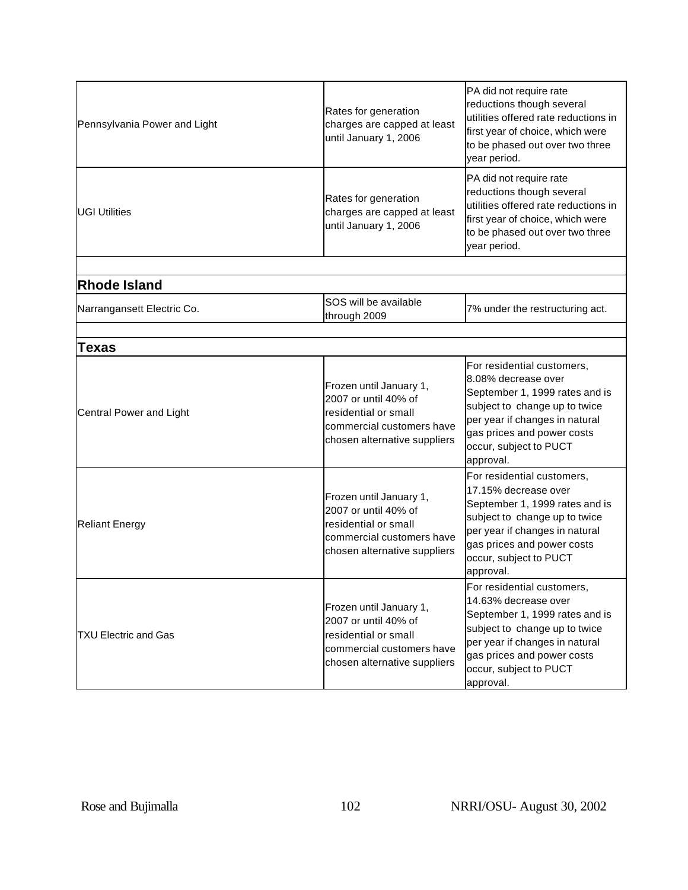| | | |
|---|---|---|
| Pennsylvania Power and Light | Rates for generation charges are capped at least until January 1, 2006 | PA did not require rate reductions though several utilities offered rate reductions in first year of choice, which were to be phased out over two three year period. |
| UGI Utilities | Rates for generation charges are capped at least until January 1, 2006 | PA did not require rate reductions though several utilities offered rate reductions in first year of choice, which were to be phased out over two three year period. |
| | | |
| **Rhode Island** | | |
| Narrangansett Electric Co. | SOS will be available through 2009 | 7% under the restructuring act. |
| | | |
| **Texas** | | |
| Central Power and Light | Frozen until January 1, 2007 or until 40% of residential or small commercial customers have chosen alternative suppliers | For residential customers, 8.08% decrease over September 1, 1999 rates and is subject to change up to twice per year if changes in natural gas prices and power costs occur, subject to PUCT approval. |
| Reliant Energy | Frozen until January 1, 2007 or until 40% of residential or small commercial customers have chosen alternative suppliers | For residential customers, 17.15% decrease over September 1, 1999 rates and is subject to change up to twice per year if changes in natural gas prices and power costs occur, subject to PUCT approval. |
| TXU Electric and Gas | Frozen until January 1, 2007 or until 40% of residential or small commercial customers have chosen alternative suppliers | For residential customers, 14.63% decrease over September 1, 1999 rates and is subject to change up to twice per year if changes in natural gas prices and power costs occur, subject to PUCT approval. |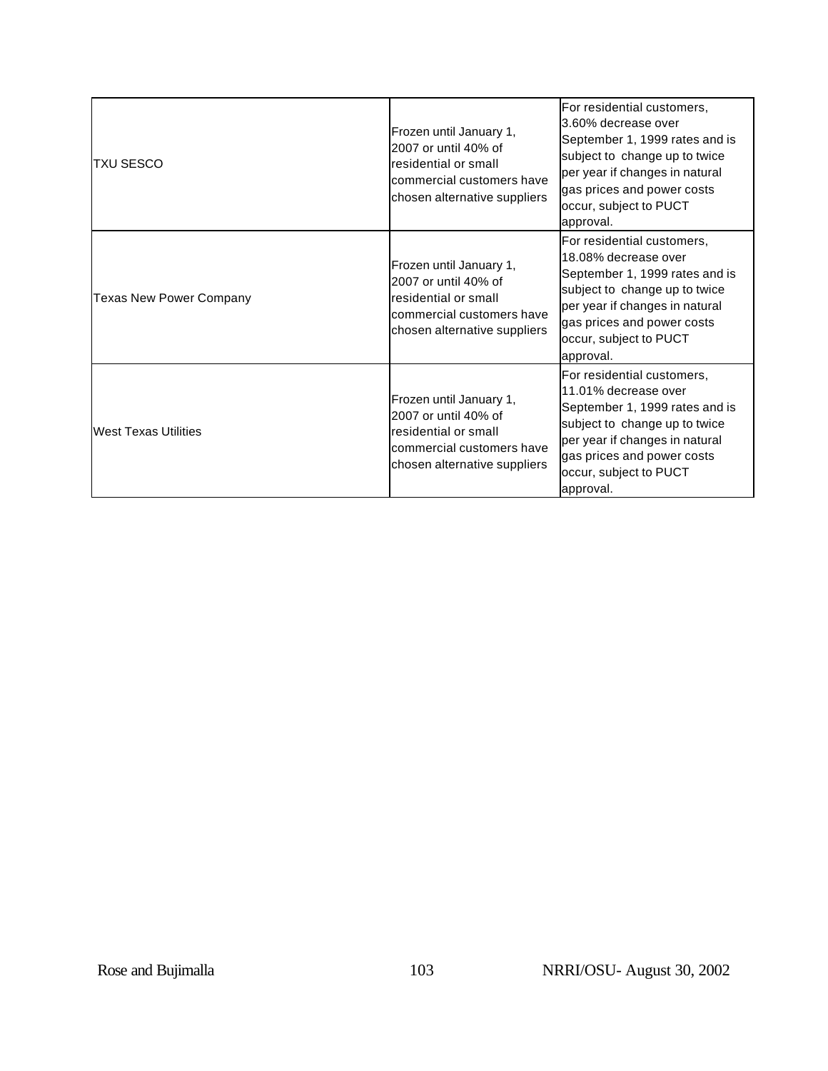| | | |
|---|---|---|
| TXU SESCO | Frozen until January 1, 2007 or until 40% of residential or small commercial customers have chosen alternative suppliers | For residential customers, 3.60% decrease over September 1, 1999 rates and is subject to change up to twice per year if changes in natural gas prices and power costs occur, subject to PUCT approval. |
| Texas New Power Company | Frozen until January 1, 2007 or until 40% of residential or small commercial customers have chosen alternative suppliers | For residential customers, 18.08% decrease over September 1, 1999 rates and is subject to change up to twice per year if changes in natural gas prices and power costs occur, subject to PUCT approval. |
| West Texas Utilities | Frozen until January 1, 2007 or until 40% of residential or small commercial customers have chosen alternative suppliers | For residential customers, 11.01% decrease over September 1, 1999 rates and is subject to change up to twice per year if changes in natural gas prices and power costs occur, subject to PUCT approval. |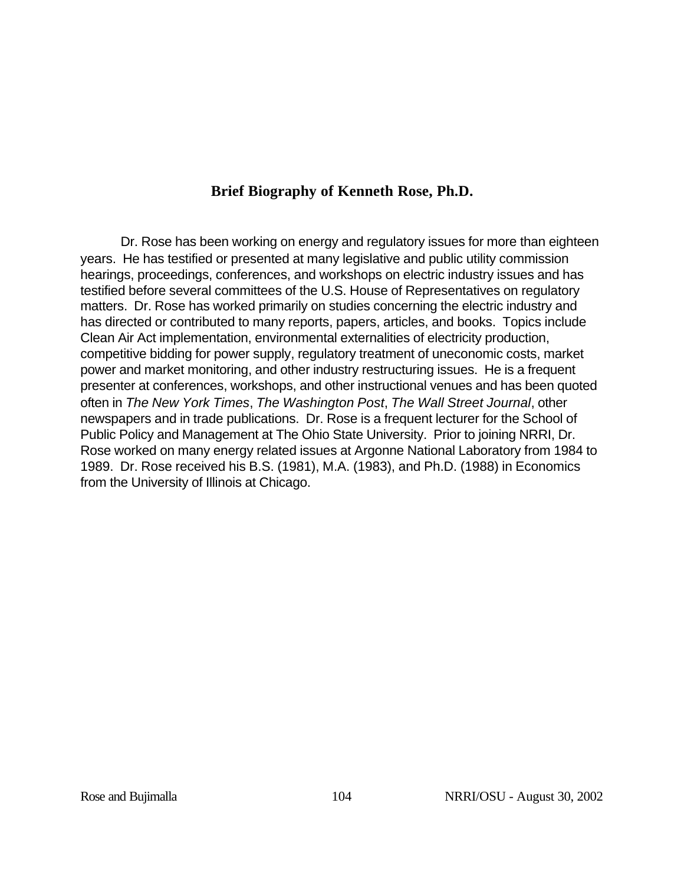## Brief Biography of Kenneth Rose, Ph.D.

Dr. Rose has been working on energy and regulatory issues for more than eighteen years. He has testified or presented at many legislative and public utility commission hearings, proceedings, conferences, and workshops on electric industry issues and has testified before several committees of the U.S. House of Representatives on regulatory matters. Dr. Rose has worked primarily on studies concerning the electric industry and has directed or contributed to many reports, papers, articles, and books. Topics include Clean Air Act implementation, environmental externalities of electricity production, competitive bidding for power supply, regulatory treatment of uneconomic costs, market power and market monitoring, and other industry restructuring issues. He is a frequent presenter at conferences, workshops, and other instructional venues and has been quoted often in *The New York Times*, *The Washington Post*, *The Wall Street Journal*, other newspapers and in trade publications. Dr. Rose is a frequent lecturer for the School of Public Policy and Management at The Ohio State University. Prior to joining NRRI, Dr. Rose worked on many energy related issues at Argonne National Laboratory from 1984 to 1989. Dr. Rose received his B.S. (1981), M.A. (1983), and Ph.D. (1988) in Economics from the University of Illinois at Chicago.